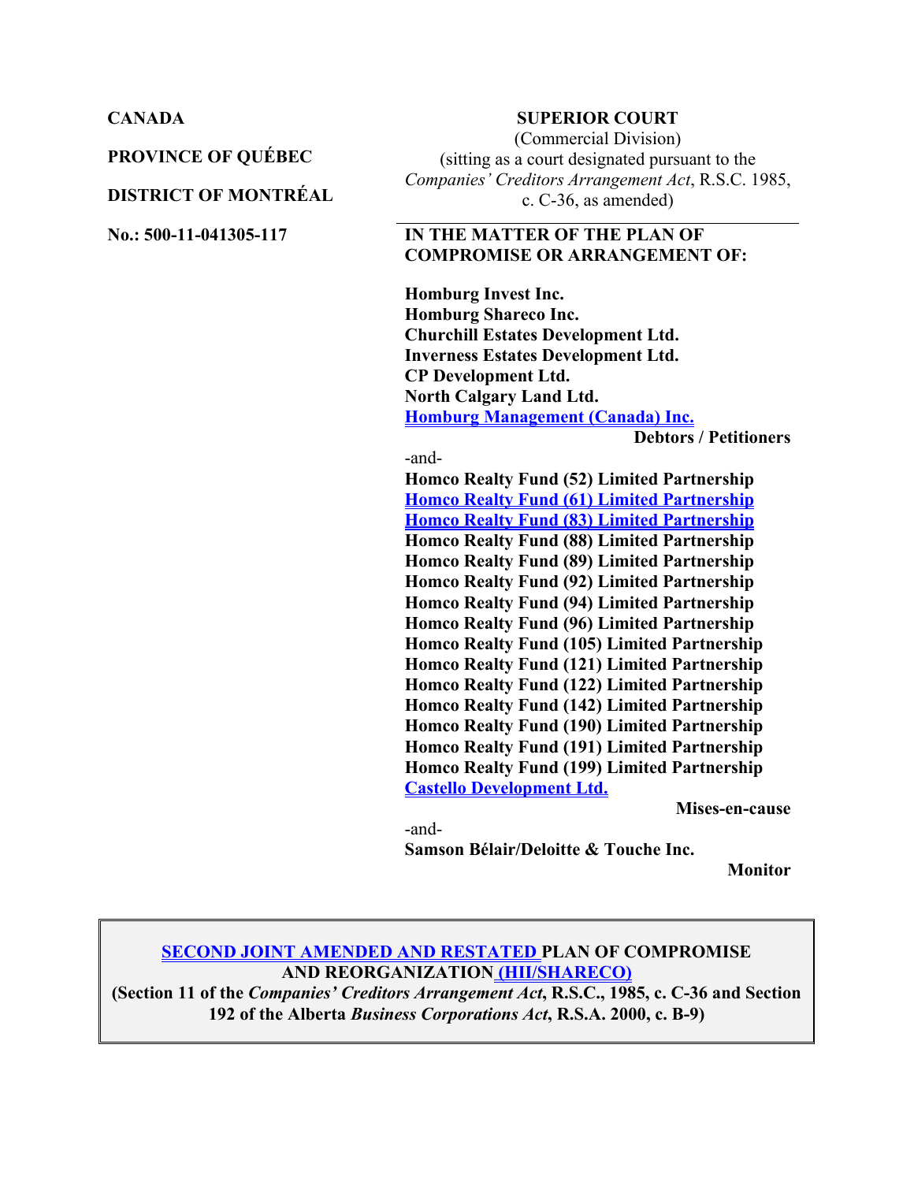**CANADA**

**PROVINCE OF QUÉBEC**

**DISTRICT OF MONTRÉAL**

**No.: 500-11-041305-117**

**SUPERIOR COURT**
(Commercial Division)
(sitting as a court designated pursuant to the *Companies' Creditors Arrangement Act*, R.S.C. 1985, c. C-36, as amended)

---

**IN THE MATTER OF THE PLAN OF COMPROMISE OR ARRANGEMENT OF:**

**Homburg Invest Inc.**
**Homburg Shareco Inc.**
**Churchill Estates Development Ltd.**
**Inverness Estates Development Ltd.**
**CP Development Ltd.**
**North Calgary Land Ltd.**
**Homburg Management (Canada) Inc.**

**Debtors / Petitioners**

-and-

**Homco Realty Fund (52) Limited Partnership**
**Homco Realty Fund (61) Limited Partnership**
**Homco Realty Fund (83) Limited Partnership**
**Homco Realty Fund (88) Limited Partnership**
**Homco Realty Fund (89) Limited Partnership**
**Homco Realty Fund (92) Limited Partnership**
**Homco Realty Fund (94) Limited Partnership**
**Homco Realty Fund (96) Limited Partnership**
**Homco Realty Fund (105) Limited Partnership**
**Homco Realty Fund (121) Limited Partnership**
**Homco Realty Fund (122) Limited Partnership**
**Homco Realty Fund (142) Limited Partnership**
**Homco Realty Fund (190) Limited Partnership**
**Homco Realty Fund (191) Limited Partnership**
**Homco Realty Fund (199) Limited Partnership**
**Castello Development Ltd.**

**Mises-en-cause**

-and-

**Samson Bélair/Deloitte & Touche Inc.**

**Monitor**

---

**SECOND JOINT AMENDED AND RESTATED PLAN OF COMPROMISE AND REORGANIZATION (HII/SHARECO)**
**(Section 11 of the *Companies' Creditors Arrangement Act*, R.S.C., 1985, c. C-36 and Section 192 of the Alberta *Business Corporations Act*, R.S.A. 2000, c. B-9)**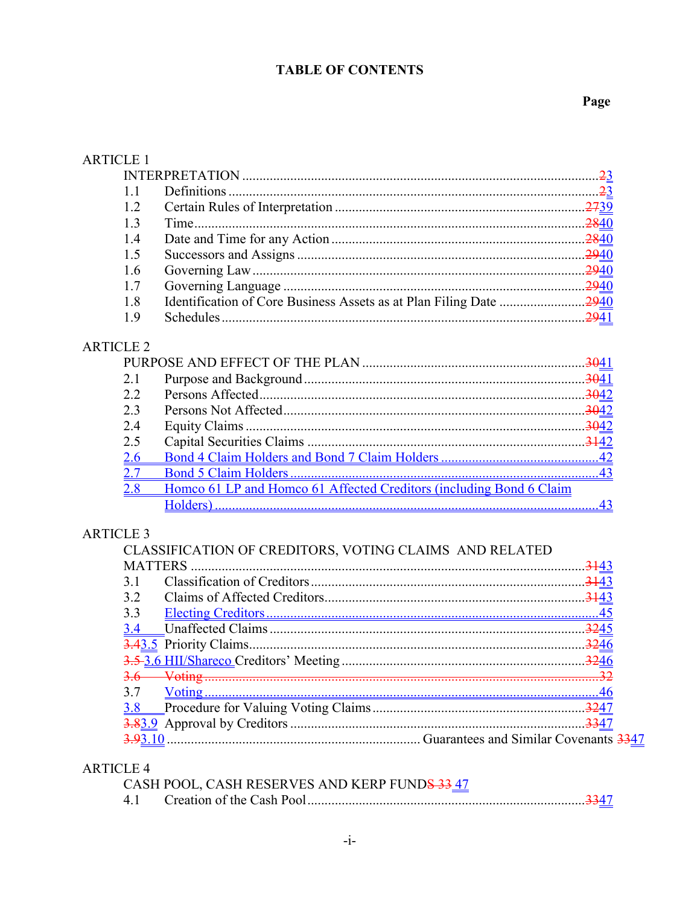# TABLE OF CONTENTS

**Page**

ARTICLE 1

INTERPRETATION ..... 23

- 1.1 Definitions ..... 23
- 1.2 Certain Rules of Interpretation ..... 2739
- 1.3 Time ..... 2840
- 1.4 Date and Time for any Action ..... 2840
- 1.5 Successors and Assigns ..... 2940
- 1.6 Governing Law ..... 2940
- 1.7 Governing Language ..... 2940
- 1.8 Identification of Core Business Assets as at Plan Filing Date ..... 2940
- 1.9 Schedules ..... 2941

ARTICLE 2

PURPOSE AND EFFECT OF THE PLAN ..... 3041

- 2.1 Purpose and Background ..... 3041
- 2.2 Persons Affected ..... 3042
- 2.3 Persons Not Affected ..... 3042
- 2.4 Equity Claims ..... 3042
- 2.5 Capital Securities Claims ..... 3142
- 2.6 Bond 4 Claim Holders and Bond 7 Claim Holders ..... 42
- 2.7 Bond 5 Claim Holders ..... 43
- 2.8 Homco 61 LP and Homco 61 Affected Creditors (including Bond 6 Claim Holders) ..... 43

ARTICLE 3

CLASSIFICATION OF CREDITORS, VOTING CLAIMS AND RELATED MATTERS ..... 3143

- 3.1 Classification of Creditors ..... 3143
- 3.2 Claims of Affected Creditors ..... 3143
- 3.3 Electing Creditors ..... 45
- 3.4 Unaffected Claims ..... 3245
- 3.43.5 Priority Claims ..... 3246
- 3.5 3.6 HII/Shareco Creditors' Meeting ..... 3246
- 3.6 Voting ..... 32
- 3.7 Voting ..... 46
- 3.8 Procedure for Valuing Voting Claims ..... 3247
- 3.83.9 Approval by Creditors ..... 3347
- 3.93.10 Guarantees and Similar Covenants ..... 3347

ARTICLE 4

CASH POOL, CASH RESERVES AND KERP FUNDS 33 47

- 4.1 Creation of the Cash Pool ..... 3347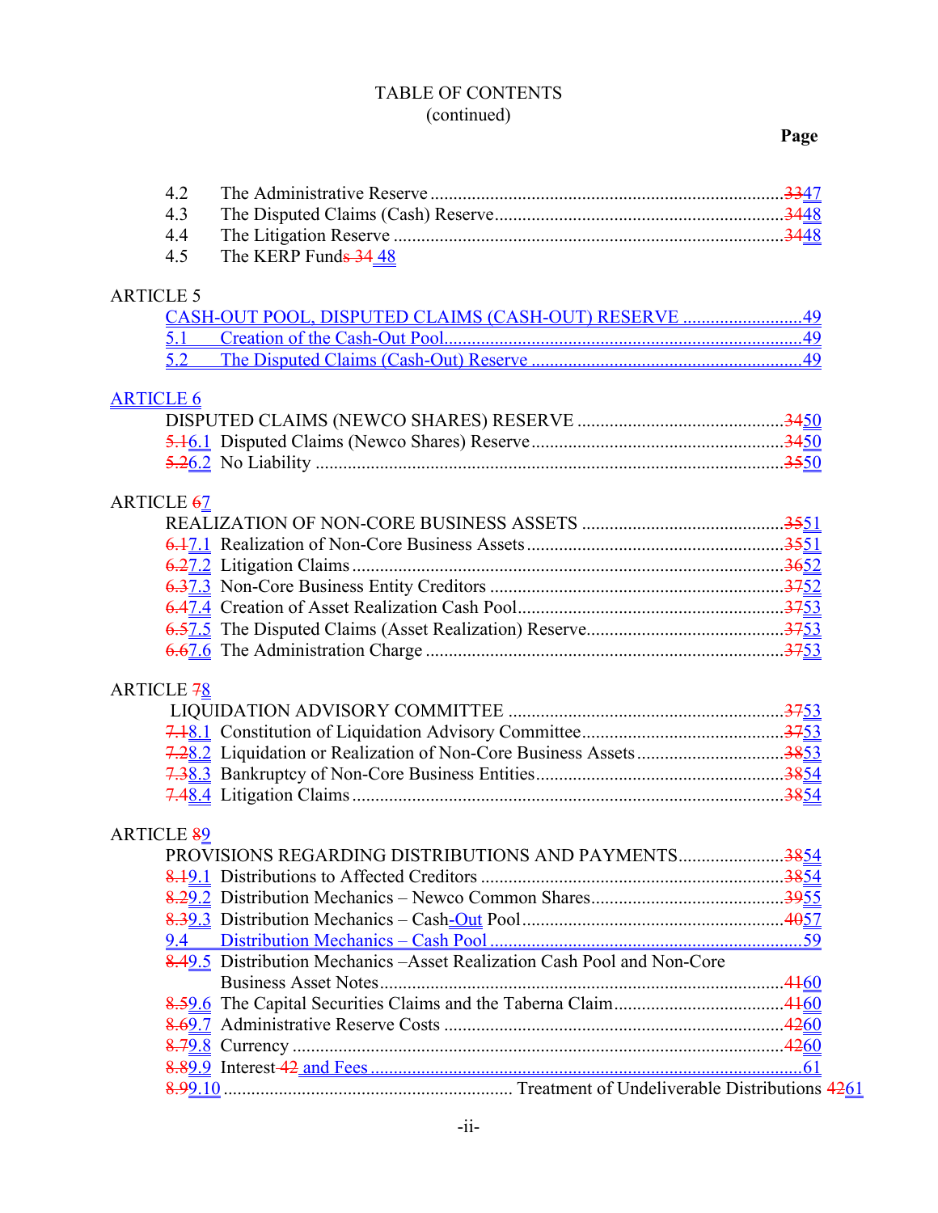TABLE OF CONTENTS
(continued)

| | | Page |
|---|---|---|
| 4.2 | The Administrative Reserve | 3347 |
| 4.3 | The Disputed Claims (Cash) Reserve | 3448 |
| 4.4 | The Litigation Reserve | 3448 |
| 4.5 | The KERP Funds 34 48 | |
| ARTICLE 5 | | |
| | CASH-OUT POOL, DISPUTED CLAIMS (CASH-OUT) RESERVE | 49 |
| 5.1 | Creation of the Cash-Out Pool | 49 |
| 5.2 | The Disputed Claims (Cash-Out) Reserve | 49 |
| ARTICLE 6 | | |
| | DISPUTED CLAIMS (NEWCO SHARES) RESERVE | 3450 |
| 5.16.1 | Disputed Claims (Newco Shares) Reserve | 3450 |
| 5.26.2 | No Liability | 3550 |
| ARTICLE 67 | | |
| | REALIZATION OF NON-CORE BUSINESS ASSETS | 3551 |
| 6.17.1 | Realization of Non-Core Business Assets | 3551 |
| 6.27.2 | Litigation Claims | 3652 |
| 6.37.3 | Non-Core Business Entity Creditors | 3752 |
| 6.47.4 | Creation of Asset Realization Cash Pool | 3753 |
| 6.57.5 | The Disputed Claims (Asset Realization) Reserve | 3753 |
| 6.67.6 | The Administration Charge | 3753 |
| ARTICLE 78 | | |
| | LIQUIDATION ADVISORY COMMITTEE | 3753 |
| 7.18.1 | Constitution of Liquidation Advisory Committee | 3753 |
| 7.28.2 | Liquidation or Realization of Non-Core Business Assets | 3853 |
| 7.38.3 | Bankruptcy of Non-Core Business Entities | 3854 |
| 7.48.4 | Litigation Claims | 3854 |
| ARTICLE 89 | | |
| | PROVISIONS REGARDING DISTRIBUTIONS AND PAYMENTS | 3854 |
| 8.19.1 | Distributions to Affected Creditors | 3854 |
| 8.29.2 | Distribution Mechanics – Newco Common Shares | 3955 |
| 8.39.3 | Distribution Mechanics – Cash-Out Pool | 4057 |
| 9.4 | Distribution Mechanics – Cash Pool | 59 |
| 8.49.5 | Distribution Mechanics –Asset Realization Cash Pool and Non-Core Business Asset Notes | 4160 |
| 8.59.6 | The Capital Securities Claims and the Taberna Claim | 4160 |
| 8.69.7 | Administrative Reserve Costs | 4260 |
| 8.79.8 | Currency | 4260 |
| 8.89.9 | Interest 42 and Fees | 61 |
| 8.99.10 | Treatment of Undeliverable Distributions | 4261 |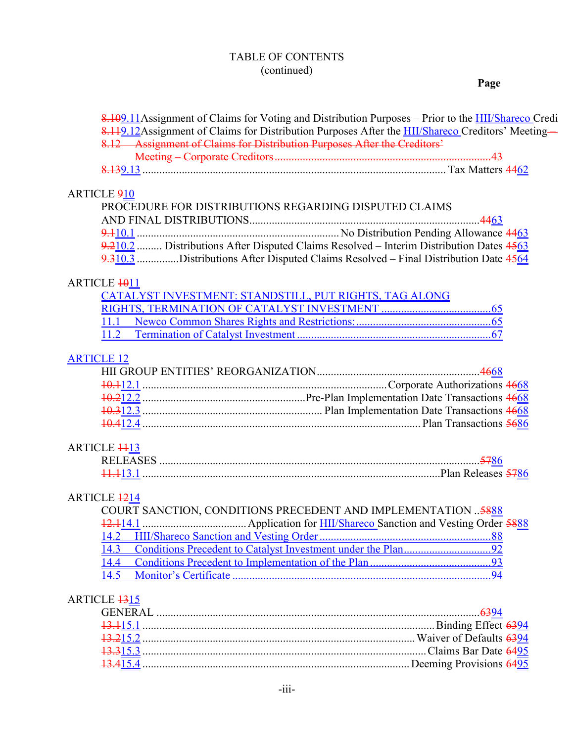TABLE OF CONTENTS
(continued)

**Page**

8.109.11 Assignment of Claims for Voting and Distribution Purposes – Prior to the HII/Shareco Credi
8.119.12 Assignment of Claims for Distribution Purposes After the HII/Shareco Creditors' Meeting –
8.12 Assignment of Claims for Distribution Purposes After the Creditors' Meeting – Corporate Creditors ........ 43
8.139.13 ........ Tax Matters 4462

ARTICLE 910
PROCEDURE FOR DISTRIBUTIONS REGARDING DISPUTED CLAIMS AND FINAL DISTRIBUTIONS ........ 4463
9.110.1 ........ No Distribution Pending Allowance 4463
9.210.2 ........ Distributions After Disputed Claims Resolved – Interim Distribution Dates 4563
9.310.3 ........ Distributions After Disputed Claims Resolved – Final Distribution Date 4564

ARTICLE 1011
CATALYST INVESTMENT: STANDSTILL, PUT RIGHTS, TAG ALONG RIGHTS, TERMINATION OF CATALYST INVESTMENT ........ 65
11.1 Newco Common Shares Rights and Restrictions: ........ 65
11.2 Termination of Catalyst Investment ........ 67

ARTICLE 12
HII GROUP ENTITIES' REORGANIZATION ........ 4668
10.112.1 ........ Corporate Authorizations 4668
10.212.2 ........ Pre-Plan Implementation Date Transactions 4668
10.312.3 ........ Plan Implementation Date Transactions 4668
10.412.4 ........ Plan Transactions 5686

ARTICLE 1113
RELEASES ........ 5786
11.113.1 ........ Plan Releases 5786

ARTICLE 1214
COURT SANCTION, CONDITIONS PRECEDENT AND IMPLEMENTATION ........ 5888
12.114.1 ........ Application for HII/Shareco Sanction and Vesting Order 5888
14.2 HII/Shareco Sanction and Vesting Order ........ 88
14.3 Conditions Precedent to Catalyst Investment under the Plan ........ 92
14.4 Conditions Precedent to Implementation of the Plan ........ 93
14.5 Monitor's Certificate ........ 94

ARTICLE 1315
GENERAL ........ 6394
13.115.1 ........ Binding Effect 6394
13.215.2 ........ Waiver of Defaults 6394
13.315.3 ........ Claims Bar Date 6495
13.415.4 ........ Deeming Provisions 6495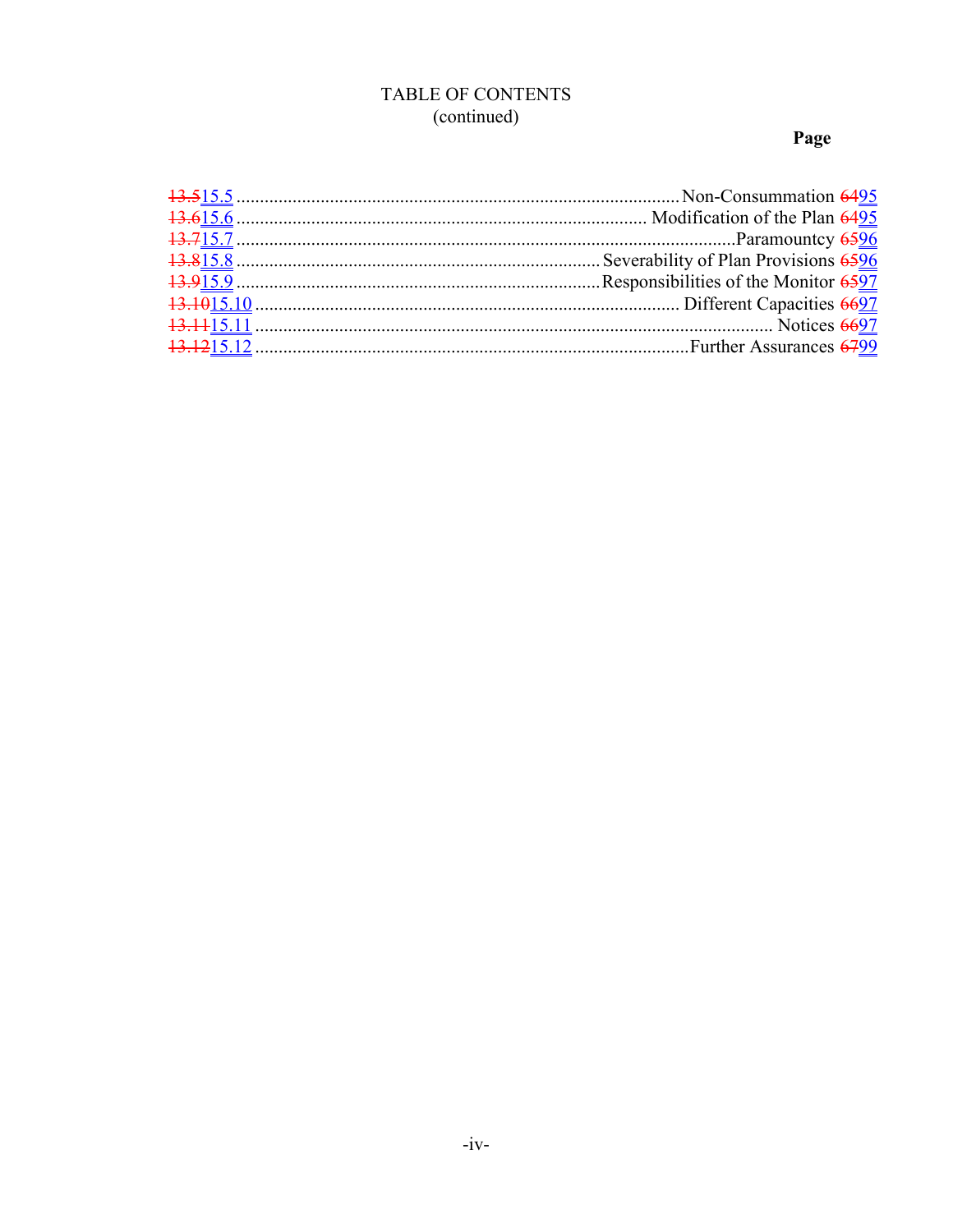# TABLE OF CONTENTS
(continued)

**Page**

~~13.5~~15.5 .......... Non-Consummation ~~64~~95
~~13.6~~15.6 .......... Modification of the Plan ~~64~~95
~~13.7~~15.7 .......... Paramountcy ~~65~~96
~~13.8~~15.8 .......... Severability of Plan Provisions ~~65~~96
~~13.9~~15.9 .......... Responsibilities of the Monitor ~~65~~97
~~13.10~~15.10 .......... Different Capacities ~~66~~97
~~13.11~~15.11 .......... Notices ~~66~~97
~~13.12~~15.12 .......... Further Assurances ~~67~~99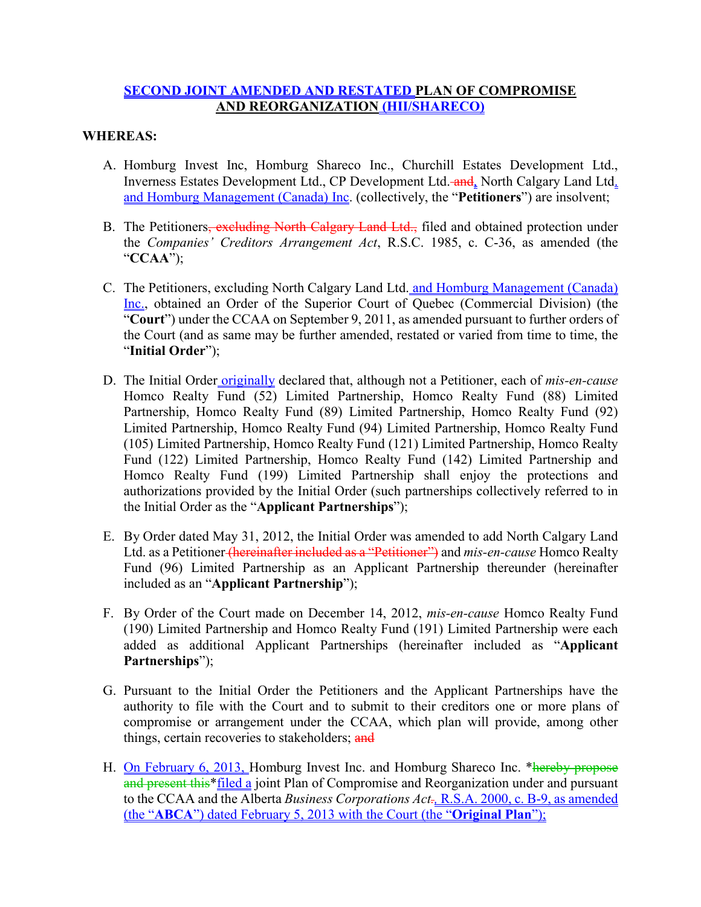# SECOND JOINT AMENDED AND RESTATED PLAN OF COMPROMISE AND REORGANIZATION (HII/SHARECO)

**WHEREAS:**

A. Homburg Invest Inc, Homburg Shareco Inc., Churchill Estates Development Ltd., Inverness Estates Development Ltd., CP Development Ltd. ~~and~~, North Calgary Land Ltd, and Homburg Management (Canada) Inc. (collectively, the "**Petitioners**") are insolvent;

B. The Petitioners~~, excluding North Calgary Land Ltd.,~~ filed and obtained protection under the *Companies' Creditors Arrangement Act*, R.S.C. 1985, c. C-36, as amended (the "**CCAA**");

C. The Petitioners, excluding North Calgary Land Ltd. and Homburg Management (Canada) Inc., obtained an Order of the Superior Court of Quebec (Commercial Division) (the "**Court**") under the CCAA on September 9, 2011, as amended pursuant to further orders of the Court (and as same may be further amended, restated or varied from time to time, the "**Initial Order**");

D. The Initial Order originally declared that, although not a Petitioner, each of *mis-en-cause* Homco Realty Fund (52) Limited Partnership, Homco Realty Fund (88) Limited Partnership, Homco Realty Fund (89) Limited Partnership, Homco Realty Fund (92) Limited Partnership, Homco Realty Fund (94) Limited Partnership, Homco Realty Fund (105) Limited Partnership, Homco Realty Fund (121) Limited Partnership, Homco Realty Fund (122) Limited Partnership, Homco Realty Fund (142) Limited Partnership and Homco Realty Fund (199) Limited Partnership shall enjoy the protections and authorizations provided by the Initial Order (such partnerships collectively referred to in the Initial Order as the "**Applicant Partnerships**");

E. By Order dated May 31, 2012, the Initial Order was amended to add North Calgary Land Ltd. as a Petitioner ~~(hereinafter included as a "Petitioner")~~ and *mis-en-cause* Homco Realty Fund (96) Limited Partnership as an Applicant Partnership thereunder (hereinafter included as an "**Applicant Partnership**");

F. By Order of the Court made on December 14, 2012, *mis-en-cause* Homco Realty Fund (190) Limited Partnership and Homco Realty Fund (191) Limited Partnership were each added as additional Applicant Partnerships (hereinafter included as "**Applicant Partnerships**");

G. Pursuant to the Initial Order the Petitioners and the Applicant Partnerships have the authority to file with the Court and to submit to their creditors one or more plans of compromise or arrangement under the CCAA, which plan will provide, among other things, certain recoveries to stakeholders; ~~and~~

H. On February 6, 2013, Homburg Invest Inc. and Homburg Shareco Inc. *~~hereby propose and present this~~*filed a joint Plan of Compromise and Reorganization under and pursuant to the CCAA and the Alberta *Business Corporations Act*~~.~~, R.S.A. 2000, c. B-9, as amended (the "**ABCA**") dated February 5, 2013 with the Court (the "**Original Plan**");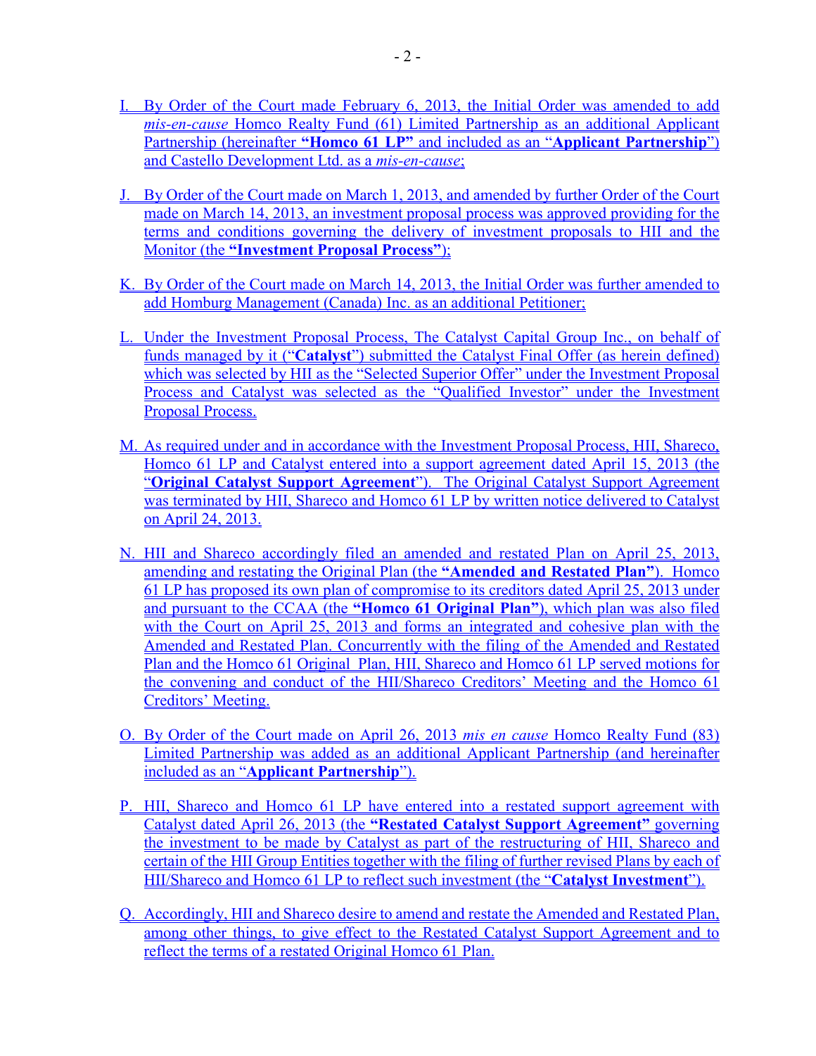I. By Order of the Court made February 6, 2013, the Initial Order was amended to add *mis-en-cause* Homco Realty Fund (61) Limited Partnership as an additional Applicant Partnership (hereinafter **"Homco 61 LP"** and included as an "**Applicant Partnership**") and Castello Development Ltd. as a *mis-en-cause*;

J. By Order of the Court made on March 1, 2013, and amended by further Order of the Court made on March 14, 2013, an investment proposal process was approved providing for the terms and conditions governing the delivery of investment proposals to HII and the Monitor (the **"Investment Proposal Process"**);

K. By Order of the Court made on March 14, 2013, the Initial Order was further amended to add Homburg Management (Canada) Inc. as an additional Petitioner;

L. Under the Investment Proposal Process, The Catalyst Capital Group Inc., on behalf of funds managed by it ("**Catalyst**") submitted the Catalyst Final Offer (as herein defined) which was selected by HII as the "Selected Superior Offer" under the Investment Proposal Process and Catalyst was selected as the "Qualified Investor" under the Investment Proposal Process.

M. As required under and in accordance with the Investment Proposal Process, HII, Shareco, Homco 61 LP and Catalyst entered into a support agreement dated April 15, 2013 (the "**Original Catalyst Support Agreement**"). The Original Catalyst Support Agreement was terminated by HII, Shareco and Homco 61 LP by written notice delivered to Catalyst on April 24, 2013.

N. HII and Shareco accordingly filed an amended and restated Plan on April 25, 2013, amending and restating the Original Plan (the **"Amended and Restated Plan"**). Homco 61 LP has proposed its own plan of compromise to its creditors dated April 25, 2013 under and pursuant to the CCAA (the **"Homco 61 Original Plan"**), which plan was also filed with the Court on April 25, 2013 and forms an integrated and cohesive plan with the Amended and Restated Plan. Concurrently with the filing of the Amended and Restated Plan and the Homco 61 Original Plan, HII, Shareco and Homco 61 LP served motions for the convening and conduct of the HII/Shareco Creditors' Meeting and the Homco 61 Creditors' Meeting.

O. By Order of the Court made on April 26, 2013 *mis en cause* Homco Realty Fund (83) Limited Partnership was added as an additional Applicant Partnership (and hereinafter included as an "**Applicant Partnership**").

P. HII, Shareco and Homco 61 LP have entered into a restated support agreement with Catalyst dated April 26, 2013 (the **"Restated Catalyst Support Agreement"** governing the investment to be made by Catalyst as part of the restructuring of HII, Shareco and certain of the HII Group Entities together with the filing of further revised Plans by each of HII/Shareco and Homco 61 LP to reflect such investment (the "**Catalyst Investment**").

Q. Accordingly, HII and Shareco desire to amend and restate the Amended and Restated Plan, among other things, to give effect to the Restated Catalyst Support Agreement and to reflect the terms of a restated Original Homco 61 Plan.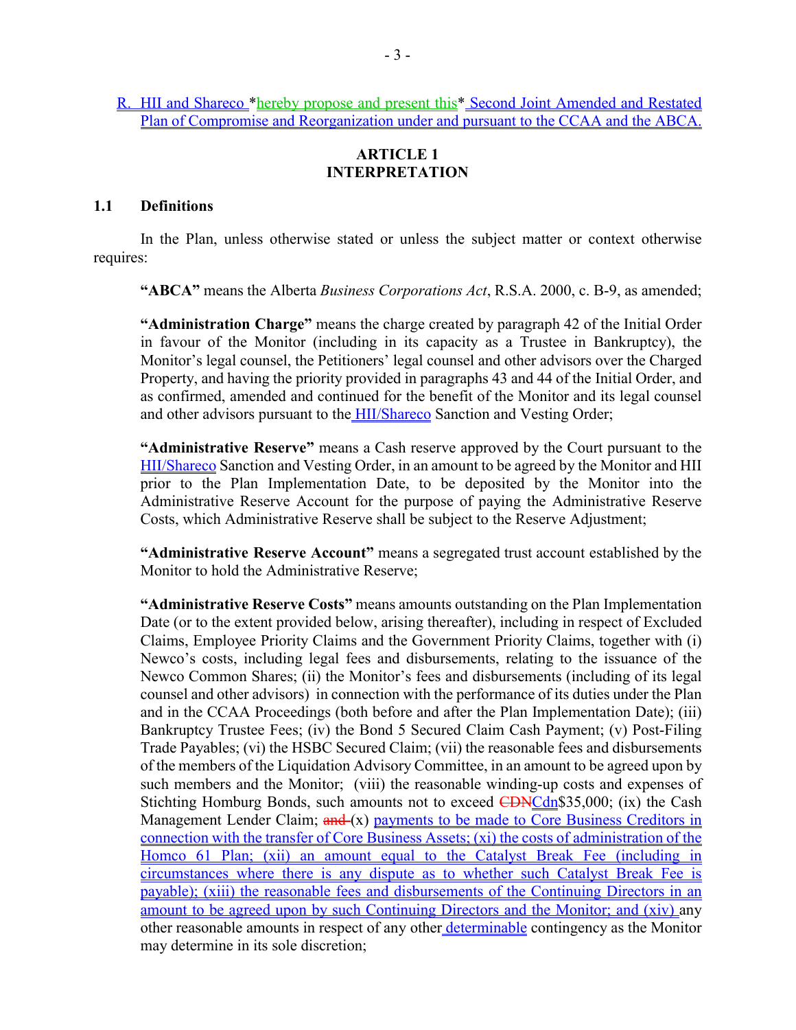R. HII and Shareco *hereby propose and present this* Second Joint Amended and Restated Plan of Compromise and Reorganization under and pursuant to the CCAA and the ABCA.

# ARTICLE 1
# INTERPRETATION

## 1.1 Definitions

In the Plan, unless otherwise stated or unless the subject matter or context otherwise requires:

**"ABCA"** means the Alberta *Business Corporations Act*, R.S.A. 2000, c. B-9, as amended;

**"Administration Charge"** means the charge created by paragraph 42 of the Initial Order in favour of the Monitor (including in its capacity as a Trustee in Bankruptcy), the Monitor's legal counsel, the Petitioners' legal counsel and other advisors over the Charged Property, and having the priority provided in paragraphs 43 and 44 of the Initial Order, and as confirmed, amended and continued for the benefit of the Monitor and its legal counsel and other advisors pursuant to the HII/Shareco Sanction and Vesting Order;

**"Administrative Reserve"** means a Cash reserve approved by the Court pursuant to the HII/Shareco Sanction and Vesting Order, in an amount to be agreed by the Monitor and HII prior to the Plan Implementation Date, to be deposited by the Monitor into the Administrative Reserve Account for the purpose of paying the Administrative Reserve Costs, which Administrative Reserve shall be subject to the Reserve Adjustment;

**"Administrative Reserve Account"** means a segregated trust account established by the Monitor to hold the Administrative Reserve;

**"Administrative Reserve Costs"** means amounts outstanding on the Plan Implementation Date (or to the extent provided below, arising thereafter), including in respect of Excluded Claims, Employee Priority Claims and the Government Priority Claims, together with (i) Newco's costs, including legal fees and disbursements, relating to the issuance of the Newco Common Shares; (ii) the Monitor's fees and disbursements (including of its legal counsel and other advisors) in connection with the performance of its duties under the Plan and in the CCAA Proceedings (both before and after the Plan Implementation Date); (iii) Bankruptcy Trustee Fees; (iv) the Bond 5 Secured Claim Cash Payment; (v) Post-Filing Trade Payables; (vi) the HSBC Secured Claim; (vii) the reasonable fees and disbursements of the members of the Liquidation Advisory Committee, in an amount to be agreed upon by such members and the Monitor; (viii) the reasonable winding-up costs and expenses of Stichting Homburg Bonds, such amounts not to exceed ~~CDN~~Cdn$35,000; (ix) the Cash Management Lender Claim; ~~and~~ (x) payments to be made to Core Business Creditors in connection with the transfer of Core Business Assets; (xi) the costs of administration of the Homco 61 Plan; (xii) an amount equal to the Catalyst Break Fee (including in circumstances where there is any dispute as to whether such Catalyst Break Fee is payable); (xiii) the reasonable fees and disbursements of the Continuing Directors in an amount to be agreed upon by such Continuing Directors and the Monitor; and (xiv) any other reasonable amounts in respect of any other determinable contingency as the Monitor may determine in its sole discretion;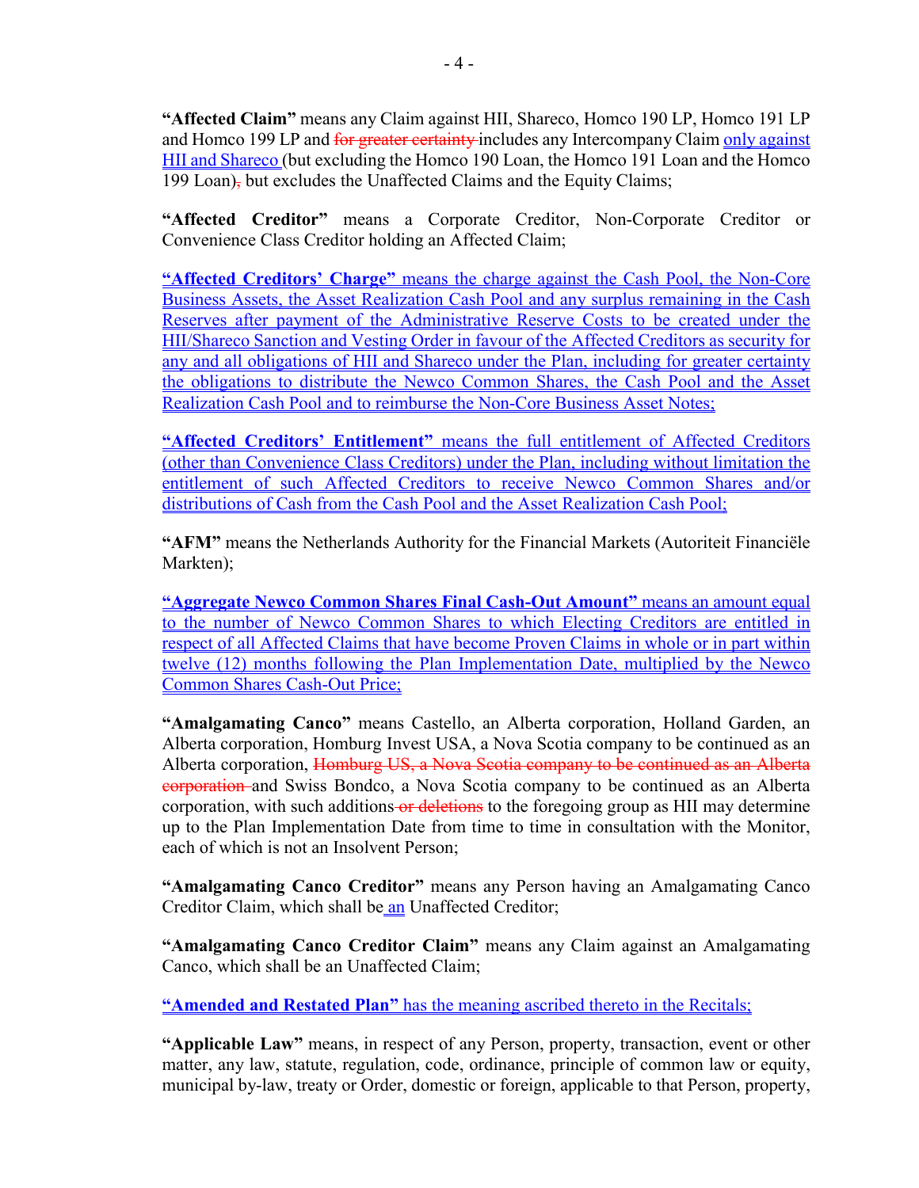**"Affected Claim"** means any Claim against HII, Shareco, Homco 190 LP, Homco 191 LP and Homco 199 LP and ~~for greater certainty~~ includes any Intercompany Claim only against HII and Shareco (but excluding the Homco 190 Loan, the Homco 191 Loan and the Homco 199 Loan)~~,~~ but excludes the Unaffected Claims and the Equity Claims;

**"Affected Creditor"** means a Corporate Creditor, Non-Corporate Creditor or Convenience Class Creditor holding an Affected Claim;

**"Affected Creditors' Charge"** means the charge against the Cash Pool, the Non-Core Business Assets, the Asset Realization Cash Pool and any surplus remaining in the Cash Reserves after payment of the Administrative Reserve Costs to be created under the HII/Shareco Sanction and Vesting Order in favour of the Affected Creditors as security for any and all obligations of HII and Shareco under the Plan, including for greater certainty the obligations to distribute the Newco Common Shares, the Cash Pool and the Asset Realization Cash Pool and to reimburse the Non-Core Business Asset Notes;

**"Affected Creditors' Entitlement"** means the full entitlement of Affected Creditors (other than Convenience Class Creditors) under the Plan, including without limitation the entitlement of such Affected Creditors to receive Newco Common Shares and/or distributions of Cash from the Cash Pool and the Asset Realization Cash Pool;

**"AFM"** means the Netherlands Authority for the Financial Markets (Autoriteit Financiële Markten);

**"Aggregate Newco Common Shares Final Cash-Out Amount"** means an amount equal to the number of Newco Common Shares to which Electing Creditors are entitled in respect of all Affected Claims that have become Proven Claims in whole or in part within twelve (12) months following the Plan Implementation Date, multiplied by the Newco Common Shares Cash-Out Price;

**"Amalgamating Canco"** means Castello, an Alberta corporation, Holland Garden, an Alberta corporation, Homburg Invest USA, a Nova Scotia company to be continued as an Alberta corporation, ~~Homburg US, a Nova Scotia company to be continued as an Alberta corporation~~ and Swiss Bondco, a Nova Scotia company to be continued as an Alberta corporation, with such additions ~~or deletions~~ to the foregoing group as HII may determine up to the Plan Implementation Date from time to time in consultation with the Monitor, each of which is not an Insolvent Person;

**"Amalgamating Canco Creditor"** means any Person having an Amalgamating Canco Creditor Claim, which shall be an Unaffected Creditor;

**"Amalgamating Canco Creditor Claim"** means any Claim against an Amalgamating Canco, which shall be an Unaffected Claim;

**"Amended and Restated Plan"** has the meaning ascribed thereto in the Recitals;

**"Applicable Law"** means, in respect of any Person, property, transaction, event or other matter, any law, statute, regulation, code, ordinance, principle of common law or equity, municipal by-law, treaty or Order, domestic or foreign, applicable to that Person, property,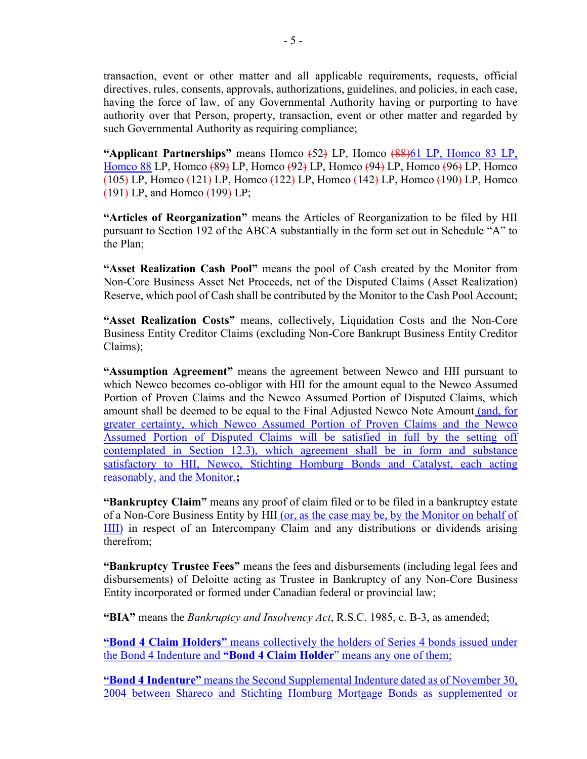transaction, event or other matter and all applicable requirements, requests, official directives, rules, consents, approvals, authorizations, guidelines, and policies, in each case, having the force of law, of any Governmental Authority having or purporting to have authority over that Person, property, transaction, event or other matter and regarded by such Governmental Authority as requiring compliance;

**"Applicant Partnerships"** means Homco (52) LP, Homco (88)61 LP, Homco 83 LP, Homco 88 LP, Homco (89) LP, Homco (92) LP, Homco (94) LP, Homco (96) LP, Homco (105) LP, Homco (121) LP, Homco (122) LP, Homco (142) LP, Homco (190) LP, Homco (191) LP, and Homco (199) LP;

**"Articles of Reorganization"** means the Articles of Reorganization to be filed by HII pursuant to Section 192 of the ABCA substantially in the form set out in Schedule "A" to the Plan;

**"Asset Realization Cash Pool"** means the pool of Cash created by the Monitor from Non-Core Business Asset Net Proceeds, net of the Disputed Claims (Asset Realization) Reserve, which pool of Cash shall be contributed by the Monitor to the Cash Pool Account;

**"Asset Realization Costs"** means, collectively, Liquidation Costs and the Non-Core Business Entity Creditor Claims (excluding Non-Core Bankrupt Business Entity Creditor Claims);

**"Assumption Agreement"** means the agreement between Newco and HII pursuant to which Newco becomes co-obligor with HII for the amount equal to the Newco Assumed Portion of Proven Claims and the Newco Assumed Portion of Disputed Claims, which amount shall be deemed to be equal to the Final Adjusted Newco Note Amount (and, for greater certainty, which Newco Assumed Portion of Proven Claims and the Newco Assumed Portion of Disputed Claims will be satisfied in full by the setting off contemplated in Section 12.3), which agreement shall be in form and substance satisfactory to HII, Newco, Stichting Homburg Bonds and Catalyst, each acting reasonably, and the Monitor,;

**"Bankruptcy Claim"** means any proof of claim filed or to be filed in a bankruptcy estate of a Non-Core Business Entity by HII (or, as the case may be, by the Monitor on behalf of HII) in respect of an Intercompany Claim and any distributions or dividends arising therefrom;

**"Bankruptcy Trustee Fees"** means the fees and disbursements (including legal fees and disbursements) of Deloitte acting as Trustee in Bankruptcy of any Non-Core Business Entity incorporated or formed under Canadian federal or provincial law;

**"BIA"** means the *Bankruptcy and Insolvency Act*, R.S.C. 1985, c. B-3, as amended;

**"Bond 4 Claim Holders"** means collectively the holders of Series 4 bonds issued under the Bond 4 Indenture and **"Bond 4 Claim Holder"** means any one of them;

**"Bond 4 Indenture"** means the Second Supplemental Indenture dated as of November 30, 2004 between Shareco and Stichting Homburg Mortgage Bonds as supplemented or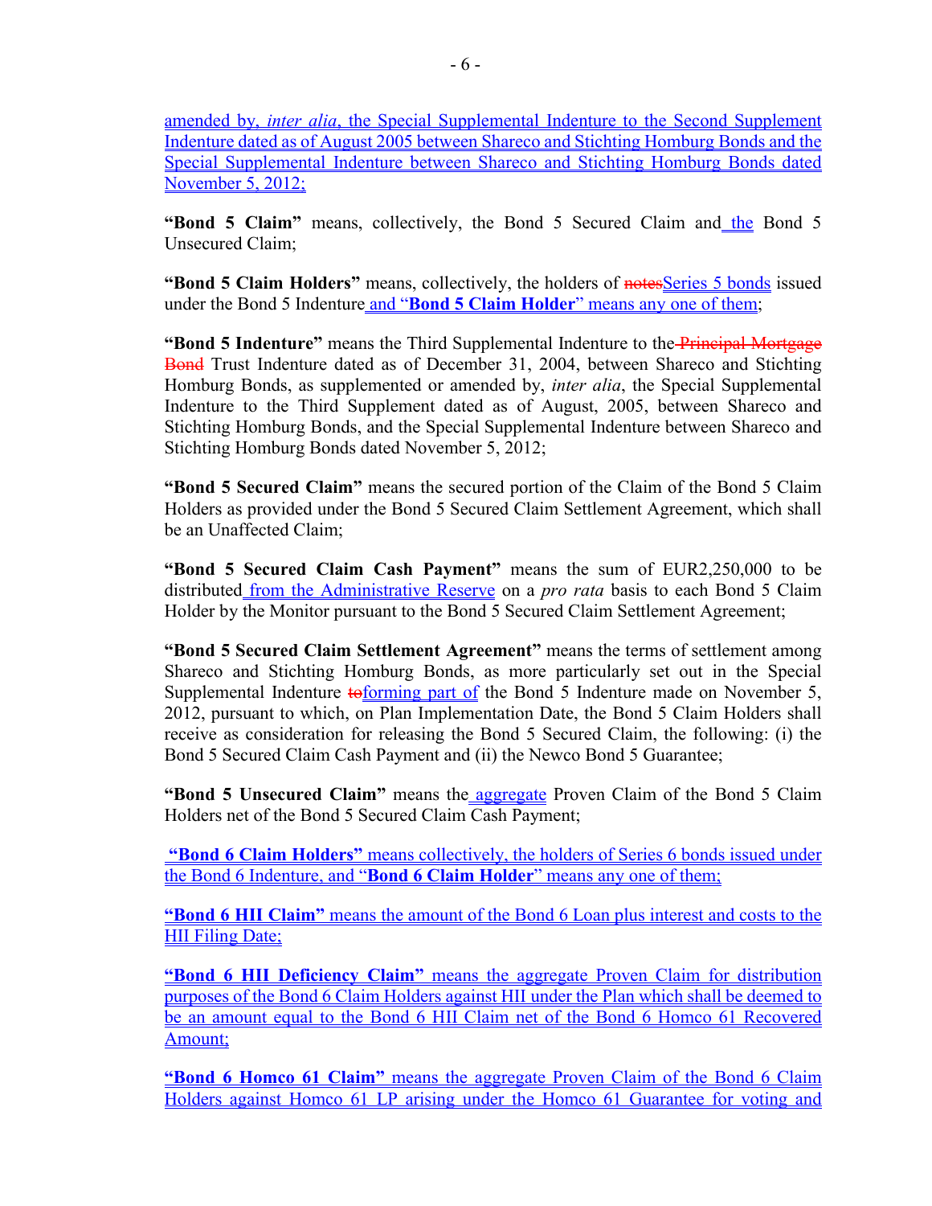amended by, *inter alia*, the Special Supplemental Indenture to the Second Supplement Indenture dated as of August 2005 between Shareco and Stichting Homburg Bonds and the Special Supplemental Indenture between Shareco and Stichting Homburg Bonds dated November 5, 2012;

**"Bond 5 Claim"** means, collectively, the Bond 5 Secured Claim and the Bond 5 Unsecured Claim;

**"Bond 5 Claim Holders"** means, collectively, the holders of ~~notes~~Series 5 bonds issued under the Bond 5 Indenture and "**Bond 5 Claim Holder**" means any one of them;

**"Bond 5 Indenture"** means the Third Supplemental Indenture to the ~~Principal Mortgage Bond~~ Trust Indenture dated as of December 31, 2004, between Shareco and Stichting Homburg Bonds, as supplemented or amended by, *inter alia*, the Special Supplemental Indenture to the Third Supplement dated as of August, 2005, between Shareco and Stichting Homburg Bonds, and the Special Supplemental Indenture between Shareco and Stichting Homburg Bonds dated November 5, 2012;

**"Bond 5 Secured Claim"** means the secured portion of the Claim of the Bond 5 Claim Holders as provided under the Bond 5 Secured Claim Settlement Agreement, which shall be an Unaffected Claim;

**"Bond 5 Secured Claim Cash Payment"** means the sum of EUR2,250,000 to be distributed from the Administrative Reserve on a *pro rata* basis to each Bond 5 Claim Holder by the Monitor pursuant to the Bond 5 Secured Claim Settlement Agreement;

**"Bond 5 Secured Claim Settlement Agreement"** means the terms of settlement among Shareco and Stichting Homburg Bonds, as more particularly set out in the Special Supplemental Indenture ~~to~~forming part of the Bond 5 Indenture made on November 5, 2012, pursuant to which, on Plan Implementation Date, the Bond 5 Claim Holders shall receive as consideration for releasing the Bond 5 Secured Claim, the following: (i) the Bond 5 Secured Claim Cash Payment and (ii) the Newco Bond 5 Guarantee;

**"Bond 5 Unsecured Claim"** means the aggregate Proven Claim of the Bond 5 Claim Holders net of the Bond 5 Secured Claim Cash Payment;

**"Bond 6 Claim Holders"** means collectively, the holders of Series 6 bonds issued under the Bond 6 Indenture, and "**Bond 6 Claim Holder**" means any one of them;

**"Bond 6 HII Claim"** means the amount of the Bond 6 Loan plus interest and costs to the HII Filing Date;

**"Bond 6 HII Deficiency Claim"** means the aggregate Proven Claim for distribution purposes of the Bond 6 Claim Holders against HII under the Plan which shall be deemed to be an amount equal to the Bond 6 HII Claim net of the Bond 6 Homco 61 Recovered Amount;

**"Bond 6 Homco 61 Claim"** means the aggregate Proven Claim of the Bond 6 Claim Holders against Homco 61 LP arising under the Homco 61 Guarantee for voting and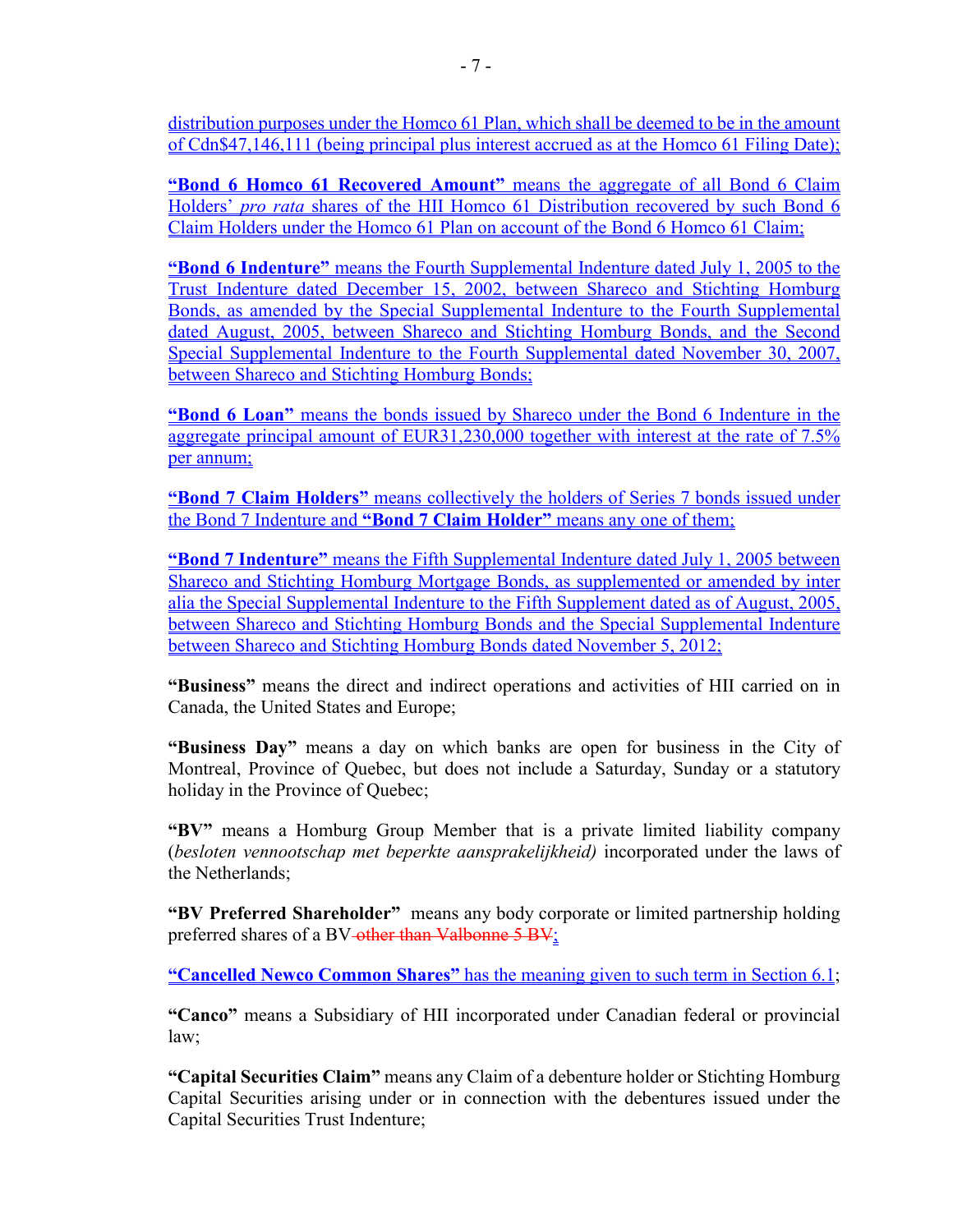distribution purposes under the Homco 61 Plan, which shall be deemed to be in the amount of Cdn$47,146,111 (being principal plus interest accrued as at the Homco 61 Filing Date);

**"Bond 6 Homco 61 Recovered Amount"** means the aggregate of all Bond 6 Claim Holders' *pro rata* shares of the HII Homco 61 Distribution recovered by such Bond 6 Claim Holders under the Homco 61 Plan on account of the Bond 6 Homco 61 Claim;

**"Bond 6 Indenture"** means the Fourth Supplemental Indenture dated July 1, 2005 to the Trust Indenture dated December 15, 2002, between Shareco and Stichting Homburg Bonds, as amended by the Special Supplemental Indenture to the Fourth Supplemental dated August, 2005, between Shareco and Stichting Homburg Bonds, and the Second Special Supplemental Indenture to the Fourth Supplemental dated November 30, 2007, between Shareco and Stichting Homburg Bonds;

**"Bond 6 Loan"** means the bonds issued by Shareco under the Bond 6 Indenture in the aggregate principal amount of EUR31,230,000 together with interest at the rate of 7.5% per annum;

**"Bond 7 Claim Holders"** means collectively the holders of Series 7 bonds issued under the Bond 7 Indenture and **"Bond 7 Claim Holder"** means any one of them;

**"Bond 7 Indenture"** means the Fifth Supplemental Indenture dated July 1, 2005 between Shareco and Stichting Homburg Mortgage Bonds, as supplemented or amended by inter alia the Special Supplemental Indenture to the Fifth Supplement dated as of August, 2005, between Shareco and Stichting Homburg Bonds and the Special Supplemental Indenture between Shareco and Stichting Homburg Bonds dated November 5, 2012;

**"Business"** means the direct and indirect operations and activities of HII carried on in Canada, the United States and Europe;

**"Business Day"** means a day on which banks are open for business in the City of Montreal, Province of Quebec, but does not include a Saturday, Sunday or a statutory holiday in the Province of Quebec;

**"BV"** means a Homburg Group Member that is a private limited liability company (*besloten vennootschap met beperkte aansprakelijkheid)* incorporated under the laws of the Netherlands;

**"BV Preferred Shareholder"** means any body corporate or limited partnership holding preferred shares of a BV ~~other than Valbonne 5 BV~~;

**"Cancelled Newco Common Shares"** has the meaning given to such term in Section 6.1;

**"Canco"** means a Subsidiary of HII incorporated under Canadian federal or provincial law;

**"Capital Securities Claim"** means any Claim of a debenture holder or Stichting Homburg Capital Securities arising under or in connection with the debentures issued under the Capital Securities Trust Indenture;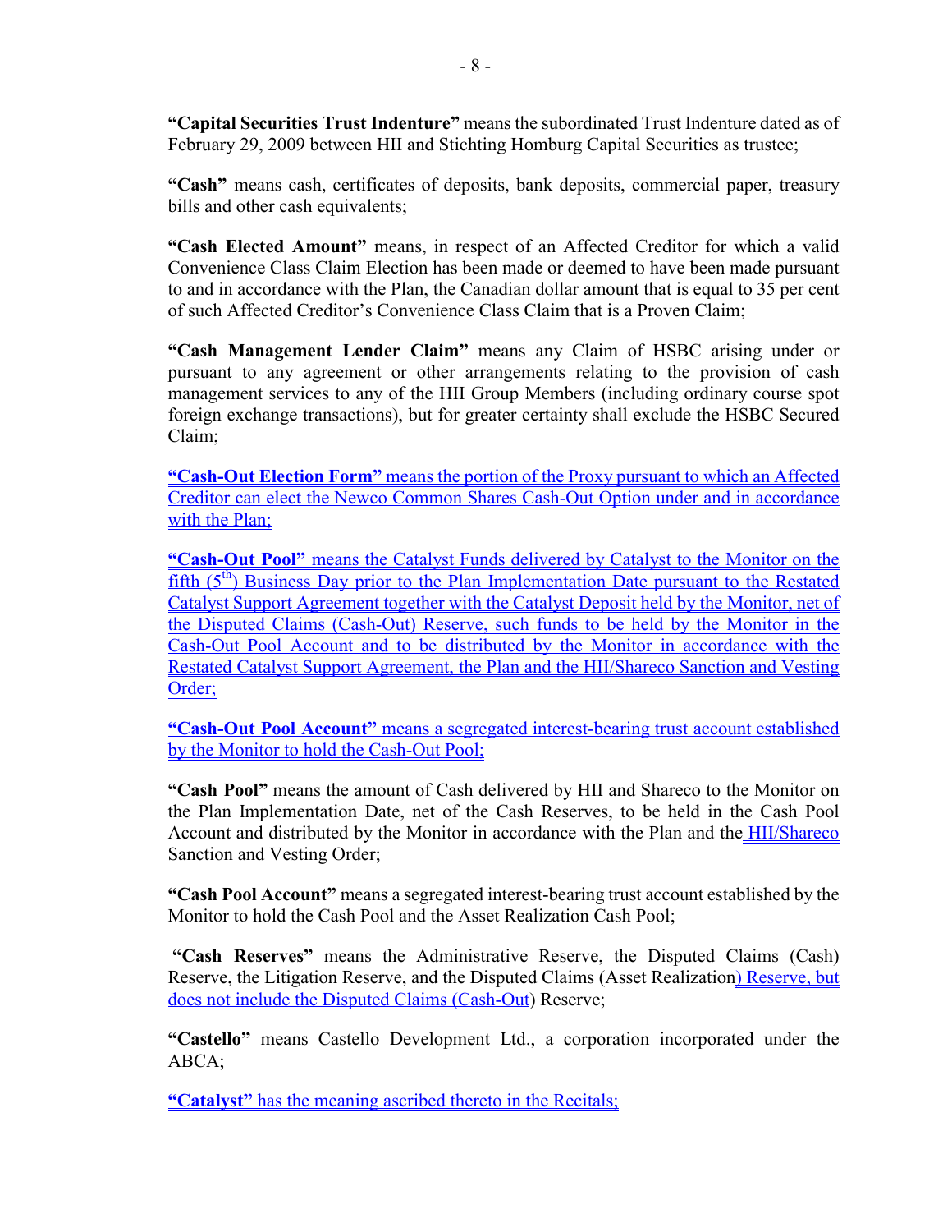**"Capital Securities Trust Indenture"** means the subordinated Trust Indenture dated as of February 29, 2009 between HII and Stichting Homburg Capital Securities as trustee;

**"Cash"** means cash, certificates of deposits, bank deposits, commercial paper, treasury bills and other cash equivalents;

**"Cash Elected Amount"** means, in respect of an Affected Creditor for which a valid Convenience Class Claim Election has been made or deemed to have been made pursuant to and in accordance with the Plan, the Canadian dollar amount that is equal to 35 per cent of such Affected Creditor's Convenience Class Claim that is a Proven Claim;

**"Cash Management Lender Claim"** means any Claim of HSBC arising under or pursuant to any agreement or other arrangements relating to the provision of cash management services to any of the HII Group Members (including ordinary course spot foreign exchange transactions), but for greater certainty shall exclude the HSBC Secured Claim;

**"Cash-Out Election Form"** means the portion of the Proxy pursuant to which an Affected Creditor can elect the Newco Common Shares Cash-Out Option under and in accordance with the Plan;

**"Cash-Out Pool"** means the Catalyst Funds delivered by Catalyst to the Monitor on the fifth ($5^{th}$) Business Day prior to the Plan Implementation Date pursuant to the Restated Catalyst Support Agreement together with the Catalyst Deposit held by the Monitor, net of the Disputed Claims (Cash-Out) Reserve, such funds to be held by the Monitor in the Cash-Out Pool Account and to be distributed by the Monitor in accordance with the Restated Catalyst Support Agreement, the Plan and the HII/Shareco Sanction and Vesting Order;

**"Cash-Out Pool Account"** means a segregated interest-bearing trust account established by the Monitor to hold the Cash-Out Pool;

**"Cash Pool"** means the amount of Cash delivered by HII and Shareco to the Monitor on the Plan Implementation Date, net of the Cash Reserves, to be held in the Cash Pool Account and distributed by the Monitor in accordance with the Plan and the HII/Shareco Sanction and Vesting Order;

**"Cash Pool Account"** means a segregated interest-bearing trust account established by the Monitor to hold the Cash Pool and the Asset Realization Cash Pool;

**"Cash Reserves"** means the Administrative Reserve, the Disputed Claims (Cash) Reserve, the Litigation Reserve, and the Disputed Claims (Asset Realization) Reserve, but does not include the Disputed Claims (Cash-Out) Reserve;

**"Castello"** means Castello Development Ltd., a corporation incorporated under the ABCA;

**"Catalyst"** has the meaning ascribed thereto in the Recitals;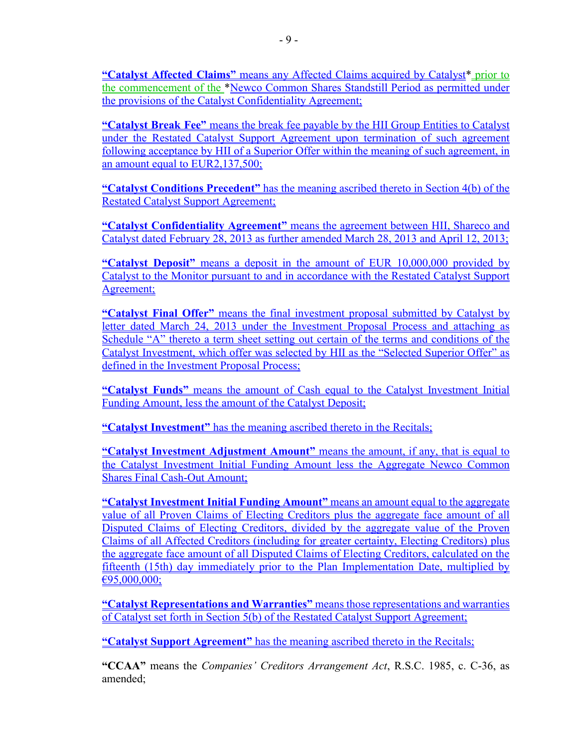**"Catalyst Affected Claims"** means any Affected Claims acquired by Catalyst* prior to the commencement of the *Newco Common Shares Standstill Period as permitted under the provisions of the Catalyst Confidentiality Agreement;

**"Catalyst Break Fee"** means the break fee payable by the HII Group Entities to Catalyst under the Restated Catalyst Support Agreement upon termination of such agreement following acceptance by HII of a Superior Offer within the meaning of such agreement, in an amount equal to EUR2,137,500;

**"Catalyst Conditions Precedent"** has the meaning ascribed thereto in Section 4(b) of the Restated Catalyst Support Agreement;

**"Catalyst Confidentiality Agreement"** means the agreement between HII, Shareco and Catalyst dated February 28, 2013 as further amended March 28, 2013 and April 12, 2013;

**"Catalyst Deposit"** means a deposit in the amount of EUR 10,000,000 provided by Catalyst to the Monitor pursuant to and in accordance with the Restated Catalyst Support Agreement;

**"Catalyst Final Offer"** means the final investment proposal submitted by Catalyst by letter dated March 24, 2013 under the Investment Proposal Process and attaching as Schedule "A" thereto a term sheet setting out certain of the terms and conditions of the Catalyst Investment, which offer was selected by HII as the "Selected Superior Offer" as defined in the Investment Proposal Process;

**"Catalyst Funds"** means the amount of Cash equal to the Catalyst Investment Initial Funding Amount, less the amount of the Catalyst Deposit;

**"Catalyst Investment"** has the meaning ascribed thereto in the Recitals;

**"Catalyst Investment Adjustment Amount"** means the amount, if any, that is equal to the Catalyst Investment Initial Funding Amount less the Aggregate Newco Common Shares Final Cash-Out Amount;

**"Catalyst Investment Initial Funding Amount"** means an amount equal to the aggregate value of all Proven Claims of Electing Creditors plus the aggregate face amount of all Disputed Claims of Electing Creditors, divided by the aggregate value of the Proven Claims of all Affected Creditors (including for greater certainty, Electing Creditors) plus the aggregate face amount of all Disputed Claims of Electing Creditors, calculated on the fifteenth (15th) day immediately prior to the Plan Implementation Date, multiplied by €95,000,000;

**"Catalyst Representations and Warranties"** means those representations and warranties of Catalyst set forth in Section 5(b) of the Restated Catalyst Support Agreement;

**"Catalyst Support Agreement"** has the meaning ascribed thereto in the Recitals;

**"CCAA"** means the *Companies' Creditors Arrangement Act*, R.S.C. 1985, c. C-36, as amended;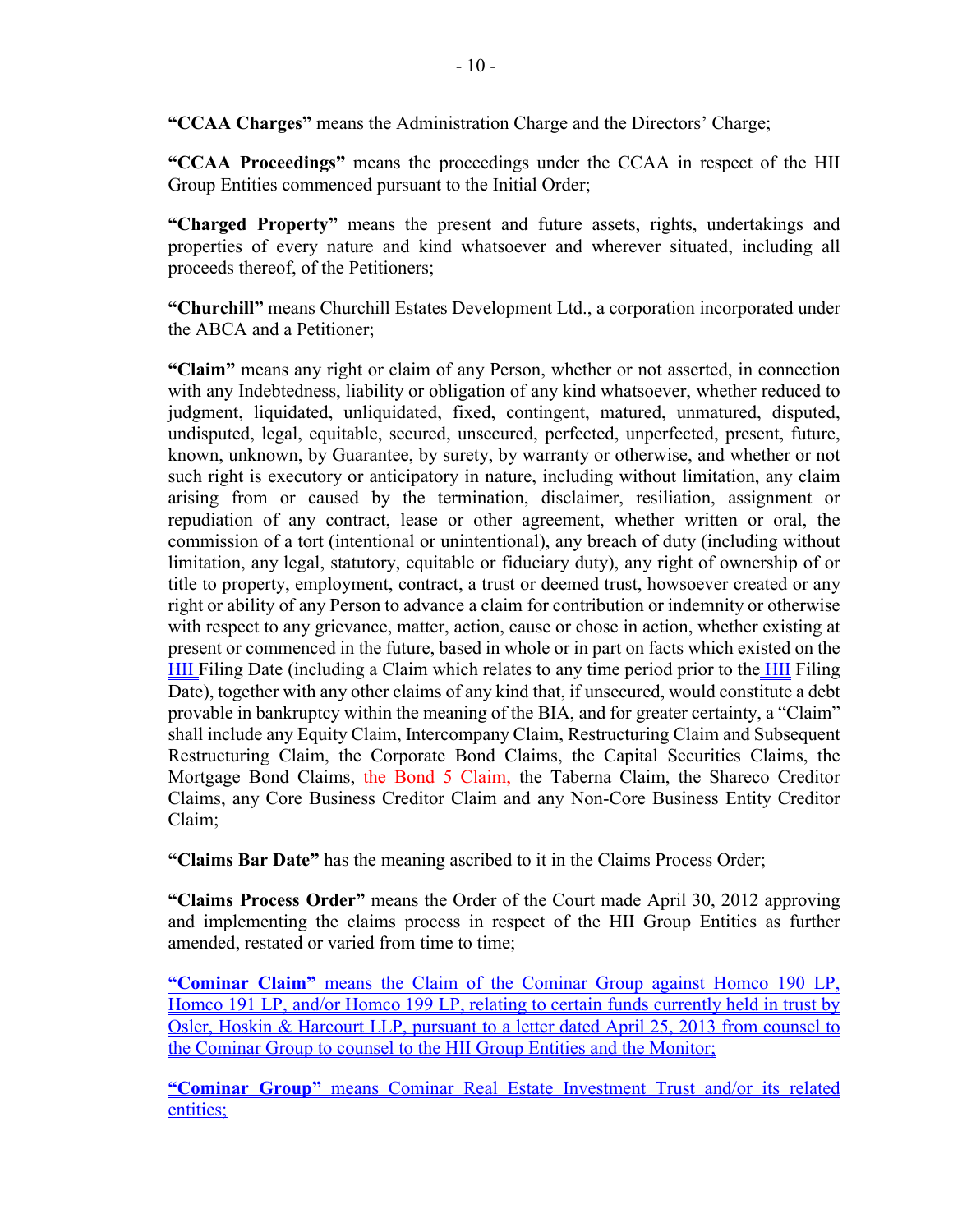**"CCAA Charges"** means the Administration Charge and the Directors' Charge;

**"CCAA Proceedings"** means the proceedings under the CCAA in respect of the HII Group Entities commenced pursuant to the Initial Order;

**"Charged Property"** means the present and future assets, rights, undertakings and properties of every nature and kind whatsoever and wherever situated, including all proceeds thereof, of the Petitioners;

**"Churchill"** means Churchill Estates Development Ltd., a corporation incorporated under the ABCA and a Petitioner;

**"Claim"** means any right or claim of any Person, whether or not asserted, in connection with any Indebtedness, liability or obligation of any kind whatsoever, whether reduced to judgment, liquidated, unliquidated, fixed, contingent, matured, unmatured, disputed, undisputed, legal, equitable, secured, unsecured, perfected, unperfected, present, future, known, unknown, by Guarantee, by surety, by warranty or otherwise, and whether or not such right is executory or anticipatory in nature, including without limitation, any claim arising from or caused by the termination, disclaimer, resiliation, assignment or repudiation of any contract, lease or other agreement, whether written or oral, the commission of a tort (intentional or unintentional), any breach of duty (including without limitation, any legal, statutory, equitable or fiduciary duty), any right of ownership of or title to property, employment, contract, a trust or deemed trust, howsoever created or any right or ability of any Person to advance a claim for contribution or indemnity or otherwise with respect to any grievance, matter, action, cause or chose in action, whether existing at present or commenced in the future, based in whole or in part on facts which existed on the HII Filing Date (including a Claim which relates to any time period prior to the HII Filing Date), together with any other claims of any kind that, if unsecured, would constitute a debt provable in bankruptcy within the meaning of the BIA, and for greater certainty, a "Claim" shall include any Equity Claim, Intercompany Claim, Restructuring Claim and Subsequent Restructuring Claim, the Corporate Bond Claims, the Capital Securities Claims, the Mortgage Bond Claims, ~~the Bond 5 Claim,~~ the Taberna Claim, the Shareco Creditor Claims, any Core Business Creditor Claim and any Non-Core Business Entity Creditor Claim;

**"Claims Bar Date"** has the meaning ascribed to it in the Claims Process Order;

**"Claims Process Order"** means the Order of the Court made April 30, 2012 approving and implementing the claims process in respect of the HII Group Entities as further amended, restated or varied from time to time;

**"Cominar Claim"** means the Claim of the Cominar Group against Homco 190 LP, Homco 191 LP, and/or Homco 199 LP, relating to certain funds currently held in trust by Osler, Hoskin & Harcourt LLP, pursuant to a letter dated April 25, 2013 from counsel to the Cominar Group to counsel to the HII Group Entities and the Monitor;

**"Cominar Group"** means Cominar Real Estate Investment Trust and/or its related entities;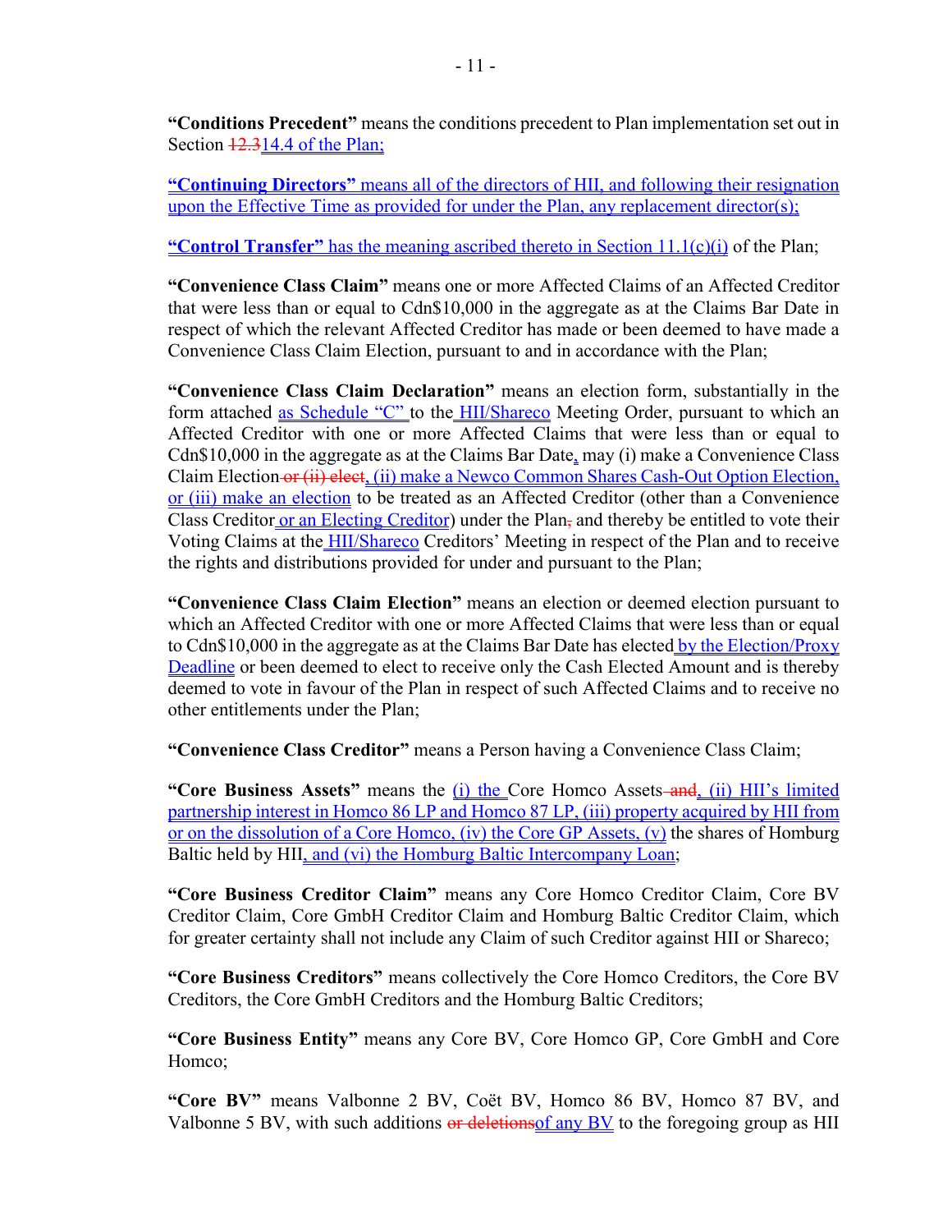**"Conditions Precedent"** means the conditions precedent to Plan implementation set out in Section ~~12.3~~14.4 of the Plan;

**"Continuing Directors"** means all of the directors of HII, and following their resignation upon the Effective Time as provided for under the Plan, any replacement director(s);

**"Control Transfer"** has the meaning ascribed thereto in Section 11.1(c)(i) of the Plan;

**"Convenience Class Claim"** means one or more Affected Claims of an Affected Creditor that were less than or equal to Cdn$10,000 in the aggregate as at the Claims Bar Date in respect of which the relevant Affected Creditor has made or been deemed to have made a Convenience Class Claim Election, pursuant to and in accordance with the Plan;

**"Convenience Class Claim Declaration"** means an election form, substantially in the form attached as Schedule "C" to the HII/Shareco Meeting Order, pursuant to which an Affected Creditor with one or more Affected Claims that were less than or equal to Cdn$10,000 in the aggregate as at the Claims Bar Date, may (i) make a Convenience Class Claim Election ~~or (ii) elect~~, (ii) make a Newco Common Shares Cash-Out Option Election, or (iii) make an election to be treated as an Affected Creditor (other than a Convenience Class Creditor or an Electing Creditor) under the Plan~~,~~ and thereby be entitled to vote their Voting Claims at the HII/Shareco Creditors' Meeting in respect of the Plan and to receive the rights and distributions provided for under and pursuant to the Plan;

**"Convenience Class Claim Election"** means an election or deemed election pursuant to which an Affected Creditor with one or more Affected Claims that were less than or equal to Cdn$10,000 in the aggregate as at the Claims Bar Date has elected by the Election/Proxy Deadline or been deemed to elect to receive only the Cash Elected Amount and is thereby deemed to vote in favour of the Plan in respect of such Affected Claims and to receive no other entitlements under the Plan;

**"Convenience Class Creditor"** means a Person having a Convenience Class Claim;

**"Core Business Assets"** means the (i) the Core Homco Assets ~~and~~, (ii) HII's limited partnership interest in Homco 86 LP and Homco 87 LP, (iii) property acquired by HII from or on the dissolution of a Core Homco, (iv) the Core GP Assets, (v) the shares of Homburg Baltic held by HII, and (vi) the Homburg Baltic Intercompany Loan;

**"Core Business Creditor Claim"** means any Core Homco Creditor Claim, Core BV Creditor Claim, Core GmbH Creditor Claim and Homburg Baltic Creditor Claim, which for greater certainty shall not include any Claim of such Creditor against HII or Shareco;

**"Core Business Creditors"** means collectively the Core Homco Creditors, the Core BV Creditors, the Core GmbH Creditors and the Homburg Baltic Creditors;

**"Core Business Entity"** means any Core BV, Core Homco GP, Core GmbH and Core Homco;

**"Core BV"** means Valbonne 2 BV, Coët BV, Homco 86 BV, Homco 87 BV, and Valbonne 5 BV, with such additions ~~or deletions~~of any BV to the foregoing group as HII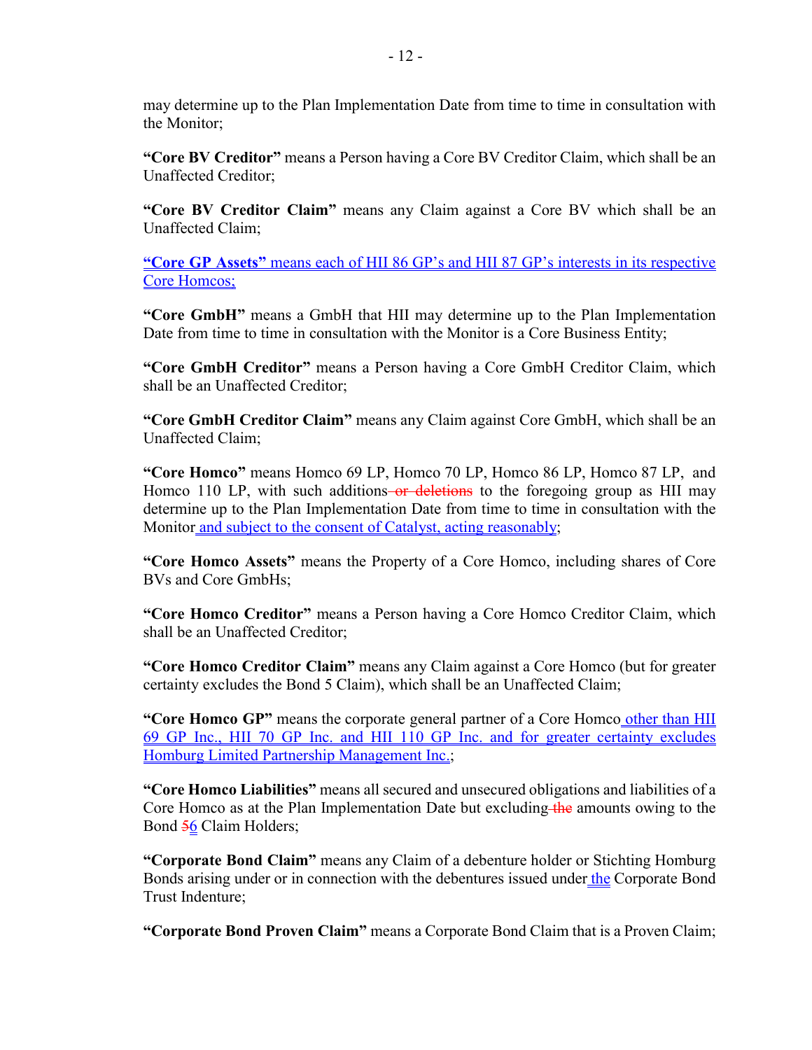may determine up to the Plan Implementation Date from time to time in consultation with the Monitor;

**"Core BV Creditor"** means a Person having a Core BV Creditor Claim, which shall be an Unaffected Creditor;

**"Core BV Creditor Claim"** means any Claim against a Core BV which shall be an Unaffected Claim;

**"Core GP Assets"** means each of HII 86 GP's and HII 87 GP's interests in its respective Core Homcos;

**"Core GmbH"** means a GmbH that HII may determine up to the Plan Implementation Date from time to time in consultation with the Monitor is a Core Business Entity;

**"Core GmbH Creditor"** means a Person having a Core GmbH Creditor Claim, which shall be an Unaffected Creditor;

**"Core GmbH Creditor Claim"** means any Claim against Core GmbH, which shall be an Unaffected Claim;

**"Core Homco"** means Homco 69 LP, Homco 70 LP, Homco 86 LP, Homco 87 LP, and Homco 110 LP, with such additions ~~or deletions~~ to the foregoing group as HII may determine up to the Plan Implementation Date from time to time in consultation with the Monitor and subject to the consent of Catalyst, acting reasonably;

**"Core Homco Assets"** means the Property of a Core Homco, including shares of Core BVs and Core GmbHs;

**"Core Homco Creditor"** means a Person having a Core Homco Creditor Claim, which shall be an Unaffected Creditor;

**"Core Homco Creditor Claim"** means any Claim against a Core Homco (but for greater certainty excludes the Bond 5 Claim), which shall be an Unaffected Claim;

**"Core Homco GP"** means the corporate general partner of a Core Homco other than HII 69 GP Inc., HII 70 GP Inc. and HII 110 GP Inc. and for greater certainty excludes Homburg Limited Partnership Management Inc.;

**"Core Homco Liabilities"** means all secured and unsecured obligations and liabilities of a Core Homco as at the Plan Implementation Date but excluding ~~the~~ amounts owing to the Bond ~~5~~6 Claim Holders;

**"Corporate Bond Claim"** means any Claim of a debenture holder or Stichting Homburg Bonds arising under or in connection with the debentures issued under the Corporate Bond Trust Indenture;

**"Corporate Bond Proven Claim"** means a Corporate Bond Claim that is a Proven Claim;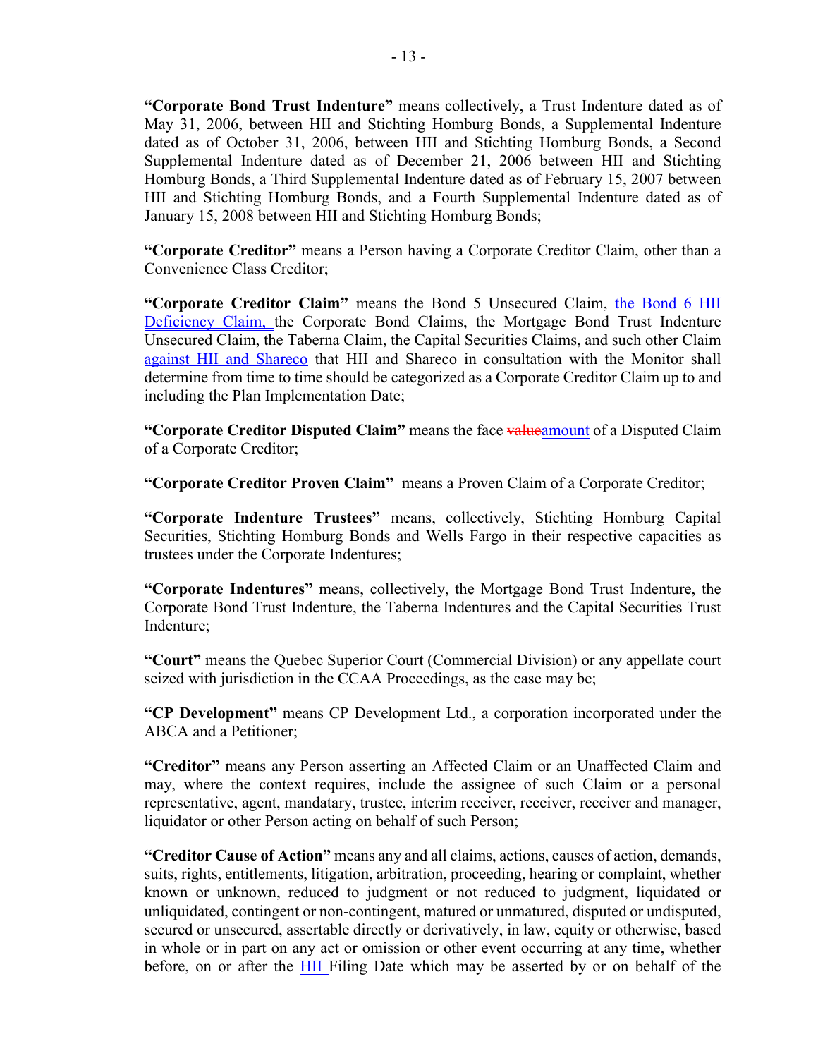**"Corporate Bond Trust Indenture"** means collectively, a Trust Indenture dated as of May 31, 2006, between HII and Stichting Homburg Bonds, a Supplemental Indenture dated as of October 31, 2006, between HII and Stichting Homburg Bonds, a Second Supplemental Indenture dated as of December 21, 2006 between HII and Stichting Homburg Bonds, a Third Supplemental Indenture dated as of February 15, 2007 between HII and Stichting Homburg Bonds, and a Fourth Supplemental Indenture dated as of January 15, 2008 between HII and Stichting Homburg Bonds;

**"Corporate Creditor"** means a Person having a Corporate Creditor Claim, other than a Convenience Class Creditor;

**"Corporate Creditor Claim"** means the Bond 5 Unsecured Claim, the Bond 6 HII Deficiency Claim, the Corporate Bond Claims, the Mortgage Bond Trust Indenture Unsecured Claim, the Taberna Claim, the Capital Securities Claims, and such other Claim against HII and Shareco that HII and Shareco in consultation with the Monitor shall determine from time to time should be categorized as a Corporate Creditor Claim up to and including the Plan Implementation Date;

**"Corporate Creditor Disputed Claim"** means the face ~~value~~amount of a Disputed Claim of a Corporate Creditor;

**"Corporate Creditor Proven Claim"** means a Proven Claim of a Corporate Creditor;

**"Corporate Indenture Trustees"** means, collectively, Stichting Homburg Capital Securities, Stichting Homburg Bonds and Wells Fargo in their respective capacities as trustees under the Corporate Indentures;

**"Corporate Indentures"** means, collectively, the Mortgage Bond Trust Indenture, the Corporate Bond Trust Indenture, the Taberna Indentures and the Capital Securities Trust Indenture;

**"Court"** means the Quebec Superior Court (Commercial Division) or any appellate court seized with jurisdiction in the CCAA Proceedings, as the case may be;

**"CP Development"** means CP Development Ltd., a corporation incorporated under the ABCA and a Petitioner;

**"Creditor"** means any Person asserting an Affected Claim or an Unaffected Claim and may, where the context requires, include the assignee of such Claim or a personal representative, agent, mandatary, trustee, interim receiver, receiver, receiver and manager, liquidator or other Person acting on behalf of such Person;

**"Creditor Cause of Action"** means any and all claims, actions, causes of action, demands, suits, rights, entitlements, litigation, arbitration, proceeding, hearing or complaint, whether known or unknown, reduced to judgment or not reduced to judgment, liquidated or unliquidated, contingent or non-contingent, matured or unmatured, disputed or undisputed, secured or unsecured, assertable directly or derivatively, in law, equity or otherwise, based in whole or in part on any act or omission or other event occurring at any time, whether before, on or after the HII Filing Date which may be asserted by or on behalf of the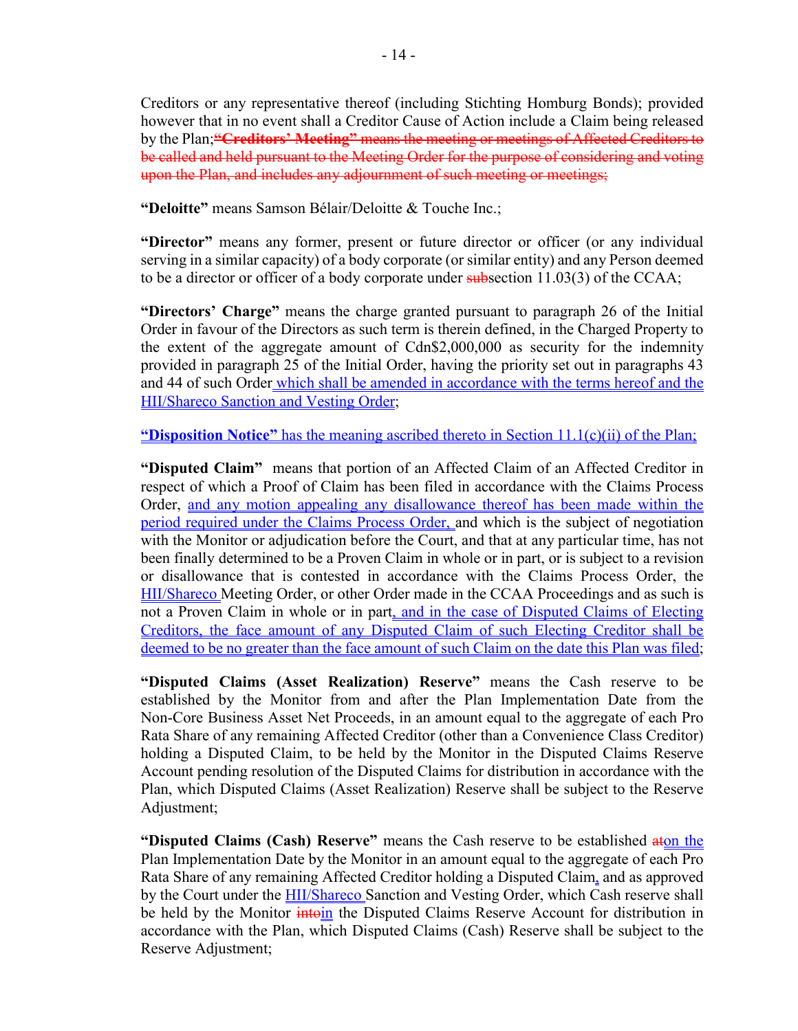Creditors or any representative thereof (including Stichting Homburg Bonds); provided however that in no event shall a Creditor Cause of Action include a Claim being released by the Plan;~~**"Creditors' Meeting"** means the meeting or meetings of Affected Creditors to be called and held pursuant to the Meeting Order for the purpose of considering and voting upon the Plan, and includes any adjournment of such meeting or meetings;~~

**"Deloitte"** means Samson Bélair/Deloitte & Touche Inc.;

**"Director"** means any former, present or future director or officer (or any individual serving in a similar capacity) of a body corporate (or similar entity) and any Person deemed to be a director or officer of a body corporate under ~~sub~~section 11.03(3) of the CCAA;

**"Directors' Charge"** means the charge granted pursuant to paragraph 26 of the Initial Order in favour of the Directors as such term is therein defined, in the Charged Property to the extent of the aggregate amount of Cdn$2,000,000 as security for the indemnity provided in paragraph 25 of the Initial Order, having the priority set out in paragraphs 43 and 44 of such Order which shall be amended in accordance with the terms hereof and the HII/Shareco Sanction and Vesting Order;

**"Disposition Notice"** has the meaning ascribed thereto in Section 11.1(c)(ii) of the Plan;

**"Disputed Claim"** means that portion of an Affected Claim of an Affected Creditor in respect of which a Proof of Claim has been filed in accordance with the Claims Process Order, and any motion appealing any disallowance thereof has been made within the period required under the Claims Process Order, and which is the subject of negotiation with the Monitor or adjudication before the Court, and that at any particular time, has not been finally determined to be a Proven Claim in whole or in part, or is subject to a revision or disallowance that is contested in accordance with the Claims Process Order, the HII/Shareco Meeting Order, or other Order made in the CCAA Proceedings and as such is not a Proven Claim in whole or in part, and in the case of Disputed Claims of Electing Creditors, the face amount of any Disputed Claim of such Electing Creditor shall be deemed to be no greater than the face amount of such Claim on the date this Plan was filed;

**"Disputed Claims (Asset Realization) Reserve"** means the Cash reserve to be established by the Monitor from and after the Plan Implementation Date from the Non-Core Business Asset Net Proceeds, in an amount equal to the aggregate of each Pro Rata Share of any remaining Affected Creditor (other than a Convenience Class Creditor) holding a Disputed Claim, to be held by the Monitor in the Disputed Claims Reserve Account pending resolution of the Disputed Claims for distribution in accordance with the Plan, which Disputed Claims (Asset Realization) Reserve shall be subject to the Reserve Adjustment;

**"Disputed Claims (Cash) Reserve"** means the Cash reserve to be established ~~at~~on the Plan Implementation Date by the Monitor in an amount equal to the aggregate of each Pro Rata Share of any remaining Affected Creditor holding a Disputed Claim, and as approved by the Court under the HII/Shareco Sanction and Vesting Order, which Cash reserve shall be held by the Monitor ~~into~~in the Disputed Claims Reserve Account for distribution in accordance with the Plan, which Disputed Claims (Cash) Reserve shall be subject to the Reserve Adjustment;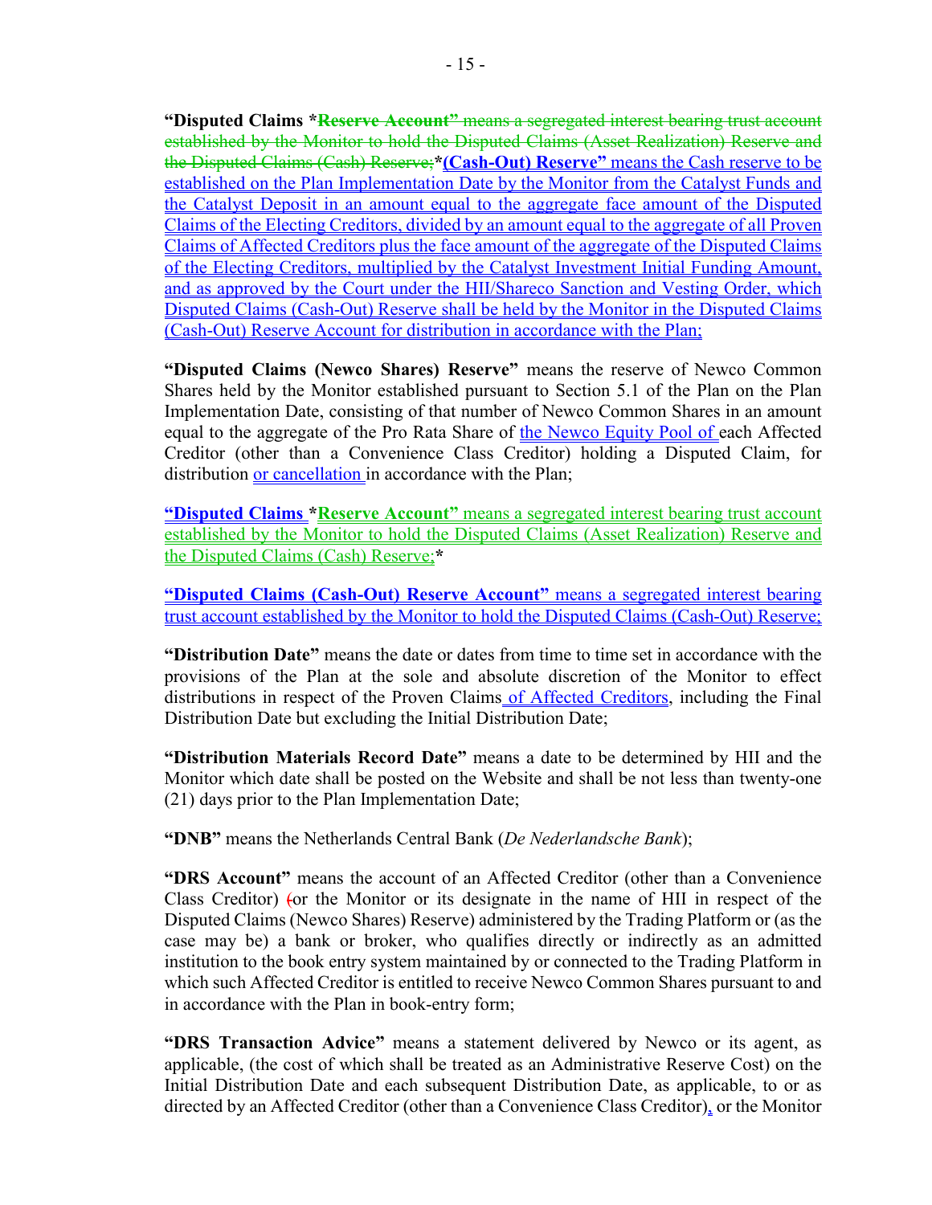**"Disputed Claims *Reserve Account"** means a segregated interest bearing trust account established by the Monitor to hold the Disputed Claims (Asset Realization) Reserve and the Disputed Claims (Cash) Reserve;***(Cash-Out) Reserve"** means the Cash reserve to be established on the Plan Implementation Date by the Monitor from the Catalyst Funds and the Catalyst Deposit in an amount equal to the aggregate face amount of the Disputed Claims of the Electing Creditors, divided by an amount equal to the aggregate of all Proven Claims of Affected Creditors plus the face amount of the aggregate of the Disputed Claims of the Electing Creditors, multiplied by the Catalyst Investment Initial Funding Amount, and as approved by the Court under the HII/Shareco Sanction and Vesting Order, which Disputed Claims (Cash-Out) Reserve shall be held by the Monitor in the Disputed Claims (Cash-Out) Reserve Account for distribution in accordance with the Plan;

**"Disputed Claims (Newco Shares) Reserve"** means the reserve of Newco Common Shares held by the Monitor established pursuant to Section 5.1 of the Plan on the Plan Implementation Date, consisting of that number of Newco Common Shares in an amount equal to the aggregate of the Pro Rata Share of the Newco Equity Pool of each Affected Creditor (other than a Convenience Class Creditor) holding a Disputed Claim, for distribution or cancellation in accordance with the Plan;

**"Disputed Claims *Reserve Account"** means a segregated interest bearing trust account established by the Monitor to hold the Disputed Claims (Asset Realization) Reserve and the Disputed Claims (Cash) Reserve;*

**"Disputed Claims (Cash-Out) Reserve Account"** means a segregated interest bearing trust account established by the Monitor to hold the Disputed Claims (Cash-Out) Reserve;

**"Distribution Date"** means the date or dates from time to time set in accordance with the provisions of the Plan at the sole and absolute discretion of the Monitor to effect distributions in respect of the Proven Claims of Affected Creditors, including the Final Distribution Date but excluding the Initial Distribution Date;

**"Distribution Materials Record Date"** means a date to be determined by HII and the Monitor which date shall be posted on the Website and shall be not less than twenty-one (21) days prior to the Plan Implementation Date;

**"DNB"** means the Netherlands Central Bank (*De Nederlandsche Bank*);

**"DRS Account"** means the account of an Affected Creditor (other than a Convenience Class Creditor) (or the Monitor or its designate in the name of HII in respect of the Disputed Claims (Newco Shares) Reserve) administered by the Trading Platform or (as the case may be) a bank or broker, who qualifies directly or indirectly as an admitted institution to the book entry system maintained by or connected to the Trading Platform in which such Affected Creditor is entitled to receive Newco Common Shares pursuant to and in accordance with the Plan in book-entry form;

**"DRS Transaction Advice"** means a statement delivered by Newco or its agent, as applicable, (the cost of which shall be treated as an Administrative Reserve Cost) on the Initial Distribution Date and each subsequent Distribution Date, as applicable, to or as directed by an Affected Creditor (other than a Convenience Class Creditor), or the Monitor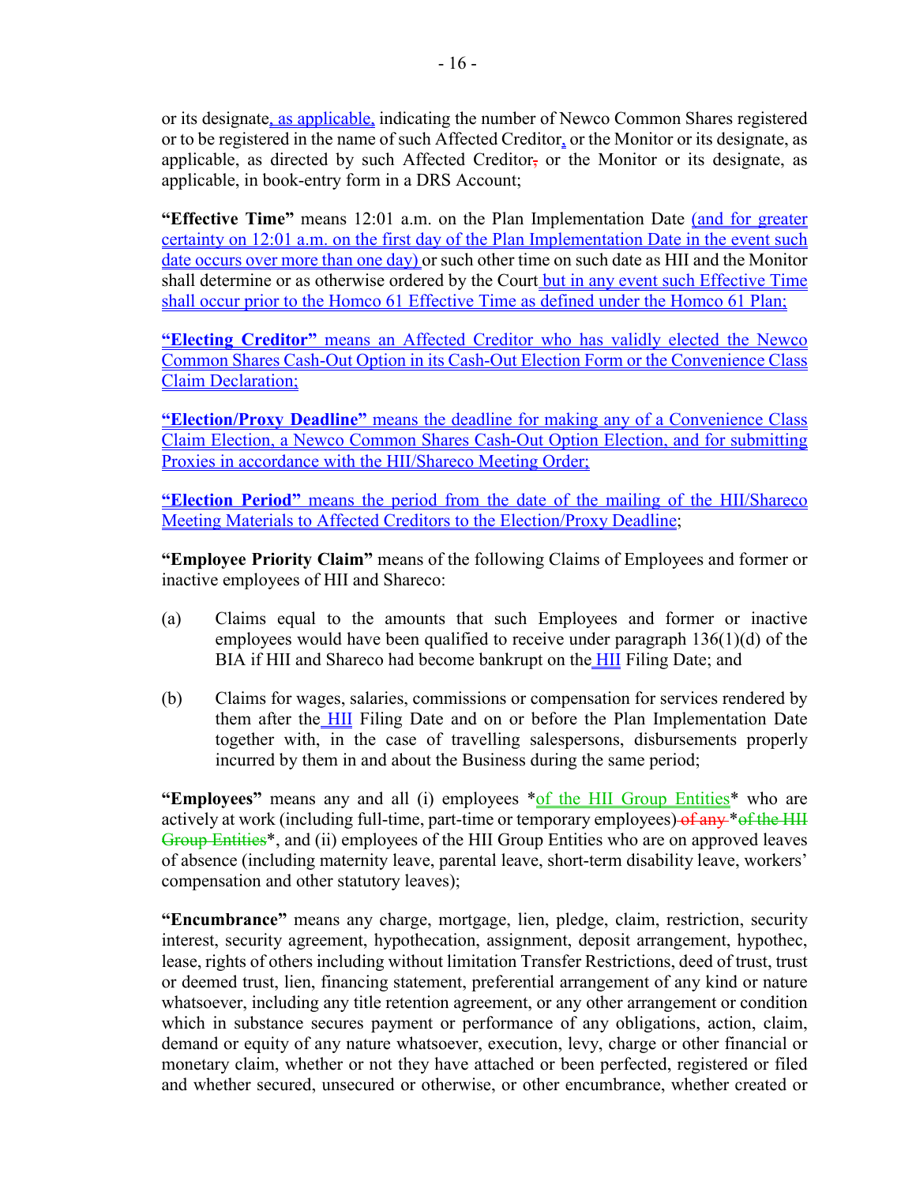or its designate, as applicable, indicating the number of Newco Common Shares registered or to be registered in the name of such Affected Creditor, or the Monitor or its designate, as applicable, as directed by such Affected Creditor, or the Monitor or its designate, as applicable, in book-entry form in a DRS Account;

**"Effective Time"** means 12:01 a.m. on the Plan Implementation Date (and for greater certainty on 12:01 a.m. on the first day of the Plan Implementation Date in the event such date occurs over more than one day) or such other time on such date as HII and the Monitor shall determine or as otherwise ordered by the Court but in any event such Effective Time shall occur prior to the Homco 61 Effective Time as defined under the Homco 61 Plan;

**"Electing Creditor"** means an Affected Creditor who has validly elected the Newco Common Shares Cash-Out Option in its Cash-Out Election Form or the Convenience Class Claim Declaration;

**"Election/Proxy Deadline"** means the deadline for making any of a Convenience Class Claim Election, a Newco Common Shares Cash-Out Option Election, and for submitting Proxies in accordance with the HII/Shareco Meeting Order;

**"Election Period"** means the period from the date of the mailing of the HII/Shareco Meeting Materials to Affected Creditors to the Election/Proxy Deadline;

**"Employee Priority Claim"** means of the following Claims of Employees and former or inactive employees of HII and Shareco:

(a) Claims equal to the amounts that such Employees and former or inactive employees would have been qualified to receive under paragraph 136(1)(d) of the BIA if HII and Shareco had become bankrupt on the HII Filing Date; and

(b) Claims for wages, salaries, commissions or compensation for services rendered by them after the HII Filing Date and on or before the Plan Implementation Date together with, in the case of travelling salespersons, disbursements properly incurred by them in and about the Business during the same period;

**"Employees"** means any and all (i) employees of the HII Group Entities who are actively at work (including full-time, part-time or temporary employees), and (ii) employees of the HII Group Entities who are on approved leaves of absence (including maternity leave, parental leave, short-term disability leave, workers' compensation and other statutory leaves);

**"Encumbrance"** means any charge, mortgage, lien, pledge, claim, restriction, security interest, security agreement, hypothecation, assignment, deposit arrangement, hypothec, lease, rights of others including without limitation Transfer Restrictions, deed of trust, trust or deemed trust, lien, financing statement, preferential arrangement of any kind or nature whatsoever, including any title retention agreement, or any other arrangement or condition which in substance secures payment or performance of any obligations, action, claim, demand or equity of any nature whatsoever, execution, levy, charge or other financial or monetary claim, whether or not they have attached or been perfected, registered or filed and whether secured, unsecured or otherwise, or other encumbrance, whether created or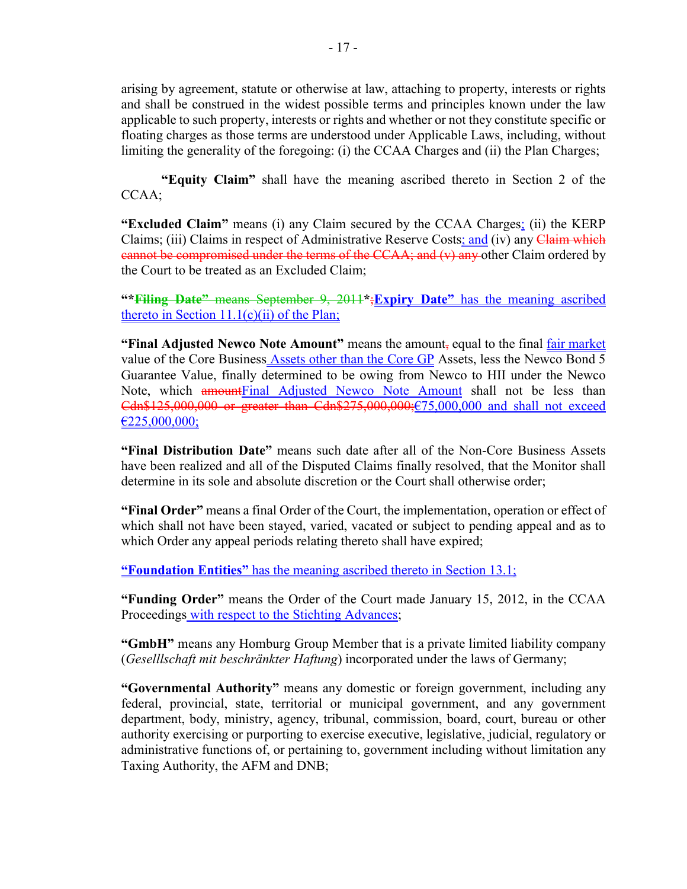arising by agreement, statute or otherwise at law, attaching to property, interests or rights and shall be construed in the widest possible terms and principles known under the law applicable to such property, interests or rights and whether or not they constitute specific or floating charges as those terms are understood under Applicable Laws, including, without limiting the generality of the foregoing: (i) the CCAA Charges and (ii) the Plan Charges;

**"Equity Claim"** shall have the meaning ascribed thereto in Section 2 of the CCAA;

**"Excluded Claim"** means (i) any Claim secured by the CCAA Charges; (ii) the KERP Claims; (iii) Claims in respect of Administrative Reserve Costs; and (iv) any ~~Claim which cannot be compromised under the terms of the CCAA; and (v) any~~ other Claim ordered by the Court to be treated as an Excluded Claim;

**"*~~Filing Date"~~** ~~means September 9, 2011~~*~~;~~**Expiry Date"** has the meaning ascribed thereto in Section 11.1(c)(ii) of the Plan;

**"Final Adjusted Newco Note Amount"** means the amount~~,~~ equal to the final fair market value of the Core Business Assets other than the Core GP Assets, less the Newco Bond 5 Guarantee Value, finally determined to be owing from Newco to HII under the Newco Note, which ~~amount~~Final Adjusted Newco Note Amount shall not be less than ~~Cdn$125,000,000 or greater than Cdn$275,000,000;~~€75,000,000 and shall not exceed €225,000,000;

**"Final Distribution Date"** means such date after all of the Non-Core Business Assets have been realized and all of the Disputed Claims finally resolved, that the Monitor shall determine in its sole and absolute discretion or the Court shall otherwise order;

**"Final Order"** means a final Order of the Court, the implementation, operation or effect of which shall not have been stayed, varied, vacated or subject to pending appeal and as to which Order any appeal periods relating thereto shall have expired;

**"Foundation Entities"** has the meaning ascribed thereto in Section 13.1;

**"Funding Order"** means the Order of the Court made January 15, 2012, in the CCAA Proceedings with respect to the Stichting Advances;

**"GmbH"** means any Homburg Group Member that is a private limited liability company (*Geselllschaft mit beschränkter Haftung*) incorporated under the laws of Germany;

**"Governmental Authority"** means any domestic or foreign government, including any federal, provincial, state, territorial or municipal government, and any government department, body, ministry, agency, tribunal, commission, board, court, bureau or other authority exercising or purporting to exercise executive, legislative, judicial, regulatory or administrative functions of, or pertaining to, government including without limitation any Taxing Authority, the AFM and DNB;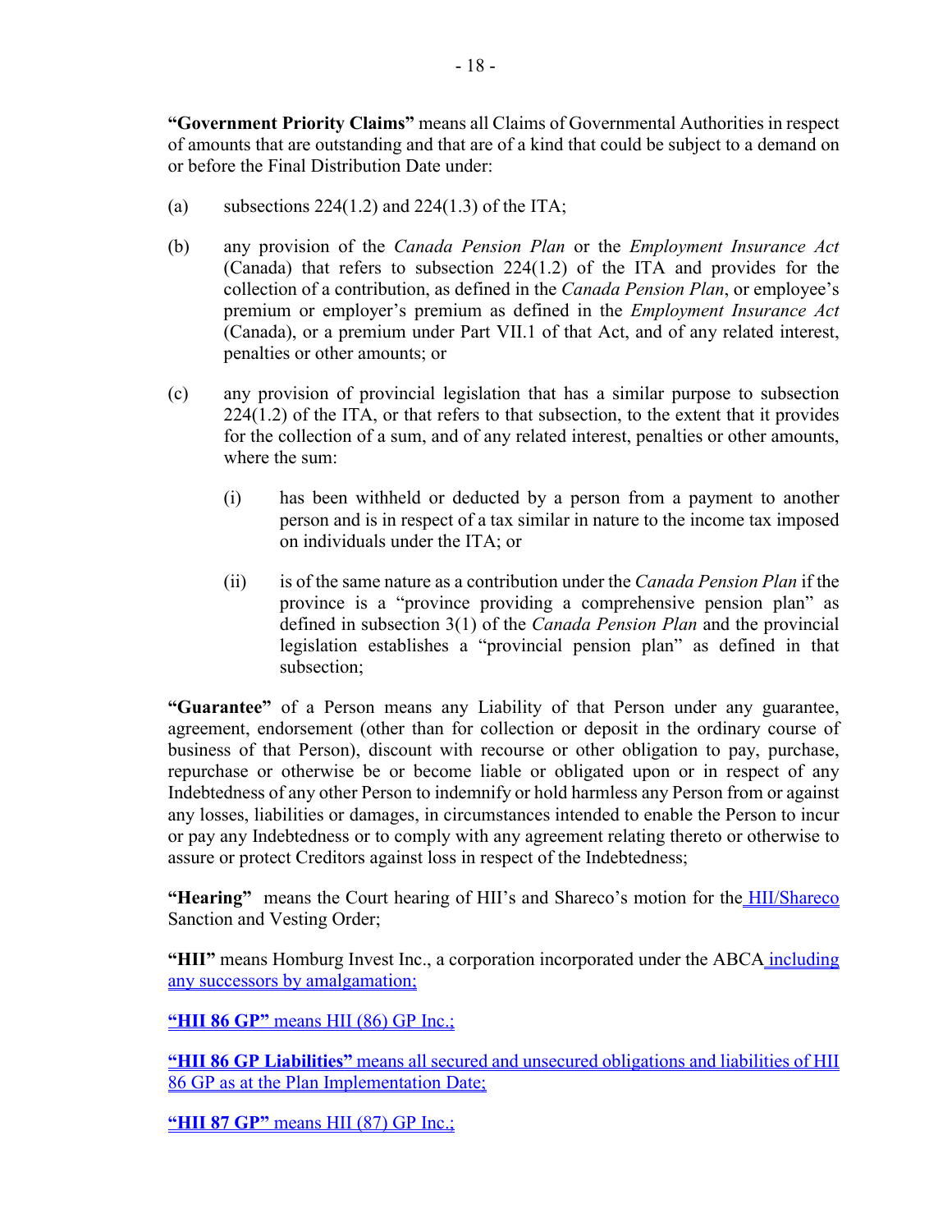**"Government Priority Claims"** means all Claims of Governmental Authorities in respect of amounts that are outstanding and that are of a kind that could be subject to a demand on or before the Final Distribution Date under:

(a) subsections 224(1.2) and 224(1.3) of the ITA;

(b) any provision of the *Canada Pension Plan* or the *Employment Insurance Act* (Canada) that refers to subsection 224(1.2) of the ITA and provides for the collection of a contribution, as defined in the *Canada Pension Plan*, or employee's premium or employer's premium as defined in the *Employment Insurance Act* (Canada), or a premium under Part VII.1 of that Act, and of any related interest, penalties or other amounts; or

(c) any provision of provincial legislation that has a similar purpose to subsection 224(1.2) of the ITA, or that refers to that subsection, to the extent that it provides for the collection of a sum, and of any related interest, penalties or other amounts, where the sum:

 (i) has been withheld or deducted by a person from a payment to another person and is in respect of a tax similar in nature to the income tax imposed on individuals under the ITA; or

 (ii) is of the same nature as a contribution under the *Canada Pension Plan* if the province is a "province providing a comprehensive pension plan" as defined in subsection 3(1) of the *Canada Pension Plan* and the provincial legislation establishes a "provincial pension plan" as defined in that subsection;

**"Guarantee"** of a Person means any Liability of that Person under any guarantee, agreement, endorsement (other than for collection or deposit in the ordinary course of business of that Person), discount with recourse or other obligation to pay, purchase, repurchase or otherwise be or become liable or obligated upon or in respect of any Indebtedness of any other Person to indemnify or hold harmless any Person from or against any losses, liabilities or damages, in circumstances intended to enable the Person to incur or pay any Indebtedness or to comply with any agreement relating thereto or otherwise to assure or protect Creditors against loss in respect of the Indebtedness;

**"Hearing"** means the Court hearing of HII's and Shareco's motion for the HII/Shareco Sanction and Vesting Order;

**"HII"** means Homburg Invest Inc., a corporation incorporated under the ABCA including any successors by amalgamation;

**"HII 86 GP"** means HII (86) GP Inc.;

**"HII 86 GP Liabilities"** means all secured and unsecured obligations and liabilities of HII 86 GP as at the Plan Implementation Date;

**"HII 87 GP"** means HII (87) GP Inc.;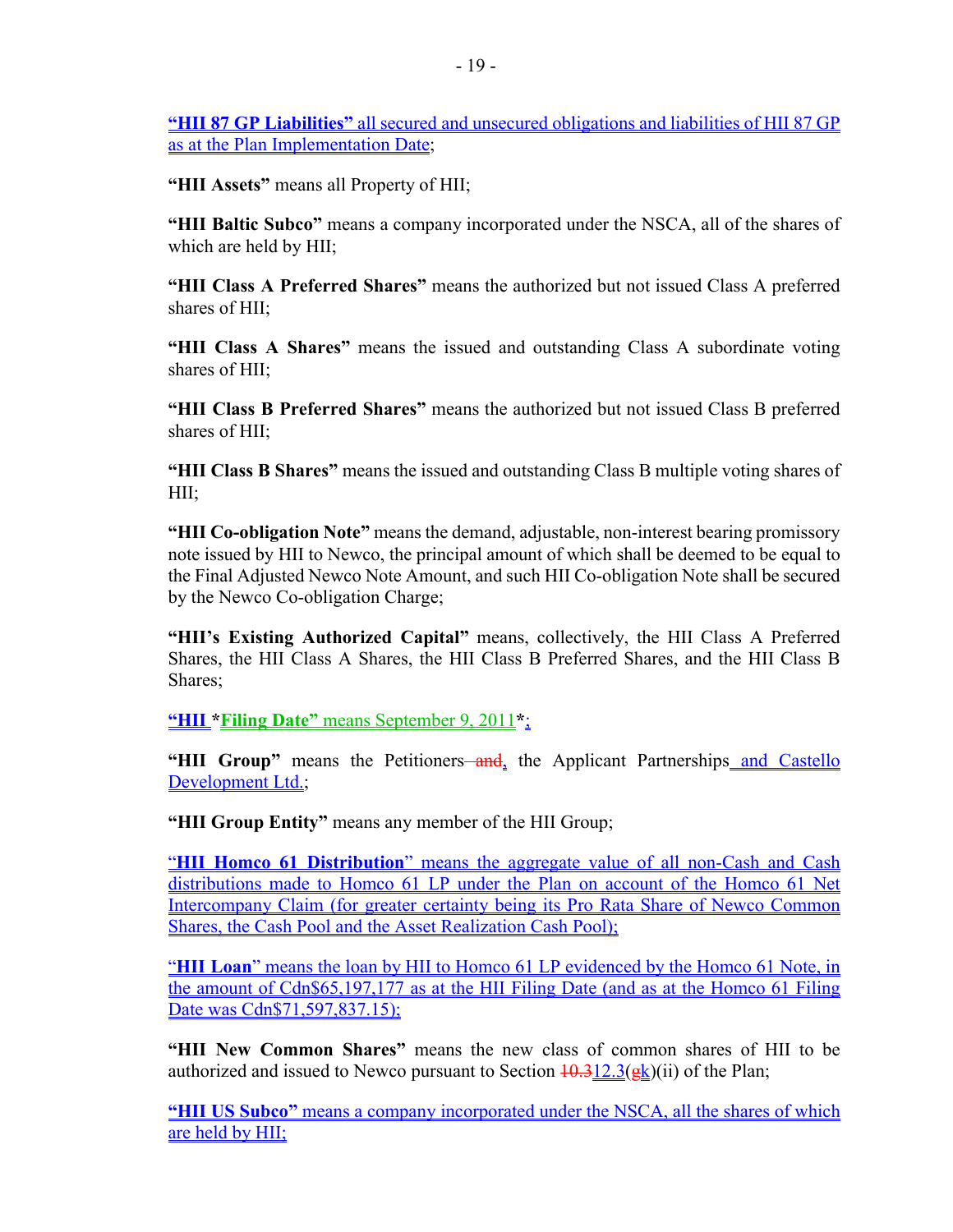**"HII 87 GP Liabilities"** all secured and unsecured obligations and liabilities of HII 87 GP as at the Plan Implementation Date;

**"HII Assets"** means all Property of HII;

**"HII Baltic Subco"** means a company incorporated under the NSCA, all of the shares of which are held by HII;

**"HII Class A Preferred Shares"** means the authorized but not issued Class A preferred shares of HII;

**"HII Class A Shares"** means the issued and outstanding Class A subordinate voting shares of HII;

**"HII Class B Preferred Shares"** means the authorized but not issued Class B preferred shares of HII;

**"HII Class B Shares"** means the issued and outstanding Class B multiple voting shares of HII;

**"HII Co-obligation Note"** means the demand, adjustable, non-interest bearing promissory note issued by HII to Newco, the principal amount of which shall be deemed to be equal to the Final Adjusted Newco Note Amount, and such HII Co-obligation Note shall be secured by the Newco Co-obligation Charge;

**"HII's Existing Authorized Capital"** means, collectively, the HII Class A Preferred Shares, the HII Class A Shares, the HII Class B Preferred Shares, and the HII Class B Shares;

**"HII *Filing Date"** means September 9, 2011*;

**"HII Group"** means the Petitioners ~~and~~, the Applicant Partnerships and Castello Development Ltd.;

**"HII Group Entity"** means any member of the HII Group;

**"HII Homco 61 Distribution"** means the aggregate value of all non-Cash and Cash distributions made to Homco 61 LP under the Plan on account of the Homco 61 Net Intercompany Claim (for greater certainty being its Pro Rata Share of Newco Common Shares, the Cash Pool and the Asset Realization Cash Pool);

**"HII Loan"** means the loan by HII to Homco 61 LP evidenced by the Homco 61 Note, in the amount of Cdn$65,197,177 as at the HII Filing Date (and as at the Homco 61 Filing Date was Cdn$71,597,837.15);

**"HII New Common Shares"** means the new class of common shares of HII to be authorized and issued to Newco pursuant to Section ~~10.3~~12.3(~~g~~k)(ii) of the Plan;

**"HII US Subco"** means a company incorporated under the NSCA, all the shares of which are held by HII;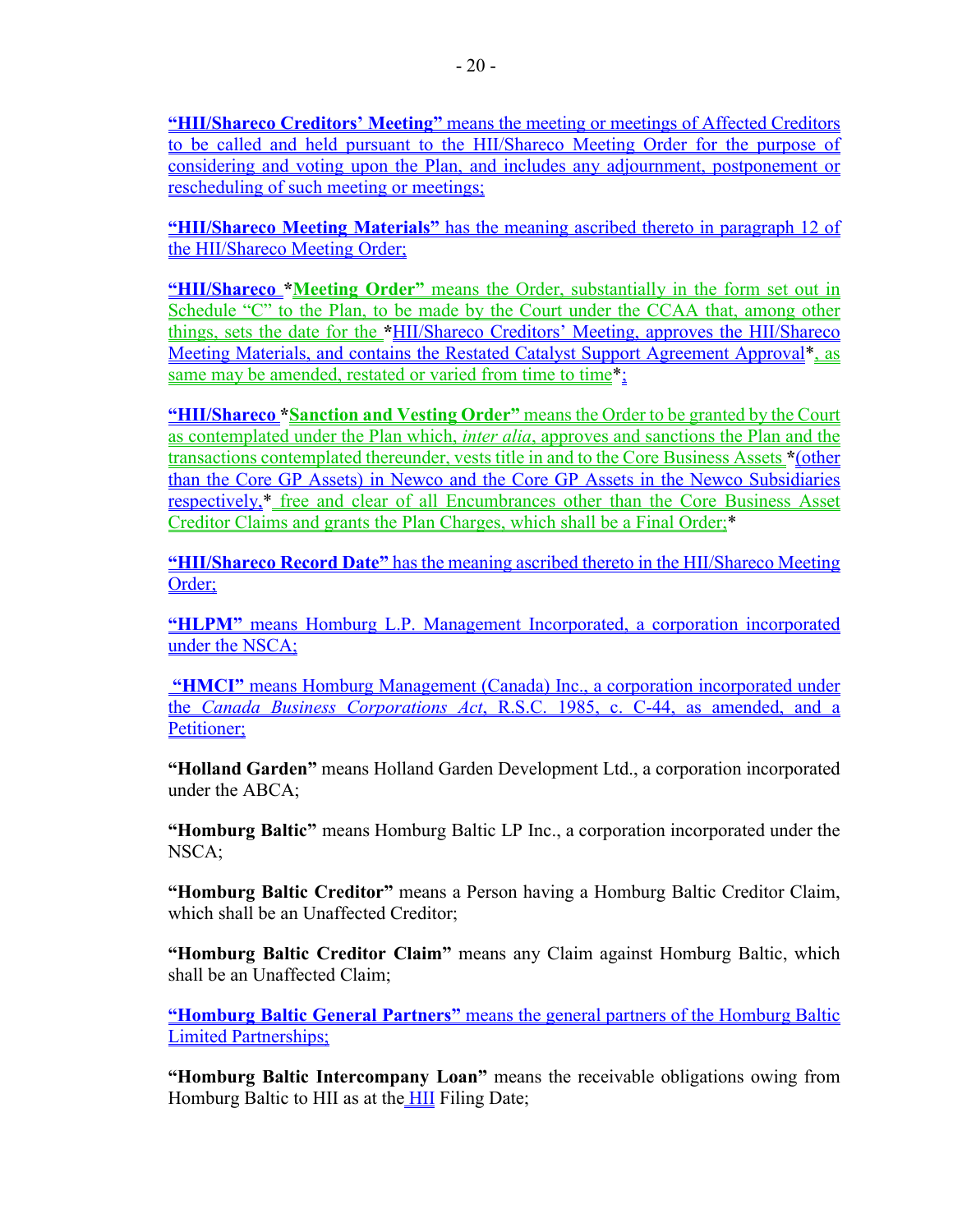**"HII/Shareco Creditors' Meeting"** means the meeting or meetings of Affected Creditors to be called and held pursuant to the HII/Shareco Meeting Order for the purpose of considering and voting upon the Plan, and includes any adjournment, postponement or rescheduling of such meeting or meetings;

**"HII/Shareco Meeting Materials"** has the meaning ascribed thereto in paragraph 12 of the HII/Shareco Meeting Order;

**"HII/Shareco *Meeting Order"** means the Order, substantially in the form set out in Schedule "C" to the Plan, to be made by the Court under the CCAA that, among other things, sets the date for the *HII/Shareco Creditors' Meeting, approves the HII/Shareco Meeting Materials, and contains the Restated Catalyst Support Agreement Approval*, as same may be amended, restated or varied from time to time*;

**"HII/Shareco *Sanction and Vesting Order"** means the Order to be granted by the Court as contemplated under the Plan which, *inter alia*, approves and sanctions the Plan and the transactions contemplated thereunder, vests title in and to the Core Business Assets *(other than the Core GP Assets) in Newco and the Core GP Assets in the Newco Subsidiaries respectively,* free and clear of all Encumbrances other than the Core Business Asset Creditor Claims and grants the Plan Charges, which shall be a Final Order;*

**"HII/Shareco Record Date"** has the meaning ascribed thereto in the HII/Shareco Meeting Order;

**"HLPM"** means Homburg L.P. Management Incorporated, a corporation incorporated under the NSCA;

**"HMCI"** means Homburg Management (Canada) Inc., a corporation incorporated under the *Canada Business Corporations Act*, R.S.C. 1985, c. C-44, as amended, and a Petitioner;

**"Holland Garden"** means Holland Garden Development Ltd., a corporation incorporated under the ABCA;

**"Homburg Baltic"** means Homburg Baltic LP Inc., a corporation incorporated under the NSCA;

**"Homburg Baltic Creditor"** means a Person having a Homburg Baltic Creditor Claim, which shall be an Unaffected Creditor;

**"Homburg Baltic Creditor Claim"** means any Claim against Homburg Baltic, which shall be an Unaffected Claim;

**"Homburg Baltic General Partners"** means the general partners of the Homburg Baltic Limited Partnerships;

**"Homburg Baltic Intercompany Loan"** means the receivable obligations owing from Homburg Baltic to HII as at the HII Filing Date;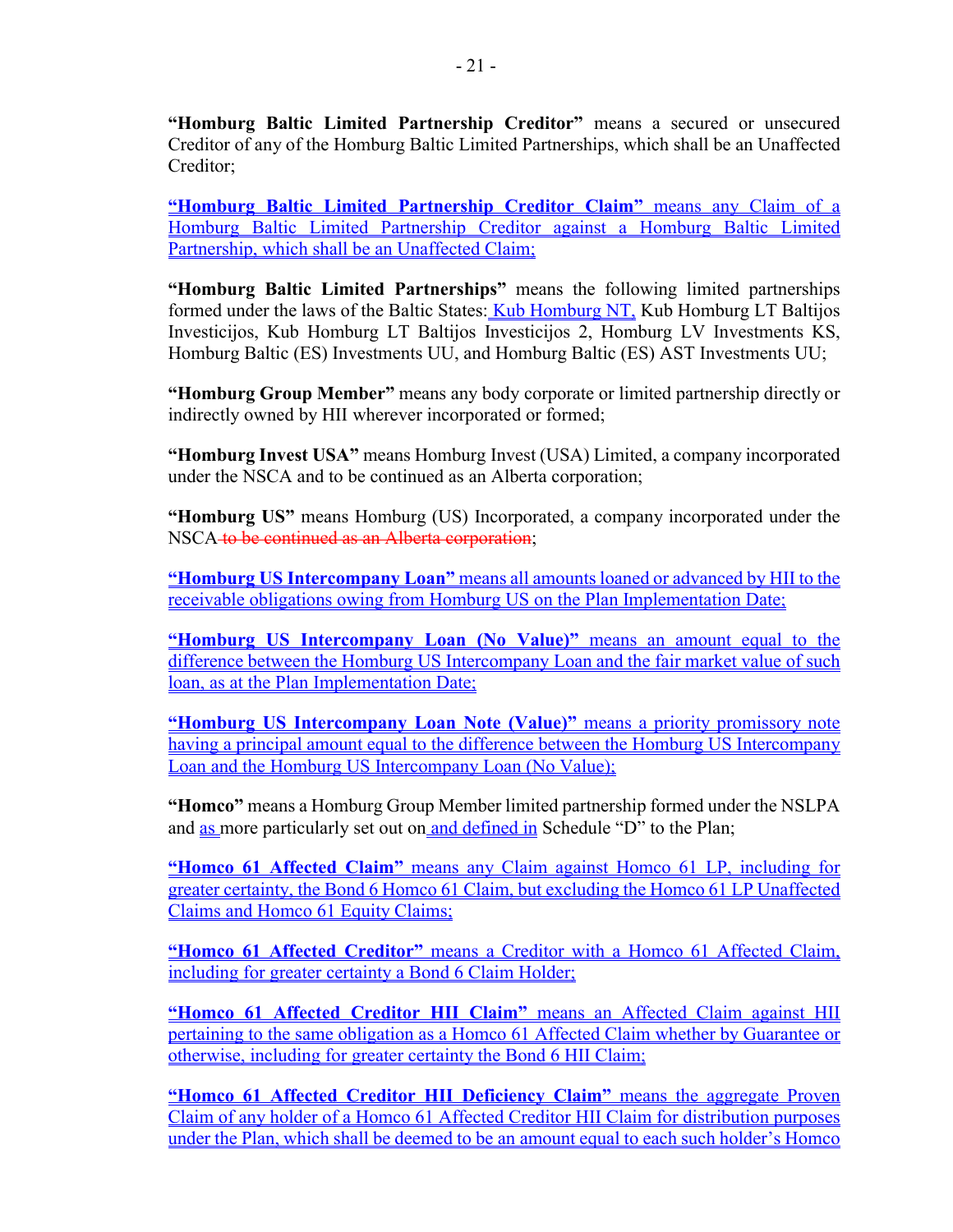**"Homburg Baltic Limited Partnership Creditor"** means a secured or unsecured Creditor of any of the Homburg Baltic Limited Partnerships, which shall be an Unaffected Creditor;

**"Homburg Baltic Limited Partnership Creditor Claim"** means any Claim of a Homburg Baltic Limited Partnership Creditor against a Homburg Baltic Limited Partnership, which shall be an Unaffected Claim;

**"Homburg Baltic Limited Partnerships"** means the following limited partnerships formed under the laws of the Baltic States: Kub Homburg NT, Kub Homburg LT Baltijos Investicijos, Kub Homburg LT Baltijos Investicijos 2, Homburg LV Investments KS, Homburg Baltic (ES) Investments UU, and Homburg Baltic (ES) AST Investments UU;

**"Homburg Group Member"** means any body corporate or limited partnership directly or indirectly owned by HII wherever incorporated or formed;

**"Homburg Invest USA"** means Homburg Invest (USA) Limited, a company incorporated under the NSCA and to be continued as an Alberta corporation;

**"Homburg US"** means Homburg (US) Incorporated, a company incorporated under the NSCA ~~to be continued as an Alberta corporation~~;

**"Homburg US Intercompany Loan"** means all amounts loaned or advanced by HII to the receivable obligations owing from Homburg US on the Plan Implementation Date;

**"Homburg US Intercompany Loan (No Value)"** means an amount equal to the difference between the Homburg US Intercompany Loan and the fair market value of such loan, as at the Plan Implementation Date;

**"Homburg US Intercompany Loan Note (Value)"** means a priority promissory note having a principal amount equal to the difference between the Homburg US Intercompany Loan and the Homburg US Intercompany Loan (No Value);

**"Homco"** means a Homburg Group Member limited partnership formed under the NSLPA and as more particularly set out on and defined in Schedule "D" to the Plan;

**"Homco 61 Affected Claim"** means any Claim against Homco 61 LP, including for greater certainty, the Bond 6 Homco 61 Claim, but excluding the Homco 61 LP Unaffected Claims and Homco 61 Equity Claims;

**"Homco 61 Affected Creditor"** means a Creditor with a Homco 61 Affected Claim, including for greater certainty a Bond 6 Claim Holder;

**"Homco 61 Affected Creditor HII Claim"** means an Affected Claim against HII pertaining to the same obligation as a Homco 61 Affected Claim whether by Guarantee or otherwise, including for greater certainty the Bond 6 HII Claim;

**"Homco 61 Affected Creditor HII Deficiency Claim"** means the aggregate Proven Claim of any holder of a Homco 61 Affected Creditor HII Claim for distribution purposes under the Plan, which shall be deemed to be an amount equal to each such holder's Homco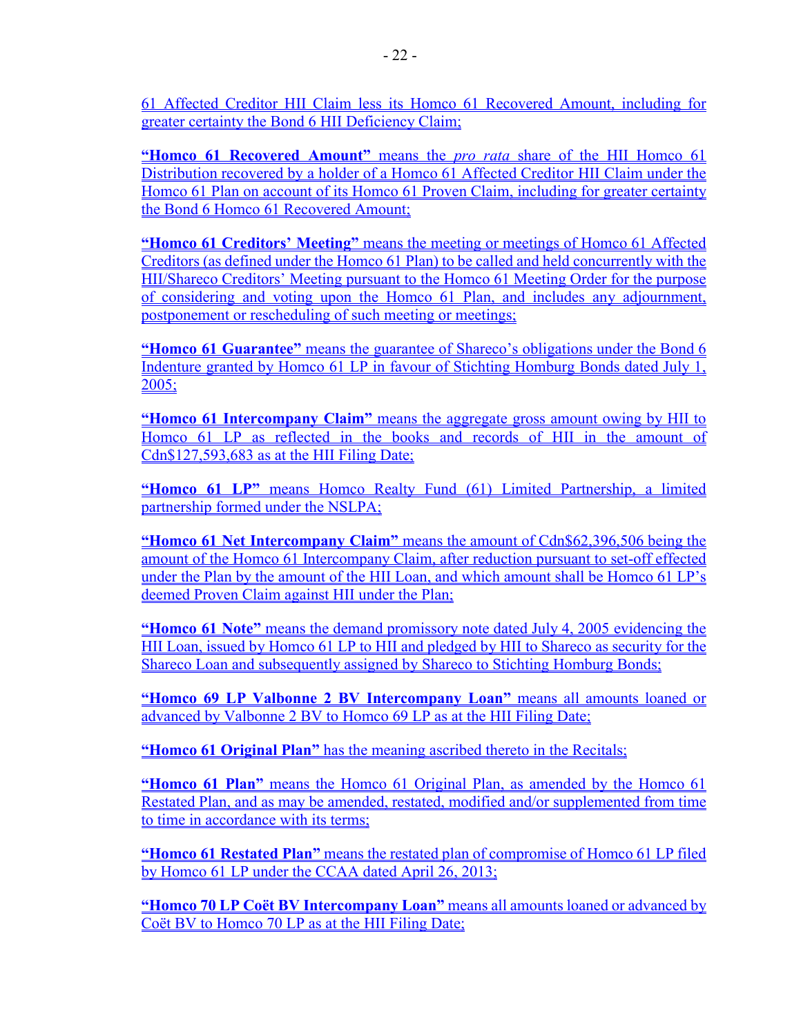61 Affected Creditor HII Claim less its Homco 61 Recovered Amount, including for greater certainty the Bond 6 HII Deficiency Claim;

**"Homco 61 Recovered Amount"** means the *pro rata* share of the HII Homco 61 Distribution recovered by a holder of a Homco 61 Affected Creditor HII Claim under the Homco 61 Plan on account of its Homco 61 Proven Claim, including for greater certainty the Bond 6 Homco 61 Recovered Amount;

**"Homco 61 Creditors' Meeting"** means the meeting or meetings of Homco 61 Affected Creditors (as defined under the Homco 61 Plan) to be called and held concurrently with the HII/Shareco Creditors' Meeting pursuant to the Homco 61 Meeting Order for the purpose of considering and voting upon the Homco 61 Plan, and includes any adjournment, postponement or rescheduling of such meeting or meetings;

**"Homco 61 Guarantee"** means the guarantee of Shareco's obligations under the Bond 6 Indenture granted by Homco 61 LP in favour of Stichting Homburg Bonds dated July 1, 2005;

**"Homco 61 Intercompany Claim"** means the aggregate gross amount owing by HII to Homco 61 LP as reflected in the books and records of HII in the amount of Cdn$127,593,683 as at the HII Filing Date;

**"Homco 61 LP"** means Homco Realty Fund (61) Limited Partnership, a limited partnership formed under the NSLPA;

**"Homco 61 Net Intercompany Claim"** means the amount of Cdn$62,396,506 being the amount of the Homco 61 Intercompany Claim, after reduction pursuant to set-off effected under the Plan by the amount of the HII Loan, and which amount shall be Homco 61 LP's deemed Proven Claim against HII under the Plan;

**"Homco 61 Note"** means the demand promissory note dated July 4, 2005 evidencing the HII Loan, issued by Homco 61 LP to HII and pledged by HII to Shareco as security for the Shareco Loan and subsequently assigned by Shareco to Stichting Homburg Bonds;

**"Homco 69 LP Valbonne 2 BV Intercompany Loan"** means all amounts loaned or advanced by Valbonne 2 BV to Homco 69 LP as at the HII Filing Date;

**"Homco 61 Original Plan"** has the meaning ascribed thereto in the Recitals;

**"Homco 61 Plan"** means the Homco 61 Original Plan, as amended by the Homco 61 Restated Plan, and as may be amended, restated, modified and/or supplemented from time to time in accordance with its terms;

**"Homco 61 Restated Plan"** means the restated plan of compromise of Homco 61 LP filed by Homco 61 LP under the CCAA dated April 26, 2013;

**"Homco 70 LP Coët BV Intercompany Loan"** means all amounts loaned or advanced by Coët BV to Homco 70 LP as at the HII Filing Date;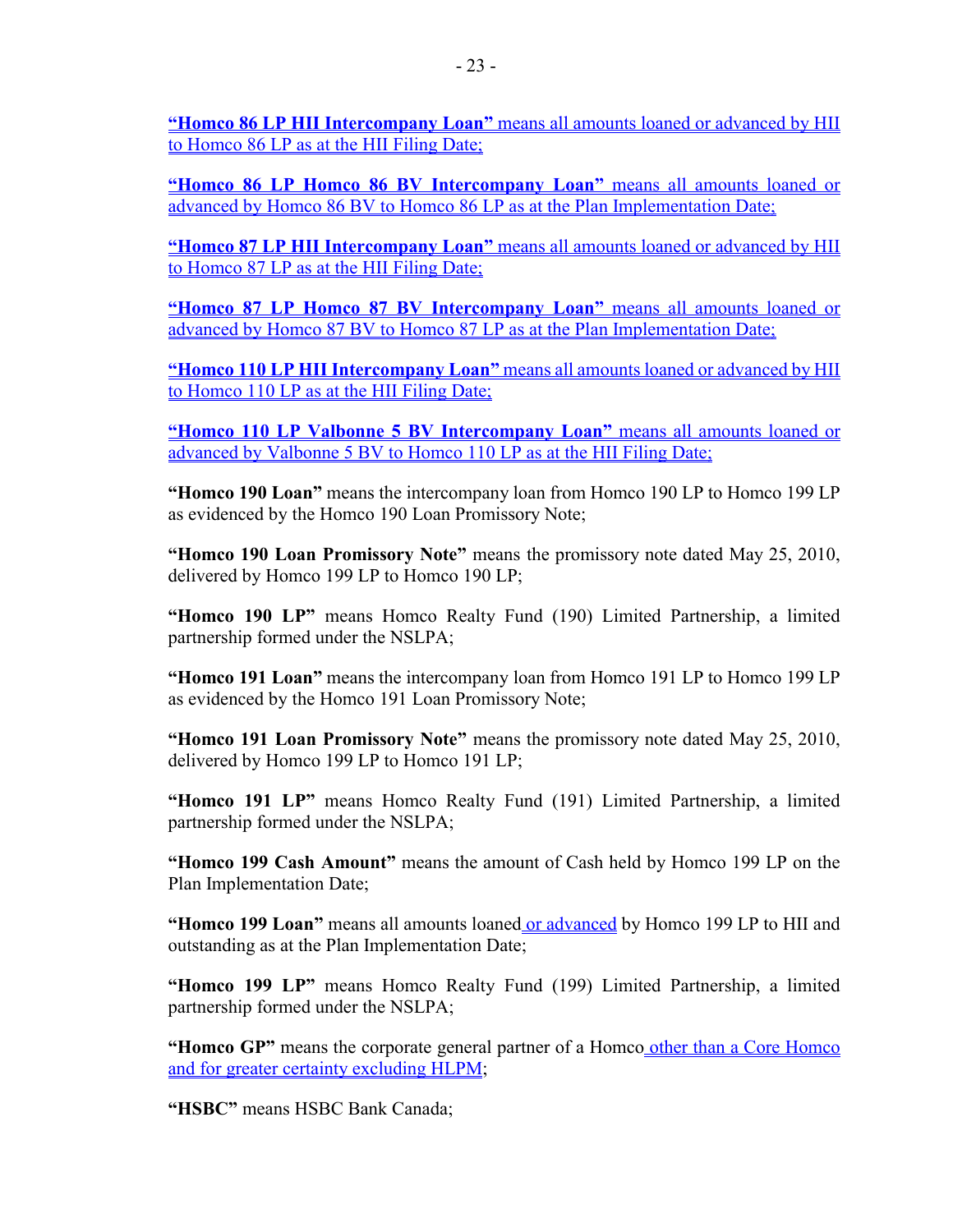**"Homco 86 LP HII Intercompany Loan"** means all amounts loaned or advanced by HII to Homco 86 LP as at the HII Filing Date;

**"Homco 86 LP Homco 86 BV Intercompany Loan"** means all amounts loaned or advanced by Homco 86 BV to Homco 86 LP as at the Plan Implementation Date;

**"Homco 87 LP HII Intercompany Loan"** means all amounts loaned or advanced by HII to Homco 87 LP as at the HII Filing Date;

**"Homco 87 LP Homco 87 BV Intercompany Loan"** means all amounts loaned or advanced by Homco 87 BV to Homco 87 LP as at the Plan Implementation Date;

**"Homco 110 LP HII Intercompany Loan"** means all amounts loaned or advanced by HII to Homco 110 LP as at the HII Filing Date;

**"Homco 110 LP Valbonne 5 BV Intercompany Loan"** means all amounts loaned or advanced by Valbonne 5 BV to Homco 110 LP as at the HII Filing Date;

**"Homco 190 Loan"** means the intercompany loan from Homco 190 LP to Homco 199 LP as evidenced by the Homco 190 Loan Promissory Note;

**"Homco 190 Loan Promissory Note"** means the promissory note dated May 25, 2010, delivered by Homco 199 LP to Homco 190 LP;

**"Homco 190 LP"** means Homco Realty Fund (190) Limited Partnership, a limited partnership formed under the NSLPA;

**"Homco 191 Loan"** means the intercompany loan from Homco 191 LP to Homco 199 LP as evidenced by the Homco 191 Loan Promissory Note;

**"Homco 191 Loan Promissory Note"** means the promissory note dated May 25, 2010, delivered by Homco 199 LP to Homco 191 LP;

**"Homco 191 LP"** means Homco Realty Fund (191) Limited Partnership, a limited partnership formed under the NSLPA;

**"Homco 199 Cash Amount"** means the amount of Cash held by Homco 199 LP on the Plan Implementation Date;

**"Homco 199 Loan"** means all amounts loaned or advanced by Homco 199 LP to HII and outstanding as at the Plan Implementation Date;

**"Homco 199 LP"** means Homco Realty Fund (199) Limited Partnership, a limited partnership formed under the NSLPA;

**"Homco GP"** means the corporate general partner of a Homco other than a Core Homco and for greater certainty excluding HLPM;

**"HSBC"** means HSBC Bank Canada;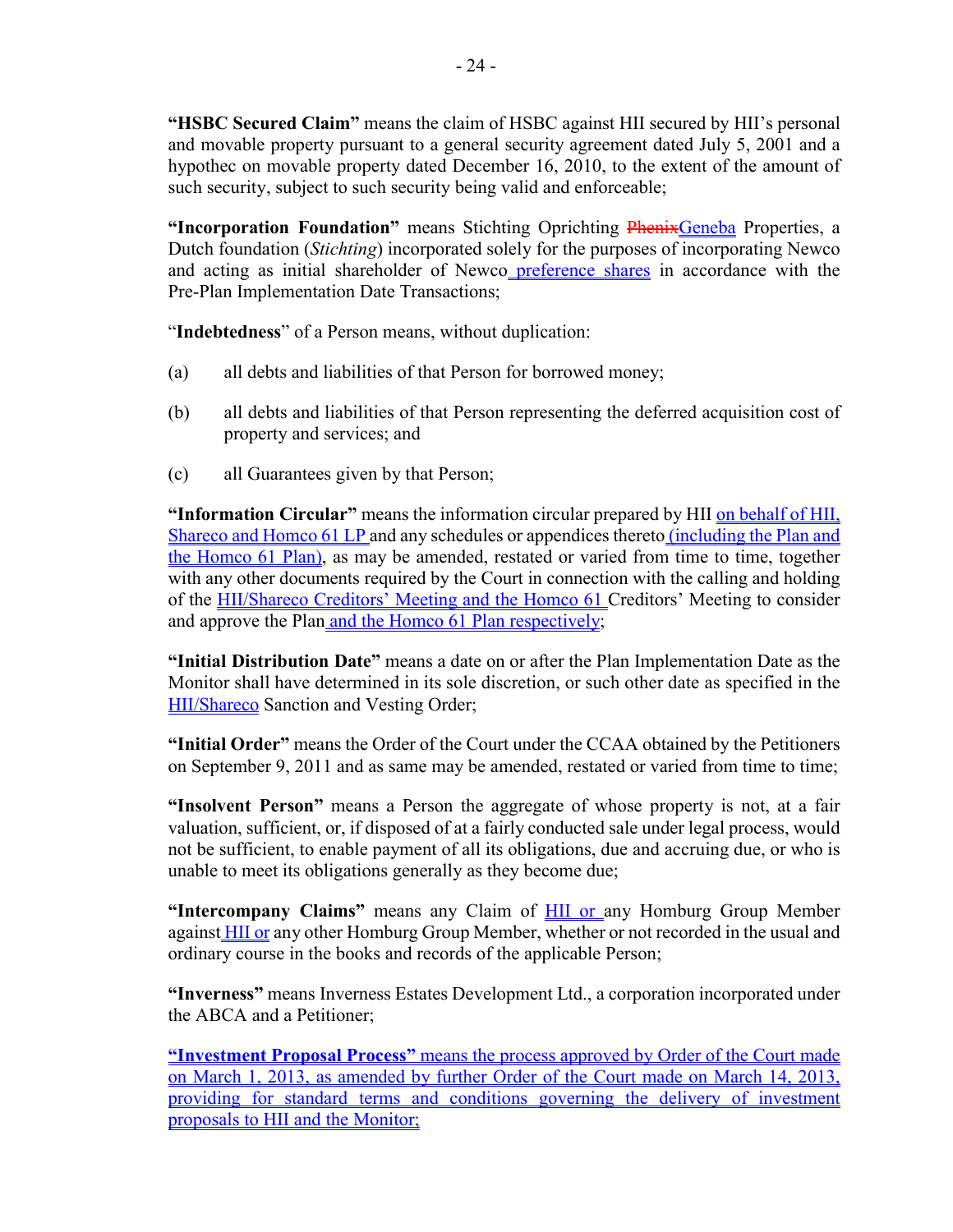**"HSBC Secured Claim"** means the claim of HSBC against HII secured by HII's personal and movable property pursuant to a general security agreement dated July 5, 2001 and a hypothec on movable property dated December 16, 2010, to the extent of the amount of such security, subject to such security being valid and enforceable;

**"Incorporation Foundation"** means Stichting Oprichting ~~Phenix~~Geneba Properties, a Dutch foundation (*Stichting*) incorporated solely for the purposes of incorporating Newco and acting as initial shareholder of Newco preference shares in accordance with the Pre-Plan Implementation Date Transactions;

"**Indebtedness**" of a Person means, without duplication:

(a) all debts and liabilities of that Person for borrowed money;

(b) all debts and liabilities of that Person representing the deferred acquisition cost of property and services; and

(c) all Guarantees given by that Person;

**"Information Circular"** means the information circular prepared by HII on behalf of HII, Shareco and Homco 61 LP and any schedules or appendices thereto (including the Plan and the Homco 61 Plan), as may be amended, restated or varied from time to time, together with any other documents required by the Court in connection with the calling and holding of the HII/Shareco Creditors' Meeting and the Homco 61 Creditors' Meeting to consider and approve the Plan and the Homco 61 Plan respectively;

**"Initial Distribution Date"** means a date on or after the Plan Implementation Date as the Monitor shall have determined in its sole discretion, or such other date as specified in the HII/Shareco Sanction and Vesting Order;

**"Initial Order"** means the Order of the Court under the CCAA obtained by the Petitioners on September 9, 2011 and as same may be amended, restated or varied from time to time;

**"Insolvent Person"** means a Person the aggregate of whose property is not, at a fair valuation, sufficient, or, if disposed of at a fairly conducted sale under legal process, would not be sufficient, to enable payment of all its obligations, due and accruing due, or who is unable to meet its obligations generally as they become due;

**"Intercompany Claims"** means any Claim of HII or any Homburg Group Member against HII or any other Homburg Group Member, whether or not recorded in the usual and ordinary course in the books and records of the applicable Person;

**"Inverness"** means Inverness Estates Development Ltd., a corporation incorporated under the ABCA and a Petitioner;

**"Investment Proposal Process"** means the process approved by Order of the Court made on March 1, 2013, as amended by further Order of the Court made on March 14, 2013, providing for standard terms and conditions governing the delivery of investment proposals to HII and the Monitor;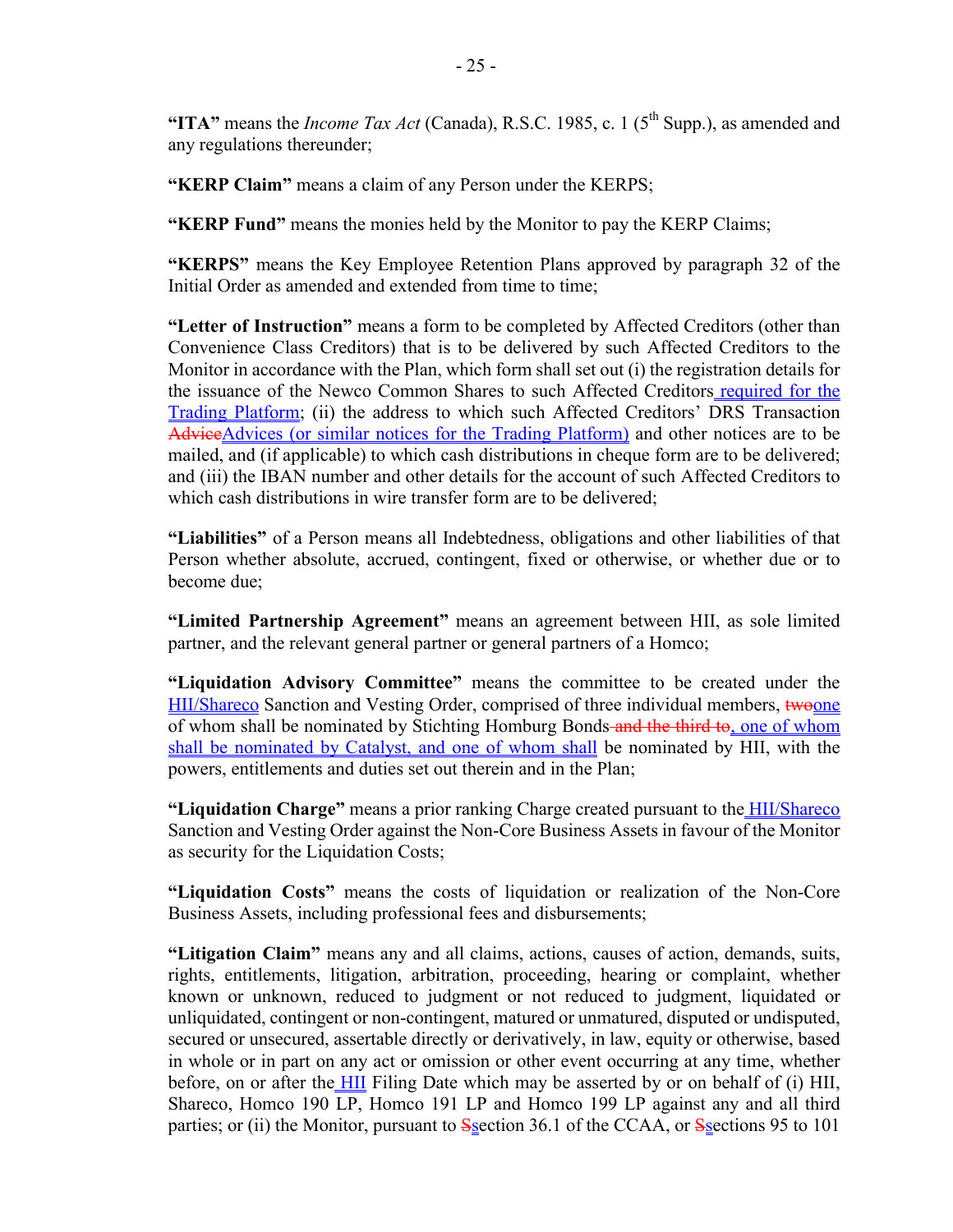**"ITA"** means the *Income Tax Act* (Canada), R.S.C. 1985, c. 1 (5th Supp.), as amended and any regulations thereunder;

**"KERP Claim"** means a claim of any Person under the KERPS;

**"KERP Fund"** means the monies held by the Monitor to pay the KERP Claims;

**"KERPS"** means the Key Employee Retention Plans approved by paragraph 32 of the Initial Order as amended and extended from time to time;

**"Letter of Instruction"** means a form to be completed by Affected Creditors (other than Convenience Class Creditors) that is to be delivered by such Affected Creditors to the Monitor in accordance with the Plan, which form shall set out (i) the registration details for the issuance of the Newco Common Shares to such Affected Creditors required for the Trading Platform; (ii) the address to which such Affected Creditors' DRS Transaction ~~Advice~~Advices (or similar notices for the Trading Platform) and other notices are to be mailed, and (if applicable) to which cash distributions in cheque form are to be delivered; and (iii) the IBAN number and other details for the account of such Affected Creditors to which cash distributions in wire transfer form are to be delivered;

**"Liabilities"** of a Person means all Indebtedness, obligations and other liabilities of that Person whether absolute, accrued, contingent, fixed or otherwise, or whether due or to become due;

**"Limited Partnership Agreement"** means an agreement between HII, as sole limited partner, and the relevant general partner or general partners of a Homco;

**"Liquidation Advisory Committee"** means the committee to be created under the HII/Shareco Sanction and Vesting Order, comprised of three individual members, ~~two~~one of whom shall be nominated by Stichting Homburg Bonds ~~and the third to~~, one of whom shall be nominated by Catalyst, and one of whom shall be nominated by HII, with the powers, entitlements and duties set out therein and in the Plan;

**"Liquidation Charge"** means a prior ranking Charge created pursuant to the HII/Shareco Sanction and Vesting Order against the Non-Core Business Assets in favour of the Monitor as security for the Liquidation Costs;

**"Liquidation Costs"** means the costs of liquidation or realization of the Non-Core Business Assets, including professional fees and disbursements;

**"Litigation Claim"** means any and all claims, actions, causes of action, demands, suits, rights, entitlements, litigation, arbitration, proceeding, hearing or complaint, whether known or unknown, reduced to judgment or not reduced to judgment, liquidated or unliquidated, contingent or non-contingent, matured or unmatured, disputed or undisputed, secured or unsecured, assertable directly or derivatively, in law, equity or otherwise, based in whole or in part on any act or omission or other event occurring at any time, whether before, on or after the HII Filing Date which may be asserted by or on behalf of (i) HII, Shareco, Homco 190 LP, Homco 191 LP and Homco 199 LP against any and all third parties; or (ii) the Monitor, pursuant to ~~S~~section 36.1 of the CCAA, or ~~S~~sections 95 to 101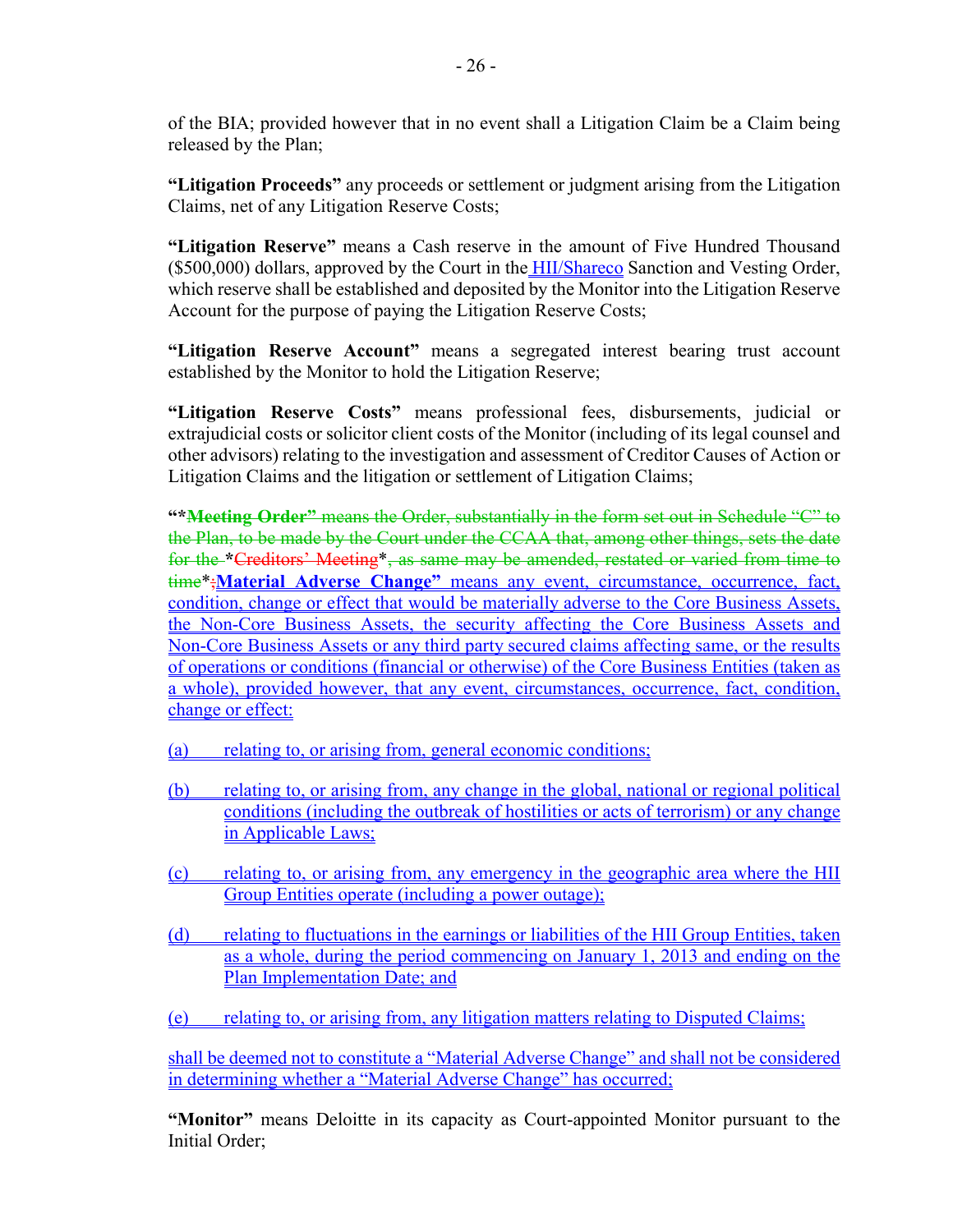of the BIA; provided however that in no event shall a Litigation Claim be a Claim being released by the Plan;

**"Litigation Proceeds"** any proceeds or settlement or judgment arising from the Litigation Claims, net of any Litigation Reserve Costs;

**"Litigation Reserve"** means a Cash reserve in the amount of Five Hundred Thousand ($500,000) dollars, approved by the Court in the HII/Shareco Sanction and Vesting Order, which reserve shall be established and deposited by the Monitor into the Litigation Reserve Account for the purpose of paying the Litigation Reserve Costs;

**"Litigation Reserve Account"** means a segregated interest bearing trust account established by the Monitor to hold the Litigation Reserve;

**"Litigation Reserve Costs"** means professional fees, disbursements, judicial or extrajudicial costs or solicitor client costs of the Monitor (including of its legal counsel and other advisors) relating to the investigation and assessment of Creditor Causes of Action or Litigation Claims and the litigation or settlement of Litigation Claims;

**"*Meeting Order"** means the Order, substantially in the form set out in Schedule "C" to the Plan, to be made by the Court under the CCAA that, among other things, sets the date for the *Creditors' Meeting*, as same may be amended, restated or varied from time to time*;**Material Adverse Change"** means any event, circumstance, occurrence, fact, condition, change or effect that would be materially adverse to the Core Business Assets, the Non-Core Business Assets, the security affecting the Core Business Assets and Non-Core Business Assets or any third party secured claims affecting same, or the results of operations or conditions (financial or otherwise) of the Core Business Entities (taken as a whole), provided however, that any event, circumstances, occurrence, fact, condition, change or effect:

(a) relating to, or arising from, general economic conditions;

(b) relating to, or arising from, any change in the global, national or regional political conditions (including the outbreak of hostilities or acts of terrorism) or any change in Applicable Laws;

(c) relating to, or arising from, any emergency in the geographic area where the HII Group Entities operate (including a power outage);

(d) relating to fluctuations in the earnings or liabilities of the HII Group Entities, taken as a whole, during the period commencing on January 1, 2013 and ending on the Plan Implementation Date; and

(e) relating to, or arising from, any litigation matters relating to Disputed Claims;

shall be deemed not to constitute a "Material Adverse Change" and shall not be considered in determining whether a "Material Adverse Change" has occurred;

**"Monitor"** means Deloitte in its capacity as Court-appointed Monitor pursuant to the Initial Order;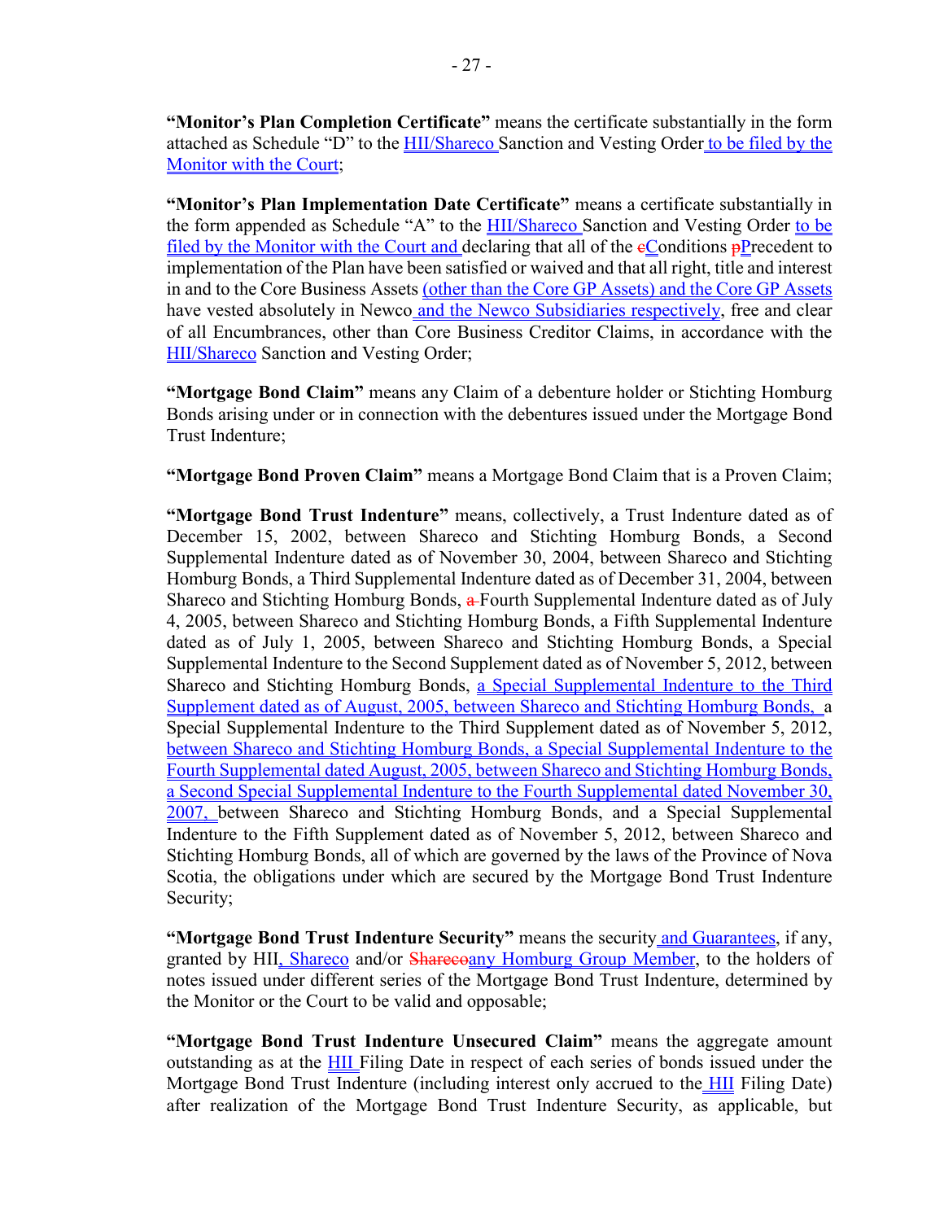**"Monitor's Plan Completion Certificate"** means the certificate substantially in the form attached as Schedule "D" to the HII/Shareco Sanction and Vesting Order to be filed by the Monitor with the Court;

**"Monitor's Plan Implementation Date Certificate"** means a certificate substantially in the form appended as Schedule "A" to the HII/Shareco Sanction and Vesting Order to be filed by the Monitor with the Court and declaring that all of the cConditions pPrecedent to implementation of the Plan have been satisfied or waived and that all right, title and interest in and to the Core Business Assets (other than the Core GP Assets) and the Core GP Assets have vested absolutely in Newco and the Newco Subsidiaries respectively, free and clear of all Encumbrances, other than Core Business Creditor Claims, in accordance with the HII/Shareco Sanction and Vesting Order;

**"Mortgage Bond Claim"** means any Claim of a debenture holder or Stichting Homburg Bonds arising under or in connection with the debentures issued under the Mortgage Bond Trust Indenture;

**"Mortgage Bond Proven Claim"** means a Mortgage Bond Claim that is a Proven Claim;

**"Mortgage Bond Trust Indenture"** means, collectively, a Trust Indenture dated as of December 15, 2002, between Shareco and Stichting Homburg Bonds, a Second Supplemental Indenture dated as of November 30, 2004, between Shareco and Stichting Homburg Bonds, a Third Supplemental Indenture dated as of December 31, 2004, between Shareco and Stichting Homburg Bonds, a Fourth Supplemental Indenture dated as of July 4, 2005, between Shareco and Stichting Homburg Bonds, a Fifth Supplemental Indenture dated as of July 1, 2005, between Shareco and Stichting Homburg Bonds, a Special Supplemental Indenture to the Second Supplement dated as of November 5, 2012, between Shareco and Stichting Homburg Bonds, a Special Supplemental Indenture to the Third Supplement dated as of August, 2005, between Shareco and Stichting Homburg Bonds, a Special Supplemental Indenture to the Third Supplement dated as of November 5, 2012, between Shareco and Stichting Homburg Bonds, a Special Supplemental Indenture to the Fourth Supplemental dated August, 2005, between Shareco and Stichting Homburg Bonds, a Second Special Supplemental Indenture to the Fourth Supplemental dated November 30, 2007, between Shareco and Stichting Homburg Bonds, and a Special Supplemental Indenture to the Fifth Supplement dated as of November 5, 2012, between Shareco and Stichting Homburg Bonds, all of which are governed by the laws of the Province of Nova Scotia, the obligations under which are secured by the Mortgage Bond Trust Indenture Security;

**"Mortgage Bond Trust Indenture Security"** means the security and Guarantees, if any, granted by HII, Shareco and/or Sharecoany Homburg Group Member, to the holders of notes issued under different series of the Mortgage Bond Trust Indenture, determined by the Monitor or the Court to be valid and opposable;

**"Mortgage Bond Trust Indenture Unsecured Claim"** means the aggregate amount outstanding as at the HII Filing Date in respect of each series of bonds issued under the Mortgage Bond Trust Indenture (including interest only accrued to the HII Filing Date) after realization of the Mortgage Bond Trust Indenture Security, as applicable, but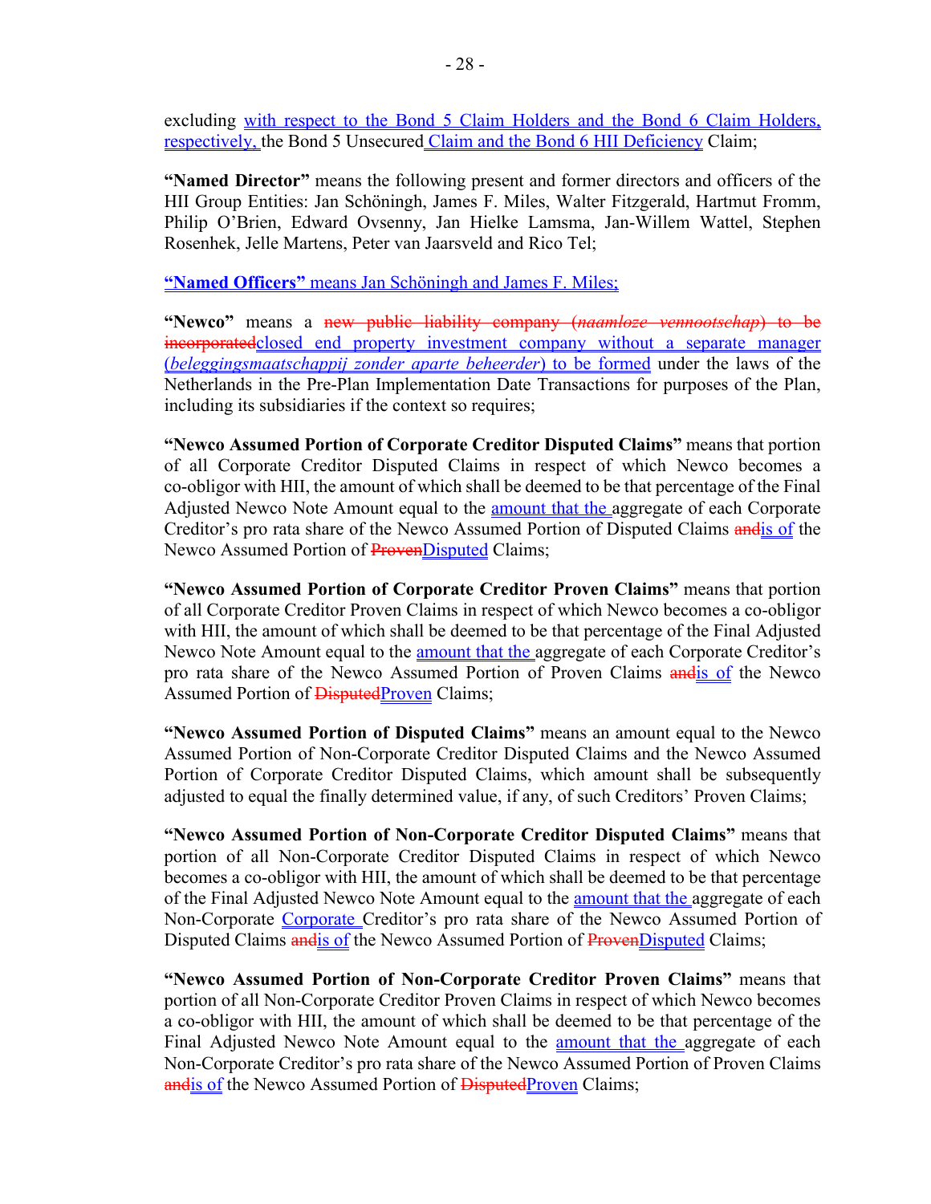excluding with respect to the Bond 5 Claim Holders and the Bond 6 Claim Holders, respectively, the Bond 5 Unsecured Claim and the Bond 6 HII Deficiency Claim;

**"Named Director"** means the following present and former directors and officers of the HII Group Entities: Jan Schöningh, James F. Miles, Walter Fitzgerald, Hartmut Fromm, Philip O'Brien, Edward Ovsenny, Jan Hielke Lamsma, Jan-Willem Wattel, Stephen Rosenhek, Jelle Martens, Peter van Jaarsveld and Rico Tel;

**"Named Officers"** means Jan Schöningh and James F. Miles;

**"Newco"** means a ~~new public liability company (*naamloze vennootschap*) to be incorporated~~closed end property investment company without a separate manager (*beleggingsmaatschappij zonder aparte beheerder*) to be formed under the laws of the Netherlands in the Pre-Plan Implementation Date Transactions for purposes of the Plan, including its subsidiaries if the context so requires;

**"Newco Assumed Portion of Corporate Creditor Disputed Claims"** means that portion of all Corporate Creditor Disputed Claims in respect of which Newco becomes a co-obligor with HII, the amount of which shall be deemed to be that percentage of the Final Adjusted Newco Note Amount equal to the amount that the aggregate of each Corporate Creditor's pro rata share of the Newco Assumed Portion of Disputed Claims ~~and~~is of the Newco Assumed Portion of ~~Proven~~Disputed Claims;

**"Newco Assumed Portion of Corporate Creditor Proven Claims"** means that portion of all Corporate Creditor Proven Claims in respect of which Newco becomes a co-obligor with HII, the amount of which shall be deemed to be that percentage of the Final Adjusted Newco Note Amount equal to the amount that the aggregate of each Corporate Creditor's pro rata share of the Newco Assumed Portion of Proven Claims ~~and~~is of the Newco Assumed Portion of ~~Disputed~~Proven Claims;

**"Newco Assumed Portion of Disputed Claims"** means an amount equal to the Newco Assumed Portion of Non-Corporate Creditor Disputed Claims and the Newco Assumed Portion of Corporate Creditor Disputed Claims, which amount shall be subsequently adjusted to equal the finally determined value, if any, of such Creditors' Proven Claims;

**"Newco Assumed Portion of Non-Corporate Creditor Disputed Claims"** means that portion of all Non-Corporate Creditor Disputed Claims in respect of which Newco becomes a co-obligor with HII, the amount of which shall be deemed to be that percentage of the Final Adjusted Newco Note Amount equal to the amount that the aggregate of each Non-Corporate Corporate Creditor's pro rata share of the Newco Assumed Portion of Disputed Claims ~~and~~is of the Newco Assumed Portion of ~~Proven~~Disputed Claims;

**"Newco Assumed Portion of Non-Corporate Creditor Proven Claims"** means that portion of all Non-Corporate Creditor Proven Claims in respect of which Newco becomes a co-obligor with HII, the amount of which shall be deemed to be that percentage of the Final Adjusted Newco Note Amount equal to the amount that the aggregate of each Non-Corporate Creditor's pro rata share of the Newco Assumed Portion of Proven Claims ~~and~~is of the Newco Assumed Portion of ~~Disputed~~Proven Claims;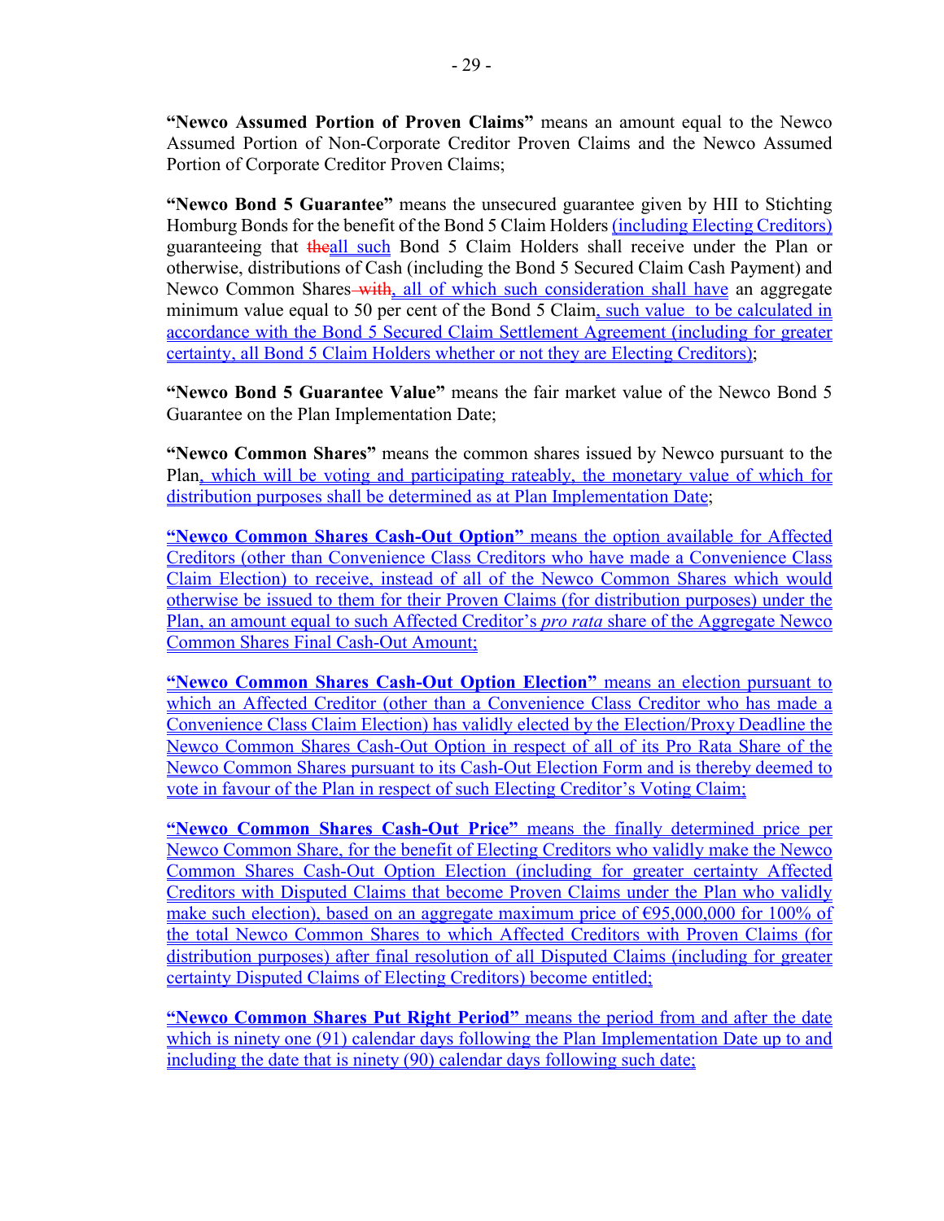**"Newco Assumed Portion of Proven Claims"** means an amount equal to the Newco Assumed Portion of Non-Corporate Creditor Proven Claims and the Newco Assumed Portion of Corporate Creditor Proven Claims;

**"Newco Bond 5 Guarantee"** means the unsecured guarantee given by HII to Stichting Homburg Bonds for the benefit of the Bond 5 Claim Holders (including Electing Creditors) guaranteeing that theall such Bond 5 Claim Holders shall receive under the Plan or otherwise, distributions of Cash (including the Bond 5 Secured Claim Cash Payment) and Newco Common Shares with, all of which such consideration shall have an aggregate minimum value equal to 50 per cent of the Bond 5 Claim, such value to be calculated in accordance with the Bond 5 Secured Claim Settlement Agreement (including for greater certainty, all Bond 5 Claim Holders whether or not they are Electing Creditors);

**"Newco Bond 5 Guarantee Value"** means the fair market value of the Newco Bond 5 Guarantee on the Plan Implementation Date;

**"Newco Common Shares"** means the common shares issued by Newco pursuant to the Plan, which will be voting and participating rateably, the monetary value of which for distribution purposes shall be determined as at Plan Implementation Date;

**"Newco Common Shares Cash-Out Option"** means the option available for Affected Creditors (other than Convenience Class Creditors who have made a Convenience Class Claim Election) to receive, instead of all of the Newco Common Shares which would otherwise be issued to them for their Proven Claims (for distribution purposes) under the Plan, an amount equal to such Affected Creditor's *pro rata* share of the Aggregate Newco Common Shares Final Cash-Out Amount;

**"Newco Common Shares Cash-Out Option Election"** means an election pursuant to which an Affected Creditor (other than a Convenience Class Creditor who has made a Convenience Class Claim Election) has validly elected by the Election/Proxy Deadline the Newco Common Shares Cash-Out Option in respect of all of its Pro Rata Share of the Newco Common Shares pursuant to its Cash-Out Election Form and is thereby deemed to vote in favour of the Plan in respect of such Electing Creditor's Voting Claim;

**"Newco Common Shares Cash-Out Price"** means the finally determined price per Newco Common Share, for the benefit of Electing Creditors who validly make the Newco Common Shares Cash-Out Option Election (including for greater certainty Affected Creditors with Disputed Claims that become Proven Claims under the Plan who validly make such election), based on an aggregate maximum price of €95,000,000 for 100% of the total Newco Common Shares to which Affected Creditors with Proven Claims (for distribution purposes) after final resolution of all Disputed Claims (including for greater certainty Disputed Claims of Electing Creditors) become entitled;

**"Newco Common Shares Put Right Period"** means the period from and after the date which is ninety one (91) calendar days following the Plan Implementation Date up to and including the date that is ninety (90) calendar days following such date;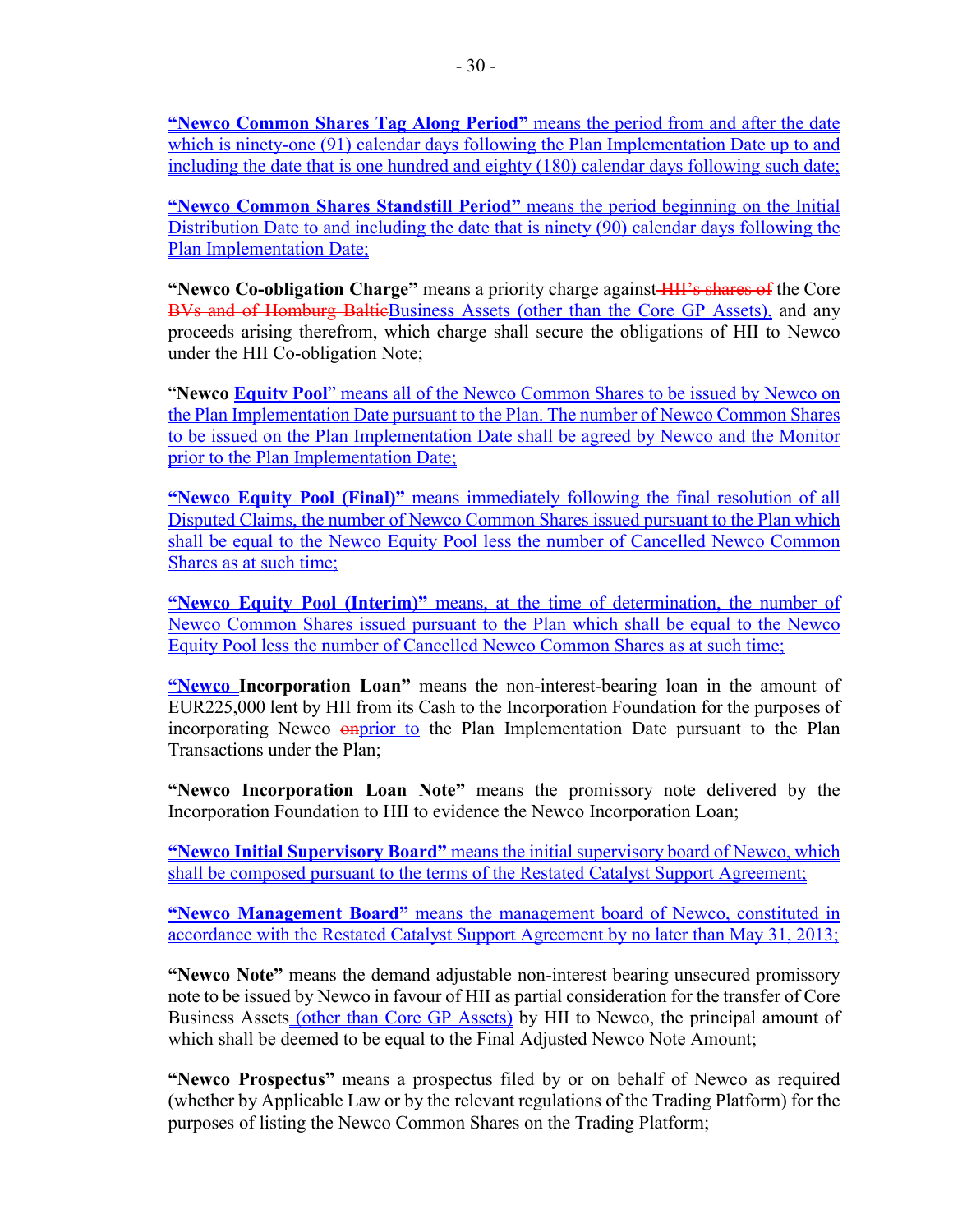**"Newco Common Shares Tag Along Period"** means the period from and after the date which is ninety-one (91) calendar days following the Plan Implementation Date up to and including the date that is one hundred and eighty (180) calendar days following such date;

**"Newco Common Shares Standstill Period"** means the period beginning on the Initial Distribution Date to and including the date that is ninety (90) calendar days following the Plan Implementation Date;

**"Newco Co-obligation Charge"** means a priority charge against ~~HII's shares of~~ the Core ~~BVs and of Homburg Baltic~~Business Assets (other than the Core GP Assets), and any proceeds arising therefrom, which charge shall secure the obligations of HII to Newco under the HII Co-obligation Note;

"**Newco Equity Pool**" means all of the Newco Common Shares to be issued by Newco on the Plan Implementation Date pursuant to the Plan. The number of Newco Common Shares to be issued on the Plan Implementation Date shall be agreed by Newco and the Monitor prior to the Plan Implementation Date;

**"Newco Equity Pool (Final)"** means immediately following the final resolution of all Disputed Claims, the number of Newco Common Shares issued pursuant to the Plan which shall be equal to the Newco Equity Pool less the number of Cancelled Newco Common Shares as at such time;

**"Newco Equity Pool (Interim)"** means, at the time of determination, the number of Newco Common Shares issued pursuant to the Plan which shall be equal to the Newco Equity Pool less the number of Cancelled Newco Common Shares as at such time;

**"Newco Incorporation Loan"** means the non-interest-bearing loan in the amount of EUR225,000 lent by HII from its Cash to the Incorporation Foundation for the purposes of incorporating Newco ~~on~~prior to the Plan Implementation Date pursuant to the Plan Transactions under the Plan;

**"Newco Incorporation Loan Note"** means the promissory note delivered by the Incorporation Foundation to HII to evidence the Newco Incorporation Loan;

**"Newco Initial Supervisory Board"** means the initial supervisory board of Newco, which shall be composed pursuant to the terms of the Restated Catalyst Support Agreement;

**"Newco Management Board"** means the management board of Newco, constituted in accordance with the Restated Catalyst Support Agreement by no later than May 31, 2013;

**"Newco Note"** means the demand adjustable non-interest bearing unsecured promissory note to be issued by Newco in favour of HII as partial consideration for the transfer of Core Business Assets (other than Core GP Assets) by HII to Newco, the principal amount of which shall be deemed to be equal to the Final Adjusted Newco Note Amount;

**"Newco Prospectus"** means a prospectus filed by or on behalf of Newco as required (whether by Applicable Law or by the relevant regulations of the Trading Platform) for the purposes of listing the Newco Common Shares on the Trading Platform;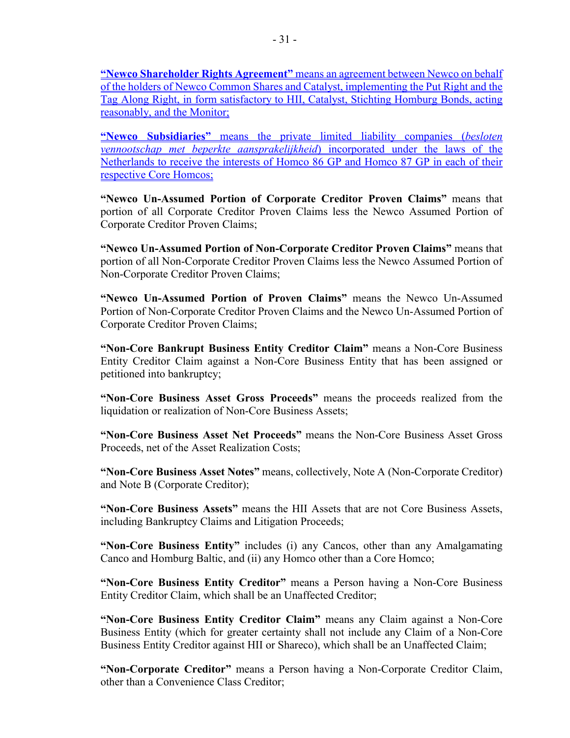**"Newco Shareholder Rights Agreement"** means an agreement between Newco on behalf of the holders of Newco Common Shares and Catalyst, implementing the Put Right and the Tag Along Right, in form satisfactory to HII, Catalyst, Stichting Homburg Bonds, acting reasonably, and the Monitor;

**"Newco Subsidiaries"** means the private limited liability companies (*besloten vennootschap met beperkte aansprakelijkheid*) incorporated under the laws of the Netherlands to receive the interests of Homco 86 GP and Homco 87 GP in each of their respective Core Homcos;

**"Newco Un-Assumed Portion of Corporate Creditor Proven Claims"** means that portion of all Corporate Creditor Proven Claims less the Newco Assumed Portion of Corporate Creditor Proven Claims;

**"Newco Un-Assumed Portion of Non-Corporate Creditor Proven Claims"** means that portion of all Non-Corporate Creditor Proven Claims less the Newco Assumed Portion of Non-Corporate Creditor Proven Claims;

**"Newco Un-Assumed Portion of Proven Claims"** means the Newco Un-Assumed Portion of Non-Corporate Creditor Proven Claims and the Newco Un-Assumed Portion of Corporate Creditor Proven Claims;

**"Non-Core Bankrupt Business Entity Creditor Claim"** means a Non-Core Business Entity Creditor Claim against a Non-Core Business Entity that has been assigned or petitioned into bankruptcy;

**"Non-Core Business Asset Gross Proceeds"** means the proceeds realized from the liquidation or realization of Non-Core Business Assets;

**"Non-Core Business Asset Net Proceeds"** means the Non-Core Business Asset Gross Proceeds, net of the Asset Realization Costs;

**"Non-Core Business Asset Notes"** means, collectively, Note A (Non-Corporate Creditor) and Note B (Corporate Creditor);

**"Non-Core Business Assets"** means the HII Assets that are not Core Business Assets, including Bankruptcy Claims and Litigation Proceeds;

**"Non-Core Business Entity"** includes (i) any Cancos, other than any Amalgamating Canco and Homburg Baltic, and (ii) any Homco other than a Core Homco;

**"Non-Core Business Entity Creditor"** means a Person having a Non-Core Business Entity Creditor Claim, which shall be an Unaffected Creditor;

**"Non-Core Business Entity Creditor Claim"** means any Claim against a Non-Core Business Entity (which for greater certainty shall not include any Claim of a Non-Core Business Entity Creditor against HII or Shareco), which shall be an Unaffected Claim;

**"Non-Corporate Creditor"** means a Person having a Non-Corporate Creditor Claim, other than a Convenience Class Creditor;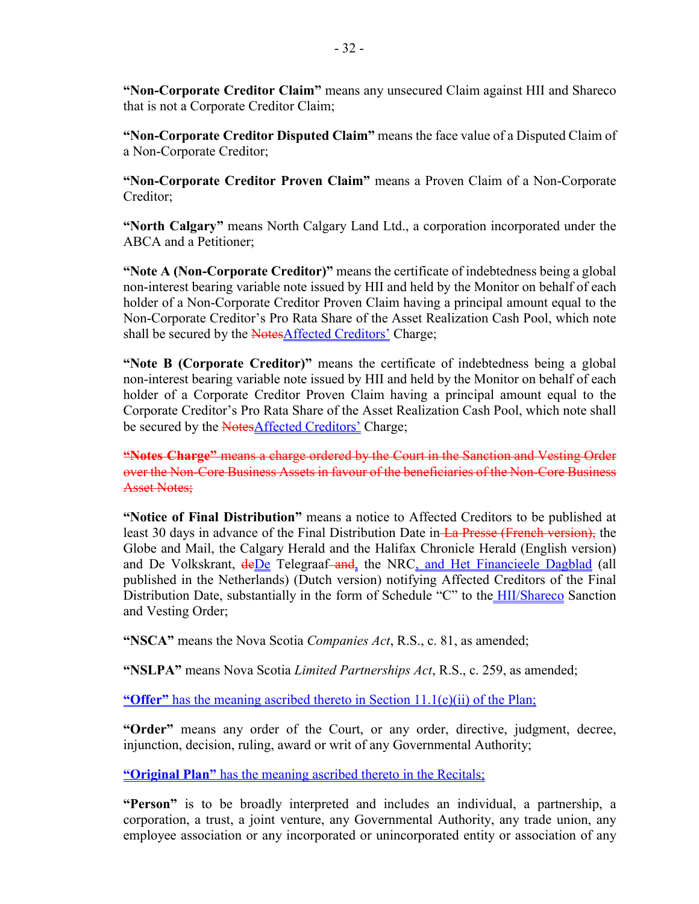**"Non-Corporate Creditor Claim"** means any unsecured Claim against HII and Shareco that is not a Corporate Creditor Claim;

**"Non-Corporate Creditor Disputed Claim"** means the face value of a Disputed Claim of a Non-Corporate Creditor;

**"Non-Corporate Creditor Proven Claim"** means a Proven Claim of a Non-Corporate Creditor;

**"North Calgary"** means North Calgary Land Ltd., a corporation incorporated under the ABCA and a Petitioner;

**"Note A (Non-Corporate Creditor)"** means the certificate of indebtedness being a global non-interest bearing variable note issued by HII and held by the Monitor on behalf of each holder of a Non-Corporate Creditor Proven Claim having a principal amount equal to the Non-Corporate Creditor's Pro Rata Share of the Asset Realization Cash Pool, which note shall be secured by the ~~Notes~~<u>Affected Creditors'</u> Charge;

**"Note B (Corporate Creditor)"** means the certificate of indebtedness being a global non-interest bearing variable note issued by HII and held by the Monitor on behalf of each holder of a Corporate Creditor Proven Claim having a principal amount equal to the Corporate Creditor's Pro Rata Share of the Asset Realization Cash Pool, which note shall be secured by the ~~Notes~~<u>Affected Creditors'</u> Charge;

~~**"Notes Charge"** means a charge ordered by the Court in the Sanction and Vesting Order over the Non-Core Business Assets in favour of the beneficiaries of the Non-Core Business Asset Notes;~~

**"Notice of Final Distribution"** means a notice to Affected Creditors to be published at least 30 days in advance of the Final Distribution Date in~~ La Presse (French version),~~ the Globe and Mail, the Calgary Herald and the Halifax Chronicle Herald (English version) and De Volkskrant, ~~de~~<u>De</u> Telegraaf~~ and~~<u>,</u> the NRC<u>, and Het Financieele Dagblad</u> (all published in the Netherlands) (Dutch version) notifying Affected Creditors of the Final Distribution Date, substantially in the form of Schedule "C" to the<u> HII/Shareco</u> Sanction and Vesting Order;

**"NSCA"** means the Nova Scotia *Companies Act*, R.S., c. 81, as amended;

**"NSLPA"** means Nova Scotia *Limited Partnerships Act*, R.S., c. 259, as amended;

<u>**"Offer"** has the meaning ascribed thereto in Section 11.1(c)(ii) of the Plan;</u>

**"Order"** means any order of the Court, or any order, directive, judgment, decree, injunction, decision, ruling, award or writ of any Governmental Authority;

<u>**"Original Plan"** has the meaning ascribed thereto in the Recitals;</u>

**"Person"** is to be broadly interpreted and includes an individual, a partnership, a corporation, a trust, a joint venture, any Governmental Authority, any trade union, any employee association or any incorporated or unincorporated entity or association of any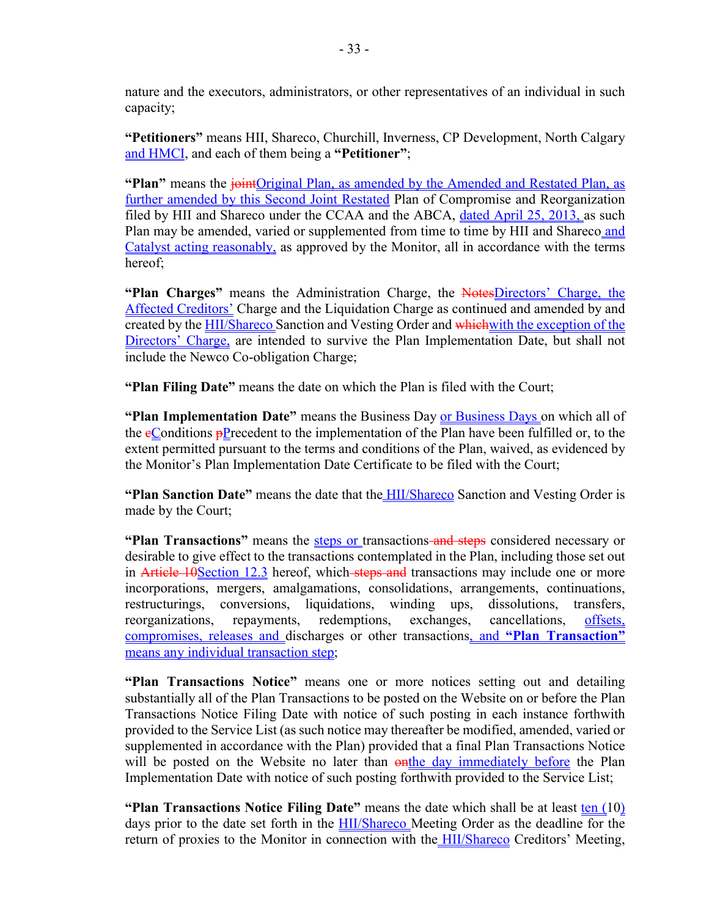nature and the executors, administrators, or other representatives of an individual in such capacity;

**"Petitioners"** means HII, Shareco, Churchill, Inverness, CP Development, North Calgary and HMCI, and each of them being a **"Petitioner"**;

**"Plan"** means the ~~joint~~Original Plan, as amended by the Amended and Restated Plan, as further amended by this Second Joint Restated Plan of Compromise and Reorganization filed by HII and Shareco under the CCAA and the ABCA, dated April 25, 2013, as such Plan may be amended, varied or supplemented from time to time by HII and Shareco and Catalyst acting reasonably, as approved by the Monitor, all in accordance with the terms hereof;

**"Plan Charges"** means the Administration Charge, the ~~Notes~~Directors' Charge, the Affected Creditors' Charge and the Liquidation Charge as continued and amended by and created by the HII/Shareco Sanction and Vesting Order and ~~which~~with the exception of the Directors' Charge, are intended to survive the Plan Implementation Date, but shall not include the Newco Co-obligation Charge;

**"Plan Filing Date"** means the date on which the Plan is filed with the Court;

**"Plan Implementation Date"** means the Business Day or Business Days on which all of the ~~c~~Conditions ~~p~~Precedent to the implementation of the Plan have been fulfilled or, to the extent permitted pursuant to the terms and conditions of the Plan, waived, as evidenced by the Monitor's Plan Implementation Date Certificate to be filed with the Court;

**"Plan Sanction Date"** means the date that the HII/Shareco Sanction and Vesting Order is made by the Court;

**"Plan Transactions"** means the steps or transactions~~ and steps~~ considered necessary or desirable to give effect to the transactions contemplated in the Plan, including those set out in ~~Article 10~~Section 12.3 hereof, which~~ steps and~~ transactions may include one or more incorporations, mergers, amalgamations, consolidations, arrangements, continuations, restructurings, conversions, liquidations, winding ups, dissolutions, transfers, reorganizations, repayments, redemptions, exchanges, cancellations, offsets, compromises, releases and discharges or other transactions, and **"Plan Transaction"** means any individual transaction step;

**"Plan Transactions Notice"** means one or more notices setting out and detailing substantially all of the Plan Transactions to be posted on the Website on or before the Plan Transactions Notice Filing Date with notice of such posting in each instance forthwith provided to the Service List (as such notice may thereafter be modified, amended, varied or supplemented in accordance with the Plan) provided that a final Plan Transactions Notice will be posted on the Website no later than ~~on~~the day immediately before the Plan Implementation Date with notice of such posting forthwith provided to the Service List;

**"Plan Transactions Notice Filing Date"** means the date which shall be at least ten (10) days prior to the date set forth in the HII/Shareco Meeting Order as the deadline for the return of proxies to the Monitor in connection with the HII/Shareco Creditors' Meeting,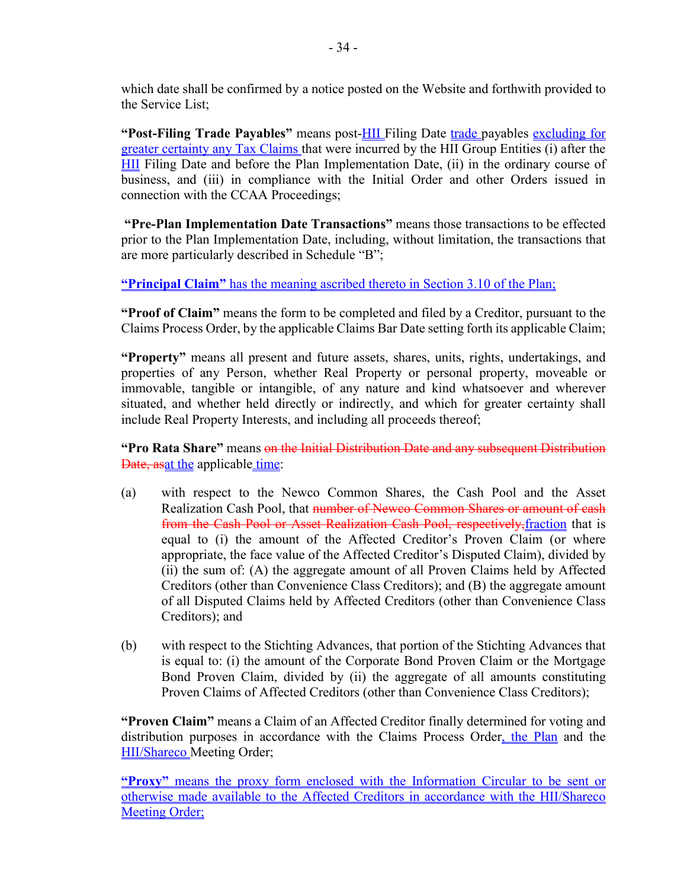which date shall be confirmed by a notice posted on the Website and forthwith provided to the Service List;

**"Post-Filing Trade Payables"** means post-HII Filing Date trade payables excluding for greater certainty any Tax Claims that were incurred by the HII Group Entities (i) after the HII Filing Date and before the Plan Implementation Date, (ii) in the ordinary course of business, and (iii) in compliance with the Initial Order and other Orders issued in connection with the CCAA Proceedings;

**"Pre-Plan Implementation Date Transactions"** means those transactions to be effected prior to the Plan Implementation Date, including, without limitation, the transactions that are more particularly described in Schedule "B";

**"Principal Claim"** has the meaning ascribed thereto in Section 3.10 of the Plan;

**"Proof of Claim"** means the form to be completed and filed by a Creditor, pursuant to the Claims Process Order, by the applicable Claims Bar Date setting forth its applicable Claim;

**"Property"** means all present and future assets, shares, units, rights, undertakings, and properties of any Person, whether Real Property or personal property, moveable or immovable, tangible or intangible, of any nature and kind whatsoever and wherever situated, and whether held directly or indirectly, and which for greater certainty shall include Real Property Interests, and including all proceeds thereof;

**"Pro Rata Share"** means ~~on the Initial Distribution Date and any subsequent Distribution Date, as~~at the applicable time:

(a) with respect to the Newco Common Shares, the Cash Pool and the Asset Realization Cash Pool, that ~~number of Newco Common Shares or amount of cash from the Cash Pool or Asset Realization Cash Pool, respectively,~~fraction that is equal to (i) the amount of the Affected Creditor's Proven Claim (or where appropriate, the face value of the Affected Creditor's Disputed Claim), divided by (ii) the sum of: (A) the aggregate amount of all Proven Claims held by Affected Creditors (other than Convenience Class Creditors); and (B) the aggregate amount of all Disputed Claims held by Affected Creditors (other than Convenience Class Creditors); and

(b) with respect to the Stichting Advances, that portion of the Stichting Advances that is equal to: (i) the amount of the Corporate Bond Proven Claim or the Mortgage Bond Proven Claim, divided by (ii) the aggregate of all amounts constituting Proven Claims of Affected Creditors (other than Convenience Class Creditors);

**"Proven Claim"** means a Claim of an Affected Creditor finally determined for voting and distribution purposes in accordance with the Claims Process Order, the Plan and the HII/Shareco Meeting Order;

**"Proxy"** means the proxy form enclosed with the Information Circular to be sent or otherwise made available to the Affected Creditors in accordance with the HII/Shareco Meeting Order;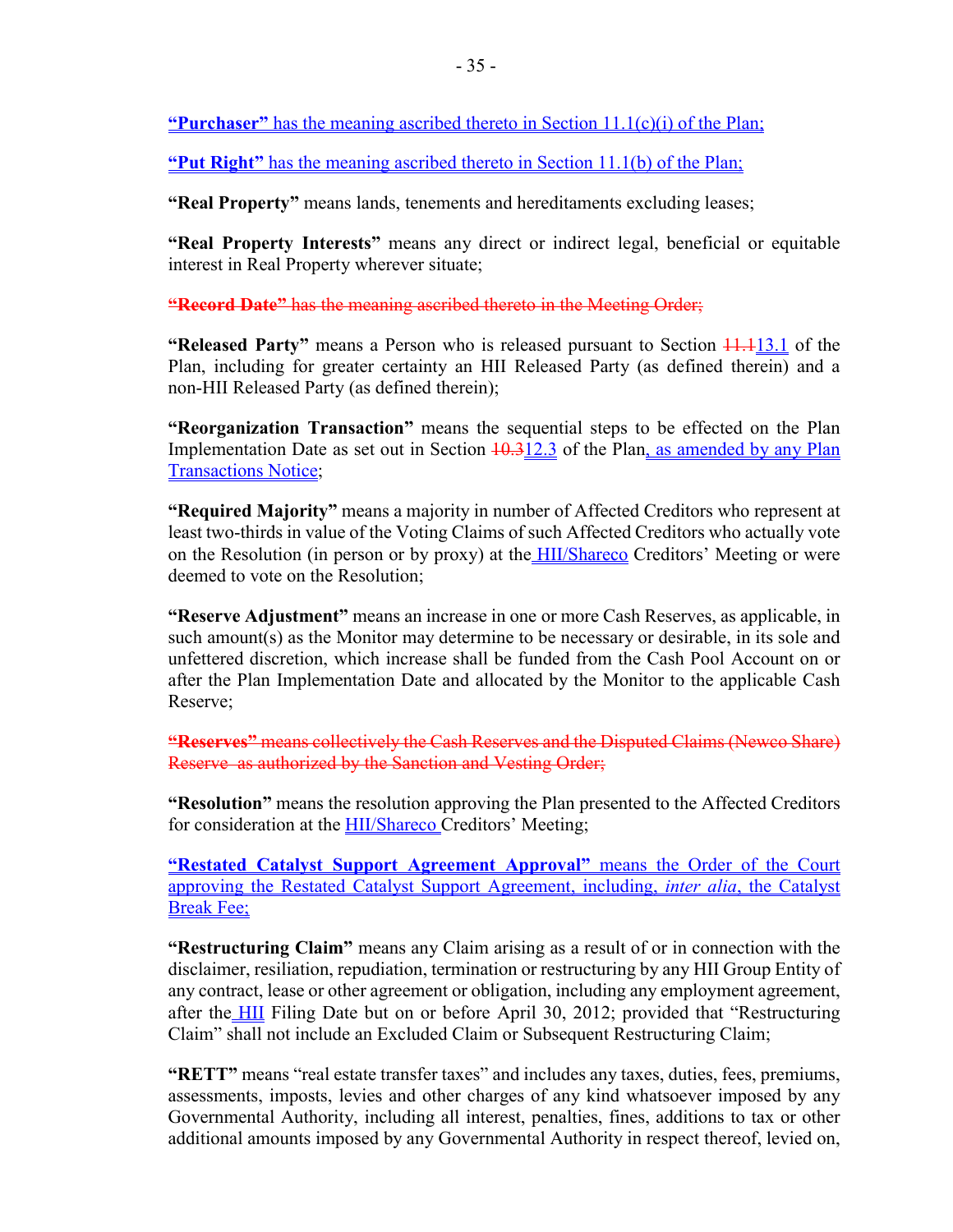**"Purchaser"** has the meaning ascribed thereto in Section 11.1(c)(i) of the Plan;

**"Put Right"** has the meaning ascribed thereto in Section 11.1(b) of the Plan;

**"Real Property"** means lands, tenements and hereditaments excluding leases;

**"Real Property Interests"** means any direct or indirect legal, beneficial or equitable interest in Real Property wherever situate;

~~**"Record Date"** has the meaning ascribed thereto in the Meeting Order;~~

**"Released Party"** means a Person who is released pursuant to Section ~~11.1~~13.1 of the Plan, including for greater certainty an HII Released Party (as defined therein) and a non-HII Released Party (as defined therein);

**"Reorganization Transaction"** means the sequential steps to be effected on the Plan Implementation Date as set out in Section ~~10.3~~12.3 of the Plan, as amended by any Plan Transactions Notice;

**"Required Majority"** means a majority in number of Affected Creditors who represent at least two-thirds in value of the Voting Claims of such Affected Creditors who actually vote on the Resolution (in person or by proxy) at the HII/Shareco Creditors' Meeting or were deemed to vote on the Resolution;

**"Reserve Adjustment"** means an increase in one or more Cash Reserves, as applicable, in such amount(s) as the Monitor may determine to be necessary or desirable, in its sole and unfettered discretion, which increase shall be funded from the Cash Pool Account on or after the Plan Implementation Date and allocated by the Monitor to the applicable Cash Reserve;

~~**"Reserves"** means collectively the Cash Reserves and the Disputed Claims (Newco Share) Reserve as authorized by the Sanction and Vesting Order;~~

**"Resolution"** means the resolution approving the Plan presented to the Affected Creditors for consideration at the HII/Shareco Creditors' Meeting;

**"Restated Catalyst Support Agreement Approval"** means the Order of the Court approving the Restated Catalyst Support Agreement, including, *inter alia*, the Catalyst Break Fee;

**"Restructuring Claim"** means any Claim arising as a result of or in connection with the disclaimer, resiliation, repudiation, termination or restructuring by any HII Group Entity of any contract, lease or other agreement or obligation, including any employment agreement, after the HII Filing Date but on or before April 30, 2012; provided that "Restructuring Claim" shall not include an Excluded Claim or Subsequent Restructuring Claim;

**"RETT"** means "real estate transfer taxes" and includes any taxes, duties, fees, premiums, assessments, imposts, levies and other charges of any kind whatsoever imposed by any Governmental Authority, including all interest, penalties, fines, additions to tax or other additional amounts imposed by any Governmental Authority in respect thereof, levied on,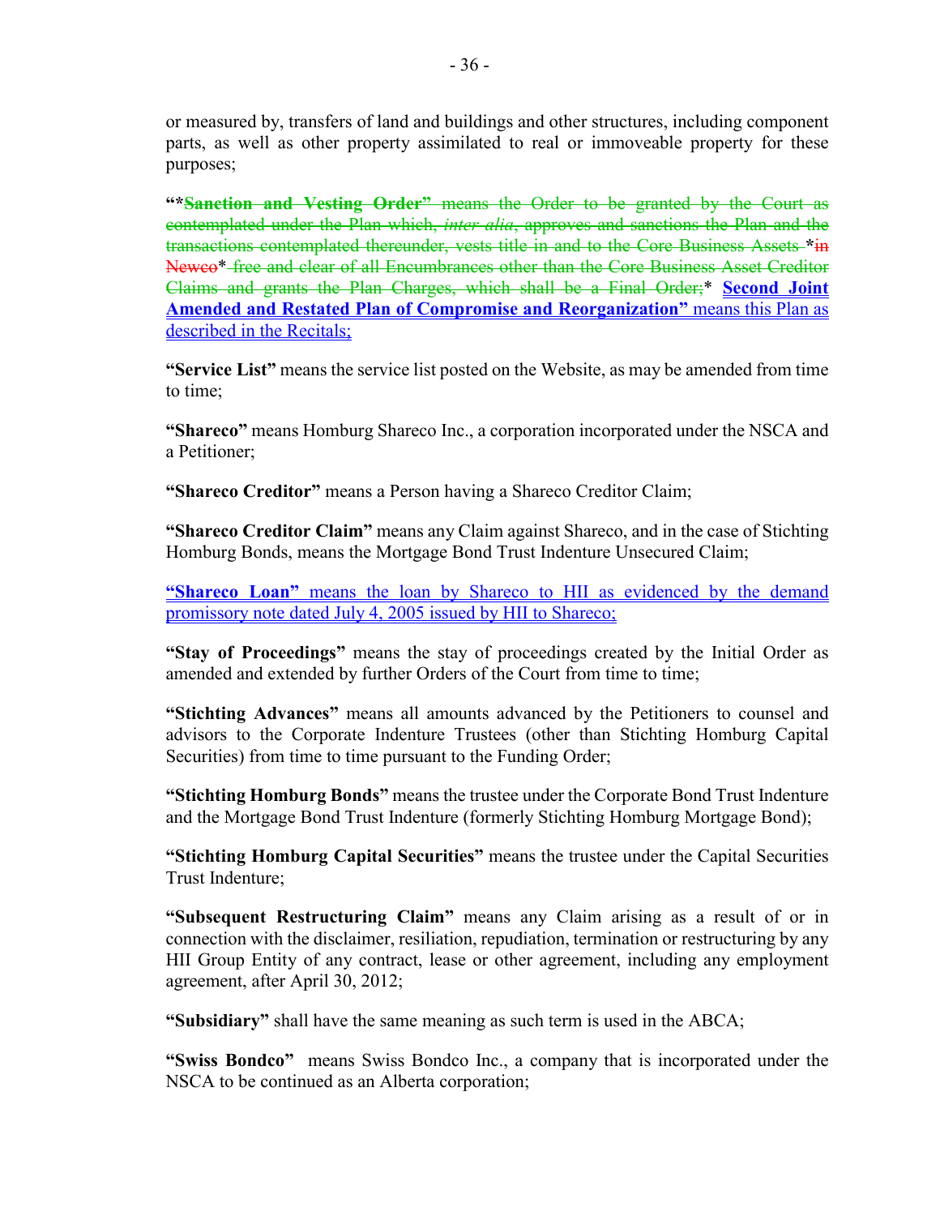or measured by, transfers of land and buildings and other structures, including component parts, as well as other property assimilated to real or immoveable property for these purposes;

**"*~~Sanction and Vesting Order"~~** ~~means the Order to be granted by the Court as contemplated under the Plan which, *inter alia*, approves and sanctions the Plan and the transactions contemplated thereunder, vests title in and to the Core Business Assets~~ *~~in Newco~~* ~~free and clear of all Encumbrances other than the Core Business Asset Creditor Claims and grants the Plan Charges, which shall be a Final Order;~~* <u>**Second Joint Amended and Restated Plan of Compromise and Reorganization"** means this Plan as described in the Recitals;</u>

**"Service List"** means the service list posted on the Website, as may be amended from time to time;

**"Shareco"** means Homburg Shareco Inc., a corporation incorporated under the NSCA and a Petitioner;

**"Shareco Creditor"** means a Person having a Shareco Creditor Claim;

**"Shareco Creditor Claim"** means any Claim against Shareco, and in the case of Stichting Homburg Bonds, means the Mortgage Bond Trust Indenture Unsecured Claim;

<u>**"Shareco Loan"** means the loan by Shareco to HII as evidenced by the demand promissory note dated July 4, 2005 issued by HII to Shareco;</u>

**"Stay of Proceedings"** means the stay of proceedings created by the Initial Order as amended and extended by further Orders of the Court from time to time;

**"Stichting Advances"** means all amounts advanced by the Petitioners to counsel and advisors to the Corporate Indenture Trustees (other than Stichting Homburg Capital Securities) from time to time pursuant to the Funding Order;

**"Stichting Homburg Bonds"** means the trustee under the Corporate Bond Trust Indenture and the Mortgage Bond Trust Indenture (formerly Stichting Homburg Mortgage Bond);

**"Stichting Homburg Capital Securities"** means the trustee under the Capital Securities Trust Indenture;

**"Subsequent Restructuring Claim"** means any Claim arising as a result of or in connection with the disclaimer, resiliation, repudiation, termination or restructuring by any HII Group Entity of any contract, lease or other agreement, including any employment agreement, after April 30, 2012;

**"Subsidiary"** shall have the same meaning as such term is used in the ABCA;

**"Swiss Bondco"** means Swiss Bondco Inc., a company that is incorporated under the NSCA to be continued as an Alberta corporation;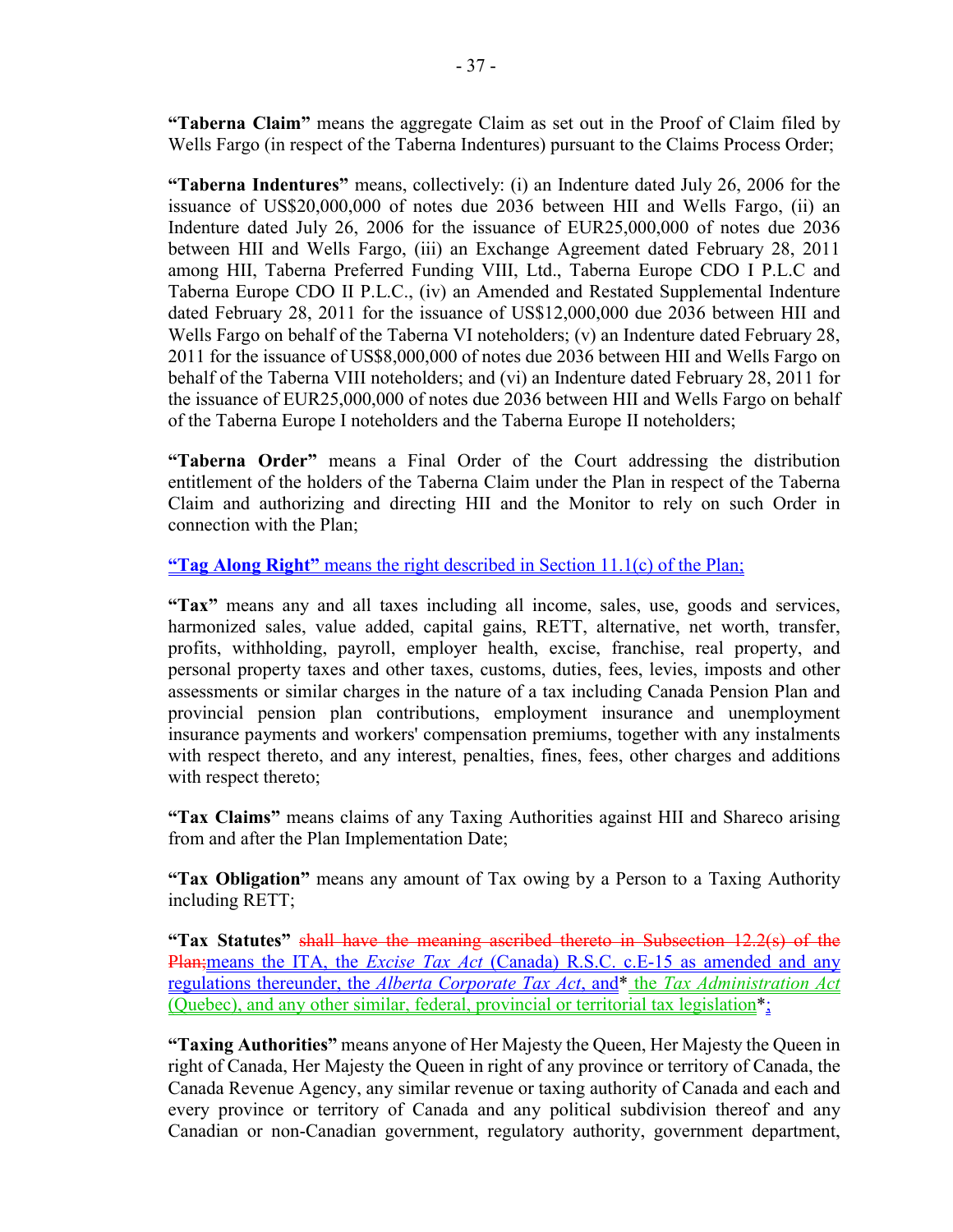**"Taberna Claim"** means the aggregate Claim as set out in the Proof of Claim filed by Wells Fargo (in respect of the Taberna Indentures) pursuant to the Claims Process Order;

**"Taberna Indentures"** means, collectively: (i) an Indenture dated July 26, 2006 for the issuance of US$20,000,000 of notes due 2036 between HII and Wells Fargo, (ii) an Indenture dated July 26, 2006 for the issuance of EUR25,000,000 of notes due 2036 between HII and Wells Fargo, (iii) an Exchange Agreement dated February 28, 2011 among HII, Taberna Preferred Funding VIII, Ltd., Taberna Europe CDO I P.L.C and Taberna Europe CDO II P.L.C., (iv) an Amended and Restated Supplemental Indenture dated February 28, 2011 for the issuance of US$12,000,000 due 2036 between HII and Wells Fargo on behalf of the Taberna VI noteholders; (v) an Indenture dated February 28, 2011 for the issuance of US$8,000,000 of notes due 2036 between HII and Wells Fargo on behalf of the Taberna VIII noteholders; and (vi) an Indenture dated February 28, 2011 for the issuance of EUR25,000,000 of notes due 2036 between HII and Wells Fargo on behalf of the Taberna Europe I noteholders and the Taberna Europe II noteholders;

**"Taberna Order"** means a Final Order of the Court addressing the distribution entitlement of the holders of the Taberna Claim under the Plan in respect of the Taberna Claim and authorizing and directing HII and the Monitor to rely on such Order in connection with the Plan;

**"Tag Along Right"** means the right described in Section 11.1(c) of the Plan;

**"Tax"** means any and all taxes including all income, sales, use, goods and services, harmonized sales, value added, capital gains, RETT, alternative, net worth, transfer, profits, withholding, payroll, employer health, excise, franchise, real property, and personal property taxes and other taxes, customs, duties, fees, levies, imposts and other assessments or similar charges in the nature of a tax including Canada Pension Plan and provincial pension plan contributions, employment insurance and unemployment insurance payments and workers' compensation premiums, together with any instalments with respect thereto, and any interest, penalties, fines, fees, other charges and additions with respect thereto;

**"Tax Claims"** means claims of any Taxing Authorities against HII and Shareco arising from and after the Plan Implementation Date;

**"Tax Obligation"** means any amount of Tax owing by a Person to a Taxing Authority including RETT;

**"Tax Statutes"** ~~shall have the meaning ascribed thereto in Subsection 12.2(s) of the Plan;~~means the ITA, the *Excise Tax Act* (Canada) R.S.C. c.E-15 as amended and any regulations thereunder, the *Alberta Corporate Tax Act*, and* the *Tax Administration Act* (Quebec), and any other similar, federal, provincial or territorial tax legislation*;

**"Taxing Authorities"** means anyone of Her Majesty the Queen, Her Majesty the Queen in right of Canada, Her Majesty the Queen in right of any province or territory of Canada, the Canada Revenue Agency, any similar revenue or taxing authority of Canada and each and every province or territory of Canada and any political subdivision thereof and any Canadian or non-Canadian government, regulatory authority, government department,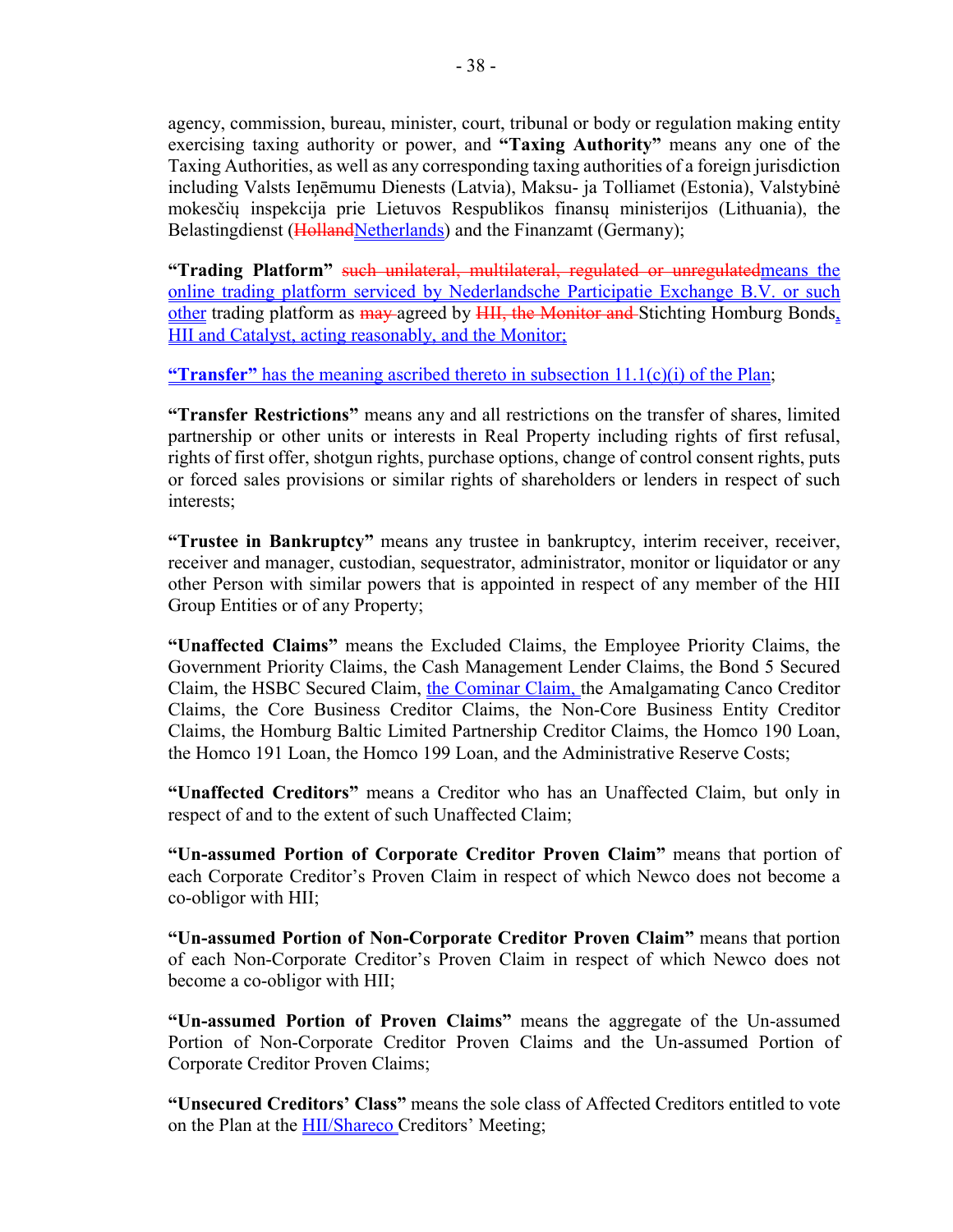agency, commission, bureau, minister, court, tribunal or body or regulation making entity exercising taxing authority or power, and **"Taxing Authority"** means any one of the Taxing Authorities, as well as any corresponding taxing authorities of a foreign jurisdiction including Valsts Ieņēmumu Dienests (Latvia), Maksu- ja Tolliamet (Estonia), Valstybinė mokesčių inspekcija prie Lietuvos Respublikos finansų ministerijos (Lithuania), the Belastingdienst (~~Holland~~Netherlands) and the Finanzamt (Germany);

**"Trading Platform"** ~~such unilateral, multilateral, regulated or unregulated~~means the online trading platform serviced by Nederlandsche Participatie Exchange B.V. or such other trading platform as ~~may~~ agreed by ~~HII, the Monitor and~~ Stichting Homburg Bonds, HII and Catalyst, acting reasonably, and the Monitor;

**"Transfer"** has the meaning ascribed thereto in subsection 11.1(c)(i) of the Plan;

**"Transfer Restrictions"** means any and all restrictions on the transfer of shares, limited partnership or other units or interests in Real Property including rights of first refusal, rights of first offer, shotgun rights, purchase options, change of control consent rights, puts or forced sales provisions or similar rights of shareholders or lenders in respect of such interests;

**"Trustee in Bankruptcy"** means any trustee in bankruptcy, interim receiver, receiver, receiver and manager, custodian, sequestrator, administrator, monitor or liquidator or any other Person with similar powers that is appointed in respect of any member of the HII Group Entities or of any Property;

**"Unaffected Claims"** means the Excluded Claims, the Employee Priority Claims, the Government Priority Claims, the Cash Management Lender Claims, the Bond 5 Secured Claim, the HSBC Secured Claim, the Cominar Claim, the Amalgamating Canco Creditor Claims, the Core Business Creditor Claims, the Non-Core Business Entity Creditor Claims, the Homburg Baltic Limited Partnership Creditor Claims, the Homco 190 Loan, the Homco 191 Loan, the Homco 199 Loan, and the Administrative Reserve Costs;

**"Unaffected Creditors"** means a Creditor who has an Unaffected Claim, but only in respect of and to the extent of such Unaffected Claim;

**"Un-assumed Portion of Corporate Creditor Proven Claim"** means that portion of each Corporate Creditor's Proven Claim in respect of which Newco does not become a co-obligor with HII;

**"Un-assumed Portion of Non-Corporate Creditor Proven Claim"** means that portion of each Non-Corporate Creditor's Proven Claim in respect of which Newco does not become a co-obligor with HII;

**"Un-assumed Portion of Proven Claims"** means the aggregate of the Un-assumed Portion of Non-Corporate Creditor Proven Claims and the Un-assumed Portion of Corporate Creditor Proven Claims;

**"Unsecured Creditors' Class"** means the sole class of Affected Creditors entitled to vote on the Plan at the HII/Shareco Creditors' Meeting;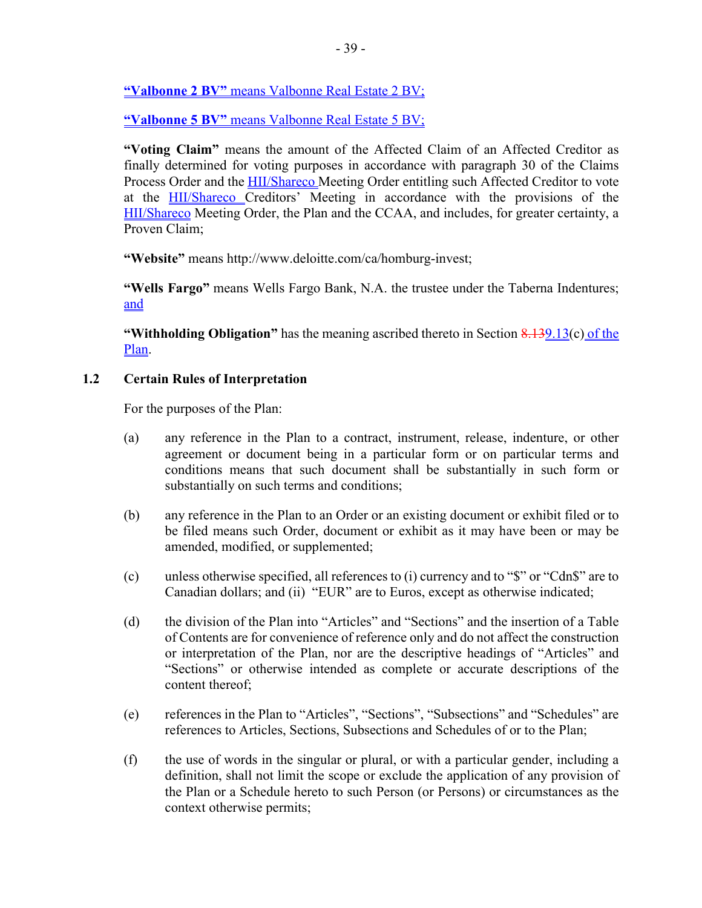**"Valbonne 2 BV"** means Valbonne Real Estate 2 BV;

**"Valbonne 5 BV"** means Valbonne Real Estate 5 BV;

**"Voting Claim"** means the amount of the Affected Claim of an Affected Creditor as finally determined for voting purposes in accordance with paragraph 30 of the Claims Process Order and the HII/Shareco Meeting Order entitling such Affected Creditor to vote at the HII/Shareco Creditors' Meeting in accordance with the provisions of the HII/Shareco Meeting Order, the Plan and the CCAA, and includes, for greater certainty, a Proven Claim;

**"Website"** means http://www.deloitte.com/ca/homburg-invest;

**"Wells Fargo"** means Wells Fargo Bank, N.A. the trustee under the Taberna Indentures; and

**"Withholding Obligation"** has the meaning ascribed thereto in Section ~~8.13~~9.13(c) of the Plan.

### 1.2 Certain Rules of Interpretation

For the purposes of the Plan:

(a) any reference in the Plan to a contract, instrument, release, indenture, or other agreement or document being in a particular form or on particular terms and conditions means that such document shall be substantially in such form or substantially on such terms and conditions;

(b) any reference in the Plan to an Order or an existing document or exhibit filed or to be filed means such Order, document or exhibit as it may have been or may be amended, modified, or supplemented;

(c) unless otherwise specified, all references to (i) currency and to "$" or "Cdn$" are to Canadian dollars; and (ii) "EUR" are to Euros, except as otherwise indicated;

(d) the division of the Plan into "Articles" and "Sections" and the insertion of a Table of Contents are for convenience of reference only and do not affect the construction or interpretation of the Plan, nor are the descriptive headings of "Articles" and "Sections" or otherwise intended as complete or accurate descriptions of the content thereof;

(e) references in the Plan to "Articles", "Sections", "Subsections" and "Schedules" are references to Articles, Sections, Subsections and Schedules of or to the Plan;

(f) the use of words in the singular or plural, or with a particular gender, including a definition, shall not limit the scope or exclude the application of any provision of the Plan or a Schedule hereto to such Person (or Persons) or circumstances as the context otherwise permits;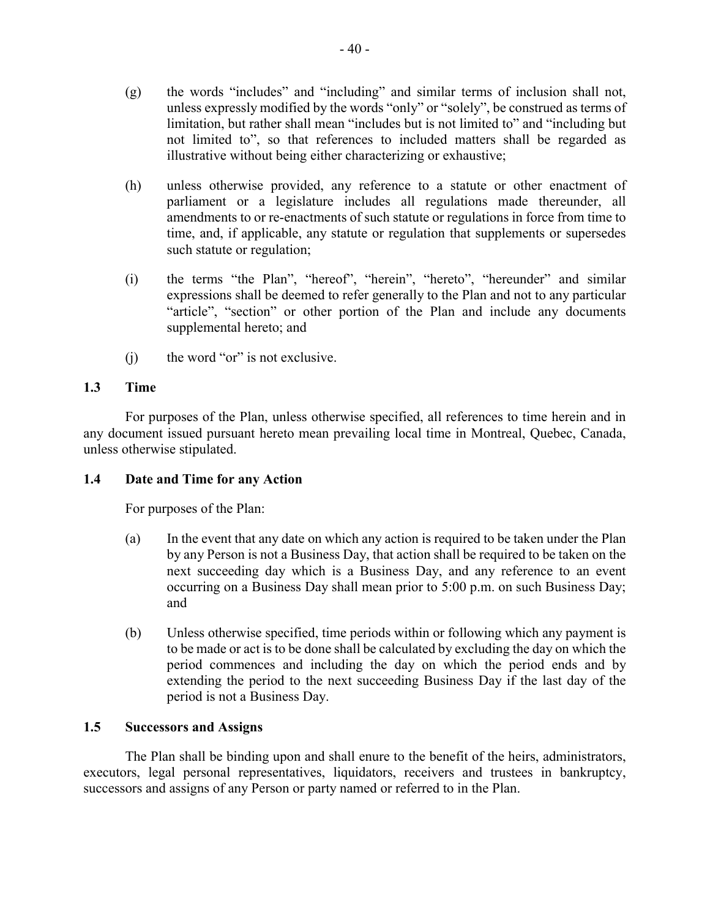(g) the words "includes" and "including" and similar terms of inclusion shall not, unless expressly modified by the words "only" or "solely", be construed as terms of limitation, but rather shall mean "includes but is not limited to" and "including but not limited to", so that references to included matters shall be regarded as illustrative without being either characterizing or exhaustive;

(h) unless otherwise provided, any reference to a statute or other enactment of parliament or a legislature includes all regulations made thereunder, all amendments to or re-enactments of such statute or regulations in force from time to time, and, if applicable, any statute or regulation that supplements or supersedes such statute or regulation;

(i) the terms "the Plan", "hereof", "herein", "hereto", "hereunder" and similar expressions shall be deemed to refer generally to the Plan and not to any particular "article", "section" or other portion of the Plan and include any documents supplemental hereto; and

(j) the word "or" is not exclusive.

### 1.3 Time

For purposes of the Plan, unless otherwise specified, all references to time herein and in any document issued pursuant hereto mean prevailing local time in Montreal, Quebec, Canada, unless otherwise stipulated.

### 1.4 Date and Time for any Action

For purposes of the Plan:

(a) In the event that any date on which any action is required to be taken under the Plan by any Person is not a Business Day, that action shall be required to be taken on the next succeeding day which is a Business Day, and any reference to an event occurring on a Business Day shall mean prior to 5:00 p.m. on such Business Day; and

(b) Unless otherwise specified, time periods within or following which any payment is to be made or act is to be done shall be calculated by excluding the day on which the period commences and including the day on which the period ends and by extending the period to the next succeeding Business Day if the last day of the period is not a Business Day.

### 1.5 Successors and Assigns

The Plan shall be binding upon and shall enure to the benefit of the heirs, administrators, executors, legal personal representatives, liquidators, receivers and trustees in bankruptcy, successors and assigns of any Person or party named or referred to in the Plan.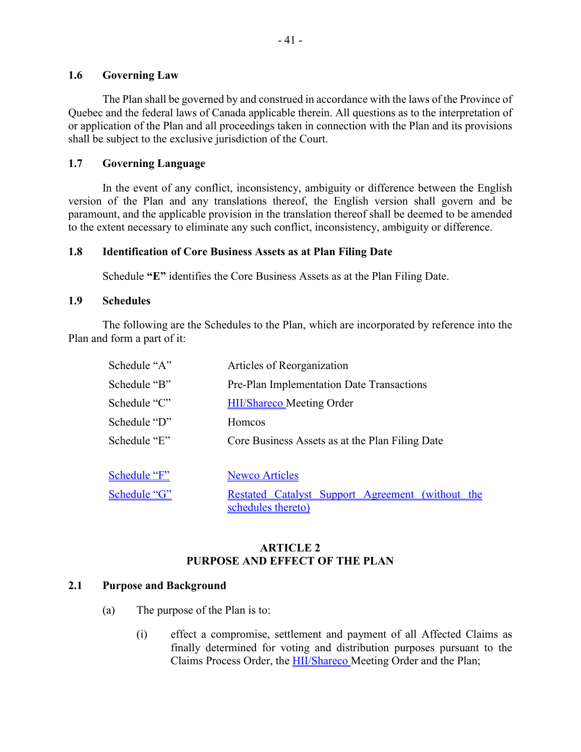### 1.6 Governing Law

The Plan shall be governed by and construed in accordance with the laws of the Province of Quebec and the federal laws of Canada applicable therein. All questions as to the interpretation of or application of the Plan and all proceedings taken in connection with the Plan and its provisions shall be subject to the exclusive jurisdiction of the Court.

### 1.7 Governing Language

In the event of any conflict, inconsistency, ambiguity or difference between the English version of the Plan and any translations thereof, the English version shall govern and be paramount, and the applicable provision in the translation thereof shall be deemed to be amended to the extent necessary to eliminate any such conflict, inconsistency, ambiguity or difference.

### 1.8 Identification of Core Business Assets as at Plan Filing Date

Schedule **"E"** identifies the Core Business Assets as at the Plan Filing Date.

### 1.9 Schedules

The following are the Schedules to the Plan, which are incorporated by reference into the Plan and form a part of it:

| | |
|---|---|
| Schedule "A" | Articles of Reorganization |
| Schedule "B" | Pre-Plan Implementation Date Transactions |
| Schedule "C" | HII/Shareco Meeting Order |
| Schedule "D" | Homcos |
| Schedule "E" | Core Business Assets as at the Plan Filing Date |
| Schedule "F" | Newco Articles |
| Schedule "G" | Restated Catalyst Support Agreement (without the schedules thereto) |

## ARTICLE 2
## PURPOSE AND EFFECT OF THE PLAN

### 2.1 Purpose and Background

(a) The purpose of the Plan is to:

(i) effect a compromise, settlement and payment of all Affected Claims as finally determined for voting and distribution purposes pursuant to the Claims Process Order, the HII/Shareco Meeting Order and the Plan;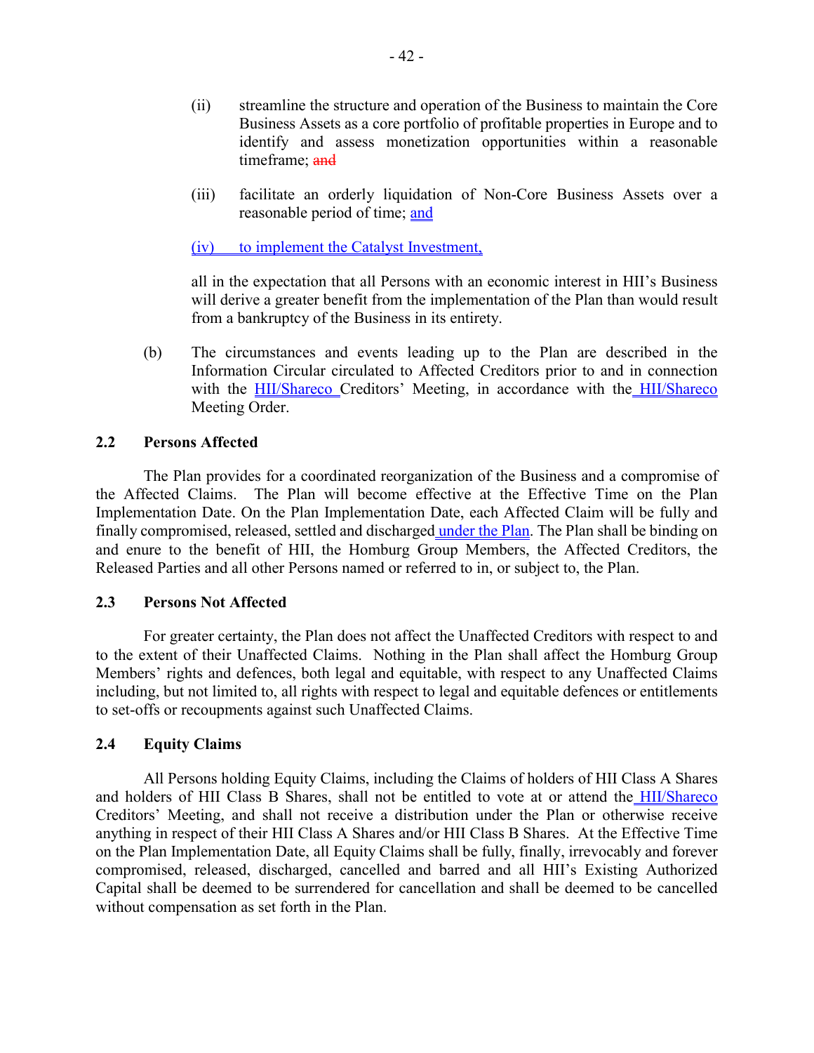(ii) streamline the structure and operation of the Business to maintain the Core Business Assets as a core portfolio of profitable properties in Europe and to identify and assess monetization opportunities within a reasonable timeframe; ~~and~~

(iii) facilitate an orderly liquidation of Non-Core Business Assets over a reasonable period of time; and

(iv) to implement the Catalyst Investment,

all in the expectation that all Persons with an economic interest in HII's Business will derive a greater benefit from the implementation of the Plan than would result from a bankruptcy of the Business in its entirety.

(b) The circumstances and events leading up to the Plan are described in the Information Circular circulated to Affected Creditors prior to and in connection with the HII/Shareco Creditors' Meeting, in accordance with the HII/Shareco Meeting Order.

### 2.2 Persons Affected

The Plan provides for a coordinated reorganization of the Business and a compromise of the Affected Claims. The Plan will become effective at the Effective Time on the Plan Implementation Date. On the Plan Implementation Date, each Affected Claim will be fully and finally compromised, released, settled and discharged under the Plan. The Plan shall be binding on and enure to the benefit of HII, the Homburg Group Members, the Affected Creditors, the Released Parties and all other Persons named or referred to in, or subject to, the Plan.

### 2.3 Persons Not Affected

For greater certainty, the Plan does not affect the Unaffected Creditors with respect to and to the extent of their Unaffected Claims. Nothing in the Plan shall affect the Homburg Group Members' rights and defences, both legal and equitable, with respect to any Unaffected Claims including, but not limited to, all rights with respect to legal and equitable defences or entitlements to set-offs or recoupments against such Unaffected Claims.

### 2.4 Equity Claims

All Persons holding Equity Claims, including the Claims of holders of HII Class A Shares and holders of HII Class B Shares, shall not be entitled to vote at or attend the HII/Shareco Creditors' Meeting, and shall not receive a distribution under the Plan or otherwise receive anything in respect of their HII Class A Shares and/or HII Class B Shares. At the Effective Time on the Plan Implementation Date, all Equity Claims shall be fully, finally, irrevocably and forever compromised, released, discharged, cancelled and barred and all HII's Existing Authorized Capital shall be deemed to be surrendered for cancellation and shall be deemed to be cancelled without compensation as set forth in the Plan.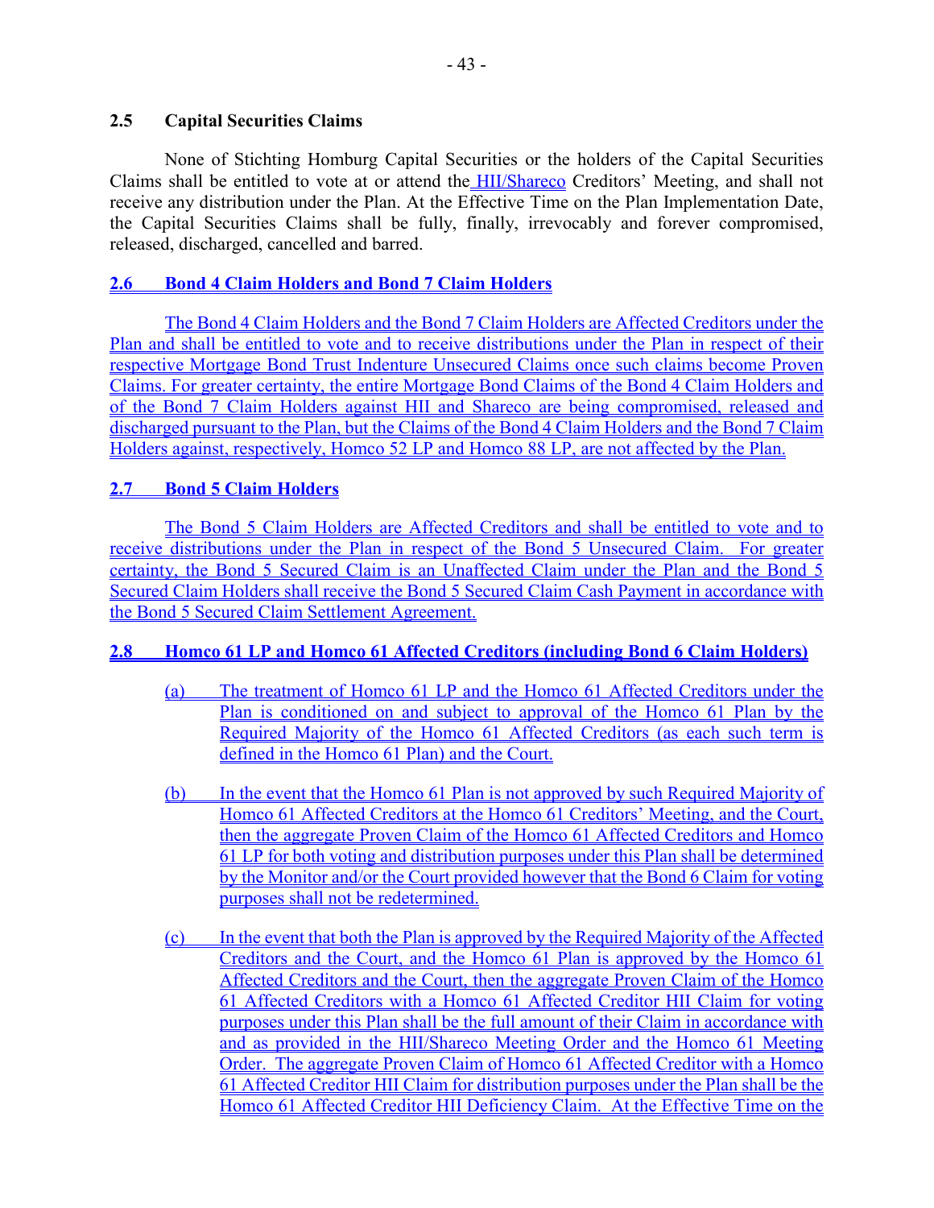### 2.5 Capital Securities Claims

None of Stichting Homburg Capital Securities or the holders of the Capital Securities Claims shall be entitled to vote at or attend the HII/Shareco Creditors' Meeting, and shall not receive any distribution under the Plan. At the Effective Time on the Plan Implementation Date, the Capital Securities Claims shall be fully, finally, irrevocably and forever compromised, released, discharged, cancelled and barred.

### 2.6 Bond 4 Claim Holders and Bond 7 Claim Holders

The Bond 4 Claim Holders and the Bond 7 Claim Holders are Affected Creditors under the Plan and shall be entitled to vote and to receive distributions under the Plan in respect of their respective Mortgage Bond Trust Indenture Unsecured Claims once such claims become Proven Claims. For greater certainty, the entire Mortgage Bond Claims of the Bond 4 Claim Holders and of the Bond 7 Claim Holders against HII and Shareco are being compromised, released and discharged pursuant to the Plan, but the Claims of the Bond 4 Claim Holders and the Bond 7 Claim Holders against, respectively, Homco 52 LP and Homco 88 LP, are not affected by the Plan.

### 2.7 Bond 5 Claim Holders

The Bond 5 Claim Holders are Affected Creditors and shall be entitled to vote and to receive distributions under the Plan in respect of the Bond 5 Unsecured Claim. For greater certainty, the Bond 5 Secured Claim is an Unaffected Claim under the Plan and the Bond 5 Secured Claim Holders shall receive the Bond 5 Secured Claim Cash Payment in accordance with the Bond 5 Secured Claim Settlement Agreement.

### 2.8 Homco 61 LP and Homco 61 Affected Creditors (including Bond 6 Claim Holders)

(a) The treatment of Homco 61 LP and the Homco 61 Affected Creditors under the Plan is conditioned on and subject to approval of the Homco 61 Plan by the Required Majority of the Homco 61 Affected Creditors (as each such term is defined in the Homco 61 Plan) and the Court.

(b) In the event that the Homco 61 Plan is not approved by such Required Majority of Homco 61 Affected Creditors at the Homco 61 Creditors' Meeting, and the Court, then the aggregate Proven Claim of the Homco 61 Affected Creditors and Homco 61 LP for both voting and distribution purposes under this Plan shall be determined by the Monitor and/or the Court provided however that the Bond 6 Claim for voting purposes shall not be redetermined.

(c) In the event that both the Plan is approved by the Required Majority of the Affected Creditors and the Court, and the Homco 61 Plan is approved by the Homco 61 Affected Creditors and the Court, then the aggregate Proven Claim of the Homco 61 Affected Creditors with a Homco 61 Affected Creditor HII Claim for voting purposes under this Plan shall be the full amount of their Claim in accordance with and as provided in the HII/Shareco Meeting Order and the Homco 61 Meeting Order. The aggregate Proven Claim of Homco 61 Affected Creditor with a Homco 61 Affected Creditor HII Claim for distribution purposes under the Plan shall be the Homco 61 Affected Creditor HII Deficiency Claim. At the Effective Time on the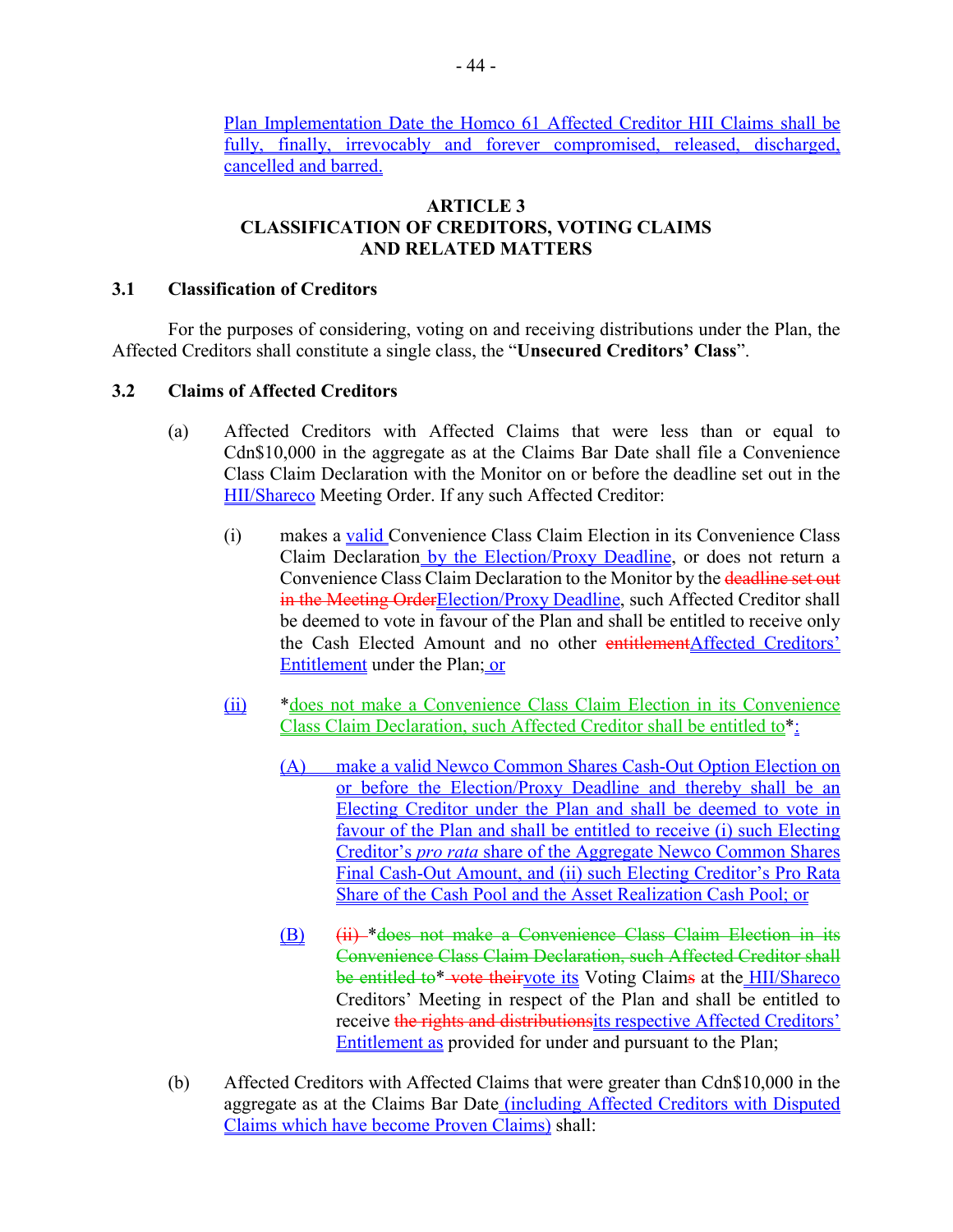Plan Implementation Date the Homco 61 Affected Creditor HII Claims shall be fully, finally, irrevocably and forever compromised, released, discharged, cancelled and barred.

## ARTICLE 3
## CLASSIFICATION OF CREDITORS, VOTING CLAIMS AND RELATED MATTERS

### 3.1 Classification of Creditors

For the purposes of considering, voting on and receiving distributions under the Plan, the Affected Creditors shall constitute a single class, the "**Unsecured Creditors' Class**".

### 3.2 Claims of Affected Creditors

(a) Affected Creditors with Affected Claims that were less than or equal to Cdn$10,000 in the aggregate as at the Claims Bar Date shall file a Convenience Class Claim Declaration with the Monitor on or before the deadline set out in the HII/Shareco Meeting Order. If any such Affected Creditor:

(i) makes a valid Convenience Class Claim Election in its Convenience Class Claim Declaration by the Election/Proxy Deadline, or does not return a Convenience Class Claim Declaration to the Monitor by the ~~deadline set out in the Meeting Order~~Election/Proxy Deadline, such Affected Creditor shall be deemed to vote in favour of the Plan and shall be entitled to receive only the Cash Elected Amount and no other ~~entitlement~~Affected Creditors' Entitlement under the Plan; or

(ii) *does not make a Convenience Class Claim Election in its Convenience Class Claim Declaration, such Affected Creditor shall be entitled to*:

(A) make a valid Newco Common Shares Cash-Out Option Election on or before the Election/Proxy Deadline and thereby shall be an Electing Creditor under the Plan and shall be deemed to vote in favour of the Plan and shall be entitled to receive (i) such Electing Creditor's *pro rata* share of the Aggregate Newco Common Shares Final Cash-Out Amount, and (ii) such Electing Creditor's Pro Rata Share of the Cash Pool and the Asset Realization Cash Pool; or

(B) ~~(ii)~~ *~~does not make a Convenience Class Claim Election in its Convenience Class Claim Declaration, such Affected Creditor shall be entitled to~~* ~~vote their~~vote its Voting Claim~~s~~ at the HII/Shareco Creditors' Meeting in respect of the Plan and shall be entitled to receive ~~the rights and distributions~~its respective Affected Creditors' Entitlement as provided for under and pursuant to the Plan;

(b) Affected Creditors with Affected Claims that were greater than Cdn$10,000 in the aggregate as at the Claims Bar Date (including Affected Creditors with Disputed Claims which have become Proven Claims) shall: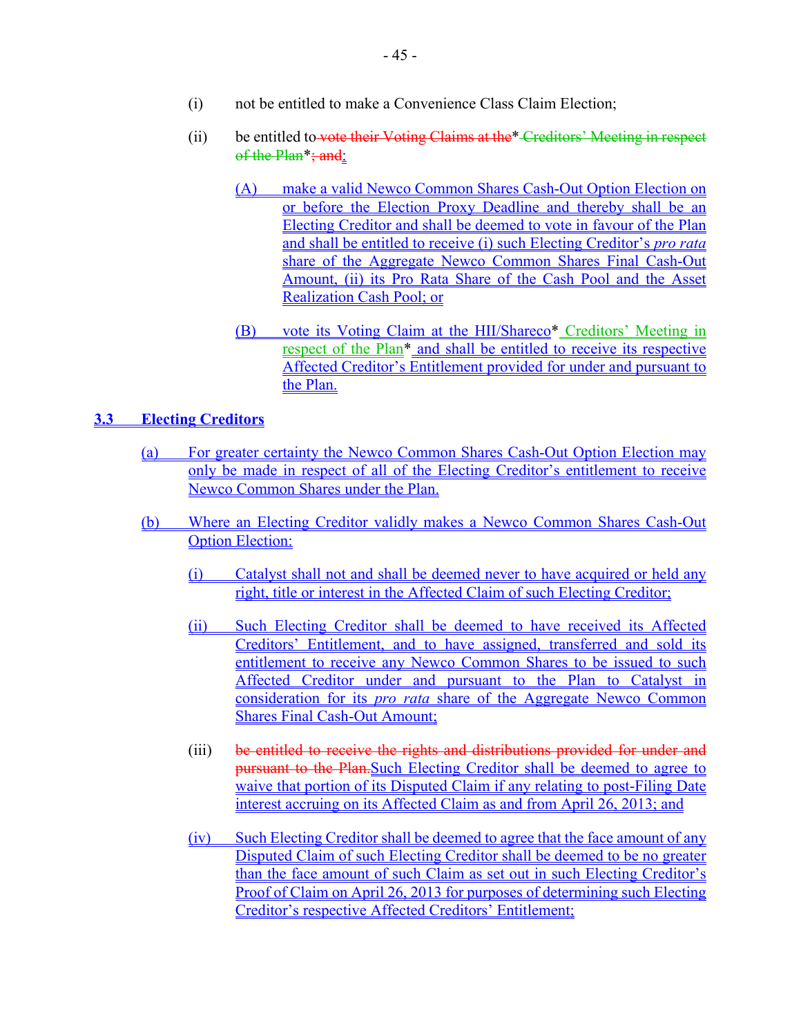(i) not be entitled to make a Convenience Class Claim Election;

(ii) be entitled to ~~vote their Voting Claims at the~~* ~~Creditors' Meeting in respect of the Plan~~*~~; and~~:

(A) make a valid Newco Common Shares Cash-Out Option Election on or before the Election Proxy Deadline and thereby shall be an Electing Creditor and shall be deemed to vote in favour of the Plan and shall be entitled to receive (i) such Electing Creditor's *pro rata* share of the Aggregate Newco Common Shares Final Cash-Out Amount, (ii) its Pro Rata Share of the Cash Pool and the Asset Realization Cash Pool; or

(B) vote its Voting Claim at the HII/Shareco* Creditors' Meeting in respect of the Plan* and shall be entitled to receive its respective Affected Creditor's Entitlement provided for under and pursuant to the Plan.

## 3.3 Electing Creditors

(a) For greater certainty the Newco Common Shares Cash-Out Option Election may only be made in respect of all of the Electing Creditor's entitlement to receive Newco Common Shares under the Plan.

(b) Where an Electing Creditor validly makes a Newco Common Shares Cash-Out Option Election:

(i) Catalyst shall not and shall be deemed never to have acquired or held any right, title or interest in the Affected Claim of such Electing Creditor;

(ii) Such Electing Creditor shall be deemed to have received its Affected Creditors' Entitlement, and to have assigned, transferred and sold its entitlement to receive any Newco Common Shares to be issued to such Affected Creditor under and pursuant to the Plan to Catalyst in consideration for its *pro rata* share of the Aggregate Newco Common Shares Final Cash-Out Amount;

(iii) ~~be entitled to receive the rights and distributions provided for under and pursuant to the Plan.~~Such Electing Creditor shall be deemed to agree to waive that portion of its Disputed Claim if any relating to post-Filing Date interest accruing on its Affected Claim as and from April 26, 2013; and

(iv) Such Electing Creditor shall be deemed to agree that the face amount of any Disputed Claim of such Electing Creditor shall be deemed to be no greater than the face amount of such Claim as set out in such Electing Creditor's Proof of Claim on April 26, 2013 for purposes of determining such Electing Creditor's respective Affected Creditors' Entitlement;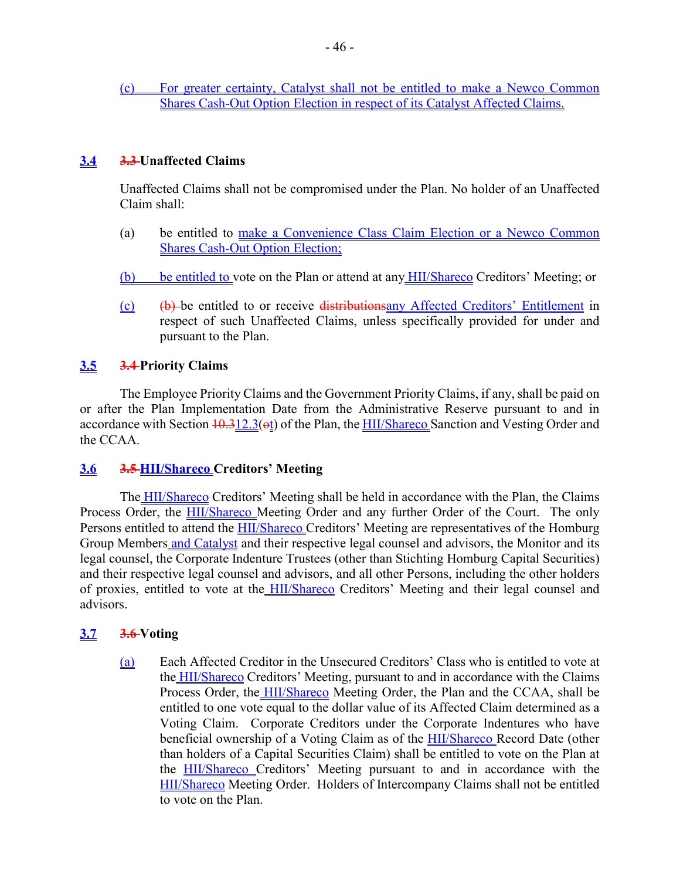(c) For greater certainty, Catalyst shall not be entitled to make a Newco Common Shares Cash-Out Option Election in respect of its Catalyst Affected Claims.

### 3.4 ~~3.3~~ Unaffected Claims

Unaffected Claims shall not be compromised under the Plan. No holder of an Unaffected Claim shall:

(a) be entitled to make a Convenience Class Claim Election or a Newco Common Shares Cash-Out Option Election;

(b) be entitled to vote on the Plan or attend at any HII/Shareco Creditors' Meeting; or

(c) ~~(b)~~ be entitled to or receive ~~distributions~~any Affected Creditors' Entitlement in respect of such Unaffected Claims, unless specifically provided for under and pursuant to the Plan.

### 3.5 ~~3.4~~ Priority Claims

The Employee Priority Claims and the Government Priority Claims, if any, shall be paid on or after the Plan Implementation Date from the Administrative Reserve pursuant to and in accordance with Section ~~10.3~~12.3(~~o~~t) of the Plan, the HII/Shareco Sanction and Vesting Order and the CCAA.

### 3.6 ~~3.5~~ HII/Shareco Creditors' Meeting

The HII/Shareco Creditors' Meeting shall be held in accordance with the Plan, the Claims Process Order, the HII/Shareco Meeting Order and any further Order of the Court. The only Persons entitled to attend the HII/Shareco Creditors' Meeting are representatives of the Homburg Group Members and Catalyst and their respective legal counsel and advisors, the Monitor and its legal counsel, the Corporate Indenture Trustees (other than Stichting Homburg Capital Securities) and their respective legal counsel and advisors, and all other Persons, including the other holders of proxies, entitled to vote at the HII/Shareco Creditors' Meeting and their legal counsel and advisors.

### 3.7 ~~3.6~~ Voting

(a) Each Affected Creditor in the Unsecured Creditors' Class who is entitled to vote at the HII/Shareco Creditors' Meeting, pursuant to and in accordance with the Claims Process Order, the HII/Shareco Meeting Order, the Plan and the CCAA, shall be entitled to one vote equal to the dollar value of its Affected Claim determined as a Voting Claim. Corporate Creditors under the Corporate Indentures who have beneficial ownership of a Voting Claim as of the HII/Shareco Record Date (other than holders of a Capital Securities Claim) shall be entitled to vote on the Plan at the HII/Shareco Creditors' Meeting pursuant to and in accordance with the HII/Shareco Meeting Order. Holders of Intercompany Claims shall not be entitled to vote on the Plan.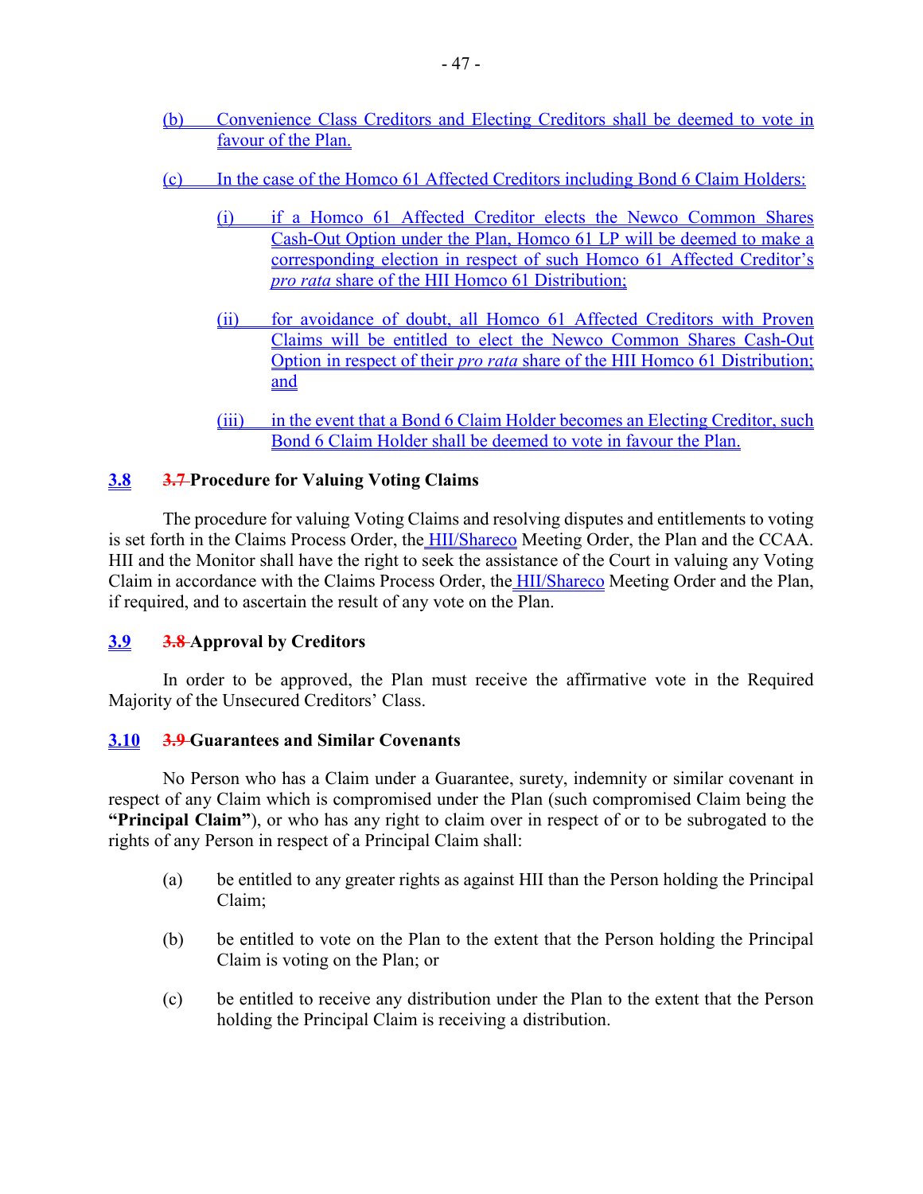(b) Convenience Class Creditors and Electing Creditors shall be deemed to vote in favour of the Plan.

(c) In the case of the Homco 61 Affected Creditors including Bond 6 Claim Holders:

   (i) if a Homco 61 Affected Creditor elects the Newco Common Shares Cash-Out Option under the Plan, Homco 61 LP will be deemed to make a corresponding election in respect of such Homco 61 Affected Creditor's *pro rata* share of the HII Homco 61 Distribution;

   (ii) for avoidance of doubt, all Homco 61 Affected Creditors with Proven Claims will be entitled to elect the Newco Common Shares Cash-Out Option in respect of their *pro rata* share of the HII Homco 61 Distribution; and

   (iii) in the event that a Bond 6 Claim Holder becomes an Electing Creditor, such Bond 6 Claim Holder shall be deemed to vote in favour the Plan.

### 3.8 ~~3.7~~ Procedure for Valuing Voting Claims

The procedure for valuing Voting Claims and resolving disputes and entitlements to voting is set forth in the Claims Process Order, the HII/Shareco Meeting Order, the Plan and the CCAA. HII and the Monitor shall have the right to seek the assistance of the Court in valuing any Voting Claim in accordance with the Claims Process Order, the HII/Shareco Meeting Order and the Plan, if required, and to ascertain the result of any vote on the Plan.

### 3.9 ~~3.8~~ Approval by Creditors

In order to be approved, the Plan must receive the affirmative vote in the Required Majority of the Unsecured Creditors' Class.

### 3.10 ~~3.9~~ Guarantees and Similar Covenants

No Person who has a Claim under a Guarantee, surety, indemnity or similar covenant in respect of any Claim which is compromised under the Plan (such compromised Claim being the **"Principal Claim"**), or who has any right to claim over in respect of or to be subrogated to the rights of any Person in respect of a Principal Claim shall:

(a) be entitled to any greater rights as against HII than the Person holding the Principal Claim;

(b) be entitled to vote on the Plan to the extent that the Person holding the Principal Claim is voting on the Plan; or

(c) be entitled to receive any distribution under the Plan to the extent that the Person holding the Principal Claim is receiving a distribution.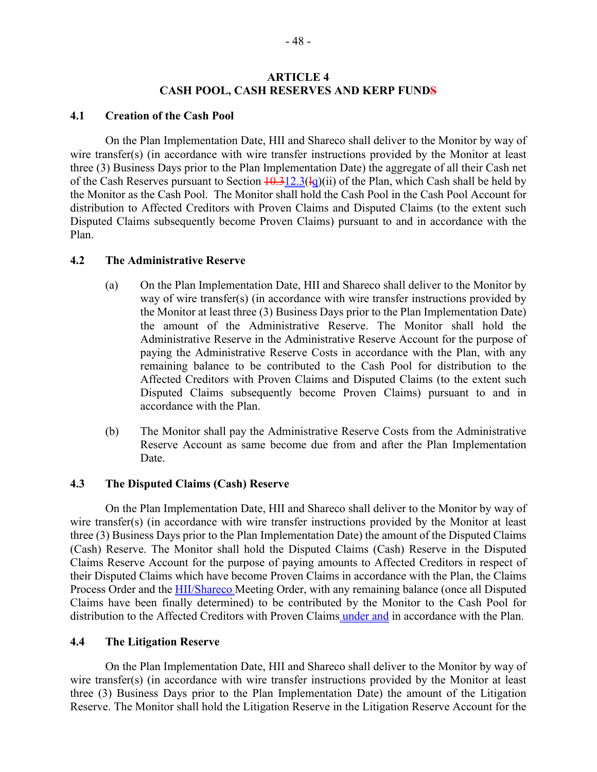# ARTICLE 4
# CASH POOL, CASH RESERVES AND KERP FUNDS

## 4.1 Creation of the Cash Pool

On the Plan Implementation Date, HII and Shareco shall deliver to the Monitor by way of wire transfer(s) (in accordance with wire transfer instructions provided by the Monitor at least three (3) Business Days prior to the Plan Implementation Date) the aggregate of all their Cash net of the Cash Reserves pursuant to Section 10.312.3(lq)(ii) of the Plan, which Cash shall be held by the Monitor as the Cash Pool. The Monitor shall hold the Cash Pool in the Cash Pool Account for distribution to Affected Creditors with Proven Claims and Disputed Claims (to the extent such Disputed Claims subsequently become Proven Claims) pursuant to and in accordance with the Plan.

## 4.2 The Administrative Reserve

(a) On the Plan Implementation Date, HII and Shareco shall deliver to the Monitor by way of wire transfer(s) (in accordance with wire transfer instructions provided by the Monitor at least three (3) Business Days prior to the Plan Implementation Date) the amount of the Administrative Reserve. The Monitor shall hold the Administrative Reserve in the Administrative Reserve Account for the purpose of paying the Administrative Reserve Costs in accordance with the Plan, with any remaining balance to be contributed to the Cash Pool for distribution to the Affected Creditors with Proven Claims and Disputed Claims (to the extent such Disputed Claims subsequently become Proven Claims) pursuant to and in accordance with the Plan.

(b) The Monitor shall pay the Administrative Reserve Costs from the Administrative Reserve Account as same become due from and after the Plan Implementation Date.

## 4.3 The Disputed Claims (Cash) Reserve

On the Plan Implementation Date, HII and Shareco shall deliver to the Monitor by way of wire transfer(s) (in accordance with wire transfer instructions provided by the Monitor at least three (3) Business Days prior to the Plan Implementation Date) the amount of the Disputed Claims (Cash) Reserve. The Monitor shall hold the Disputed Claims (Cash) Reserve in the Disputed Claims Reserve Account for the purpose of paying amounts to Affected Creditors in respect of their Disputed Claims which have become Proven Claims in accordance with the Plan, the Claims Process Order and the HII/Shareco Meeting Order, with any remaining balance (once all Disputed Claims have been finally determined) to be contributed by the Monitor to the Cash Pool for distribution to the Affected Creditors with Proven Claims under and in accordance with the Plan.

## 4.4 The Litigation Reserve

On the Plan Implementation Date, HII and Shareco shall deliver to the Monitor by way of wire transfer(s) (in accordance with wire transfer instructions provided by the Monitor at least three (3) Business Days prior to the Plan Implementation Date) the amount of the Litigation Reserve. The Monitor shall hold the Litigation Reserve in the Litigation Reserve Account for the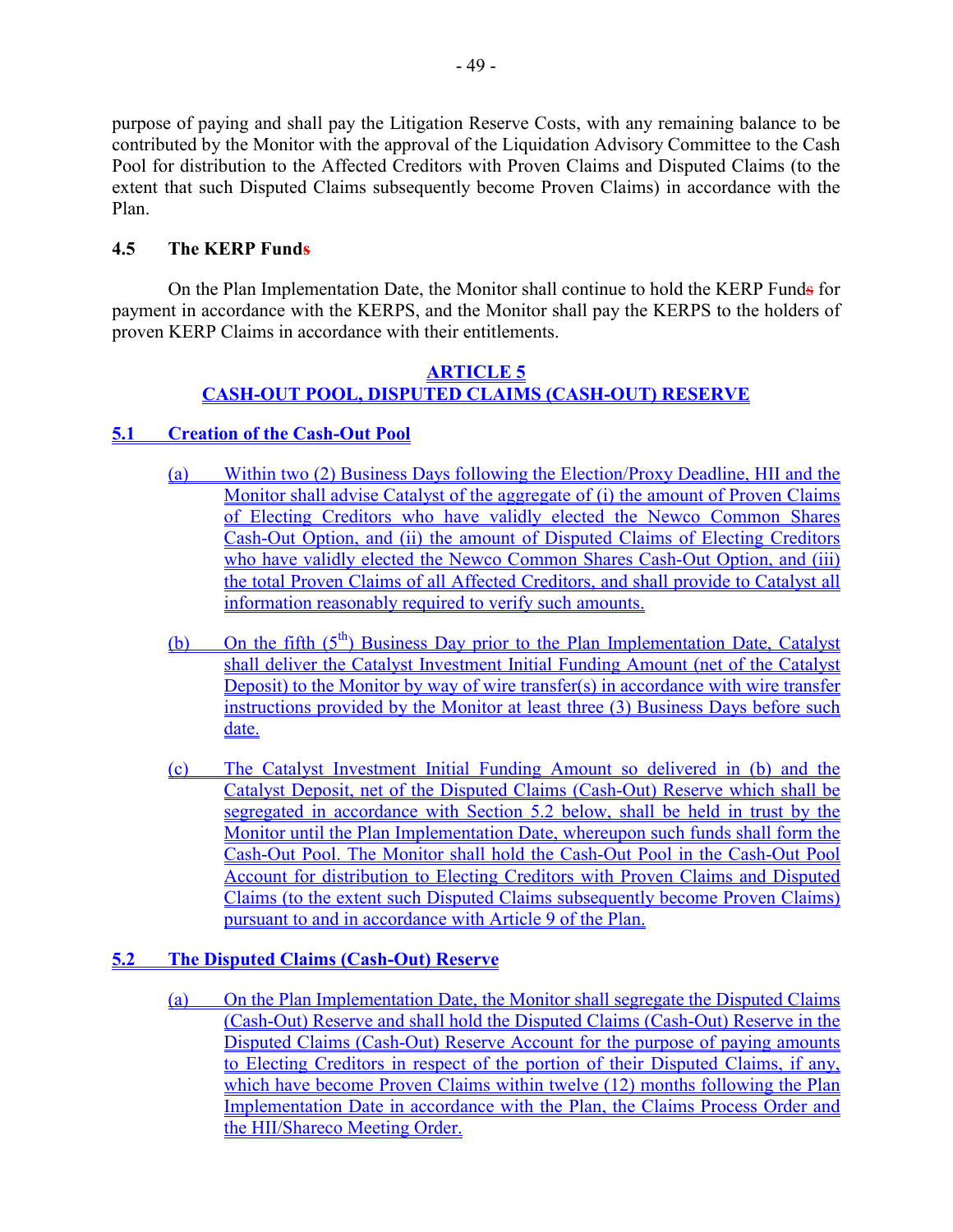purpose of paying and shall pay the Litigation Reserve Costs, with any remaining balance to be contributed by the Monitor with the approval of the Liquidation Advisory Committee to the Cash Pool for distribution to the Affected Creditors with Proven Claims and Disputed Claims (to the extent that such Disputed Claims subsequently become Proven Claims) in accordance with the Plan.

### 4.5 The KERP Funds

On the Plan Implementation Date, the Monitor shall continue to hold the KERP Funds for payment in accordance with the KERPS, and the Monitor shall pay the KERPS to the holders of proven KERP Claims in accordance with their entitlements.

## ARTICLE 5
## CASH-OUT POOL, DISPUTED CLAIMS (CASH-OUT) RESERVE

### 5.1 Creation of the Cash-Out Pool

(a) Within two (2) Business Days following the Election/Proxy Deadline, HII and the Monitor shall advise Catalyst of the aggregate of (i) the amount of Proven Claims of Electing Creditors who have validly elected the Newco Common Shares Cash-Out Option, and (ii) the amount of Disputed Claims of Electing Creditors who have validly elected the Newco Common Shares Cash-Out Option, and (iii) the total Proven Claims of all Affected Creditors, and shall provide to Catalyst all information reasonably required to verify such amounts.

(b) On the fifth ($5^{th}$) Business Day prior to the Plan Implementation Date, Catalyst shall deliver the Catalyst Investment Initial Funding Amount (net of the Catalyst Deposit) to the Monitor by way of wire transfer(s) in accordance with wire transfer instructions provided by the Monitor at least three (3) Business Days before such date.

(c) The Catalyst Investment Initial Funding Amount so delivered in (b) and the Catalyst Deposit, net of the Disputed Claims (Cash-Out) Reserve which shall be segregated in accordance with Section 5.2 below, shall be held in trust by the Monitor until the Plan Implementation Date, whereupon such funds shall form the Cash-Out Pool. The Monitor shall hold the Cash-Out Pool in the Cash-Out Pool Account for distribution to Electing Creditors with Proven Claims and Disputed Claims (to the extent such Disputed Claims subsequently become Proven Claims) pursuant to and in accordance with Article 9 of the Plan.

### 5.2 The Disputed Claims (Cash-Out) Reserve

(a) On the Plan Implementation Date, the Monitor shall segregate the Disputed Claims (Cash-Out) Reserve and shall hold the Disputed Claims (Cash-Out) Reserve in the Disputed Claims (Cash-Out) Reserve Account for the purpose of paying amounts to Electing Creditors in respect of the portion of their Disputed Claims, if any, which have become Proven Claims within twelve (12) months following the Plan Implementation Date in accordance with the Plan, the Claims Process Order and the HII/Shareco Meeting Order.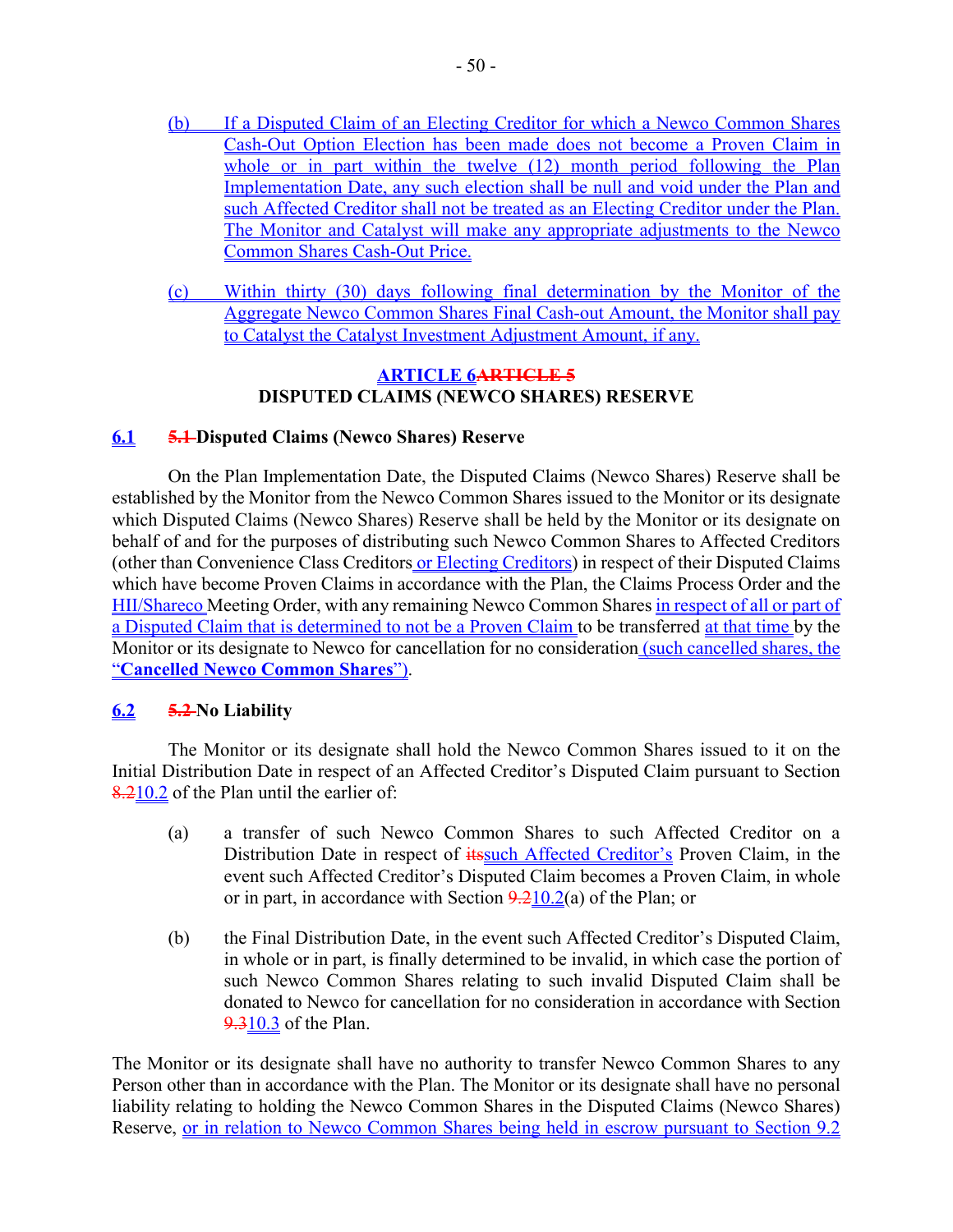(b) If a Disputed Claim of an Electing Creditor for which a Newco Common Shares Cash-Out Option Election has been made does not become a Proven Claim in whole or in part within the twelve (12) month period following the Plan Implementation Date, any such election shall be null and void under the Plan and such Affected Creditor shall not be treated as an Electing Creditor under the Plan. The Monitor and Catalyst will make any appropriate adjustments to the Newco Common Shares Cash-Out Price.

(c) Within thirty (30) days following final determination by the Monitor of the Aggregate Newco Common Shares Final Cash-out Amount, the Monitor shall pay to Catalyst the Catalyst Investment Adjustment Amount, if any.

## ARTICLE 6~~ARTICLE 5~~
## DISPUTED CLAIMS (NEWCO SHARES) RESERVE

### 6.1 ~~5.1~~ Disputed Claims (Newco Shares) Reserve

On the Plan Implementation Date, the Disputed Claims (Newco Shares) Reserve shall be established by the Monitor from the Newco Common Shares issued to the Monitor or its designate which Disputed Claims (Newco Shares) Reserve shall be held by the Monitor or its designate on behalf of and for the purposes of distributing such Newco Common Shares to Affected Creditors (other than Convenience Class Creditors or Electing Creditors) in respect of their Disputed Claims which have become Proven Claims in accordance with the Plan, the Claims Process Order and the HII/Shareco Meeting Order, with any remaining Newco Common Shares in respect of all or part of a Disputed Claim that is determined to not be a Proven Claim to be transferred at that time by the Monitor or its designate to Newco for cancellation for no consideration (such cancelled shares, the "**Cancelled Newco Common Shares**").

### 6.2 ~~5.2~~ No Liability

The Monitor or its designate shall hold the Newco Common Shares issued to it on the Initial Distribution Date in respect of an Affected Creditor's Disputed Claim pursuant to Section ~~8.2~~10.2 of the Plan until the earlier of:

(a) a transfer of such Newco Common Shares to such Affected Creditor on a Distribution Date in respect of ~~its~~such Affected Creditor's Proven Claim, in the event such Affected Creditor's Disputed Claim becomes a Proven Claim, in whole or in part, in accordance with Section ~~9.2~~10.2(a) of the Plan; or

(b) the Final Distribution Date, in the event such Affected Creditor's Disputed Claim, in whole or in part, is finally determined to be invalid, in which case the portion of such Newco Common Shares relating to such invalid Disputed Claim shall be donated to Newco for cancellation for no consideration in accordance with Section ~~9.3~~10.3 of the Plan.

The Monitor or its designate shall have no authority to transfer Newco Common Shares to any Person other than in accordance with the Plan. The Monitor or its designate shall have no personal liability relating to holding the Newco Common Shares in the Disputed Claims (Newco Shares) Reserve, or in relation to Newco Common Shares being held in escrow pursuant to Section 9.2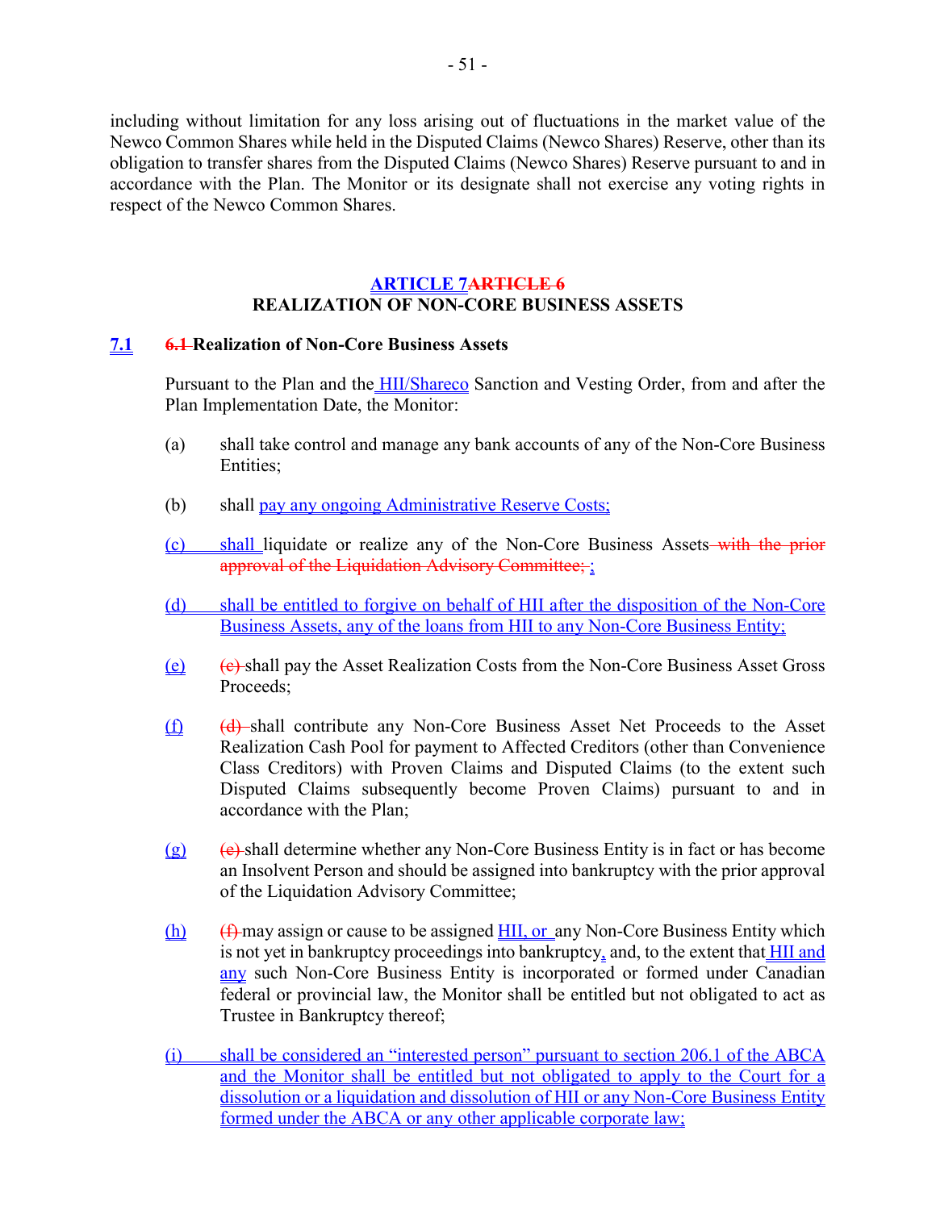including without limitation for any loss arising out of fluctuations in the market value of the Newco Common Shares while held in the Disputed Claims (Newco Shares) Reserve, other than its obligation to transfer shares from the Disputed Claims (Newco Shares) Reserve pursuant to and in accordance with the Plan. The Monitor or its designate shall not exercise any voting rights in respect of the Newco Common Shares.

## ARTICLE 7~~ARTICLE 6~~
## REALIZATION OF NON-CORE BUSINESS ASSETS

### 7.1 ~~6.1~~ Realization of Non-Core Business Assets

Pursuant to the Plan and the HII/Shareco Sanction and Vesting Order, from and after the Plan Implementation Date, the Monitor:

(a) shall take control and manage any bank accounts of any of the Non-Core Business Entities;

(b) shall pay any ongoing Administrative Reserve Costs;

(c) shall liquidate or realize any of the Non-Core Business Assets ~~with the prior approval of the Liquidation Advisory Committee;~~ ;

(d) shall be entitled to forgive on behalf of HII after the disposition of the Non-Core Business Assets, any of the loans from HII to any Non-Core Business Entity;

(e) ~~(c)~~ shall pay the Asset Realization Costs from the Non-Core Business Asset Gross Proceeds;

(f) ~~(d)~~ shall contribute any Non-Core Business Asset Net Proceeds to the Asset Realization Cash Pool for payment to Affected Creditors (other than Convenience Class Creditors) with Proven Claims and Disputed Claims (to the extent such Disputed Claims subsequently become Proven Claims) pursuant to and in accordance with the Plan;

(g) ~~(e)~~ shall determine whether any Non-Core Business Entity is in fact or has become an Insolvent Person and should be assigned into bankruptcy with the prior approval of the Liquidation Advisory Committee;

(h) ~~(f)~~ may assign or cause to be assigned HII, or any Non-Core Business Entity which is not yet in bankruptcy proceedings into bankruptcy, and, to the extent that HII and any such Non-Core Business Entity is incorporated or formed under Canadian federal or provincial law, the Monitor shall be entitled but not obligated to act as Trustee in Bankruptcy thereof;

(i) shall be considered an "interested person" pursuant to section 206.1 of the ABCA and the Monitor shall be entitled but not obligated to apply to the Court for a dissolution or a liquidation and dissolution of HII or any Non-Core Business Entity formed under the ABCA or any other applicable corporate law;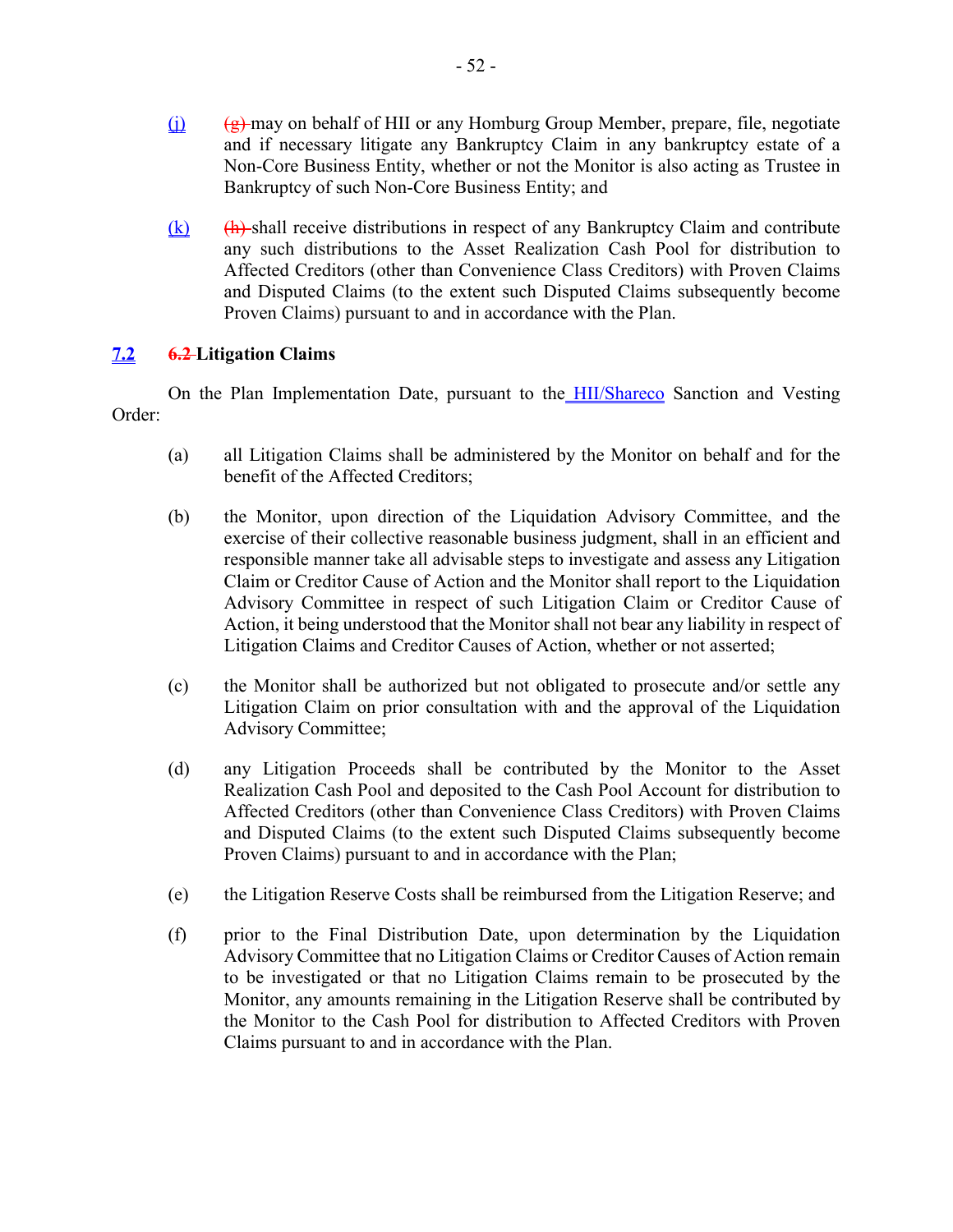(j) ~~(g)~~ may on behalf of HII or any Homburg Group Member, prepare, file, negotiate and if necessary litigate any Bankruptcy Claim in any bankruptcy estate of a Non-Core Business Entity, whether or not the Monitor is also acting as Trustee in Bankruptcy of such Non-Core Business Entity; and

(k) ~~(h)~~ shall receive distributions in respect of any Bankruptcy Claim and contribute any such distributions to the Asset Realization Cash Pool for distribution to Affected Creditors (other than Convenience Class Creditors) with Proven Claims and Disputed Claims (to the extent such Disputed Claims subsequently become Proven Claims) pursuant to and in accordance with the Plan.

### 7.2 ~~6.2~~ Litigation Claims

On the Plan Implementation Date, pursuant to the HII/Shareco Sanction and Vesting Order:

(a) all Litigation Claims shall be administered by the Monitor on behalf and for the benefit of the Affected Creditors;

(b) the Monitor, upon direction of the Liquidation Advisory Committee, and the exercise of their collective reasonable business judgment, shall in an efficient and responsible manner take all advisable steps to investigate and assess any Litigation Claim or Creditor Cause of Action and the Monitor shall report to the Liquidation Advisory Committee in respect of such Litigation Claim or Creditor Cause of Action, it being understood that the Monitor shall not bear any liability in respect of Litigation Claims and Creditor Causes of Action, whether or not asserted;

(c) the Monitor shall be authorized but not obligated to prosecute and/or settle any Litigation Claim on prior consultation with and the approval of the Liquidation Advisory Committee;

(d) any Litigation Proceeds shall be contributed by the Monitor to the Asset Realization Cash Pool and deposited to the Cash Pool Account for distribution to Affected Creditors (other than Convenience Class Creditors) with Proven Claims and Disputed Claims (to the extent such Disputed Claims subsequently become Proven Claims) pursuant to and in accordance with the Plan;

(e) the Litigation Reserve Costs shall be reimbursed from the Litigation Reserve; and

(f) prior to the Final Distribution Date, upon determination by the Liquidation Advisory Committee that no Litigation Claims or Creditor Causes of Action remain to be investigated or that no Litigation Claims remain to be prosecuted by the Monitor, any amounts remaining in the Litigation Reserve shall be contributed by the Monitor to the Cash Pool for distribution to Affected Creditors with Proven Claims pursuant to and in accordance with the Plan.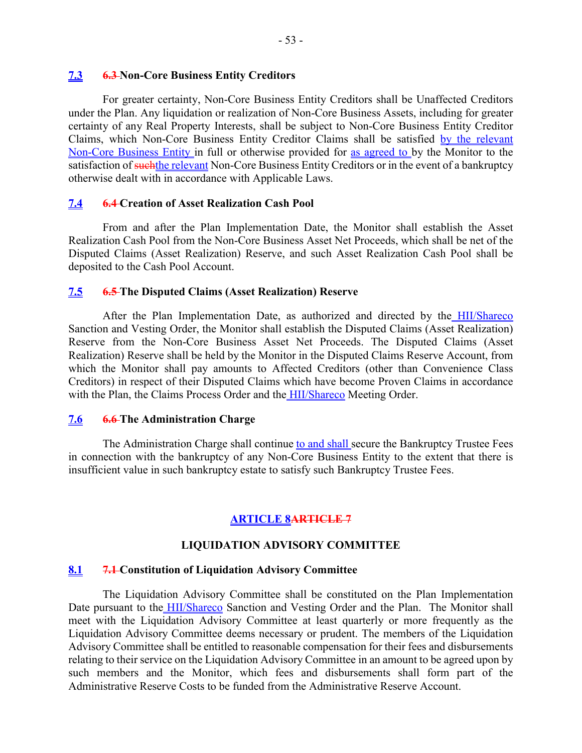### 7.3 ~~6.3~~ Non-Core Business Entity Creditors

For greater certainty, Non-Core Business Entity Creditors shall be Unaffected Creditors under the Plan. Any liquidation or realization of Non-Core Business Assets, including for greater certainty of any Real Property Interests, shall be subject to Non-Core Business Entity Creditor Claims, which Non-Core Business Entity Creditor Claims shall be satisfied by the relevant Non-Core Business Entity in full or otherwise provided for as agreed to by the Monitor to the satisfaction of ~~such~~the relevant Non-Core Business Entity Creditors or in the event of a bankruptcy otherwise dealt with in accordance with Applicable Laws.

### 7.4 ~~6.4~~ Creation of Asset Realization Cash Pool

From and after the Plan Implementation Date, the Monitor shall establish the Asset Realization Cash Pool from the Non-Core Business Asset Net Proceeds, which shall be net of the Disputed Claims (Asset Realization) Reserve, and such Asset Realization Cash Pool shall be deposited to the Cash Pool Account.

### 7.5 ~~6.5~~ The Disputed Claims (Asset Realization) Reserve

After the Plan Implementation Date, as authorized and directed by the HII/Shareco Sanction and Vesting Order, the Monitor shall establish the Disputed Claims (Asset Realization) Reserve from the Non-Core Business Asset Net Proceeds. The Disputed Claims (Asset Realization) Reserve shall be held by the Monitor in the Disputed Claims Reserve Account, from which the Monitor shall pay amounts to Affected Creditors (other than Convenience Class Creditors) in respect of their Disputed Claims which have become Proven Claims in accordance with the Plan, the Claims Process Order and the HII/Shareco Meeting Order.

### 7.6 ~~6.6~~ The Administration Charge

The Administration Charge shall continue to and shall secure the Bankruptcy Trustee Fees in connection with the bankruptcy of any Non-Core Business Entity to the extent that there is insufficient value in such bankruptcy estate to satisfy such Bankruptcy Trustee Fees.

## ARTICLE 8~~ARTICLE 7~~

## LIQUIDATION ADVISORY COMMITTEE

### 8.1 ~~7.1~~ Constitution of Liquidation Advisory Committee

The Liquidation Advisory Committee shall be constituted on the Plan Implementation Date pursuant to the HII/Shareco Sanction and Vesting Order and the Plan. The Monitor shall meet with the Liquidation Advisory Committee at least quarterly or more frequently as the Liquidation Advisory Committee deems necessary or prudent. The members of the Liquidation Advisory Committee shall be entitled to reasonable compensation for their fees and disbursements relating to their service on the Liquidation Advisory Committee in an amount to be agreed upon by such members and the Monitor, which fees and disbursements shall form part of the Administrative Reserve Costs to be funded from the Administrative Reserve Account.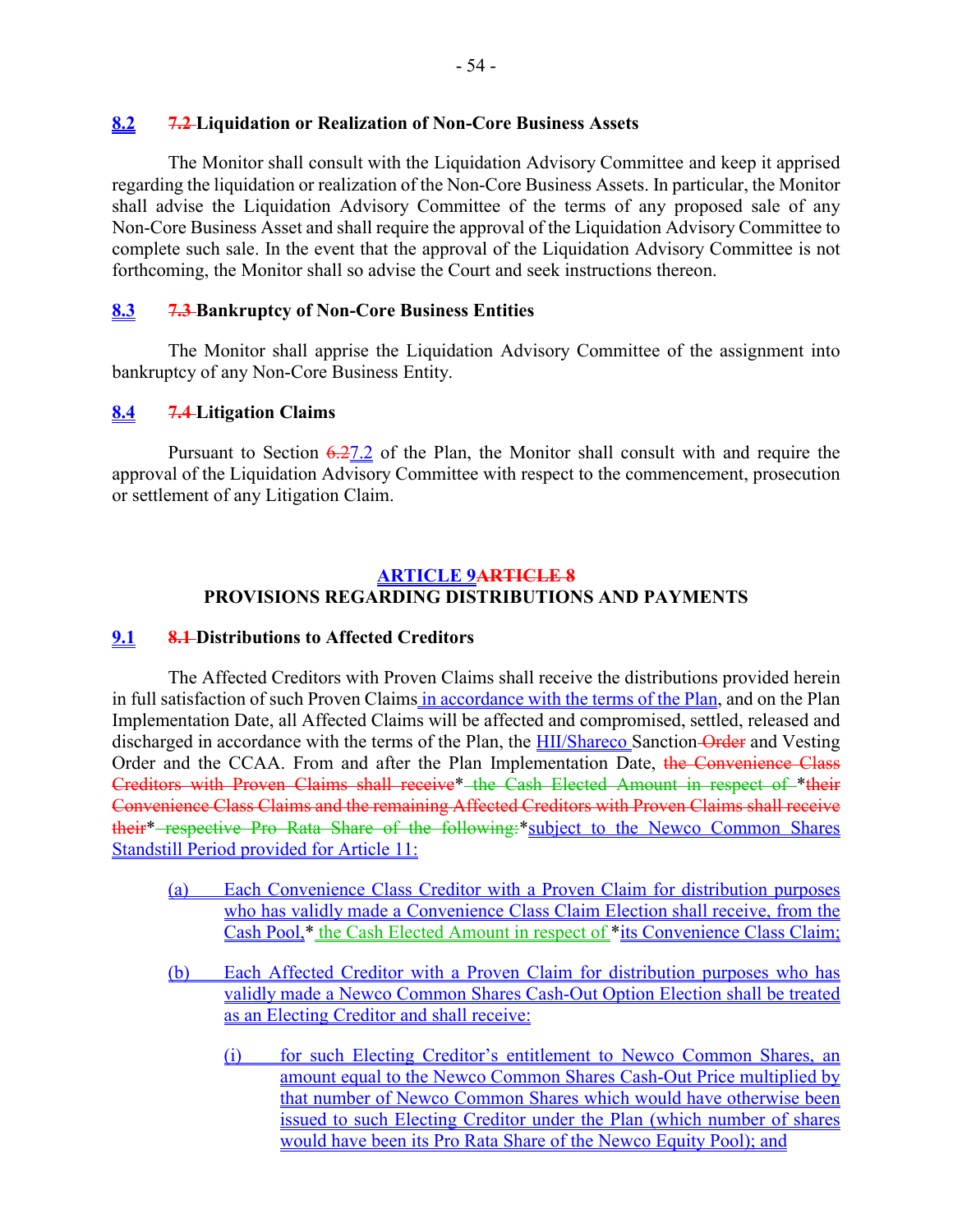## 8.2 7.2 Liquidation or Realization of Non-Core Business Assets

The Monitor shall consult with the Liquidation Advisory Committee and keep it apprised regarding the liquidation or realization of the Non-Core Business Assets. In particular, the Monitor shall advise the Liquidation Advisory Committee of the terms of any proposed sale of any Non-Core Business Asset and shall require the approval of the Liquidation Advisory Committee to complete such sale. In the event that the approval of the Liquidation Advisory Committee is not forthcoming, the Monitor shall so advise the Court and seek instructions thereon.

## 8.3 7.3 Bankruptcy of Non-Core Business Entities

The Monitor shall apprise the Liquidation Advisory Committee of the assignment into bankruptcy of any Non-Core Business Entity.

## 8.4 7.4 Litigation Claims

Pursuant to Section 6.27.2 of the Plan, the Monitor shall consult with and require the approval of the Liquidation Advisory Committee with respect to the commencement, prosecution or settlement of any Litigation Claim.

# ARTICLE 9ARTICLE 8
# PROVISIONS REGARDING DISTRIBUTIONS AND PAYMENTS

## 9.1 8.1 Distributions to Affected Creditors

The Affected Creditors with Proven Claims shall receive the distributions provided herein in full satisfaction of such Proven Claims in accordance with the terms of the Plan, and on the Plan Implementation Date, all Affected Claims will be affected and compromised, settled, released and discharged in accordance with the terms of the Plan, the HII/Shareco Sanction Order and Vesting Order and the CCAA. From and after the Plan Implementation Date, the Convenience Class Creditors with Proven Claims shall receive* the Cash Elected Amount in respect of *their Convenience Class Claims and the remaining Affected Creditors with Proven Claims shall receive their* respective Pro Rata Share of the following:*subject to the Newco Common Shares Standstill Period provided for Article 11:

(a) Each Convenience Class Creditor with a Proven Claim for distribution purposes who has validly made a Convenience Class Claim Election shall receive, from the Cash Pool,* the Cash Elected Amount in respect of *its Convenience Class Claim;

(b) Each Affected Creditor with a Proven Claim for distribution purposes who has validly made a Newco Common Shares Cash-Out Option Election shall be treated as an Electing Creditor and shall receive:

(i) for such Electing Creditor's entitlement to Newco Common Shares, an amount equal to the Newco Common Shares Cash-Out Price multiplied by that number of Newco Common Shares which would have otherwise been issued to such Electing Creditor under the Plan (which number of shares would have been its Pro Rata Share of the Newco Equity Pool); and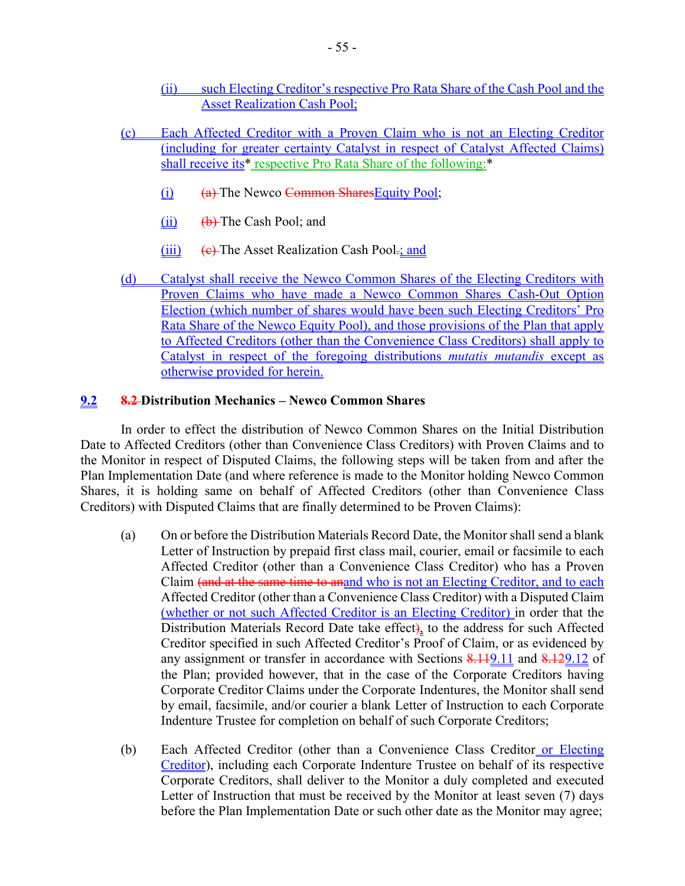(ii) such Electing Creditor's respective Pro Rata Share of the Cash Pool and the Asset Realization Cash Pool;

(c) Each Affected Creditor with a Proven Claim who is not an Electing Creditor (including for greater certainty Catalyst in respect of Catalyst Affected Claims) shall receive its* respective Pro Rata Share of the following:*

(i) (a) The Newco Common SharesEquity Pool;

(ii) (b) The Cash Pool; and

(iii) (c) The Asset Realization Cash Pool.; and

(d) Catalyst shall receive the Newco Common Shares of the Electing Creditors with Proven Claims who have made a Newco Common Shares Cash-Out Option Election (which number of shares would have been such Electing Creditors' Pro Rata Share of the Newco Equity Pool), and those provisions of the Plan that apply to Affected Creditors (other than the Convenience Class Creditors) shall apply to Catalyst in respect of the foregoing distributions *mutatis mutandis* except as otherwise provided for herein.

## 9.2 8.2 Distribution Mechanics – Newco Common Shares

In order to effect the distribution of Newco Common Shares on the Initial Distribution Date to Affected Creditors (other than Convenience Class Creditors) with Proven Claims and to the Monitor in respect of Disputed Claims, the following steps will be taken from and after the Plan Implementation Date (and where reference is made to the Monitor holding Newco Common Shares, it is holding same on behalf of Affected Creditors (other than Convenience Class Creditors) with Disputed Claims that are finally determined to be Proven Claims):

(a) On or before the Distribution Materials Record Date, the Monitor shall send a blank Letter of Instruction by prepaid first class mail, courier, email or facsimile to each Affected Creditor (other than a Convenience Class Creditor) who has a Proven Claim (and at the same time to anand who is not an Electing Creditor, and to each Affected Creditor (other than a Convenience Class Creditor) with a Disputed Claim (whether or not such Affected Creditor is an Electing Creditor) in order that the Distribution Materials Record Date take effect), to the address for such Affected Creditor specified in such Affected Creditor's Proof of Claim, or as evidenced by any assignment or transfer in accordance with Sections 8.119.11 and 8.129.12 of the Plan; provided however, that in the case of the Corporate Creditors having Corporate Creditor Claims under the Corporate Indentures, the Monitor shall send by email, facsimile, and/or courier a blank Letter of Instruction to each Corporate Indenture Trustee for completion on behalf of such Corporate Creditors;

(b) Each Affected Creditor (other than a Convenience Class Creditor or Electing Creditor), including each Corporate Indenture Trustee on behalf of its respective Corporate Creditors, shall deliver to the Monitor a duly completed and executed Letter of Instruction that must be received by the Monitor at least seven (7) days before the Plan Implementation Date or such other date as the Monitor may agree;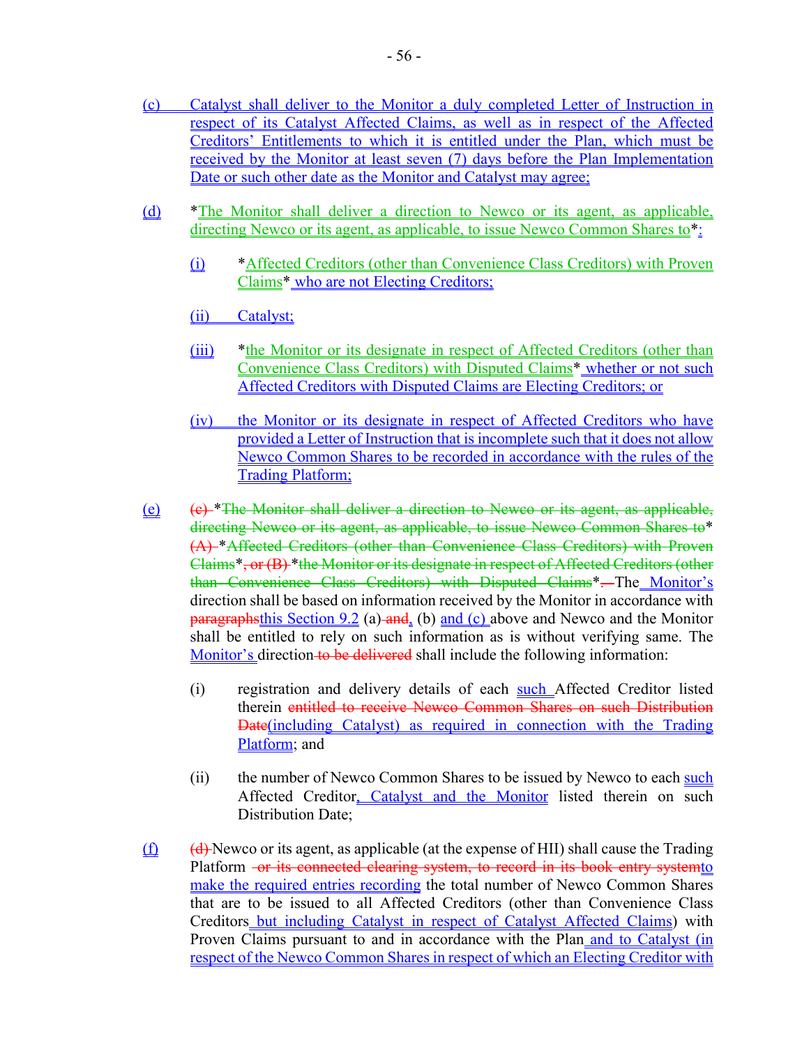(c) Catalyst shall deliver to the Monitor a duly completed Letter of Instruction in respect of its Catalyst Affected Claims, as well as in respect of the Affected Creditors' Entitlements to which it is entitled under the Plan, which must be received by the Monitor at least seven (7) days before the Plan Implementation Date or such other date as the Monitor and Catalyst may agree;

(d) *The Monitor shall deliver a direction to Newco or its agent, as applicable, directing Newco or its agent, as applicable, to issue Newco Common Shares to*:

(i) *Affected Creditors (other than Convenience Class Creditors) with Proven Claims* who are not Electing Creditors;

(ii) Catalyst;

(iii) *the Monitor or its designate in respect of Affected Creditors (other than Convenience Class Creditors) with Disputed Claims* whether or not such Affected Creditors with Disputed Claims are Electing Creditors; or

(iv) the Monitor or its designate in respect of Affected Creditors who have provided a Letter of Instruction that is incomplete such that it does not allow Newco Common Shares to be recorded in accordance with the rules of the Trading Platform;

(e) ~~(c)~~ *~~The Monitor shall deliver a direction to Newco or its agent, as applicable, directing Newco or its agent, as applicable, to issue Newco Common Shares to~~* ~~(A)~~ *~~Affected Creditors (other than Convenience Class Creditors) with Proven Claims~~*~~, or (B)~~ *~~the Monitor or its designate in respect of Affected Creditors (other than Convenience Class Creditors) with Disputed Claims~~*~~.~~ The Monitor's direction shall be based on information received by the Monitor in accordance with ~~paragraphs~~this Section 9.2 (a) ~~and~~, (b) and (c) above and Newco and the Monitor shall be entitled to rely on such information as is without verifying same. The Monitor's direction ~~to be delivered~~ shall include the following information:

(i) registration and delivery details of each such Affected Creditor listed therein ~~entitled to receive Newco Common Shares on such Distribution Date~~(including Catalyst) as required in connection with the Trading Platform; and

(ii) the number of Newco Common Shares to be issued by Newco to each such Affected Creditor, Catalyst and the Monitor listed therein on such Distribution Date;

(f) ~~(d)~~ Newco or its agent, as applicable (at the expense of HII) shall cause the Trading Platform ~~or its connected clearing system, to record in its book entry system~~to make the required entries recording the total number of Newco Common Shares that are to be issued to all Affected Creditors (other than Convenience Class Creditors but including Catalyst in respect of Catalyst Affected Claims) with Proven Claims pursuant to and in accordance with the Plan and to Catalyst (in respect of the Newco Common Shares in respect of which an Electing Creditor with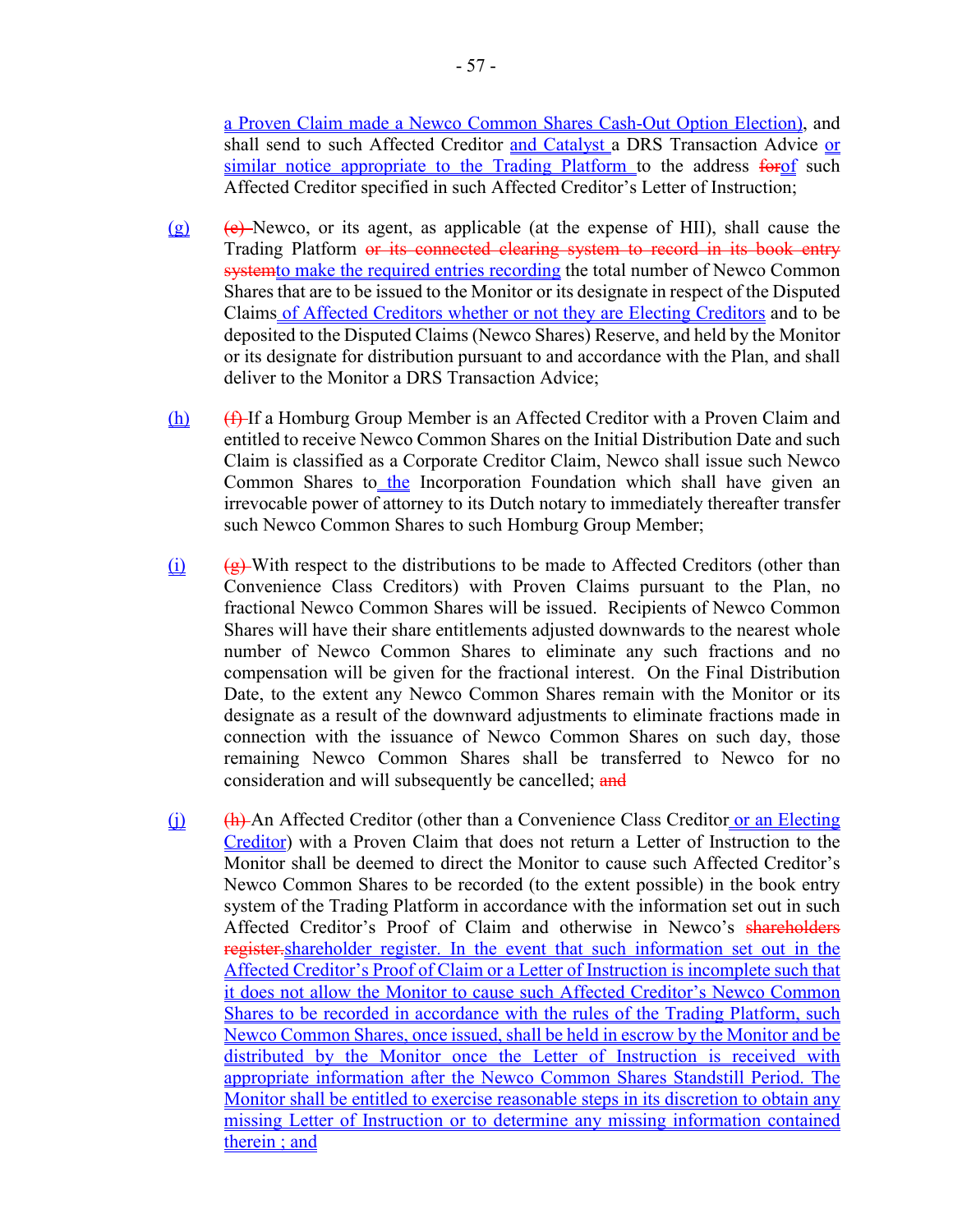a Proven Claim made a Newco Common Shares Cash-Out Option Election), and shall send to such Affected Creditor and Catalyst a DRS Transaction Advice or similar notice appropriate to the Trading Platform to the address ~~for~~of such Affected Creditor specified in such Affected Creditor's Letter of Instruction;

(g) ~~(e)~~ Newco, or its agent, as applicable (at the expense of HII), shall cause the Trading Platform ~~or its connected clearing system to record in its book entry system~~to make the required entries recording the total number of Newco Common Shares that are to be issued to the Monitor or its designate in respect of the Disputed Claims of Affected Creditors whether or not they are Electing Creditors and to be deposited to the Disputed Claims (Newco Shares) Reserve, and held by the Monitor or its designate for distribution pursuant to and accordance with the Plan, and shall deliver to the Monitor a DRS Transaction Advice;

(h) ~~(f)~~ If a Homburg Group Member is an Affected Creditor with a Proven Claim and entitled to receive Newco Common Shares on the Initial Distribution Date and such Claim is classified as a Corporate Creditor Claim, Newco shall issue such Newco Common Shares to the Incorporation Foundation which shall have given an irrevocable power of attorney to its Dutch notary to immediately thereafter transfer such Newco Common Shares to such Homburg Group Member;

(i) ~~(g)~~ With respect to the distributions to be made to Affected Creditors (other than Convenience Class Creditors) with Proven Claims pursuant to the Plan, no fractional Newco Common Shares will be issued. Recipients of Newco Common Shares will have their share entitlements adjusted downwards to the nearest whole number of Newco Common Shares to eliminate any such fractions and no compensation will be given for the fractional interest. On the Final Distribution Date, to the extent any Newco Common Shares remain with the Monitor or its designate as a result of the downward adjustments to eliminate fractions made in connection with the issuance of Newco Common Shares on such day, those remaining Newco Common Shares shall be transferred to Newco for no consideration and will subsequently be cancelled; ~~and~~

(j) ~~(h)~~ An Affected Creditor (other than a Convenience Class Creditor or an Electing Creditor) with a Proven Claim that does not return a Letter of Instruction to the Monitor shall be deemed to direct the Monitor to cause such Affected Creditor's Newco Common Shares to be recorded (to the extent possible) in the book entry system of the Trading Platform in accordance with the information set out in such Affected Creditor's Proof of Claim and otherwise in Newco's ~~shareholders register.~~shareholder register. In the event that such information set out in the Affected Creditor's Proof of Claim or a Letter of Instruction is incomplete such that it does not allow the Monitor to cause such Affected Creditor's Newco Common Shares to be recorded in accordance with the rules of the Trading Platform, such Newco Common Shares, once issued, shall be held in escrow by the Monitor and be distributed by the Monitor once the Letter of Instruction is received with appropriate information after the Newco Common Shares Standstill Period. The Monitor shall be entitled to exercise reasonable steps in its discretion to obtain any missing Letter of Instruction or to determine any missing information contained therein ; and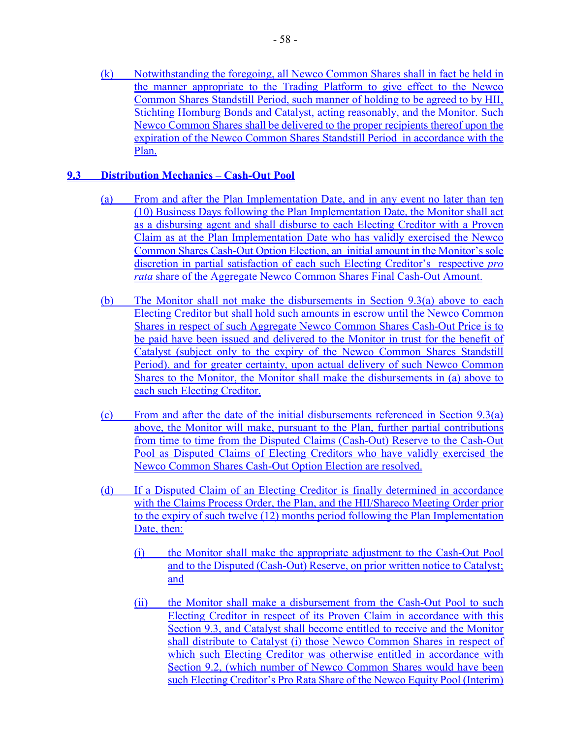(k) Notwithstanding the foregoing, all Newco Common Shares shall in fact be held in the manner appropriate to the Trading Platform to give effect to the Newco Common Shares Standstill Period, such manner of holding to be agreed to by HII, Stichting Homburg Bonds and Catalyst, acting reasonably, and the Monitor. Such Newco Common Shares shall be delivered to the proper recipients thereof upon the expiration of the Newco Common Shares Standstill Period in accordance with the Plan.

## 9.3 Distribution Mechanics – Cash-Out Pool

(a) From and after the Plan Implementation Date, and in any event no later than ten (10) Business Days following the Plan Implementation Date, the Monitor shall act as a disbursing agent and shall disburse to each Electing Creditor with a Proven Claim as at the Plan Implementation Date who has validly exercised the Newco Common Shares Cash-Out Option Election, an initial amount in the Monitor's sole discretion in partial satisfaction of each such Electing Creditor's respective *pro rata* share of the Aggregate Newco Common Shares Final Cash-Out Amount.

(b) The Monitor shall not make the disbursements in Section 9.3(a) above to each Electing Creditor but shall hold such amounts in escrow until the Newco Common Shares in respect of such Aggregate Newco Common Shares Cash-Out Price is to be paid have been issued and delivered to the Monitor in trust for the benefit of Catalyst (subject only to the expiry of the Newco Common Shares Standstill Period), and for greater certainty, upon actual delivery of such Newco Common Shares to the Monitor, the Monitor shall make the disbursements in (a) above to each such Electing Creditor.

(c) From and after the date of the initial disbursements referenced in Section 9.3(a) above, the Monitor will make, pursuant to the Plan, further partial contributions from time to time from the Disputed Claims (Cash-Out) Reserve to the Cash-Out Pool as Disputed Claims of Electing Creditors who have validly exercised the Newco Common Shares Cash-Out Option Election are resolved.

(d) If a Disputed Claim of an Electing Creditor is finally determined in accordance with the Claims Process Order, the Plan, and the HII/Shareco Meeting Order prior to the expiry of such twelve (12) months period following the Plan Implementation Date, then:

   (i) the Monitor shall make the appropriate adjustment to the Cash-Out Pool and to the Disputed (Cash-Out) Reserve, on prior written notice to Catalyst; and

   (ii) the Monitor shall make a disbursement from the Cash-Out Pool to such Electing Creditor in respect of its Proven Claim in accordance with this Section 9.3, and Catalyst shall become entitled to receive and the Monitor shall distribute to Catalyst (i) those Newco Common Shares in respect of which such Electing Creditor was otherwise entitled in accordance with Section 9.2, (which number of Newco Common Shares would have been such Electing Creditor's Pro Rata Share of the Newco Equity Pool (Interim)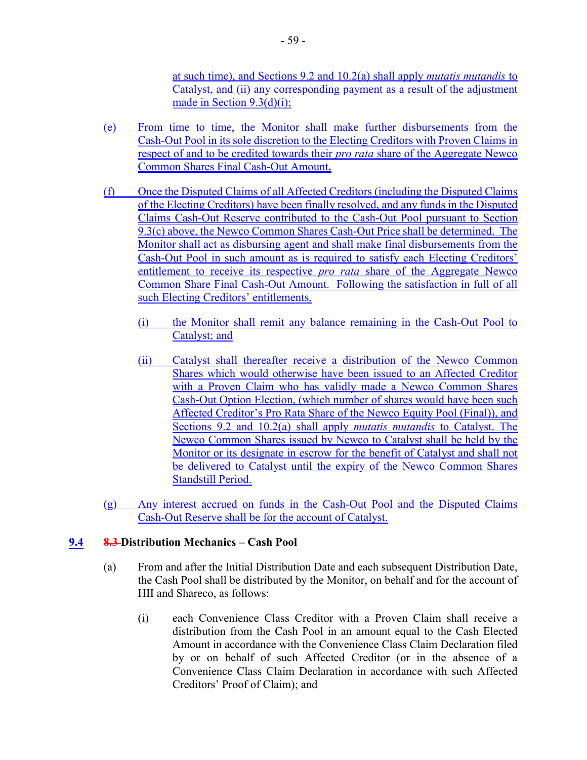at such time), and Sections 9.2 and 10.2(a) shall apply *mutatis mutandis* to Catalyst, and (ii) any corresponding payment as a result of the adjustment made in Section 9.3(d)(i);

(e) From time to time, the Monitor shall make further disbursements from the Cash-Out Pool in its sole discretion to the Electing Creditors with Proven Claims in respect of and to be credited towards their *pro rata* share of the Aggregate Newco Common Shares Final Cash-Out Amount**.**

(f) Once the Disputed Claims of all Affected Creditors (including the Disputed Claims of the Electing Creditors) have been finally resolved, and any funds in the Disputed Claims Cash-Out Reserve contributed to the Cash-Out Pool pursuant to Section 9.3(c) above, the Newco Common Shares Cash-Out Price shall be determined. The Monitor shall act as disbursing agent and shall make final disbursements from the Cash-Out Pool in such amount as is required to satisfy each Electing Creditors' entitlement to receive its respective *pro rata* share of the Aggregate Newco Common Share Final Cash-Out Amount. Following the satisfaction in full of all such Electing Creditors' entitlements,

   (i) the Monitor shall remit any balance remaining in the Cash-Out Pool to Catalyst; and

   (ii) Catalyst shall thereafter receive a distribution of the Newco Common Shares which would otherwise have been issued to an Affected Creditor with a Proven Claim who has validly made a Newco Common Shares Cash-Out Option Election, (which number of shares would have been such Affected Creditor's Pro Rata Share of the Newco Equity Pool (Final)), and Sections 9.2 and 10.2(a) shall apply *mutatis mutandis* to Catalyst. The Newco Common Shares issued by Newco to Catalyst shall be held by the Monitor or its designate in escrow for the benefit of Catalyst and shall not be delivered to Catalyst until the expiry of the Newco Common Shares Standstill Period.

(g) Any interest accrued on funds in the Cash-Out Pool and the Disputed Claims Cash-Out Reserve shall be for the account of Catalyst.

## 9.4 ~~8.3~~ Distribution Mechanics – Cash Pool

(a) From and after the Initial Distribution Date and each subsequent Distribution Date, the Cash Pool shall be distributed by the Monitor, on behalf and for the account of HII and Shareco, as follows:

   (i) each Convenience Class Creditor with a Proven Claim shall receive a distribution from the Cash Pool in an amount equal to the Cash Elected Amount in accordance with the Convenience Class Claim Declaration filed by or on behalf of such Affected Creditor (or in the absence of a Convenience Class Claim Declaration in accordance with such Affected Creditors' Proof of Claim); and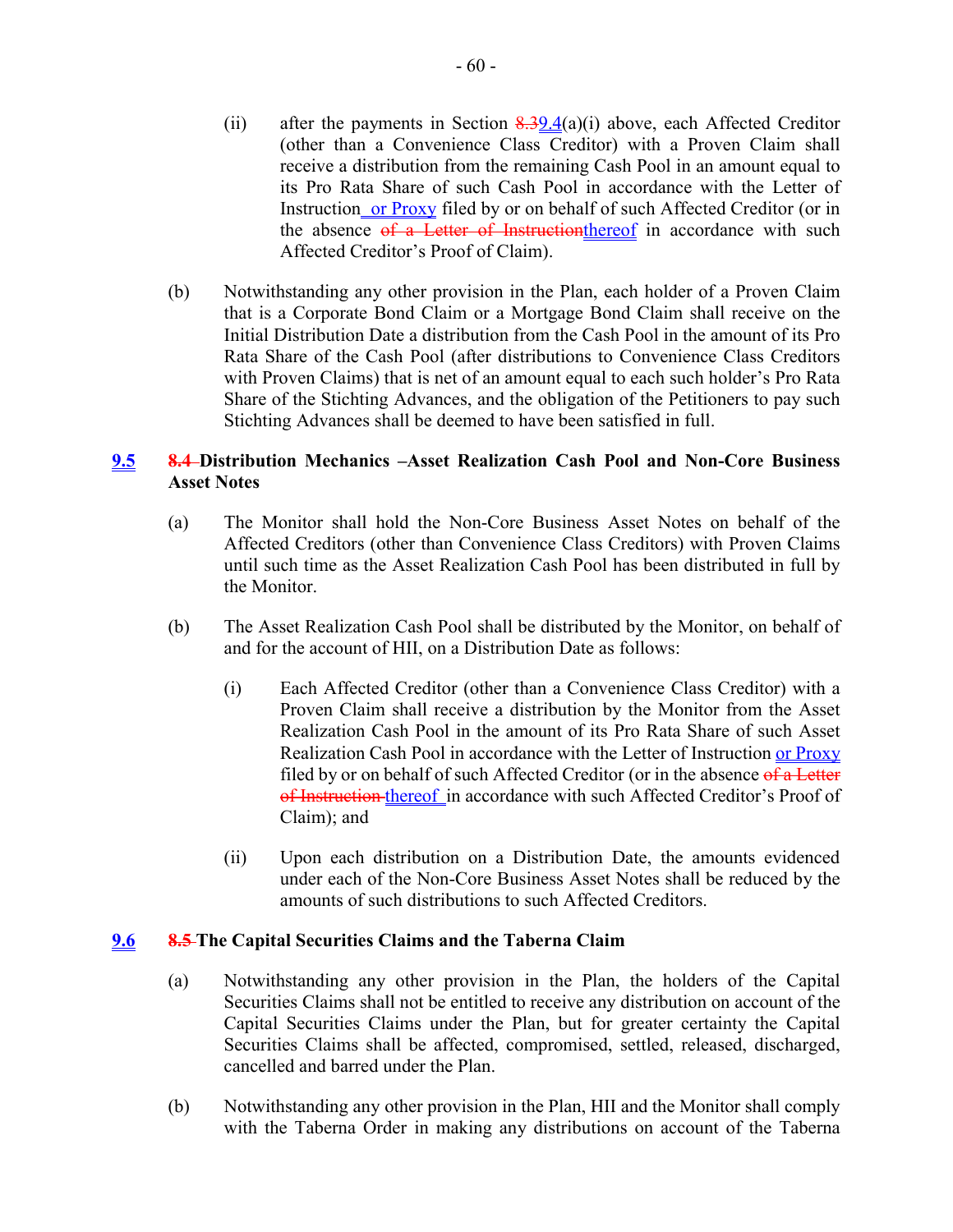(ii) after the payments in Section ~~8.3~~9.4(a)(i) above, each Affected Creditor (other than a Convenience Class Creditor) with a Proven Claim shall receive a distribution from the remaining Cash Pool in an amount equal to its Pro Rata Share of such Cash Pool in accordance with the Letter of Instruction or Proxy filed by or on behalf of such Affected Creditor (or in the absence ~~of a Letter of Instruction~~thereof in accordance with such Affected Creditor's Proof of Claim).

(b) Notwithstanding any other provision in the Plan, each holder of a Proven Claim that is a Corporate Bond Claim or a Mortgage Bond Claim shall receive on the Initial Distribution Date a distribution from the Cash Pool in the amount of its Pro Rata Share of the Cash Pool (after distributions to Convenience Class Creditors with Proven Claims) that is net of an amount equal to each such holder's Pro Rata Share of the Stichting Advances, and the obligation of the Petitioners to pay such Stichting Advances shall be deemed to have been satisfied in full.

### 9.5 ~~8.4~~ Distribution Mechanics –Asset Realization Cash Pool and Non-Core Business Asset Notes

(a) The Monitor shall hold the Non-Core Business Asset Notes on behalf of the Affected Creditors (other than Convenience Class Creditors) with Proven Claims until such time as the Asset Realization Cash Pool has been distributed in full by the Monitor.

(b) The Asset Realization Cash Pool shall be distributed by the Monitor, on behalf of and for the account of HII, on a Distribution Date as follows:

(i) Each Affected Creditor (other than a Convenience Class Creditor) with a Proven Claim shall receive a distribution by the Monitor from the Asset Realization Cash Pool in the amount of its Pro Rata Share of such Asset Realization Cash Pool in accordance with the Letter of Instruction or Proxy filed by or on behalf of such Affected Creditor (or in the absence ~~of a Letter of Instruction~~ thereof in accordance with such Affected Creditor's Proof of Claim); and

(ii) Upon each distribution on a Distribution Date, the amounts evidenced under each of the Non-Core Business Asset Notes shall be reduced by the amounts of such distributions to such Affected Creditors.

### 9.6 ~~8.5~~ The Capital Securities Claims and the Taberna Claim

(a) Notwithstanding any other provision in the Plan, the holders of the Capital Securities Claims shall not be entitled to receive any distribution on account of the Capital Securities Claims under the Plan, but for greater certainty the Capital Securities Claims shall be affected, compromised, settled, released, discharged, cancelled and barred under the Plan.

(b) Notwithstanding any other provision in the Plan, HII and the Monitor shall comply with the Taberna Order in making any distributions on account of the Taberna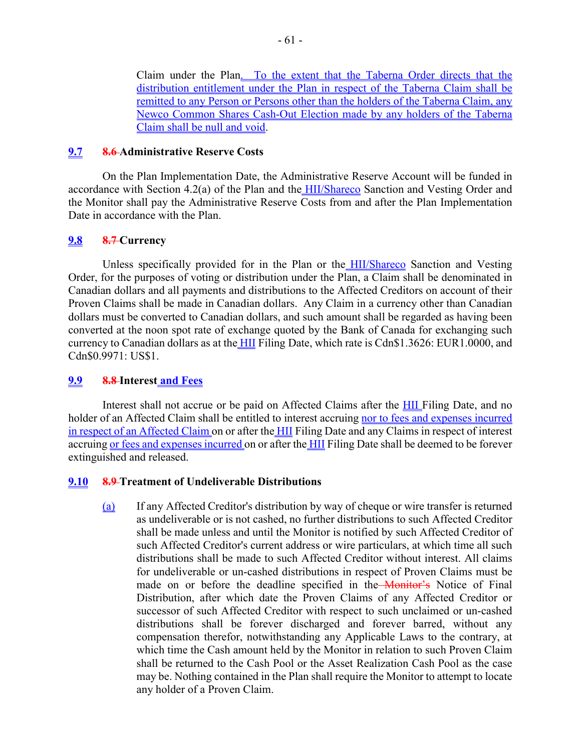Claim under the Plan. To the extent that the Taberna Order directs that the distribution entitlement under the Plan in respect of the Taberna Claim shall be remitted to any Person or Persons other than the holders of the Taberna Claim, any Newco Common Shares Cash-Out Election made by any holders of the Taberna Claim shall be null and void.

### 9.7 8.6 Administrative Reserve Costs

On the Plan Implementation Date, the Administrative Reserve Account will be funded in accordance with Section 4.2(a) of the Plan and the HII/Shareco Sanction and Vesting Order and the Monitor shall pay the Administrative Reserve Costs from and after the Plan Implementation Date in accordance with the Plan.

### 9.8 8.7 Currency

Unless specifically provided for in the Plan or the HII/Shareco Sanction and Vesting Order, for the purposes of voting or distribution under the Plan, a Claim shall be denominated in Canadian dollars and all payments and distributions to the Affected Creditors on account of their Proven Claims shall be made in Canadian dollars. Any Claim in a currency other than Canadian dollars must be converted to Canadian dollars, and such amount shall be regarded as having been converted at the noon spot rate of exchange quoted by the Bank of Canada for exchanging such currency to Canadian dollars as at the HII Filing Date, which rate is Cdn$1.3626: EUR1.0000, and Cdn$0.9971: US$1.

### 9.9 8.8 Interest and Fees

Interest shall not accrue or be paid on Affected Claims after the HII Filing Date, and no holder of an Affected Claim shall be entitled to interest accruing nor to fees and expenses incurred in respect of an Affected Claim on or after the HII Filing Date and any Claims in respect of interest accruing or fees and expenses incurred on or after the HII Filing Date shall be deemed to be forever extinguished and released.

### 9.10 8.9 Treatment of Undeliverable Distributions

(a) If any Affected Creditor's distribution by way of cheque or wire transfer is returned as undeliverable or is not cashed, no further distributions to such Affected Creditor shall be made unless and until the Monitor is notified by such Affected Creditor of such Affected Creditor's current address or wire particulars, at which time all such distributions shall be made to such Affected Creditor without interest. All claims for undeliverable or un-cashed distributions in respect of Proven Claims must be made on or before the deadline specified in the ~~Monitor's~~ Notice of Final Distribution, after which date the Proven Claims of any Affected Creditor or successor of such Affected Creditor with respect to such unclaimed or un-cashed distributions shall be forever discharged and forever barred, without any compensation therefor, notwithstanding any Applicable Laws to the contrary, at which time the Cash amount held by the Monitor in relation to such Proven Claim shall be returned to the Cash Pool or the Asset Realization Cash Pool as the case may be. Nothing contained in the Plan shall require the Monitor to attempt to locate any holder of a Proven Claim.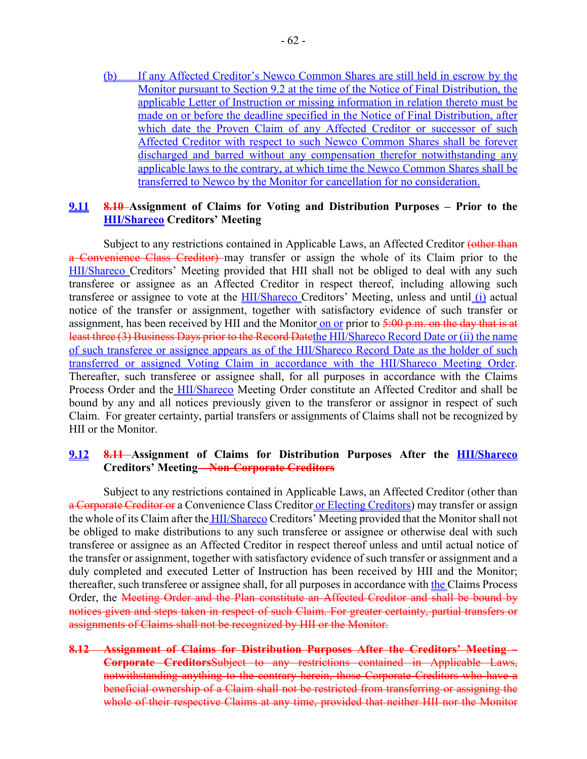(b) If any Affected Creditor's Newco Common Shares are still held in escrow by the Monitor pursuant to Section 9.2 at the time of the Notice of Final Distribution, the applicable Letter of Instruction or missing information in relation thereto must be made on or before the deadline specified in the Notice of Final Distribution, after which date the Proven Claim of any Affected Creditor or successor of such Affected Creditor with respect to such Newco Common Shares shall be forever discharged and barred without any compensation therefor notwithstanding any applicable laws to the contrary, at which time the Newco Common Shares shall be transferred to Newco by the Monitor for cancellation for no consideration.

**9.11 ~~8.10~~ Assignment of Claims for Voting and Distribution Purposes – Prior to the HII/Shareco Creditors' Meeting**

Subject to any restrictions contained in Applicable Laws, an Affected Creditor ~~(other than a Convenience Class Creditor)~~ may transfer or assign the whole of its Claim prior to the HII/Shareco Creditors' Meeting provided that HII shall not be obliged to deal with any such transferee or assignee as an Affected Creditor in respect thereof, including allowing such transferee or assignee to vote at the HII/Shareco Creditors' Meeting, unless and until (i) actual notice of the transfer or assignment, together with satisfactory evidence of such transfer or assignment, has been received by HII and the Monitor on or prior to ~~5:00 p.m. on the day that is at least three (3) Business Days prior to the Record Date~~the HII/Shareco Record Date or (ii) the name of such transferee or assignee appears as of the HII/Shareco Record Date as the holder of such transferred or assigned Voting Claim in accordance with the HII/Shareco Meeting Order. Thereafter, such transferee or assignee shall, for all purposes in accordance with the Claims Process Order and the HII/Shareco Meeting Order constitute an Affected Creditor and shall be bound by any and all notices previously given to the transferor or assignor in respect of such Claim. For greater certainty, partial transfers or assignments of Claims shall not be recognized by HII or the Monitor.

**9.12 ~~8.11~~ Assignment of Claims for Distribution Purposes After the HII/Shareco Creditors' Meeting ~~– Non-Corporate Creditors~~**

Subject to any restrictions contained in Applicable Laws, an Affected Creditor (other than ~~a Corporate Creditor or~~ a Convenience Class Creditor or Electing Creditors) may transfer or assign the whole of its Claim after the HII/Shareco Creditors' Meeting provided that the Monitor shall not be obliged to make distributions to any such transferee or assignee or otherwise deal with such transferee or assignee as an Affected Creditor in respect thereof unless and until actual notice of the transfer or assignment, together with satisfactory evidence of such transfer or assignment and a duly completed and executed Letter of Instruction has been received by HII and the Monitor; thereafter, such transferee or assignee shall, for all purposes in accordance with the Claims Process Order, the ~~Meeting Order and the Plan constitute an Affected Creditor and shall be bound by notices given and steps taken in respect of such Claim. For greater certainty, partial transfers or assignments of Claims shall not be recognized by HII or the Monitor.~~

~~**8.12 Assignment of Claims for Distribution Purposes After the Creditors' Meeting – Corporate Creditors**Subject to any restrictions contained in Applicable Laws, notwithstanding anything to the contrary herein, those Corporate Creditors who have a beneficial ownership of a Claim shall not be restricted from transferring or assigning the whole of their respective Claims at any time, provided that neither HII nor the Monitor~~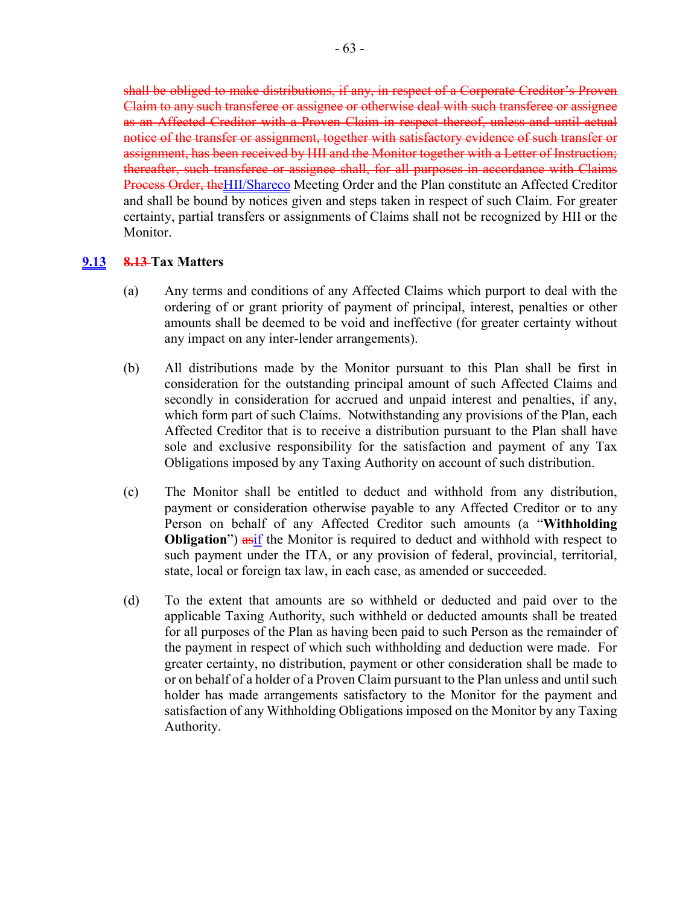~~shall be obliged to make distributions, if any, in respect of a Corporate Creditor's Proven Claim to any such transferee or assignee or otherwise deal with such transferee or assignee as an Affected Creditor with a Proven Claim in respect thereof, unless and until actual notice of the transfer or assignment, together with satisfactory evidence of such transfer or assignment, has been received by HII and the Monitor together with a Letter of Instruction; thereafter, such transferee or assignee shall, for all purposes in accordance with Claims Process Order, the~~HII/Shareco Meeting Order and the Plan constitute an Affected Creditor and shall be bound by notices given and steps taken in respect of such Claim. For greater certainty, partial transfers or assignments of Claims shall not be recognized by HII or the Monitor.

### 9.13 ~~8.13~~ Tax Matters

(a) Any terms and conditions of any Affected Claims which purport to deal with the ordering of or grant priority of payment of principal, interest, penalties or other amounts shall be deemed to be void and ineffective (for greater certainty without any impact on any inter-lender arrangements).

(b) All distributions made by the Monitor pursuant to this Plan shall be first in consideration for the outstanding principal amount of such Affected Claims and secondly in consideration for accrued and unpaid interest and penalties, if any, which form part of such Claims. Notwithstanding any provisions of the Plan, each Affected Creditor that is to receive a distribution pursuant to the Plan shall have sole and exclusive responsibility for the satisfaction and payment of any Tax Obligations imposed by any Taxing Authority on account of such distribution.

(c) The Monitor shall be entitled to deduct and withhold from any distribution, payment or consideration otherwise payable to any Affected Creditor or to any Person on behalf of any Affected Creditor such amounts (a "**Withholding Obligation**") ~~as~~if the Monitor is required to deduct and withhold with respect to such payment under the ITA, or any provision of federal, provincial, territorial, state, local or foreign tax law, in each case, as amended or succeeded.

(d) To the extent that amounts are so withheld or deducted and paid over to the applicable Taxing Authority, such withheld or deducted amounts shall be treated for all purposes of the Plan as having been paid to such Person as the remainder of the payment in respect of which such withholding and deduction were made. For greater certainty, no distribution, payment or other consideration shall be made to or on behalf of a holder of a Proven Claim pursuant to the Plan unless and until such holder has made arrangements satisfactory to the Monitor for the payment and satisfaction of any Withholding Obligations imposed on the Monitor by any Taxing Authority.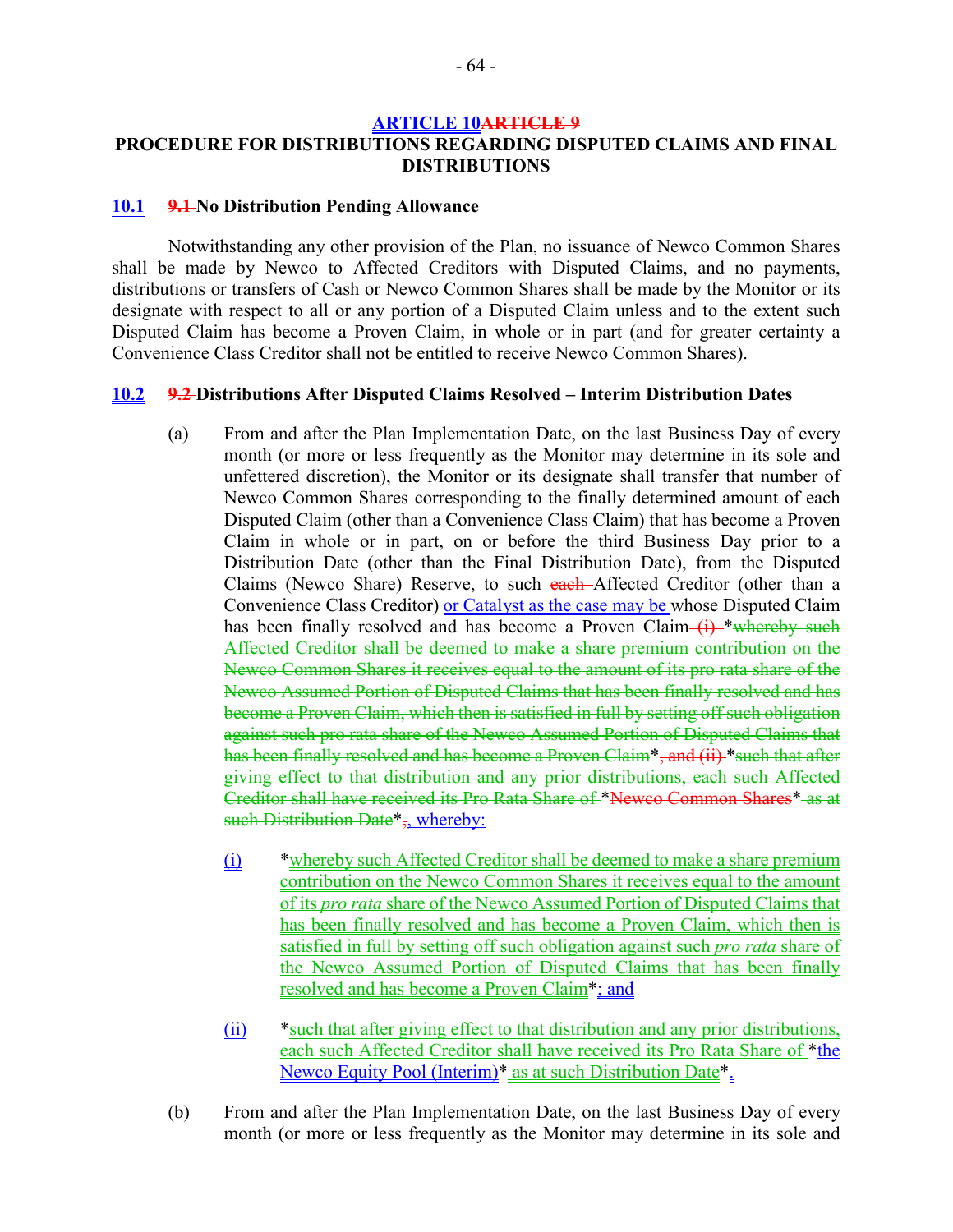## ARTICLE 10~~ARTICLE 9~~
## PROCEDURE FOR DISTRIBUTIONS REGARDING DISPUTED CLAIMS AND FINAL DISTRIBUTIONS

### 10.1 ~~9.1~~ No Distribution Pending Allowance

Notwithstanding any other provision of the Plan, no issuance of Newco Common Shares shall be made by Newco to Affected Creditors with Disputed Claims, and no payments, distributions or transfers of Cash or Newco Common Shares shall be made by the Monitor or its designate with respect to all or any portion of a Disputed Claim unless and to the extent such Disputed Claim has become a Proven Claim, in whole or in part (and for greater certainty a Convenience Class Creditor shall not be entitled to receive Newco Common Shares).

### 10.2 ~~9.2~~ Distributions After Disputed Claims Resolved – Interim Distribution Dates

(a) From and after the Plan Implementation Date, on the last Business Day of every month (or more or less frequently as the Monitor may determine in its sole and unfettered discretion), the Monitor or its designate shall transfer that number of Newco Common Shares corresponding to the finally determined amount of each Disputed Claim (other than a Convenience Class Claim) that has become a Proven Claim in whole or in part, on or before the third Business Day prior to a Distribution Date (other than the Final Distribution Date), from the Disputed Claims (Newco Share) Reserve, to such ~~each~~ Affected Creditor (other than a Convenience Class Creditor) or Catalyst as the case may be whose Disputed Claim has been finally resolved and has become a Proven Claim ~~(i)~~ *~~whereby such Affected Creditor shall be deemed to make a share premium contribution on the Newco Common Shares it receives equal to the amount of its pro rata share of the Newco Assumed Portion of Disputed Claims that has been finally resolved and has become a Proven Claim, which then is satisfied in full by setting off such obligation against such pro rata share of the Newco Assumed Portion of Disputed Claims that has been finally resolved and has become a Proven Claim~~*~~, and (ii)~~ *~~such that after giving effect to that distribution and any prior distributions, each such Affected Creditor shall have received its Pro Rata Share of~~ *~~Newco Common Shares~~* ~~as at such Distribution Date~~*~~,~~, whereby:

(i) *whereby such Affected Creditor shall be deemed to make a share premium contribution on the Newco Common Shares it receives equal to the amount of its *pro rata* share of the Newco Assumed Portion of Disputed Claims that has been finally resolved and has become a Proven Claim, which then is satisfied in full by setting off such obligation against such *pro rata* share of the Newco Assumed Portion of Disputed Claims that has been finally resolved and has become a Proven Claim*; and

(ii) *such that after giving effect to that distribution and any prior distributions, each such Affected Creditor shall have received its Pro Rata Share of *the Newco Equity Pool (Interim)* as at such Distribution Date*.

(b) From and after the Plan Implementation Date, on the last Business Day of every month (or more or less frequently as the Monitor may determine in its sole and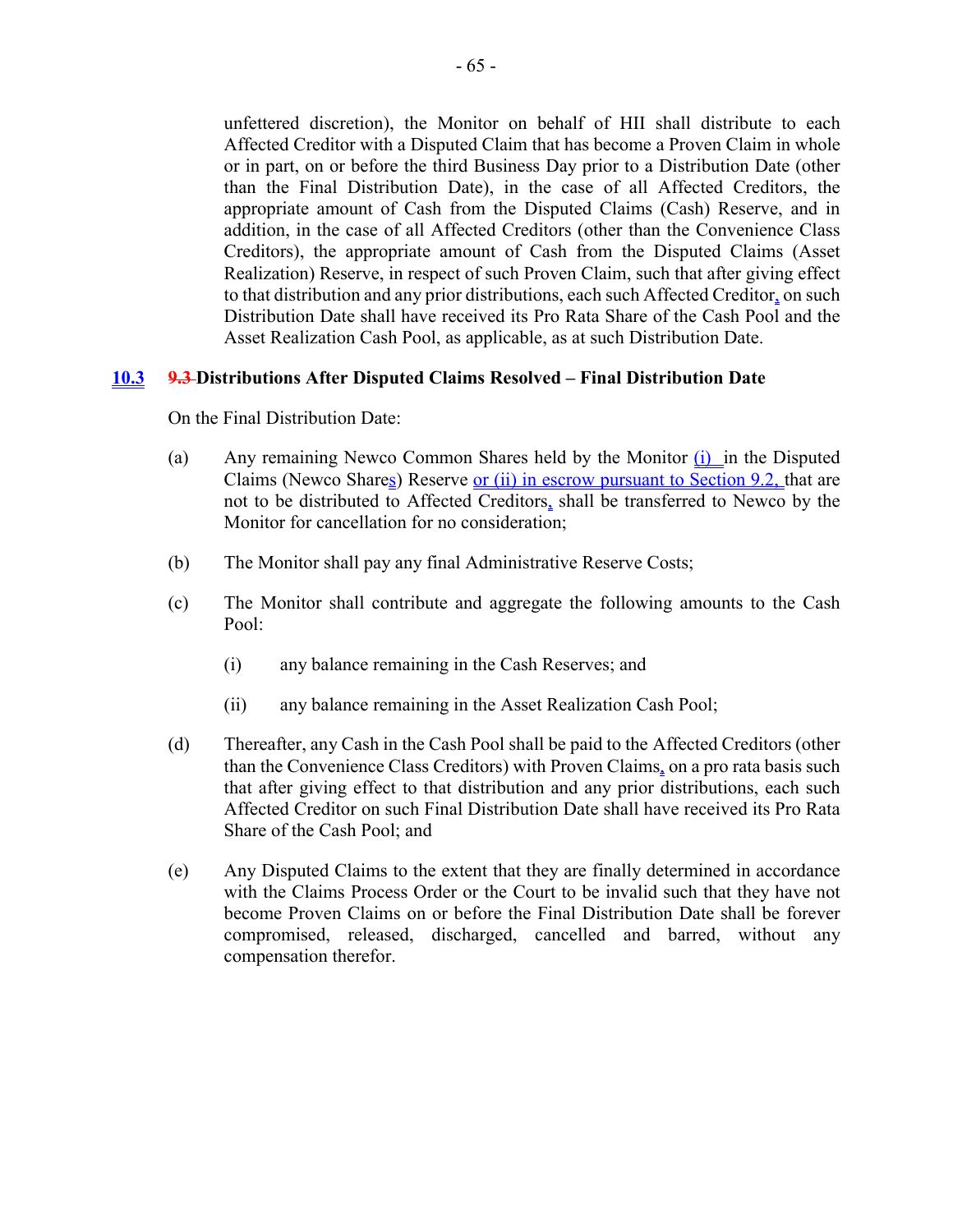unfettered discretion), the Monitor on behalf of HII shall distribute to each Affected Creditor with a Disputed Claim that has become a Proven Claim in whole or in part, on or before the third Business Day prior to a Distribution Date (other than the Final Distribution Date), in the case of all Affected Creditors, the appropriate amount of Cash from the Disputed Claims (Cash) Reserve, and in addition, in the case of all Affected Creditors (other than the Convenience Class Creditors), the appropriate amount of Cash from the Disputed Claims (Asset Realization) Reserve, in respect of such Proven Claim, such that after giving effect to that distribution and any prior distributions, each such Affected Creditor, on such Distribution Date shall have received its Pro Rata Share of the Cash Pool and the Asset Realization Cash Pool, as applicable, as at such Distribution Date.

### 10.3 ~~9.3~~ Distributions After Disputed Claims Resolved – Final Distribution Date

On the Final Distribution Date:

(a) Any remaining Newco Common Shares held by the Monitor (i) in the Disputed Claims (Newco Shares) Reserve or (ii) in escrow pursuant to Section 9.2, that are not to be distributed to Affected Creditors, shall be transferred to Newco by the Monitor for cancellation for no consideration;

(b) The Monitor shall pay any final Administrative Reserve Costs;

(c) The Monitor shall contribute and aggregate the following amounts to the Cash Pool:

  (i) any balance remaining in the Cash Reserves; and

  (ii) any balance remaining in the Asset Realization Cash Pool;

(d) Thereafter, any Cash in the Cash Pool shall be paid to the Affected Creditors (other than the Convenience Class Creditors) with Proven Claims, on a pro rata basis such that after giving effect to that distribution and any prior distributions, each such Affected Creditor on such Final Distribution Date shall have received its Pro Rata Share of the Cash Pool; and

(e) Any Disputed Claims to the extent that they are finally determined in accordance with the Claims Process Order or the Court to be invalid such that they have not become Proven Claims on or before the Final Distribution Date shall be forever compromised, released, discharged, cancelled and barred, without any compensation therefor.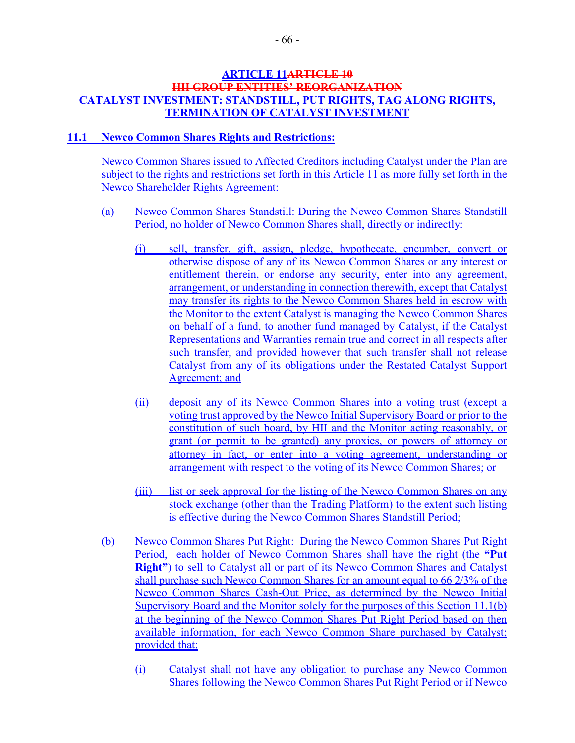# ARTICLE 11~~ARTICLE 10~~

## ~~HII GROUP ENTITIES' REORGANIZATION~~

## CATALYST INVESTMENT: STANDSTILL, PUT RIGHTS, TAG ALONG RIGHTS, TERMINATION OF CATALYST INVESTMENT

### 11.1 Newco Common Shares Rights and Restrictions:

Newco Common Shares issued to Affected Creditors including Catalyst under the Plan are subject to the rights and restrictions set forth in this Article 11 as more fully set forth in the Newco Shareholder Rights Agreement:

(a) Newco Common Shares Standstill: During the Newco Common Shares Standstill Period, no holder of Newco Common Shares shall, directly or indirectly:

(i) sell, transfer, gift, assign, pledge, hypothecate, encumber, convert or otherwise dispose of any of its Newco Common Shares or any interest or entitlement therein, or endorse any security, enter into any agreement, arrangement, or understanding in connection therewith, except that Catalyst may transfer its rights to the Newco Common Shares held in escrow with the Monitor to the extent Catalyst is managing the Newco Common Shares on behalf of a fund, to another fund managed by Catalyst, if the Catalyst Representations and Warranties remain true and correct in all respects after such transfer, and provided however that such transfer shall not release Catalyst from any of its obligations under the Restated Catalyst Support Agreement; and

(ii) deposit any of its Newco Common Shares into a voting trust (except a voting trust approved by the Newco Initial Supervisory Board or prior to the constitution of such board, by HII and the Monitor acting reasonably, or grant (or permit to be granted) any proxies, or powers of attorney or attorney in fact, or enter into a voting agreement, understanding or arrangement with respect to the voting of its Newco Common Shares; or

(iii) list or seek approval for the listing of the Newco Common Shares on any stock exchange (other than the Trading Platform) to the extent such listing is effective during the Newco Common Shares Standstill Period;

(b) Newco Common Shares Put Right: During the Newco Common Shares Put Right Period, each holder of Newco Common Shares shall have the right (the **"Put Right"**) to sell to Catalyst all or part of its Newco Common Shares and Catalyst shall purchase such Newco Common Shares for an amount equal to 66 2/3% of the Newco Common Shares Cash-Out Price, as determined by the Newco Initial Supervisory Board and the Monitor solely for the purposes of this Section 11.1(b) at the beginning of the Newco Common Shares Put Right Period based on then available information, for each Newco Common Share purchased by Catalyst; provided that:

(i) Catalyst shall not have any obligation to purchase any Newco Common Shares following the Newco Common Shares Put Right Period or if Newco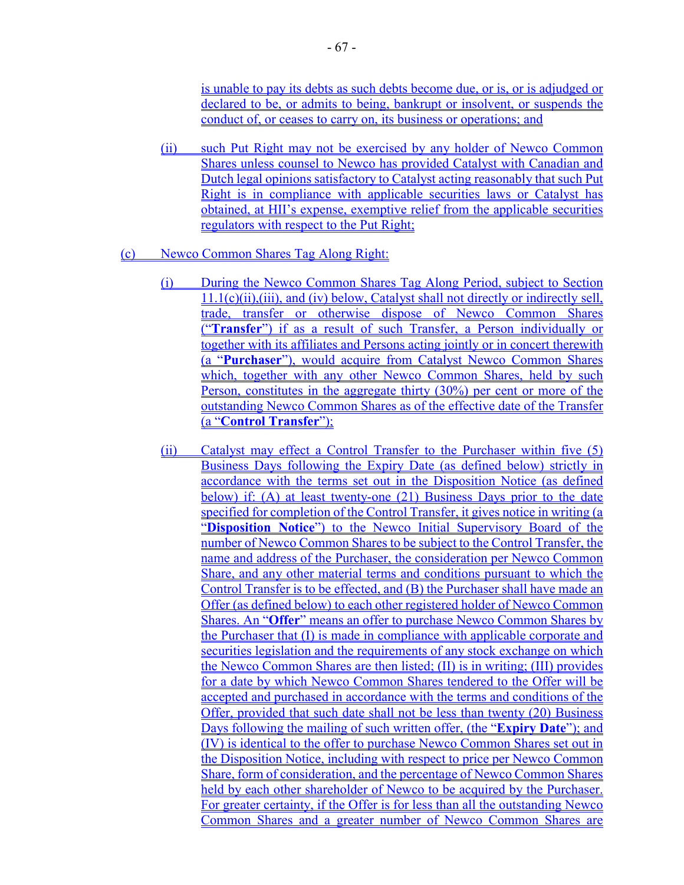is unable to pay its debts as such debts become due, or is, or is adjudged or declared to be, or admits to being, bankrupt or insolvent, or suspends the conduct of, or ceases to carry on, its business or operations; and

(ii) such Put Right may not be exercised by any holder of Newco Common Shares unless counsel to Newco has provided Catalyst with Canadian and Dutch legal opinions satisfactory to Catalyst acting reasonably that such Put Right is in compliance with applicable securities laws or Catalyst has obtained, at HII's expense, exemptive relief from the applicable securities regulators with respect to the Put Right;

(c) Newco Common Shares Tag Along Right:

(i) During the Newco Common Shares Tag Along Period, subject to Section 11.1(c)(ii),(iii), and (iv) below, Catalyst shall not directly or indirectly sell, trade, transfer or otherwise dispose of Newco Common Shares ("**Transfer**") if as a result of such Transfer, a Person individually or together with its affiliates and Persons acting jointly or in concert therewith (a "**Purchaser**"), would acquire from Catalyst Newco Common Shares which, together with any other Newco Common Shares, held by such Person, constitutes in the aggregate thirty (30%) per cent or more of the outstanding Newco Common Shares as of the effective date of the Transfer (a "**Control Transfer**");

(ii) Catalyst may effect a Control Transfer to the Purchaser within five (5) Business Days following the Expiry Date (as defined below) strictly in accordance with the terms set out in the Disposition Notice (as defined below) if: (A) at least twenty-one (21) Business Days prior to the date specified for completion of the Control Transfer, it gives notice in writing (a "**Disposition Notice**") to the Newco Initial Supervisory Board of the number of Newco Common Shares to be subject to the Control Transfer, the name and address of the Purchaser, the consideration per Newco Common Share, and any other material terms and conditions pursuant to which the Control Transfer is to be effected, and (B) the Purchaser shall have made an Offer (as defined below) to each other registered holder of Newco Common Shares. An "**Offer**" means an offer to purchase Newco Common Shares by the Purchaser that (I) is made in compliance with applicable corporate and securities legislation and the requirements of any stock exchange on which the Newco Common Shares are then listed; (II) is in writing; (III) provides for a date by which Newco Common Shares tendered to the Offer will be accepted and purchased in accordance with the terms and conditions of the Offer, provided that such date shall not be less than twenty (20) Business Days following the mailing of such written offer, (the "**Expiry Date**"); and (IV) is identical to the offer to purchase Newco Common Shares set out in the Disposition Notice, including with respect to price per Newco Common Share, form of consideration, and the percentage of Newco Common Shares held by each other shareholder of Newco to be acquired by the Purchaser. For greater certainty, if the Offer is for less than all the outstanding Newco Common Shares and a greater number of Newco Common Shares are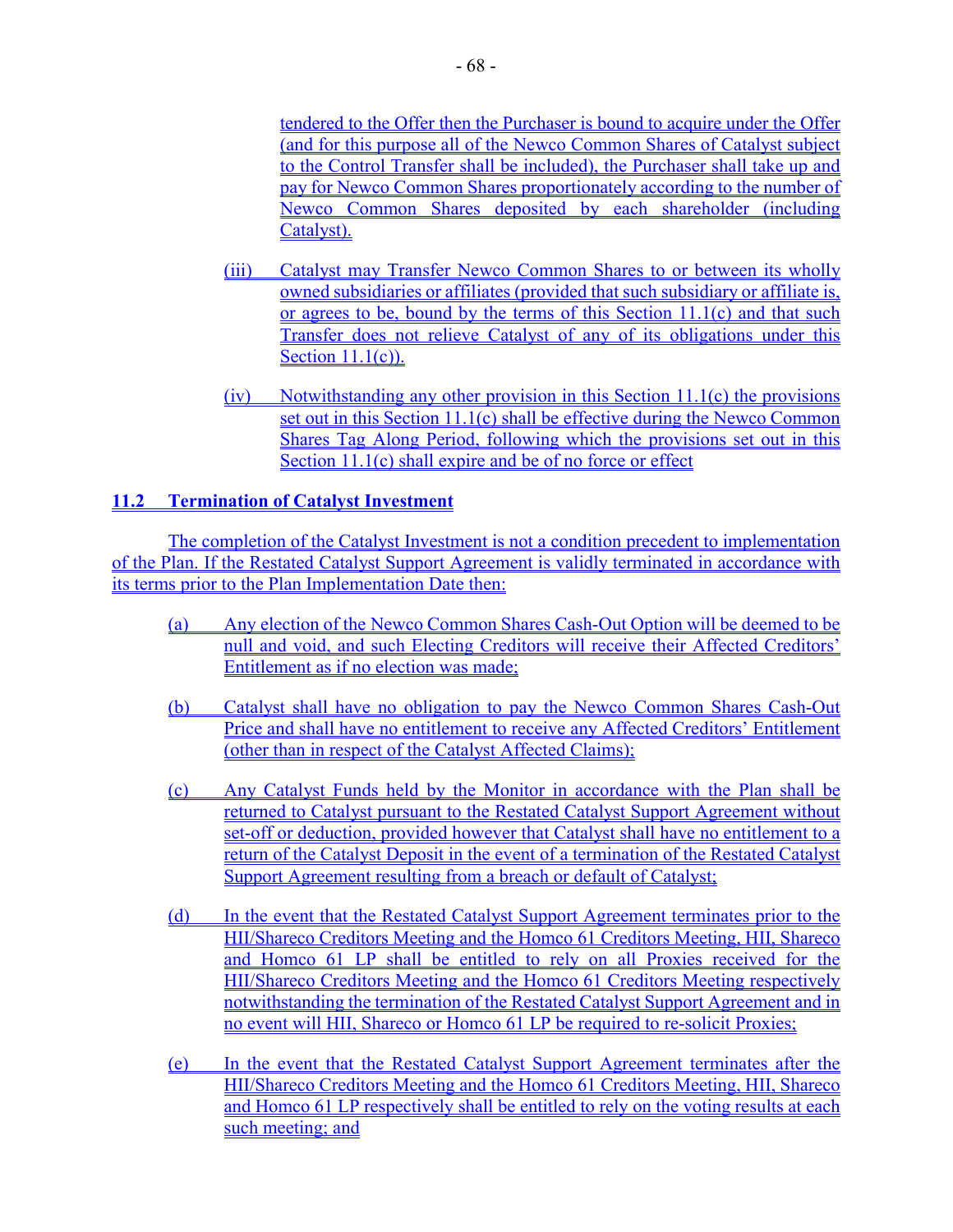tendered to the Offer then the Purchaser is bound to acquire under the Offer (and for this purpose all of the Newco Common Shares of Catalyst subject to the Control Transfer shall be included), the Purchaser shall take up and pay for Newco Common Shares proportionately according to the number of Newco Common Shares deposited by each shareholder (including Catalyst).

(iii) Catalyst may Transfer Newco Common Shares to or between its wholly owned subsidiaries or affiliates (provided that such subsidiary or affiliate is, or agrees to be, bound by the terms of this Section 11.1(c) and that such Transfer does not relieve Catalyst of any of its obligations under this Section 11.1(c)).

(iv) Notwithstanding any other provision in this Section 11.1(c) the provisions set out in this Section 11.1(c) shall be effective during the Newco Common Shares Tag Along Period, following which the provisions set out in this Section 11.1(c) shall expire and be of no force or effect

## 11.2 Termination of Catalyst Investment

The completion of the Catalyst Investment is not a condition precedent to implementation of the Plan. If the Restated Catalyst Support Agreement is validly terminated in accordance with its terms prior to the Plan Implementation Date then:

(a) Any election of the Newco Common Shares Cash-Out Option will be deemed to be null and void, and such Electing Creditors will receive their Affected Creditors' Entitlement as if no election was made;

(b) Catalyst shall have no obligation to pay the Newco Common Shares Cash-Out Price and shall have no entitlement to receive any Affected Creditors' Entitlement (other than in respect of the Catalyst Affected Claims);

(c) Any Catalyst Funds held by the Monitor in accordance with the Plan shall be returned to Catalyst pursuant to the Restated Catalyst Support Agreement without set-off or deduction, provided however that Catalyst shall have no entitlement to a return of the Catalyst Deposit in the event of a termination of the Restated Catalyst Support Agreement resulting from a breach or default of Catalyst;

(d) In the event that the Restated Catalyst Support Agreement terminates prior to the HII/Shareco Creditors Meeting and the Homco 61 Creditors Meeting, HII, Shareco and Homco 61 LP shall be entitled to rely on all Proxies received for the HII/Shareco Creditors Meeting and the Homco 61 Creditors Meeting respectively notwithstanding the termination of the Restated Catalyst Support Agreement and in no event will HII, Shareco or Homco 61 LP be required to re-solicit Proxies;

(e) In the event that the Restated Catalyst Support Agreement terminates after the HII/Shareco Creditors Meeting and the Homco 61 Creditors Meeting, HII, Shareco and Homco 61 LP respectively shall be entitled to rely on the voting results at each such meeting; and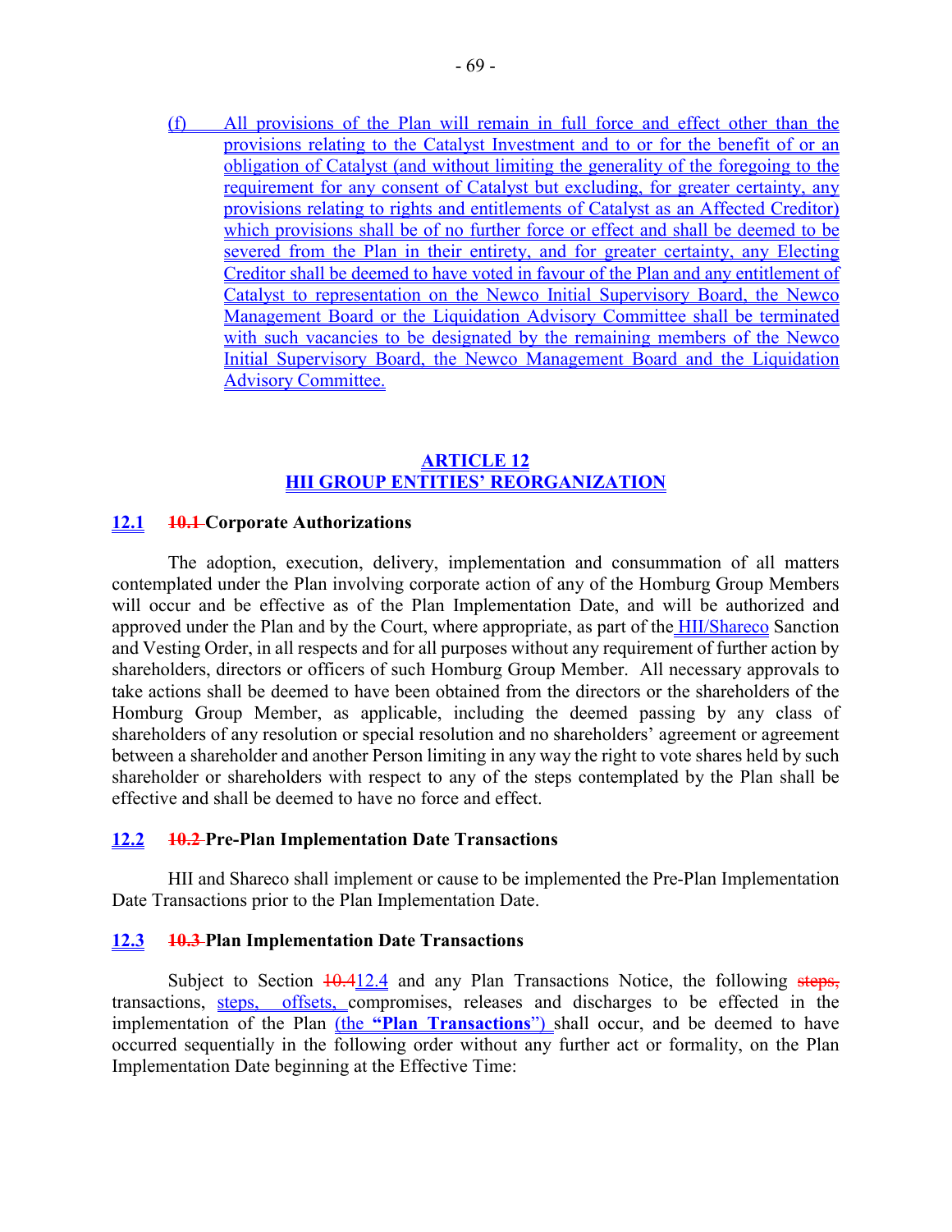(f) All provisions of the Plan will remain in full force and effect other than the provisions relating to the Catalyst Investment and to or for the benefit of or an obligation of Catalyst (and without limiting the generality of the foregoing to the requirement for any consent of Catalyst but excluding, for greater certainty, any provisions relating to rights and entitlements of Catalyst as an Affected Creditor) which provisions shall be of no further force or effect and shall be deemed to be severed from the Plan in their entirety, and for greater certainty, any Electing Creditor shall be deemed to have voted in favour of the Plan and any entitlement of Catalyst to representation on the Newco Initial Supervisory Board, the Newco Management Board or the Liquidation Advisory Committee shall be terminated with such vacancies to be designated by the remaining members of the Newco Initial Supervisory Board, the Newco Management Board and the Liquidation Advisory Committee.

## ARTICLE 12
## HII GROUP ENTITIES' REORGANIZATION

### 12.1 ~~10.1~~ Corporate Authorizations

The adoption, execution, delivery, implementation and consummation of all matters contemplated under the Plan involving corporate action of any of the Homburg Group Members will occur and be effective as of the Plan Implementation Date, and will be authorized and approved under the Plan and by the Court, where appropriate, as part of the HII/Shareco Sanction and Vesting Order, in all respects and for all purposes without any requirement of further action by shareholders, directors or officers of such Homburg Group Member. All necessary approvals to take actions shall be deemed to have been obtained from the directors or the shareholders of the Homburg Group Member, as applicable, including the deemed passing by any class of shareholders of any resolution or special resolution and no shareholders' agreement or agreement between a shareholder and another Person limiting in any way the right to vote shares held by such shareholder or shareholders with respect to any of the steps contemplated by the Plan shall be effective and shall be deemed to have no force and effect.

### 12.2 ~~10.2~~ Pre-Plan Implementation Date Transactions

HII and Shareco shall implement or cause to be implemented the Pre-Plan Implementation Date Transactions prior to the Plan Implementation Date.

### 12.3 ~~10.3~~ Plan Implementation Date Transactions

Subject to Section ~~10.4~~12.4 and any Plan Transactions Notice, the following ~~steps,~~ transactions, steps, offsets, compromises, releases and discharges to be effected in the implementation of the Plan (the **"Plan Transactions"**) shall occur, and be deemed to have occurred sequentially in the following order without any further act or formality, on the Plan Implementation Date beginning at the Effective Time: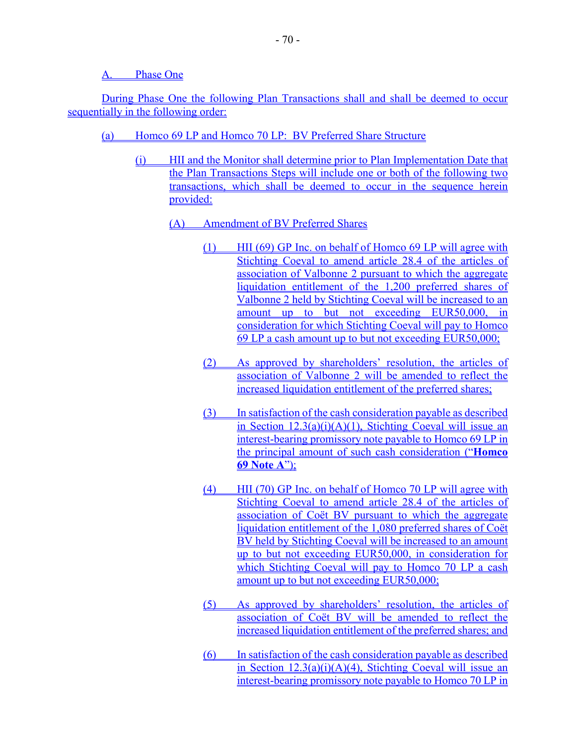A. Phase One

During Phase One the following Plan Transactions shall and shall be deemed to occur sequentially in the following order:

(a) Homco 69 LP and Homco 70 LP: BV Preferred Share Structure

(i) HII and the Monitor shall determine prior to Plan Implementation Date that the Plan Transactions Steps will include one or both of the following two transactions, which shall be deemed to occur in the sequence herein provided:

(A) Amendment of BV Preferred Shares

(1) HII (69) GP Inc. on behalf of Homco 69 LP will agree with Stichting Coeval to amend article 28.4 of the articles of association of Valbonne 2 pursuant to which the aggregate liquidation entitlement of the 1,200 preferred shares of Valbonne 2 held by Stichting Coeval will be increased to an amount up to but not exceeding EUR50,000, in consideration for which Stichting Coeval will pay to Homco 69 LP a cash amount up to but not exceeding EUR50,000;

(2) As approved by shareholders' resolution, the articles of association of Valbonne 2 will be amended to reflect the increased liquidation entitlement of the preferred shares;

(3) In satisfaction of the cash consideration payable as described in Section 12.3(a)(i)(A)(1), Stichting Coeval will issue an interest-bearing promissory note payable to Homco 69 LP in the principal amount of such cash consideration ("**Homco 69 Note A**");

(4) HII (70) GP Inc. on behalf of Homco 70 LP will agree with Stichting Coeval to amend article 28.4 of the articles of association of Coët BV pursuant to which the aggregate liquidation entitlement of the 1,080 preferred shares of Coët BV held by Stichting Coeval will be increased to an amount up to but not exceeding EUR50,000, in consideration for which Stichting Coeval will pay to Homco 70 LP a cash amount up to but not exceeding EUR50,000;

(5) As approved by shareholders' resolution, the articles of association of Coët BV will be amended to reflect the increased liquidation entitlement of the preferred shares; and

(6) In satisfaction of the cash consideration payable as described in Section 12.3(a)(i)(A)(4), Stichting Coeval will issue an interest-bearing promissory note payable to Homco 70 LP in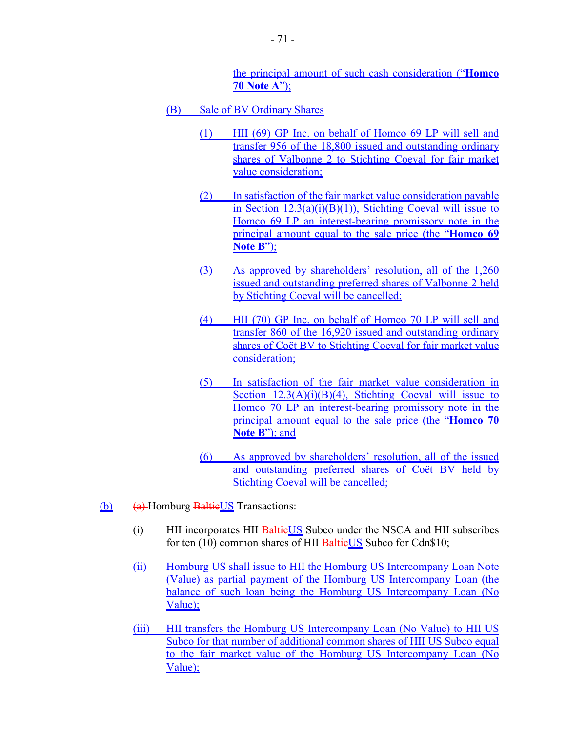the principal amount of such cash consideration ("**Homco 70 Note A**");

(B) Sale of BV Ordinary Shares

(1) HII (69) GP Inc. on behalf of Homco 69 LP will sell and transfer 956 of the 18,800 issued and outstanding ordinary shares of Valbonne 2 to Stichting Coeval for fair market value consideration;

(2) In satisfaction of the fair market value consideration payable in Section 12.3(a)(i)(B)(1)), Stichting Coeval will issue to Homco 69 LP an interest-bearing promissory note in the principal amount equal to the sale price (the "**Homco 69 Note B**");

(3) As approved by shareholders' resolution, all of the 1,260 issued and outstanding preferred shares of Valbonne 2 held by Stichting Coeval will be cancelled;

(4) HII (70) GP Inc. on behalf of Homco 70 LP will sell and transfer 860 of the 16,920 issued and outstanding ordinary shares of Coët BV to Stichting Coeval for fair market value consideration;

(5) In satisfaction of the fair market value consideration in Section 12.3(A)(i)(B)(4), Stichting Coeval will issue to Homco 70 LP an interest-bearing promissory note in the principal amount equal to the sale price (the "**Homco 70 Note B**"); and

(6) As approved by shareholders' resolution, all of the issued and outstanding preferred shares of Coët BV held by Stichting Coeval will be cancelled;

(b) ~~(a)~~ Homburg ~~Baltic~~US Transactions:

(i) HII incorporates HII ~~Baltic~~US Subco under the NSCA and HII subscribes for ten (10) common shares of HII ~~Baltic~~US Subco for Cdn$10;

(ii) Homburg US shall issue to HII the Homburg US Intercompany Loan Note (Value) as partial payment of the Homburg US Intercompany Loan (the balance of such loan being the Homburg US Intercompany Loan (No Value);

(iii) HII transfers the Homburg US Intercompany Loan (No Value) to HII US Subco for that number of additional common shares of HII US Subco equal to the fair market value of the Homburg US Intercompany Loan (No Value);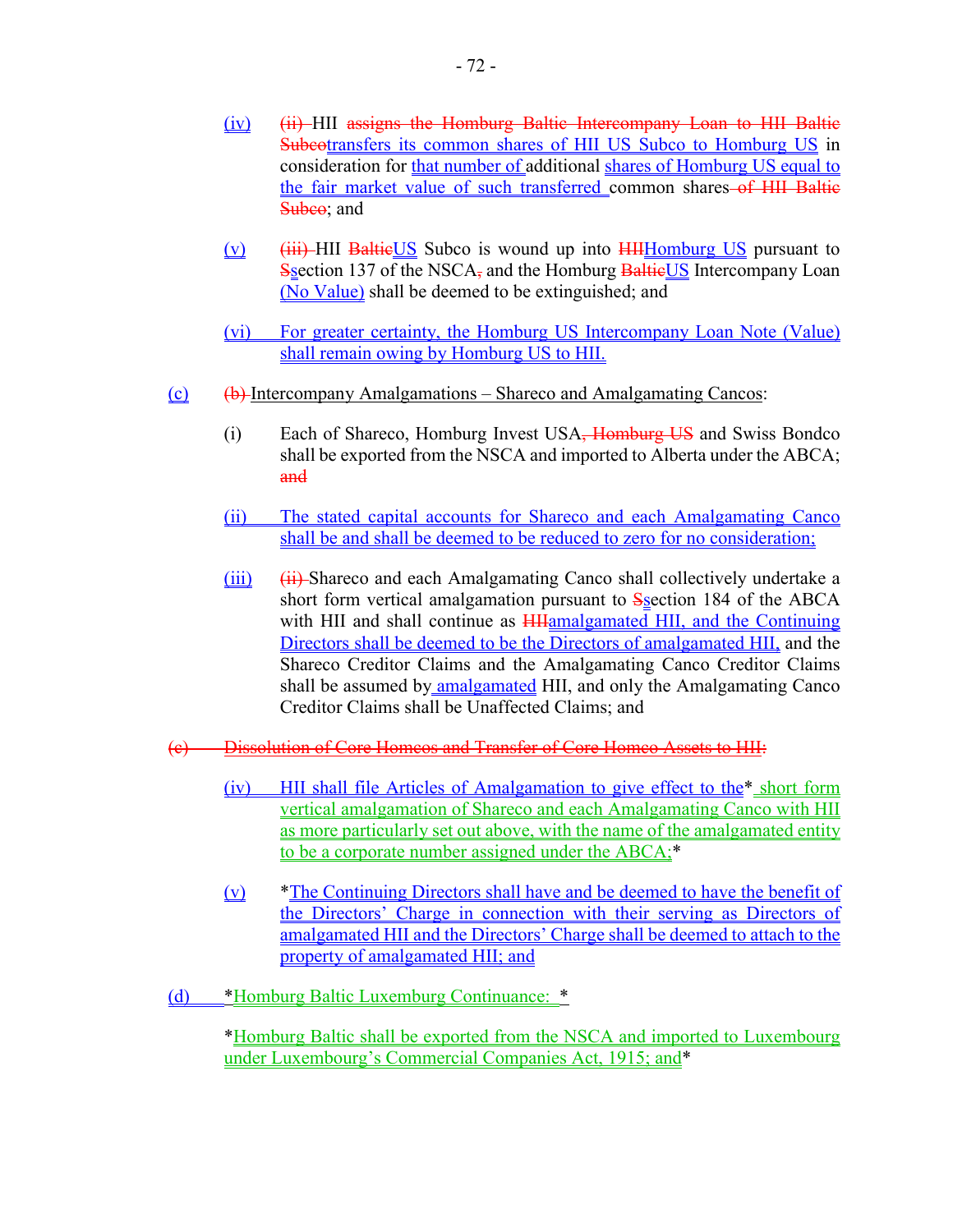(iv) ~~(ii)~~ HII ~~assigns the Homburg Baltic Intercompany Loan to HII Baltic Subco~~transfers its common shares of HII US Subco to Homburg US in consideration for that number of additional shares of Homburg US equal to the fair market value of such transferred common shares~~ of HII Baltic Subco~~; and

(v) ~~(iii)~~ HII ~~Baltic~~US Subco is wound up into ~~HII~~Homburg US pursuant to ~~S~~section 137 of the NSCA~~,~~ and the Homburg ~~Baltic~~US Intercompany Loan (No Value) shall be deemed to be extinguished; and

(vi) For greater certainty, the Homburg US Intercompany Loan Note (Value) shall remain owing by Homburg US to HII.

(c) ~~(b)~~ Intercompany Amalgamations – Shareco and Amalgamating Cancos:

(i) Each of Shareco, Homburg Invest USA~~, Homburg US~~ and Swiss Bondco shall be exported from the NSCA and imported to Alberta under the ABCA; ~~and~~

(ii) The stated capital accounts for Shareco and each Amalgamating Canco shall be and shall be deemed to be reduced to zero for no consideration;

(iii) ~~(ii)~~ Shareco and each Amalgamating Canco shall collectively undertake a short form vertical amalgamation pursuant to ~~S~~section 184 of the ABCA with HII and shall continue as ~~HII~~amalgamated HII, and the Continuing Directors shall be deemed to be the Directors of amalgamated HII, and the Shareco Creditor Claims and the Amalgamating Canco Creditor Claims shall be assumed by amalgamated HII, and only the Amalgamating Canco Creditor Claims shall be Unaffected Claims; and

~~(c) Dissolution of Core Homcos and Transfer of Core Homco Assets to HII:~~

(iv) HII shall file Articles of Amalgamation to give effect to the* short form vertical amalgamation of Shareco and each Amalgamating Canco with HII as more particularly set out above, with the name of the amalgamated entity to be a corporate number assigned under the ABCA;*

(v) *The Continuing Directors shall have and be deemed to have the benefit of the Directors' Charge in connection with their serving as Directors of amalgamated HII and the Directors' Charge shall be deemed to attach to the property of amalgamated HII; and

(d) *Homburg Baltic Luxemburg Continuance: *

*Homburg Baltic shall be exported from the NSCA and imported to Luxembourg under Luxembourg's Commercial Companies Act, 1915; and*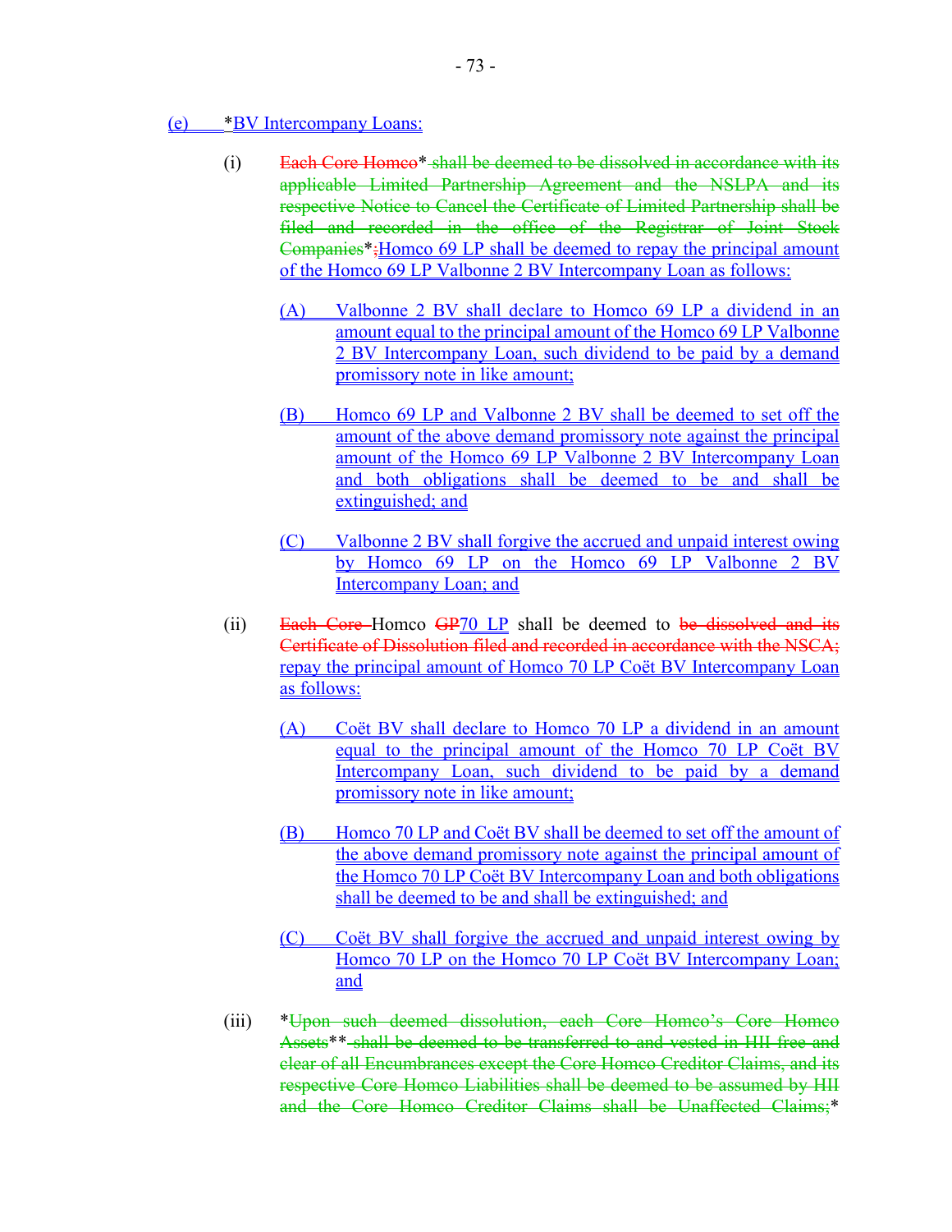(e) *BV Intercompany Loans:

(i) Each Core Homco* shall be deemed to be dissolved in accordance with its applicable Limited Partnership Agreement and the NSLPA and its respective Notice to Cancel the Certificate of Limited Partnership shall be filed and recorded in the office of the Registrar of Joint Stock Companies*;Homco 69 LP shall be deemed to repay the principal amount of the Homco 69 LP Valbonne 2 BV Intercompany Loan as follows:

(A) Valbonne 2 BV shall declare to Homco 69 LP a dividend in an amount equal to the principal amount of the Homco 69 LP Valbonne 2 BV Intercompany Loan, such dividend to be paid by a demand promissory note in like amount;

(B) Homco 69 LP and Valbonne 2 BV shall be deemed to set off the amount of the above demand promissory note against the principal amount of the Homco 69 LP Valbonne 2 BV Intercompany Loan and both obligations shall be deemed to be and shall be extinguished; and

(C) Valbonne 2 BV shall forgive the accrued and unpaid interest owing by Homco 69 LP on the Homco 69 LP Valbonne 2 BV Intercompany Loan; and

(ii) Each Core Homco GP70 LP shall be deemed to be dissolved and its Certificate of Dissolution filed and recorded in accordance with the NSCA; repay the principal amount of Homco 70 LP Coët BV Intercompany Loan as follows:

(A) Coët BV shall declare to Homco 70 LP a dividend in an amount equal to the principal amount of the Homco 70 LP Coët BV Intercompany Loan, such dividend to be paid by a demand promissory note in like amount;

(B) Homco 70 LP and Coët BV shall be deemed to set off the amount of the above demand promissory note against the principal amount of the Homco 70 LP Coët BV Intercompany Loan and both obligations shall be deemed to be and shall be extinguished; and

(C) Coët BV shall forgive the accrued and unpaid interest owing by Homco 70 LP on the Homco 70 LP Coët BV Intercompany Loan; and

(iii) *Upon such deemed dissolution, each Core Homco's Core Homco Assets** shall be deemed to be transferred to and vested in HII free and clear of all Encumbrances except the Core Homco Creditor Claims, and its respective Core Homco Liabilities shall be deemed to be assumed by HII and the Core Homco Creditor Claims shall be Unaffected Claims;*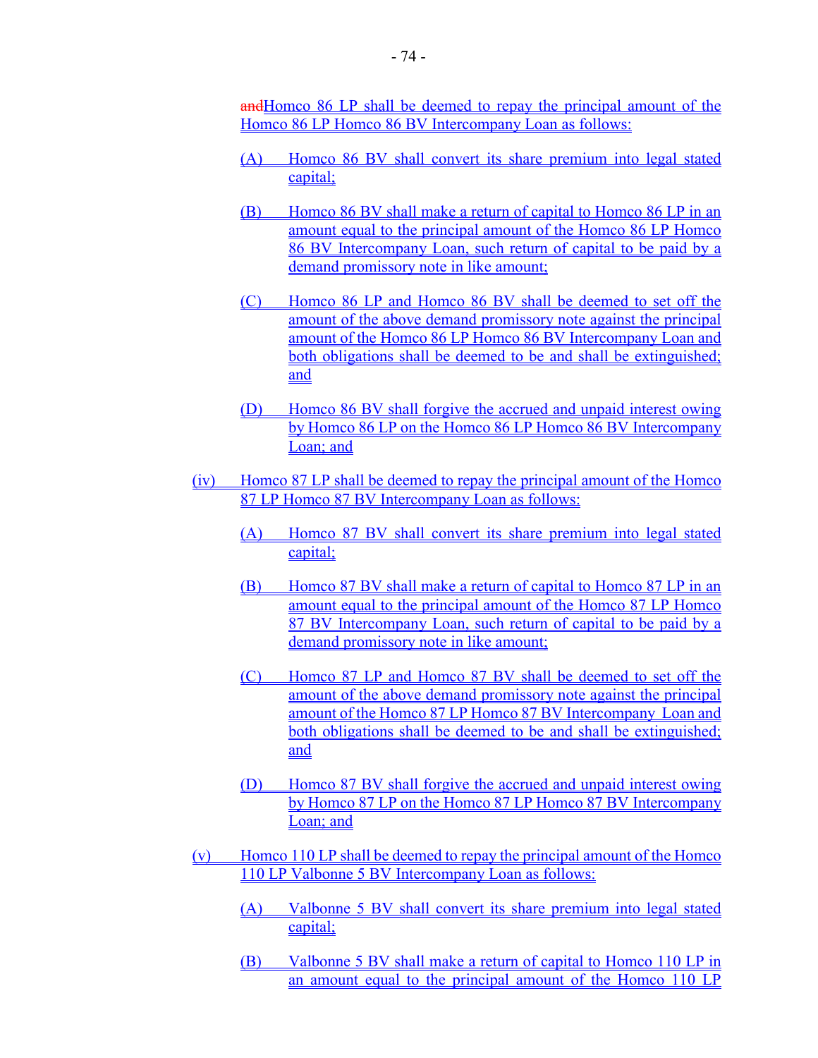~~and~~Homco 86 LP shall be deemed to repay the principal amount of the Homco 86 LP Homco 86 BV Intercompany Loan as follows:

(A) Homco 86 BV shall convert its share premium into legal stated capital;

(B) Homco 86 BV shall make a return of capital to Homco 86 LP in an amount equal to the principal amount of the Homco 86 LP Homco 86 BV Intercompany Loan, such return of capital to be paid by a demand promissory note in like amount;

(C) Homco 86 LP and Homco 86 BV shall be deemed to set off the amount of the above demand promissory note against the principal amount of the Homco 86 LP Homco 86 BV Intercompany Loan and both obligations shall be deemed to be and shall be extinguished; and

(D) Homco 86 BV shall forgive the accrued and unpaid interest owing by Homco 86 LP on the Homco 86 LP Homco 86 BV Intercompany Loan; and

(iv) Homco 87 LP shall be deemed to repay the principal amount of the Homco 87 LP Homco 87 BV Intercompany Loan as follows:

(A) Homco 87 BV shall convert its share premium into legal stated capital;

(B) Homco 87 BV shall make a return of capital to Homco 87 LP in an amount equal to the principal amount of the Homco 87 LP Homco 87 BV Intercompany Loan, such return of capital to be paid by a demand promissory note in like amount;

(C) Homco 87 LP and Homco 87 BV shall be deemed to set off the amount of the above demand promissory note against the principal amount of the Homco 87 LP Homco 87 BV Intercompany Loan and both obligations shall be deemed to be and shall be extinguished; and

(D) Homco 87 BV shall forgive the accrued and unpaid interest owing by Homco 87 LP on the Homco 87 LP Homco 87 BV Intercompany Loan; and

(v) Homco 110 LP shall be deemed to repay the principal amount of the Homco 110 LP Valbonne 5 BV Intercompany Loan as follows:

(A) Valbonne 5 BV shall convert its share premium into legal stated capital;

(B) Valbonne 5 BV shall make a return of capital to Homco 110 LP in an amount equal to the principal amount of the Homco 110 LP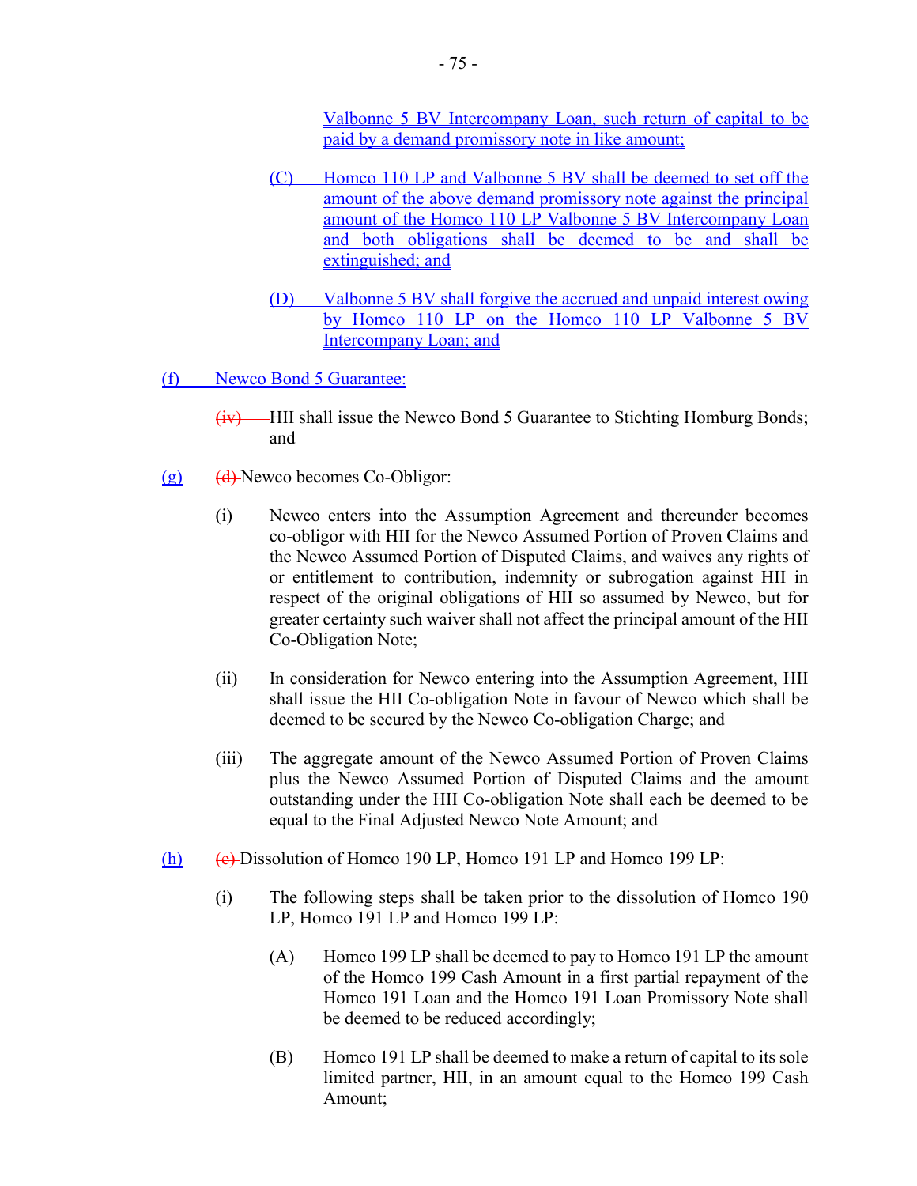Valbonne 5 BV Intercompany Loan, such return of capital to be paid by a demand promissory note in like amount;

(C) Homco 110 LP and Valbonne 5 BV shall be deemed to set off the amount of the above demand promissory note against the principal amount of the Homco 110 LP Valbonne 5 BV Intercompany Loan and both obligations shall be deemed to be and shall be extinguished; and

(D) Valbonne 5 BV shall forgive the accrued and unpaid interest owing by Homco 110 LP on the Homco 110 LP Valbonne 5 BV Intercompany Loan; and

(f) Newco Bond 5 Guarantee:

~~(iv)~~ HII shall issue the Newco Bond 5 Guarantee to Stichting Homburg Bonds; and

(g) ~~(d)~~ Newco becomes Co-Obligor:

(i) Newco enters into the Assumption Agreement and thereunder becomes co-obligor with HII for the Newco Assumed Portion of Proven Claims and the Newco Assumed Portion of Disputed Claims, and waives any rights of or entitlement to contribution, indemnity or subrogation against HII in respect of the original obligations of HII so assumed by Newco, but for greater certainty such waiver shall not affect the principal amount of the HII Co-Obligation Note;

(ii) In consideration for Newco entering into the Assumption Agreement, HII shall issue the HII Co-obligation Note in favour of Newco which shall be deemed to be secured by the Newco Co-obligation Charge; and

(iii) The aggregate amount of the Newco Assumed Portion of Proven Claims plus the Newco Assumed Portion of Disputed Claims and the amount outstanding under the HII Co-obligation Note shall each be deemed to be equal to the Final Adjusted Newco Note Amount; and

(h) ~~(e)~~ Dissolution of Homco 190 LP, Homco 191 LP and Homco 199 LP:

(i) The following steps shall be taken prior to the dissolution of Homco 190 LP, Homco 191 LP and Homco 199 LP:

(A) Homco 199 LP shall be deemed to pay to Homco 191 LP the amount of the Homco 199 Cash Amount in a first partial repayment of the Homco 191 Loan and the Homco 191 Loan Promissory Note shall be deemed to be reduced accordingly;

(B) Homco 191 LP shall be deemed to make a return of capital to its sole limited partner, HII, in an amount equal to the Homco 199 Cash Amount;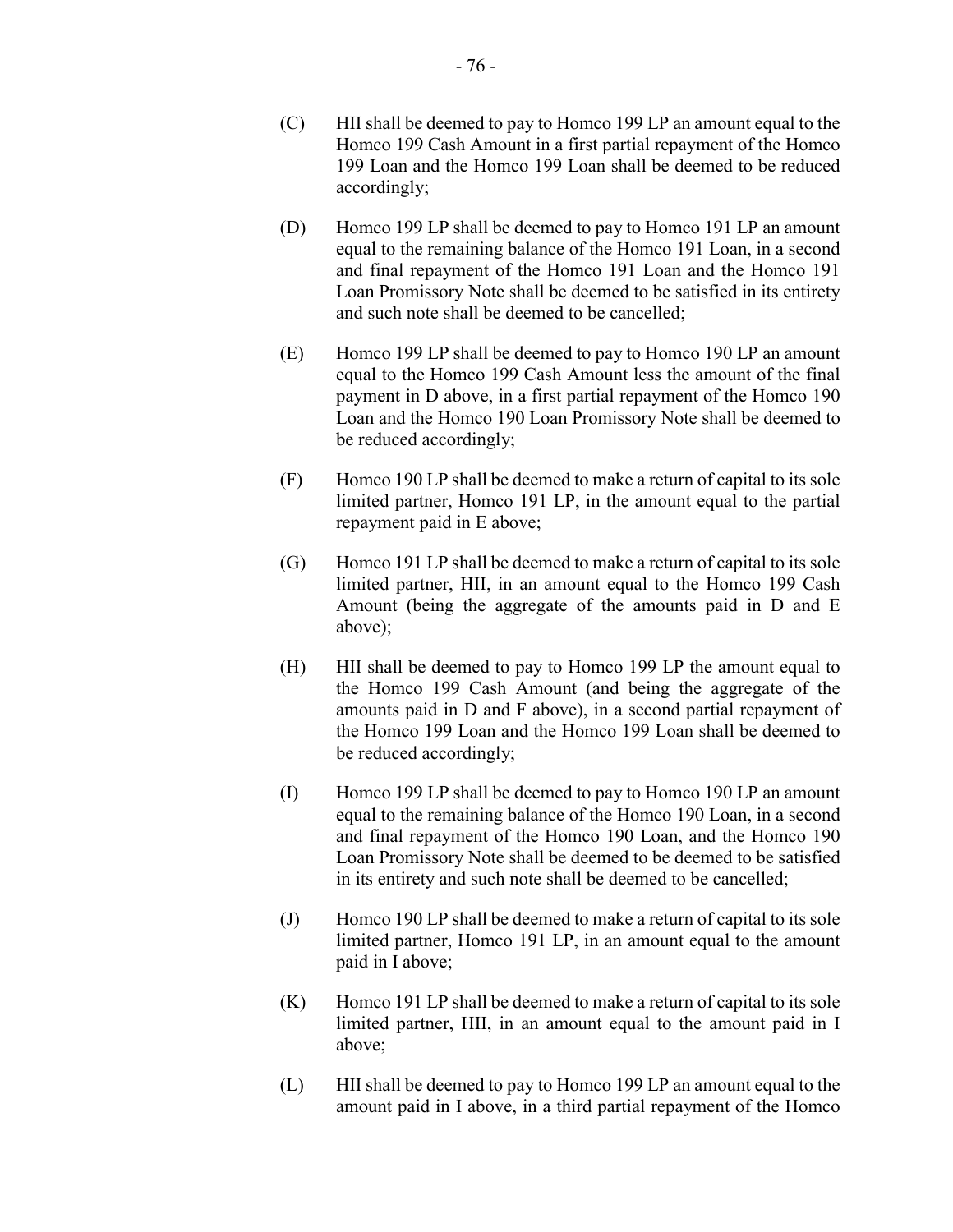(C) HII shall be deemed to pay to Homco 199 LP an amount equal to the Homco 199 Cash Amount in a first partial repayment of the Homco 199 Loan and the Homco 199 Loan shall be deemed to be reduced accordingly;

(D) Homco 199 LP shall be deemed to pay to Homco 191 LP an amount equal to the remaining balance of the Homco 191 Loan, in a second and final repayment of the Homco 191 Loan and the Homco 191 Loan Promissory Note shall be deemed to be satisfied in its entirety and such note shall be deemed to be cancelled;

(E) Homco 199 LP shall be deemed to pay to Homco 190 LP an amount equal to the Homco 199 Cash Amount less the amount of the final payment in D above, in a first partial repayment of the Homco 190 Loan and the Homco 190 Loan Promissory Note shall be deemed to be reduced accordingly;

(F) Homco 190 LP shall be deemed to make a return of capital to its sole limited partner, Homco 191 LP, in the amount equal to the partial repayment paid in E above;

(G) Homco 191 LP shall be deemed to make a return of capital to its sole limited partner, HII, in an amount equal to the Homco 199 Cash Amount (being the aggregate of the amounts paid in D and E above);

(H) HII shall be deemed to pay to Homco 199 LP the amount equal to the Homco 199 Cash Amount (and being the aggregate of the amounts paid in D and F above), in a second partial repayment of the Homco 199 Loan and the Homco 199 Loan shall be deemed to be reduced accordingly;

(I) Homco 199 LP shall be deemed to pay to Homco 190 LP an amount equal to the remaining balance of the Homco 190 Loan, in a second and final repayment of the Homco 190 Loan, and the Homco 190 Loan Promissory Note shall be deemed to be deemed to be satisfied in its entirety and such note shall be deemed to be cancelled;

(J) Homco 190 LP shall be deemed to make a return of capital to its sole limited partner, Homco 191 LP, in an amount equal to the amount paid in I above;

(K) Homco 191 LP shall be deemed to make a return of capital to its sole limited partner, HII, in an amount equal to the amount paid in I above;

(L) HII shall be deemed to pay to Homco 199 LP an amount equal to the amount paid in I above, in a third partial repayment of the Homco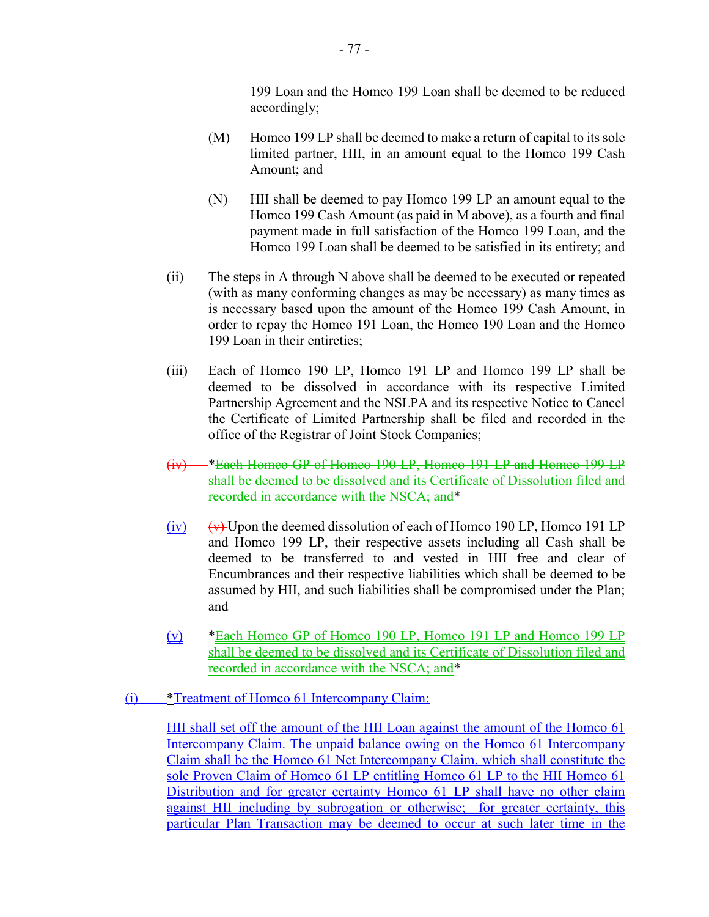199 Loan and the Homco 199 Loan shall be deemed to be reduced accordingly;

(M) Homco 199 LP shall be deemed to make a return of capital to its sole limited partner, HII, in an amount equal to the Homco 199 Cash Amount; and

(N) HII shall be deemed to pay Homco 199 LP an amount equal to the Homco 199 Cash Amount (as paid in M above), as a fourth and final payment made in full satisfaction of the Homco 199 Loan, and the Homco 199 Loan shall be deemed to be satisfied in its entirety; and

(ii) The steps in A through N above shall be deemed to be executed or repeated (with as many conforming changes as may be necessary) as many times as is necessary based upon the amount of the Homco 199 Cash Amount, in order to repay the Homco 191 Loan, the Homco 190 Loan and the Homco 199 Loan in their entireties;

(iii) Each of Homco 190 LP, Homco 191 LP and Homco 199 LP shall be deemed to be dissolved in accordance with its respective Limited Partnership Agreement and the NSLPA and its respective Notice to Cancel the Certificate of Limited Partnership shall be filed and recorded in the office of the Registrar of Joint Stock Companies;

~~(iv)~~ *~~Each Homco GP of Homco 190 LP, Homco 191 LP and Homco 199 LP shall be deemed to be dissolved and its Certificate of Dissolution filed and recorded in accordance with the NSCA; and~~*

(iv) ~~(v)~~ Upon the deemed dissolution of each of Homco 190 LP, Homco 191 LP and Homco 199 LP, their respective assets including all Cash shall be deemed to be transferred to and vested in HII free and clear of Encumbrances and their respective liabilities which shall be deemed to be assumed by HII, and such liabilities shall be compromised under the Plan; and

(v) *Each Homco GP of Homco 190 LP, Homco 191 LP and Homco 199 LP shall be deemed to be dissolved and its Certificate of Dissolution filed and recorded in accordance with the NSCA; and*

(i) *Treatment of Homco 61 Intercompany Claim:

HII shall set off the amount of the HII Loan against the amount of the Homco 61 Intercompany Claim. The unpaid balance owing on the Homco 61 Intercompany Claim shall be the Homco 61 Net Intercompany Claim, which shall constitute the sole Proven Claim of Homco 61 LP entitling Homco 61 LP to the HII Homco 61 Distribution and for greater certainty Homco 61 LP shall have no other claim against HII including by subrogation or otherwise; for greater certainty, this particular Plan Transaction may be deemed to occur at such later time in the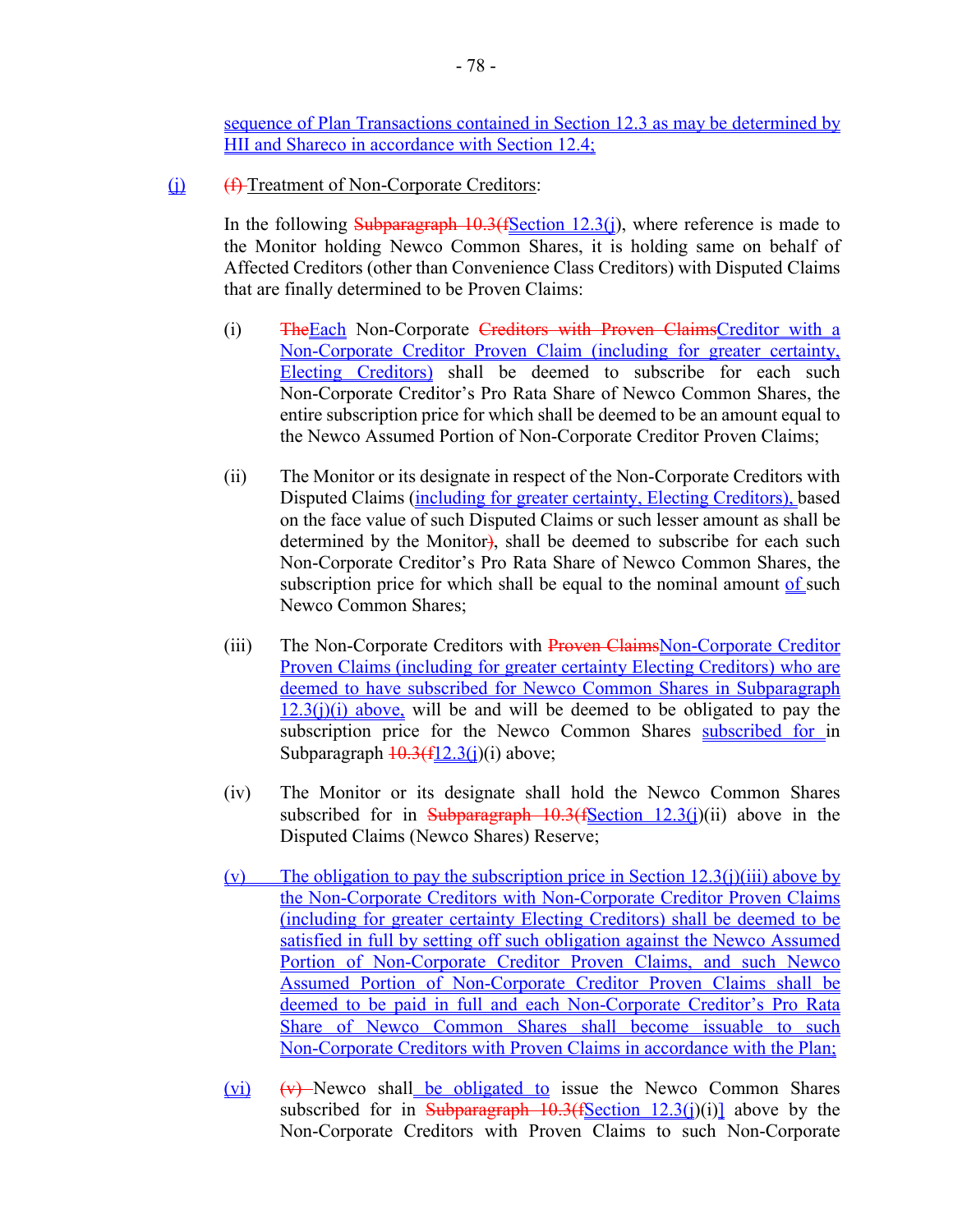sequence of Plan Transactions contained in Section 12.3 as may be determined by HII and Shareco in accordance with Section 12.4;

(j) ~~(f)~~ Treatment of Non-Corporate Creditors:

In the following ~~Subparagraph 10.3(f~~Section 12.3(j), where reference is made to the Monitor holding Newco Common Shares, it is holding same on behalf of Affected Creditors (other than Convenience Class Creditors) with Disputed Claims that are finally determined to be Proven Claims:

(i) ~~The~~Each Non-Corporate ~~Creditors with Proven Claims~~Creditor with a Non-Corporate Creditor Proven Claim (including for greater certainty, Electing Creditors) shall be deemed to subscribe for each such Non-Corporate Creditor's Pro Rata Share of Newco Common Shares, the entire subscription price for which shall be deemed to be an amount equal to the Newco Assumed Portion of Non-Corporate Creditor Proven Claims;

(ii) The Monitor or its designate in respect of the Non-Corporate Creditors with Disputed Claims (including for greater certainty, Electing Creditors), based on the face value of such Disputed Claims or such lesser amount as shall be determined by the Monitor~~)~~, shall be deemed to subscribe for each such Non-Corporate Creditor's Pro Rata Share of Newco Common Shares, the subscription price for which shall be equal to the nominal amount of such Newco Common Shares;

(iii) The Non-Corporate Creditors with ~~Proven Claims~~Non-Corporate Creditor Proven Claims (including for greater certainty Electing Creditors) who are deemed to have subscribed for Newco Common Shares in Subparagraph 12.3(j)(i) above, will be and will be deemed to be obligated to pay the subscription price for the Newco Common Shares subscribed for in Subparagraph ~~10.3(f~~12.3(j)(i) above;

(iv) The Monitor or its designate shall hold the Newco Common Shares subscribed for in ~~Subparagraph 10.3(f~~Section 12.3(j)(ii) above in the Disputed Claims (Newco Shares) Reserve;

(v) The obligation to pay the subscription price in Section 12.3(j)(iii) above by the Non-Corporate Creditors with Non-Corporate Creditor Proven Claims (including for greater certainty Electing Creditors) shall be deemed to be satisfied in full by setting off such obligation against the Newco Assumed Portion of Non-Corporate Creditor Proven Claims, and such Newco Assumed Portion of Non-Corporate Creditor Proven Claims shall be deemed to be paid in full and each Non-Corporate Creditor's Pro Rata Share of Newco Common Shares shall become issuable to such Non-Corporate Creditors with Proven Claims in accordance with the Plan;

(vi) ~~(v)~~ Newco shall be obligated to issue the Newco Common Shares subscribed for in ~~Subparagraph 10.3(f~~Section 12.3(j)(i)] above by the Non-Corporate Creditors with Proven Claims to such Non-Corporate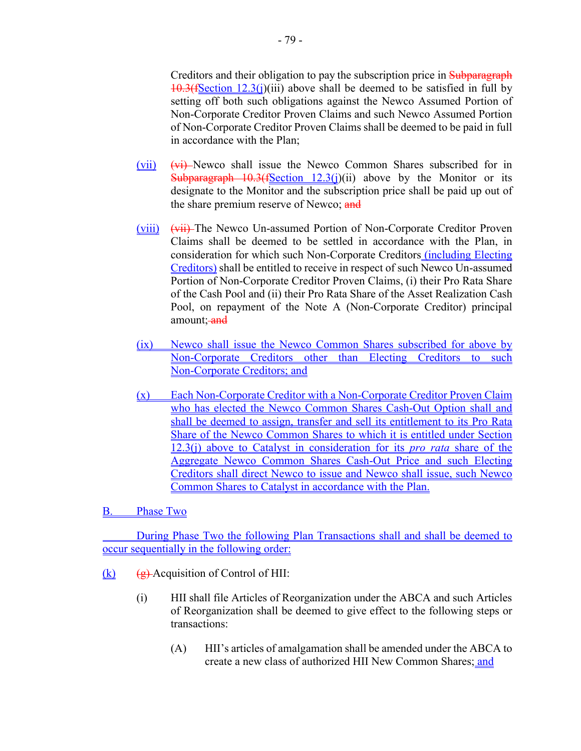Creditors and their obligation to pay the subscription price in ~~Subparagraph 10.3(f~~Section 12.3(j)(iii) above shall be deemed to be satisfied in full by setting off both such obligations against the Newco Assumed Portion of Non-Corporate Creditor Proven Claims and such Newco Assumed Portion of Non-Corporate Creditor Proven Claims shall be deemed to be paid in full in accordance with the Plan;

(vii) ~~(vi)~~ Newco shall issue the Newco Common Shares subscribed for in ~~Subparagraph 10.3(f~~Section 12.3(j)(ii) above by the Monitor or its designate to the Monitor and the subscription price shall be paid up out of the share premium reserve of Newco; ~~and~~

(viii) ~~(vii)~~ The Newco Un-assumed Portion of Non-Corporate Creditor Proven Claims shall be deemed to be settled in accordance with the Plan, in consideration for which such Non-Corporate Creditors (including Electing Creditors) shall be entitled to receive in respect of such Newco Un-assumed Portion of Non-Corporate Creditor Proven Claims, (i) their Pro Rata Share of the Cash Pool and (ii) their Pro Rata Share of the Asset Realization Cash Pool, on repayment of the Note A (Non-Corporate Creditor) principal amount; ~~and~~

(ix) Newco shall issue the Newco Common Shares subscribed for above by Non-Corporate Creditors other than Electing Creditors to such Non-Corporate Creditors; and

(x) Each Non-Corporate Creditor with a Non-Corporate Creditor Proven Claim who has elected the Newco Common Shares Cash-Out Option shall and shall be deemed to assign, transfer and sell its entitlement to its Pro Rata Share of the Newco Common Shares to which it is entitled under Section 12.3(j) above to Catalyst in consideration for its *pro rata* share of the Aggregate Newco Common Shares Cash-Out Price and such Electing Creditors shall direct Newco to issue and Newco shall issue, such Newco Common Shares to Catalyst in accordance with the Plan.

B. Phase Two

During Phase Two the following Plan Transactions shall and shall be deemed to occur sequentially in the following order:

(k) ~~(g)~~ Acquisition of Control of HII:

(i) HII shall file Articles of Reorganization under the ABCA and such Articles of Reorganization shall be deemed to give effect to the following steps or transactions:

(A) HII's articles of amalgamation shall be amended under the ABCA to create a new class of authorized HII New Common Shares; and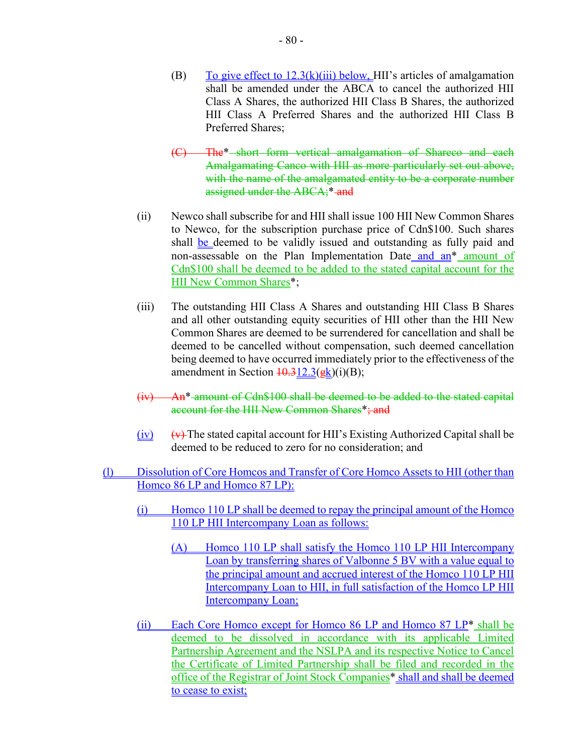(B) To give effect to 12.3(k)(iii) below, HII's articles of amalgamation shall be amended under the ABCA to cancel the authorized HII Class A Shares, the authorized HII Class B Shares, the authorized HII Class A Preferred Shares and the authorized HII Class B Preferred Shares;

~~(C) The~~* ~~short form vertical amalgamation of Shareco and each Amalgamating Canco with HII as more particularly set out above, with the name of the amalgamated entity to be a corporate number assigned under the ABCA;~~* ~~and~~

(ii) Newco shall subscribe for and HII shall issue 100 HII New Common Shares to Newco, for the subscription purchase price of Cdn$100. Such shares shall be deemed to be validly issued and outstanding as fully paid and non-assessable on the Plan Implementation Date and an* amount of Cdn$100 shall be deemed to be added to the stated capital account for the HII New Common Shares*;

(iii) The outstanding HII Class A Shares and outstanding HII Class B Shares and all other outstanding equity securities of HII other than the HII New Common Shares are deemed to be surrendered for cancellation and shall be deemed to be cancelled without compensation, such deemed cancellation being deemed to have occurred immediately prior to the effectiveness of the amendment in Section ~~10.3~~12.3(~~g~~k)(i)(B);

~~(iv) An~~* ~~amount of Cdn$100 shall be deemed to be added to the stated capital account for the HII New Common Shares~~*~~; and~~

(iv) ~~(v)~~ The stated capital account for HII's Existing Authorized Capital shall be deemed to be reduced to zero for no consideration; and

(l) Dissolution of Core Homcos and Transfer of Core Homco Assets to HII (other than Homco 86 LP and Homco 87 LP):

(i) Homco 110 LP shall be deemed to repay the principal amount of the Homco 110 LP HII Intercompany Loan as follows:

(A) Homco 110 LP shall satisfy the Homco 110 LP HII Intercompany Loan by transferring shares of Valbonne 5 BV with a value equal to the principal amount and accrued interest of the Homco 110 LP HII Intercompany Loan to HII, in full satisfaction of the Homco LP HII Intercompany Loan;

(ii) Each Core Homco except for Homco 86 LP and Homco 87 LP* shall be deemed to be dissolved in accordance with its applicable Limited Partnership Agreement and the NSLPA and its respective Notice to Cancel the Certificate of Limited Partnership shall be filed and recorded in the office of the Registrar of Joint Stock Companies* shall and shall be deemed to cease to exist;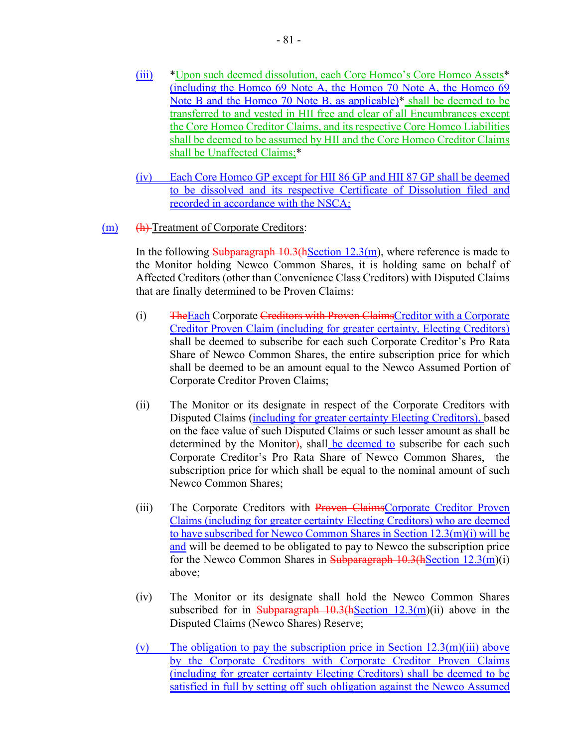(iii) *Upon such deemed dissolution, each Core Homco's Core Homco Assets* (including the Homco 69 Note A, the Homco 70 Note A, the Homco 69 Note B and the Homco 70 Note B, as applicable)* shall be deemed to be transferred to and vested in HII free and clear of all Encumbrances except the Core Homco Creditor Claims, and its respective Core Homco Liabilities shall be deemed to be assumed by HII and the Core Homco Creditor Claims shall be Unaffected Claims;*

(iv) Each Core Homco GP except for HII 86 GP and HII 87 GP shall be deemed to be dissolved and its respective Certificate of Dissolution filed and recorded in accordance with the NSCA;

(m) ~~(h)~~ Treatment of Corporate Creditors:

In the following ~~Subparagraph 10.3(h~~Section 12.3(m), where reference is made to the Monitor holding Newco Common Shares, it is holding same on behalf of Affected Creditors (other than Convenience Class Creditors) with Disputed Claims that are finally determined to be Proven Claims:

(i) ~~The~~Each Corporate ~~Creditors with Proven Claims~~Creditor with a Corporate Creditor Proven Claim (including for greater certainty, Electing Creditors) shall be deemed to subscribe for each such Corporate Creditor's Pro Rata Share of Newco Common Shares, the entire subscription price for which shall be deemed to be an amount equal to the Newco Assumed Portion of Corporate Creditor Proven Claims;

(ii) The Monitor or its designate in respect of the Corporate Creditors with Disputed Claims (including for greater certainty Electing Creditors), based on the face value of such Disputed Claims or such lesser amount as shall be determined by the Monitor~~)~~, shall be deemed to subscribe for each such Corporate Creditor's Pro Rata Share of Newco Common Shares, the subscription price for which shall be equal to the nominal amount of such Newco Common Shares;

(iii) The Corporate Creditors with ~~Proven Claims~~Corporate Creditor Proven Claims (including for greater certainty Electing Creditors) who are deemed to have subscribed for Newco Common Shares in Section 12.3(m)(i) will be and will be deemed to be obligated to pay to Newco the subscription price for the Newco Common Shares in ~~Subparagraph 10.3(h~~Section 12.3(m)(i) above;

(iv) The Monitor or its designate shall hold the Newco Common Shares subscribed for in ~~Subparagraph 10.3(h~~Section 12.3(m)(ii) above in the Disputed Claims (Newco Shares) Reserve;

(v) The obligation to pay the subscription price in Section 12.3(m)(iii) above by the Corporate Creditors with Corporate Creditor Proven Claims (including for greater certainty Electing Creditors) shall be deemed to be satisfied in full by setting off such obligation against the Newco Assumed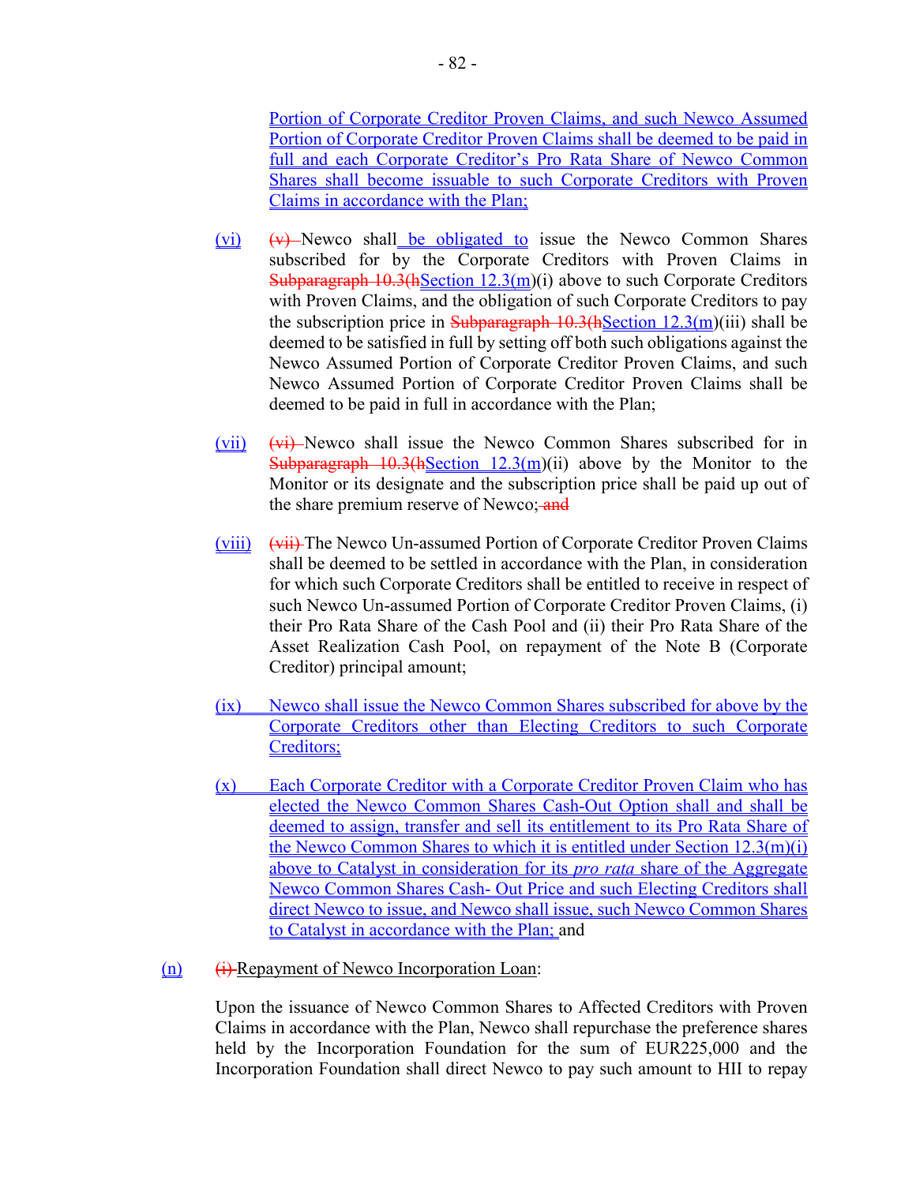Portion of Corporate Creditor Proven Claims, and such Newco Assumed Portion of Corporate Creditor Proven Claims shall be deemed to be paid in full and each Corporate Creditor's Pro Rata Share of Newco Common Shares shall become issuable to such Corporate Creditors with Proven Claims in accordance with the Plan;

(vi) ~~(v)~~ Newco shall be obligated to issue the Newco Common Shares subscribed for by the Corporate Creditors with Proven Claims in ~~Subparagraph 10.3(h~~Section 12.3(m)(i) above to such Corporate Creditors with Proven Claims, and the obligation of such Corporate Creditors to pay the subscription price in ~~Subparagraph 10.3(h~~Section 12.3(m)(iii) shall be deemed to be satisfied in full by setting off both such obligations against the Newco Assumed Portion of Corporate Creditor Proven Claims, and such Newco Assumed Portion of Corporate Creditor Proven Claims shall be deemed to be paid in full in accordance with the Plan;

(vii) ~~(vi)~~ Newco shall issue the Newco Common Shares subscribed for in ~~Subparagraph 10.3(h~~Section 12.3(m)(ii) above by the Monitor to the Monitor or its designate and the subscription price shall be paid up out of the share premium reserve of Newco; ~~and~~

(viii) ~~(vii)~~ The Newco Un-assumed Portion of Corporate Creditor Proven Claims shall be deemed to be settled in accordance with the Plan, in consideration for which such Corporate Creditors shall be entitled to receive in respect of such Newco Un-assumed Portion of Corporate Creditor Proven Claims, (i) their Pro Rata Share of the Cash Pool and (ii) their Pro Rata Share of the Asset Realization Cash Pool, on repayment of the Note B (Corporate Creditor) principal amount;

(ix) Newco shall issue the Newco Common Shares subscribed for above by the Corporate Creditors other than Electing Creditors to such Corporate Creditors;

(x) Each Corporate Creditor with a Corporate Creditor Proven Claim who has elected the Newco Common Shares Cash-Out Option shall and shall be deemed to assign, transfer and sell its entitlement to its Pro Rata Share of the Newco Common Shares to which it is entitled under Section 12.3(m)(i) above to Catalyst in consideration for its *pro rata* share of the Aggregate Newco Common Shares Cash- Out Price and such Electing Creditors shall direct Newco to issue, and Newco shall issue, such Newco Common Shares to Catalyst in accordance with the Plan; and

(n) ~~(i)~~ Repayment of Newco Incorporation Loan:

Upon the issuance of Newco Common Shares to Affected Creditors with Proven Claims in accordance with the Plan, Newco shall repurchase the preference shares held by the Incorporation Foundation for the sum of EUR225,000 and the Incorporation Foundation shall direct Newco to pay such amount to HII to repay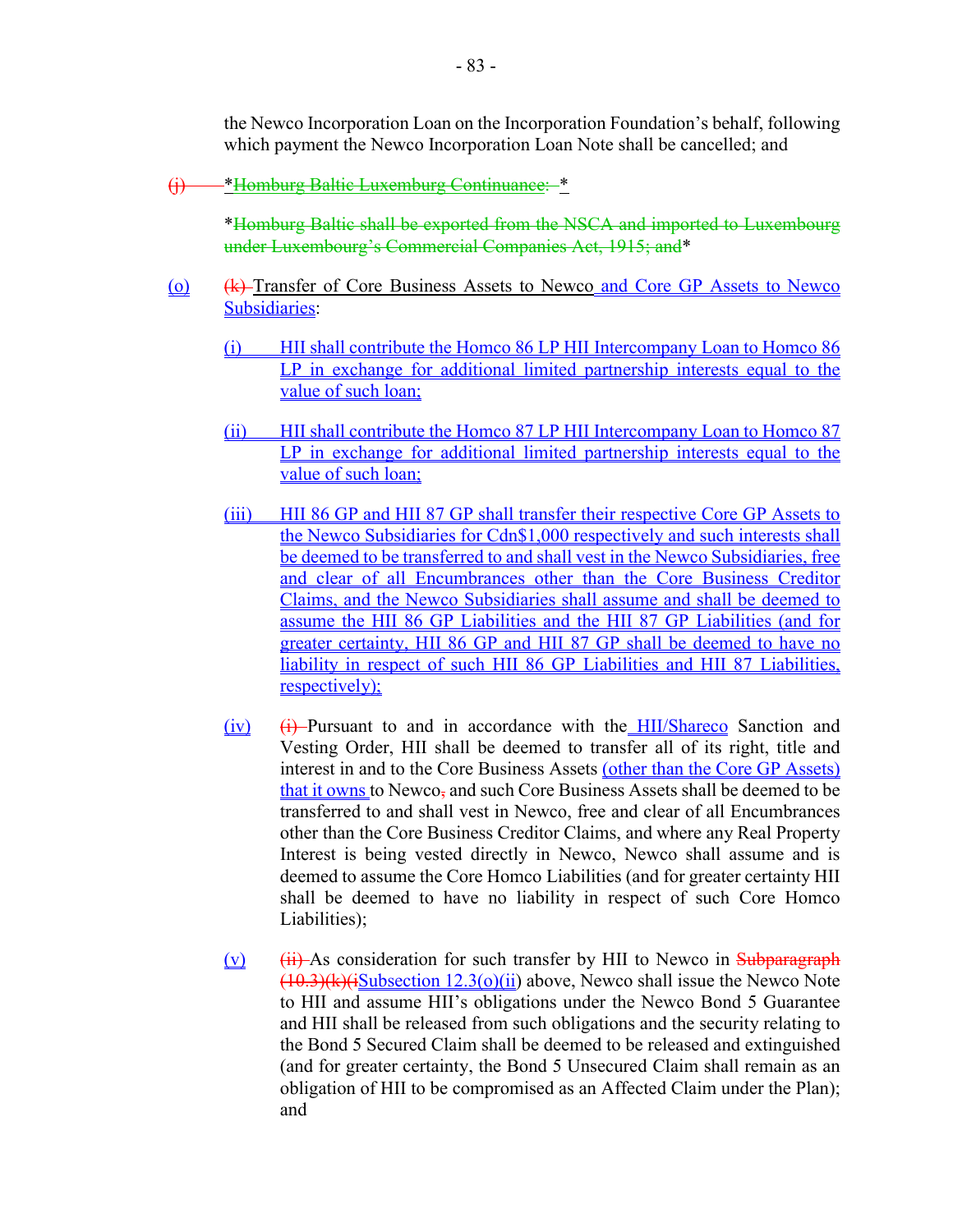the Newco Incorporation Loan on the Incorporation Foundation's behalf, following which payment the Newco Incorporation Loan Note shall be cancelled; and

~~(j)~~ \*~~Homburg Baltic Luxemburg Continuance:~~ \*

\*~~Homburg Baltic shall be exported from the NSCA and imported to Luxembourg under Luxembourg's Commercial Companies Act, 1915; and~~\*

(o) ~~(k)~~ Transfer of Core Business Assets to Newco and Core GP Assets to Newco Subsidiaries:

(i) HII shall contribute the Homco 86 LP HII Intercompany Loan to Homco 86 LP in exchange for additional limited partnership interests equal to the value of such loan;

(ii) HII shall contribute the Homco 87 LP HII Intercompany Loan to Homco 87 LP in exchange for additional limited partnership interests equal to the value of such loan;

(iii) HII 86 GP and HII 87 GP shall transfer their respective Core GP Assets to the Newco Subsidiaries for Cdn$1,000 respectively and such interests shall be deemed to be transferred to and shall vest in the Newco Subsidiaries, free and clear of all Encumbrances other than the Core Business Creditor Claims, and the Newco Subsidiaries shall assume and shall be deemed to assume the HII 86 GP Liabilities and the HII 87 GP Liabilities (and for greater certainty, HII 86 GP and HII 87 GP shall be deemed to have no liability in respect of such HII 86 GP Liabilities and HII 87 Liabilities, respectively);

(iv) ~~(i)~~ Pursuant to and in accordance with the HII/Shareco Sanction and Vesting Order, HII shall be deemed to transfer all of its right, title and interest in and to the Core Business Assets (other than the Core GP Assets) that it owns to Newco~~,~~ and such Core Business Assets shall be deemed to be transferred to and shall vest in Newco, free and clear of all Encumbrances other than the Core Business Creditor Claims, and where any Real Property Interest is being vested directly in Newco, Newco shall assume and is deemed to assume the Core Homco Liabilities (and for greater certainty HII shall be deemed to have no liability in respect of such Core Homco Liabilities);

(v) ~~(ii)~~ As consideration for such transfer by HII to Newco in ~~Subparagraph (10.3)(k)(i~~Subsection 12.3(o)(ii) above, Newco shall issue the Newco Note to HII and assume HII's obligations under the Newco Bond 5 Guarantee and HII shall be released from such obligations and the security relating to the Bond 5 Secured Claim shall be deemed to be released and extinguished (and for greater certainty, the Bond 5 Unsecured Claim shall remain as an obligation of HII to be compromised as an Affected Claim under the Plan); and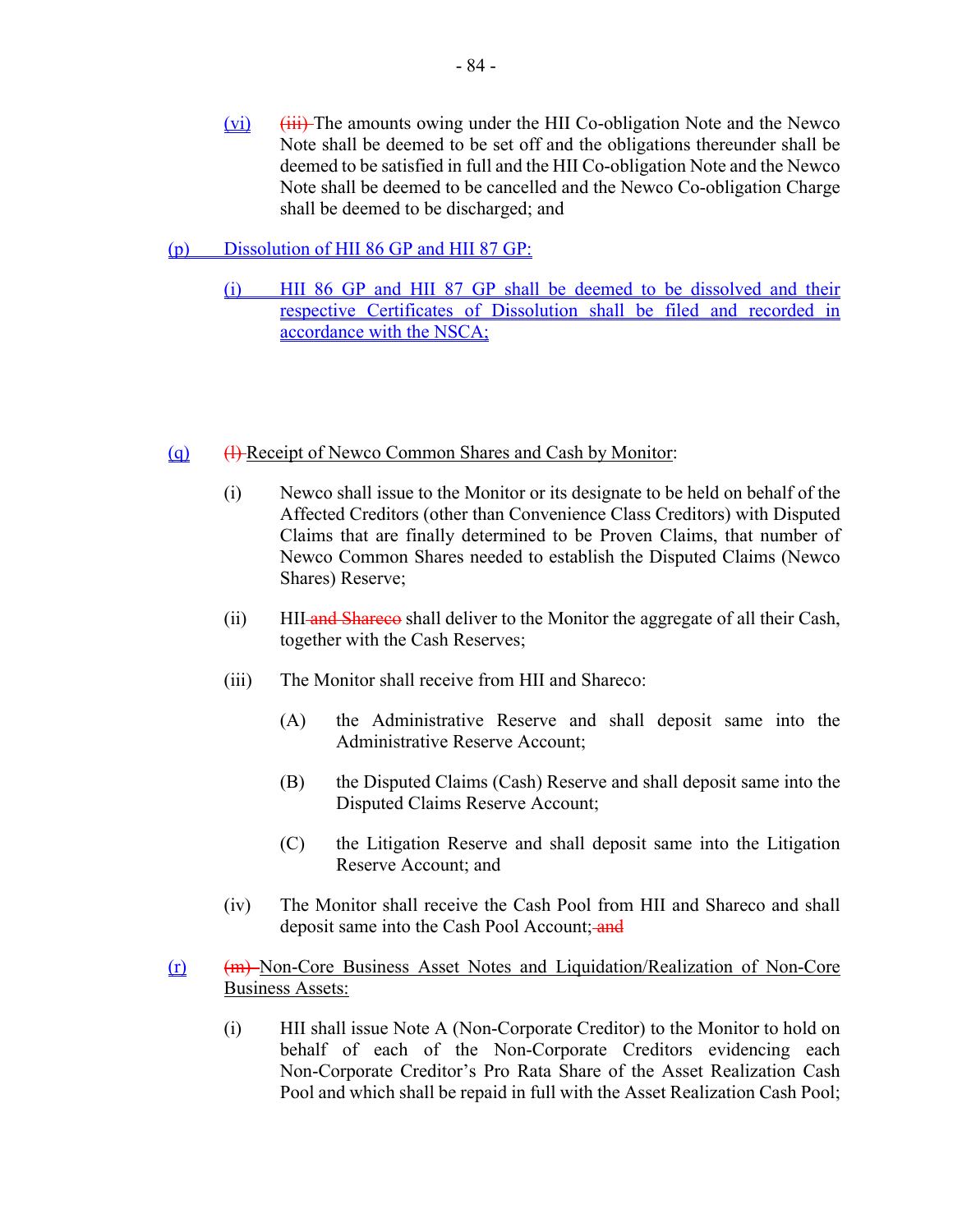(vi) ~~(iii)~~ The amounts owing under the HII Co-obligation Note and the Newco Note shall be deemed to be set off and the obligations thereunder shall be deemed to be satisfied in full and the HII Co-obligation Note and the Newco Note shall be deemed to be cancelled and the Newco Co-obligation Charge shall be deemed to be discharged; and

(p) Dissolution of HII 86 GP and HII 87 GP:

(i) HII 86 GP and HII 87 GP shall be deemed to be dissolved and their respective Certificates of Dissolution shall be filed and recorded in accordance with the NSCA;

(q) ~~(l)~~ Receipt of Newco Common Shares and Cash by Monitor:

(i) Newco shall issue to the Monitor or its designate to be held on behalf of the Affected Creditors (other than Convenience Class Creditors) with Disputed Claims that are finally determined to be Proven Claims, that number of Newco Common Shares needed to establish the Disputed Claims (Newco Shares) Reserve;

(ii) HII ~~and Shareco~~ shall deliver to the Monitor the aggregate of all their Cash, together with the Cash Reserves;

(iii) The Monitor shall receive from HII and Shareco:

(A) the Administrative Reserve and shall deposit same into the Administrative Reserve Account;

(B) the Disputed Claims (Cash) Reserve and shall deposit same into the Disputed Claims Reserve Account;

(C) the Litigation Reserve and shall deposit same into the Litigation Reserve Account; and

(iv) The Monitor shall receive the Cash Pool from HII and Shareco and shall deposit same into the Cash Pool Account; ~~and~~

(r) ~~(m)~~ Non-Core Business Asset Notes and Liquidation/Realization of Non-Core Business Assets:

(i) HII shall issue Note A (Non-Corporate Creditor) to the Monitor to hold on behalf of each of the Non-Corporate Creditors evidencing each Non-Corporate Creditor's Pro Rata Share of the Asset Realization Cash Pool and which shall be repaid in full with the Asset Realization Cash Pool;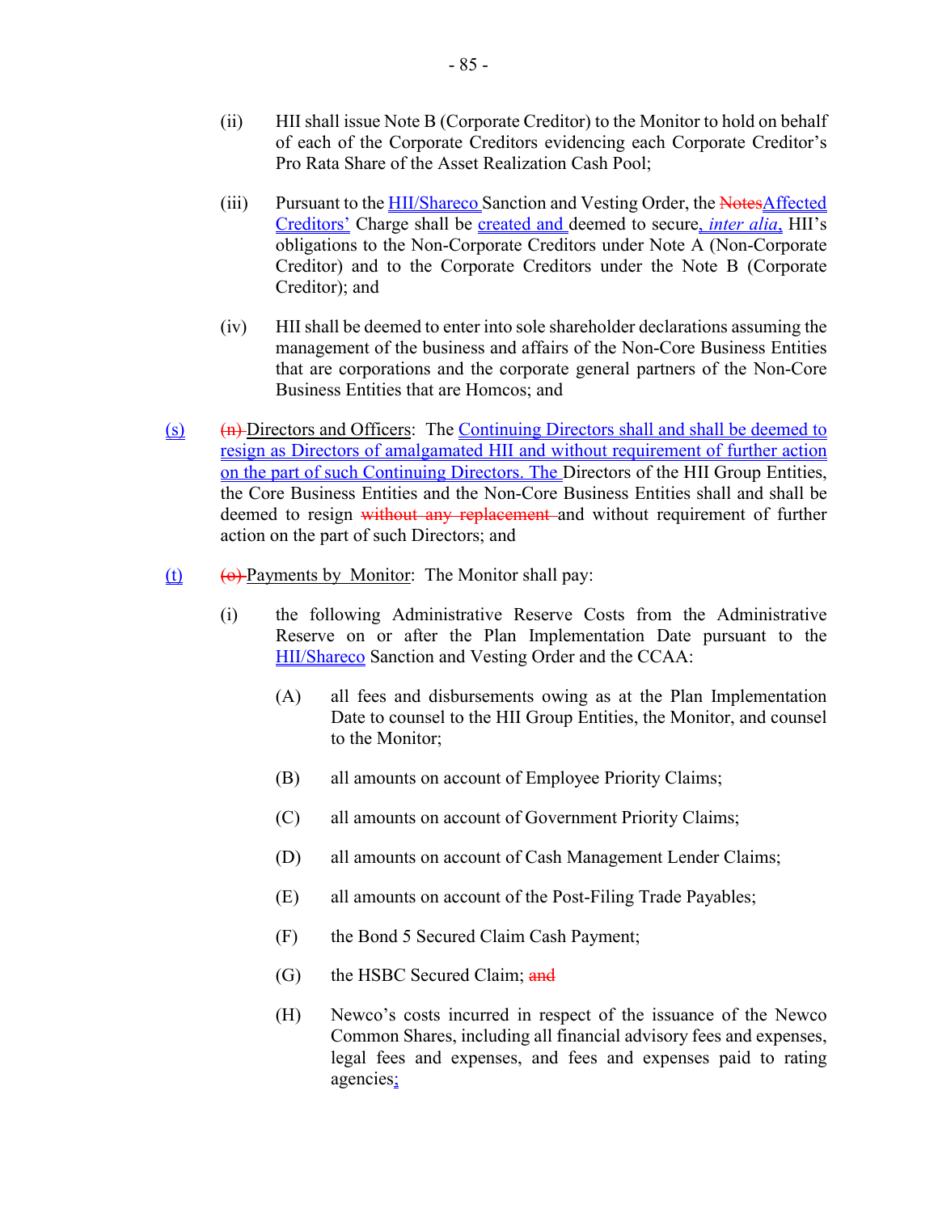(ii) HII shall issue Note B (Corporate Creditor) to the Monitor to hold on behalf of each of the Corporate Creditors evidencing each Corporate Creditor's Pro Rata Share of the Asset Realization Cash Pool;

(iii) Pursuant to the HII/Shareco Sanction and Vesting Order, the ~~Notes~~Affected Creditors' Charge shall be created and deemed to secure, *inter alia*, HII's obligations to the Non-Corporate Creditors under Note A (Non-Corporate Creditor) and to the Corporate Creditors under the Note B (Corporate Creditor); and

(iv) HII shall be deemed to enter into sole shareholder declarations assuming the management of the business and affairs of the Non-Core Business Entities that are corporations and the corporate general partners of the Non-Core Business Entities that are Homcos; and

(s) ~~(n)~~ Directors and Officers: The Continuing Directors shall and shall be deemed to resign as Directors of amalgamated HII and without requirement of further action on the part of such Continuing Directors. The Directors of the HII Group Entities, the Core Business Entities and the Non-Core Business Entities shall and shall be deemed to resign ~~without any replacement~~ and without requirement of further action on the part of such Directors; and

(t) ~~(o)~~ Payments by Monitor: The Monitor shall pay:

(i) the following Administrative Reserve Costs from the Administrative Reserve on or after the Plan Implementation Date pursuant to the HII/Shareco Sanction and Vesting Order and the CCAA:

(A) all fees and disbursements owing as at the Plan Implementation Date to counsel to the HII Group Entities, the Monitor, and counsel to the Monitor;

(B) all amounts on account of Employee Priority Claims;

(C) all amounts on account of Government Priority Claims;

(D) all amounts on account of Cash Management Lender Claims;

(E) all amounts on account of the Post-Filing Trade Payables;

(F) the Bond 5 Secured Claim Cash Payment;

(G) the HSBC Secured Claim; ~~and~~

(H) Newco's costs incurred in respect of the issuance of the Newco Common Shares, including all financial advisory fees and expenses, legal fees and expenses, and fees and expenses paid to rating agencies;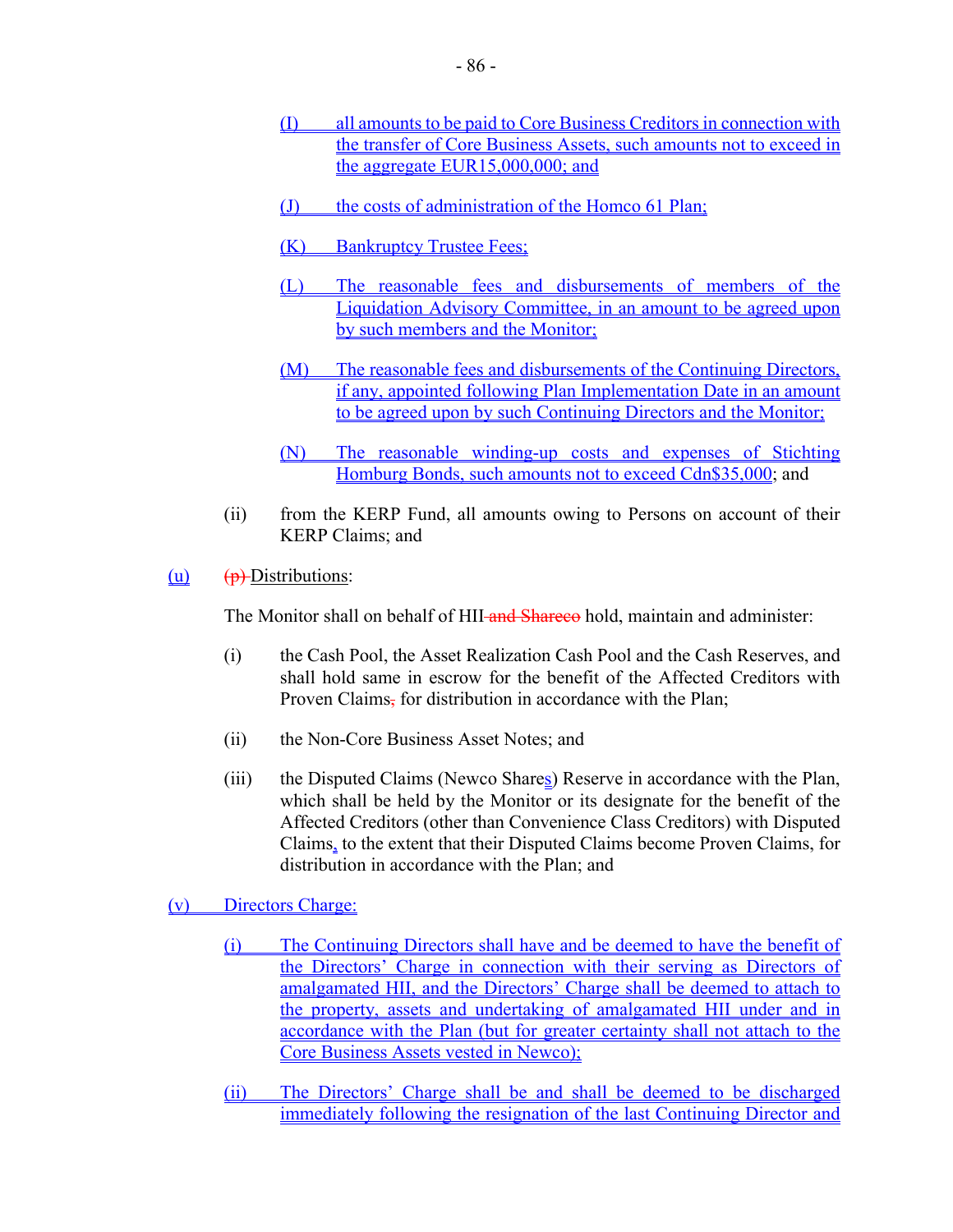(I) all amounts to be paid to Core Business Creditors in connection with the transfer of Core Business Assets, such amounts not to exceed in the aggregate EUR15,000,000; and

(J) the costs of administration of the Homco 61 Plan;

(K) Bankruptcy Trustee Fees;

(L) The reasonable fees and disbursements of members of the Liquidation Advisory Committee, in an amount to be agreed upon by such members and the Monitor;

(M) The reasonable fees and disbursements of the Continuing Directors, if any, appointed following Plan Implementation Date in an amount to be agreed upon by such Continuing Directors and the Monitor;

(N) The reasonable winding-up costs and expenses of Stichting Homburg Bonds, such amounts not to exceed Cdn$35,000; and

(ii) from the KERP Fund, all amounts owing to Persons on account of their KERP Claims; and

(u) ~~(p)~~ Distributions:

The Monitor shall on behalf of HII ~~and Shareco~~ hold, maintain and administer:

(i) the Cash Pool, the Asset Realization Cash Pool and the Cash Reserves, and shall hold same in escrow for the benefit of the Affected Creditors with Proven Claims~~,~~ for distribution in accordance with the Plan;

(ii) the Non-Core Business Asset Notes; and

(iii) the Disputed Claims (Newco Shares) Reserve in accordance with the Plan, which shall be held by the Monitor or its designate for the benefit of the Affected Creditors (other than Convenience Class Creditors) with Disputed Claims, to the extent that their Disputed Claims become Proven Claims, for distribution in accordance with the Plan; and

(v) Directors Charge:

(i) The Continuing Directors shall have and be deemed to have the benefit of the Directors' Charge in connection with their serving as Directors of amalgamated HII, and the Directors' Charge shall be deemed to attach to the property, assets and undertaking of amalgamated HII under and in accordance with the Plan (but for greater certainty shall not attach to the Core Business Assets vested in Newco);

(ii) The Directors' Charge shall be and shall be deemed to be discharged immediately following the resignation of the last Continuing Director and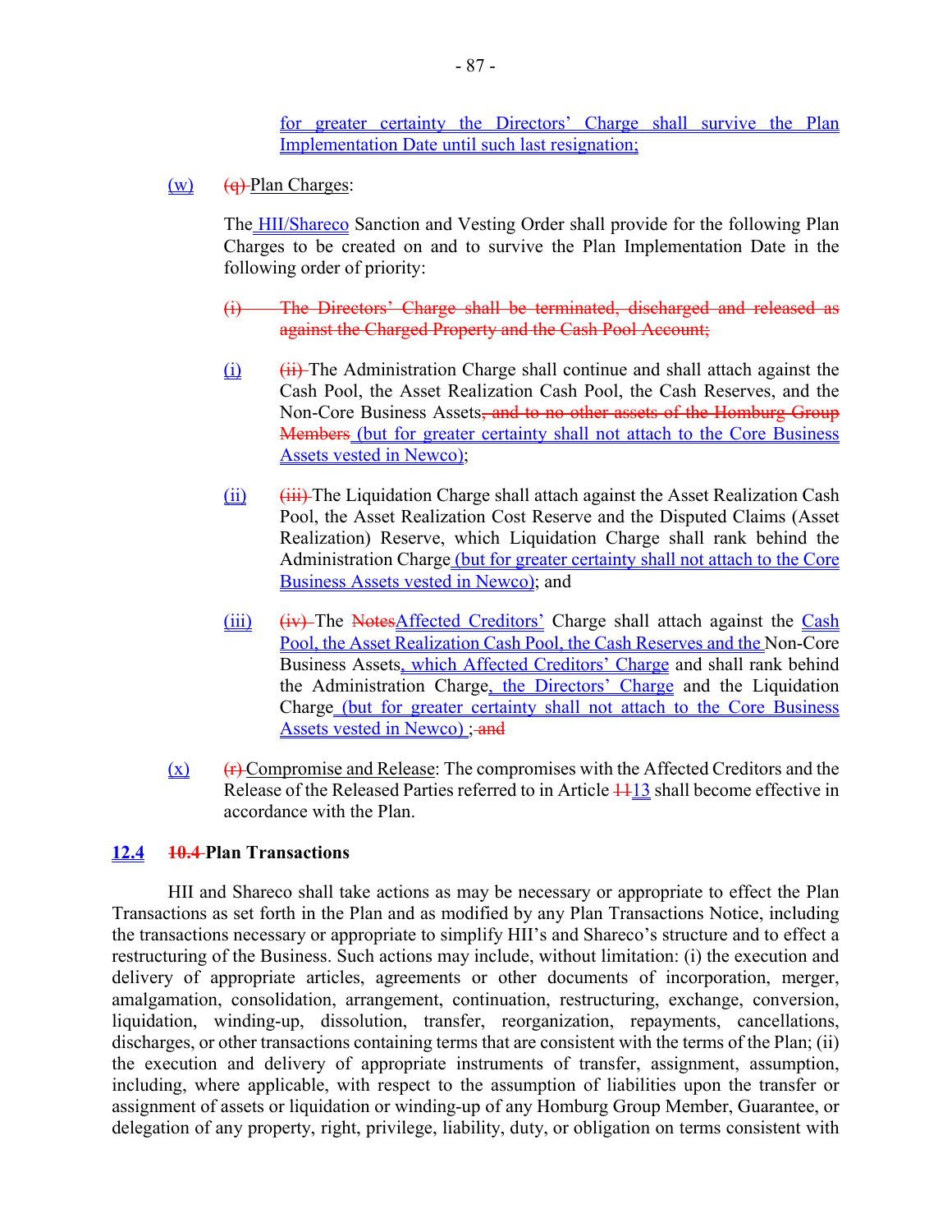for greater certainty the Directors' Charge shall survive the Plan Implementation Date until such last resignation;

(w) ~~(q)~~ Plan Charges:

The HII/Shareco Sanction and Vesting Order shall provide for the following Plan Charges to be created on and to survive the Plan Implementation Date in the following order of priority:

~~(i) The Directors' Charge shall be terminated, discharged and released as against the Charged Property and the Cash Pool Account;~~

(i) ~~(ii)~~ The Administration Charge shall continue and shall attach against the Cash Pool, the Asset Realization Cash Pool, the Cash Reserves, and the Non-Core Business Assets~~, and to no other assets of the Homburg Group Members~~ (but for greater certainty shall not attach to the Core Business Assets vested in Newco);

(ii) ~~(iii)~~ The Liquidation Charge shall attach against the Asset Realization Cash Pool, the Asset Realization Cost Reserve and the Disputed Claims (Asset Realization) Reserve, which Liquidation Charge shall rank behind the Administration Charge (but for greater certainty shall not attach to the Core Business Assets vested in Newco); and

(iii) ~~(iv)~~ The ~~Notes~~Affected Creditors' Charge shall attach against the Cash Pool, the Asset Realization Cash Pool, the Cash Reserves and the Non-Core Business Assets, which Affected Creditors' Charge and shall rank behind the Administration Charge, the Directors' Charge and the Liquidation Charge (but for greater certainty shall not attach to the Core Business Assets vested in Newco) ;~~and~~

(x) ~~(r)~~ Compromise and Release: The compromises with the Affected Creditors and the Release of the Released Parties referred to in Article ~~11~~13 shall become effective in accordance with the Plan.

### 12.4 ~~10.4~~ Plan Transactions

HII and Shareco shall take actions as may be necessary or appropriate to effect the Plan Transactions as set forth in the Plan and as modified by any Plan Transactions Notice, including the transactions necessary or appropriate to simplify HII's and Shareco's structure and to effect a restructuring of the Business. Such actions may include, without limitation: (i) the execution and delivery of appropriate articles, agreements or other documents of incorporation, merger, amalgamation, consolidation, arrangement, continuation, restructuring, exchange, conversion, liquidation, winding-up, dissolution, transfer, reorganization, repayments, cancellations, discharges, or other transactions containing terms that are consistent with the terms of the Plan; (ii) the execution and delivery of appropriate instruments of transfer, assignment, assumption, including, where applicable, with respect to the assumption of liabilities upon the transfer or assignment of assets or liquidation or winding-up of any Homburg Group Member, Guarantee, or delegation of any property, right, privilege, liability, duty, or obligation on terms consistent with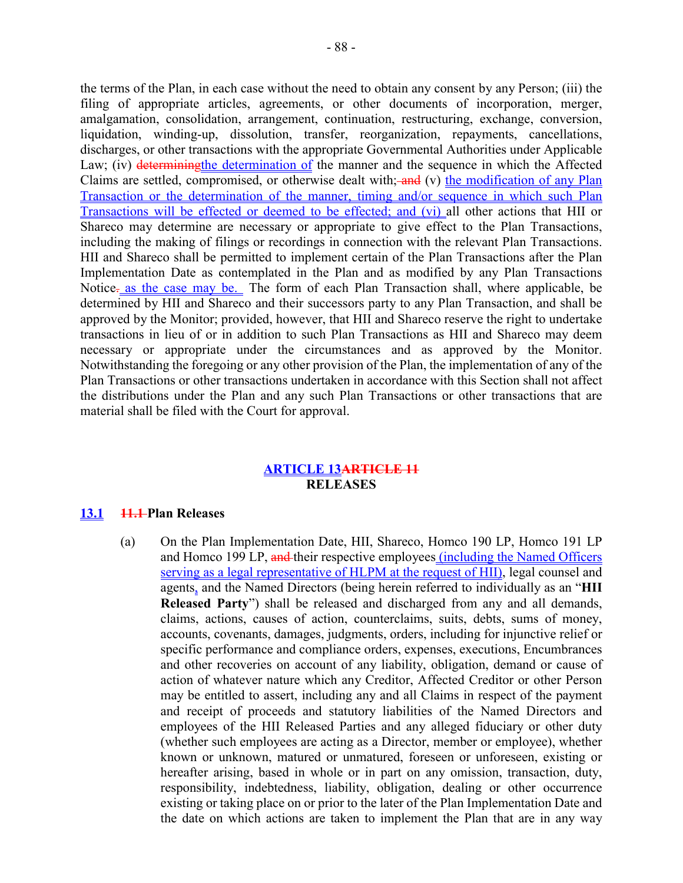the terms of the Plan, in each case without the need to obtain any consent by any Person; (iii) the filing of appropriate articles, agreements, or other documents of incorporation, merger, amalgamation, consolidation, arrangement, continuation, restructuring, exchange, conversion, liquidation, winding-up, dissolution, transfer, reorganization, repayments, cancellations, discharges, or other transactions with the appropriate Governmental Authorities under Applicable Law; (iv) ~~determining~~the determination of the manner and the sequence in which the Affected Claims are settled, compromised, or otherwise dealt with; ~~and~~ (v) the modification of any Plan Transaction or the determination of the manner, timing and/or sequence in which such Plan Transactions will be effected or deemed to be effected; and (vi) all other actions that HII or Shareco may determine are necessary or appropriate to give effect to the Plan Transactions, including the making of filings or recordings in connection with the relevant Plan Transactions. HII and Shareco shall be permitted to implement certain of the Plan Transactions after the Plan Implementation Date as contemplated in the Plan and as modified by any Plan Transactions Notice~~.~~, as the case may be. The form of each Plan Transaction shall, where applicable, be determined by HII and Shareco and their successors party to any Plan Transaction, and shall be approved by the Monitor; provided, however, that HII and Shareco reserve the right to undertake transactions in lieu of or in addition to such Plan Transactions as HII and Shareco may deem necessary or appropriate under the circumstances and as approved by the Monitor. Notwithstanding the foregoing or any other provision of the Plan, the implementation of any of the Plan Transactions or other transactions undertaken in accordance with this Section shall not affect the distributions under the Plan and any such Plan Transactions or other transactions that are material shall be filed with the Court for approval.

## ARTICLE 13~~ARTICLE 11~~
## RELEASES

### 13.1 ~~11.1~~ Plan Releases

(a) On the Plan Implementation Date, HII, Shareco, Homco 190 LP, Homco 191 LP and Homco 199 LP, ~~and~~ their respective employees (including the Named Officers serving as a legal representative of HLPM at the request of HII), legal counsel and agents, and the Named Directors (being herein referred to individually as an "**HII Released Party**") shall be released and discharged from any and all demands, claims, actions, causes of action, counterclaims, suits, debts, sums of money, accounts, covenants, damages, judgments, orders, including for injunctive relief or specific performance and compliance orders, expenses, executions, Encumbrances and other recoveries on account of any liability, obligation, demand or cause of action of whatever nature which any Creditor, Affected Creditor or other Person may be entitled to assert, including any and all Claims in respect of the payment and receipt of proceeds and statutory liabilities of the Named Directors and employees of the HII Released Parties and any alleged fiduciary or other duty (whether such employees are acting as a Director, member or employee), whether known or unknown, matured or unmatured, foreseen or unforeseen, existing or hereafter arising, based in whole or in part on any omission, transaction, duty, responsibility, indebtedness, liability, obligation, dealing or other occurrence existing or taking place on or prior to the later of the Plan Implementation Date and the date on which actions are taken to implement the Plan that are in any way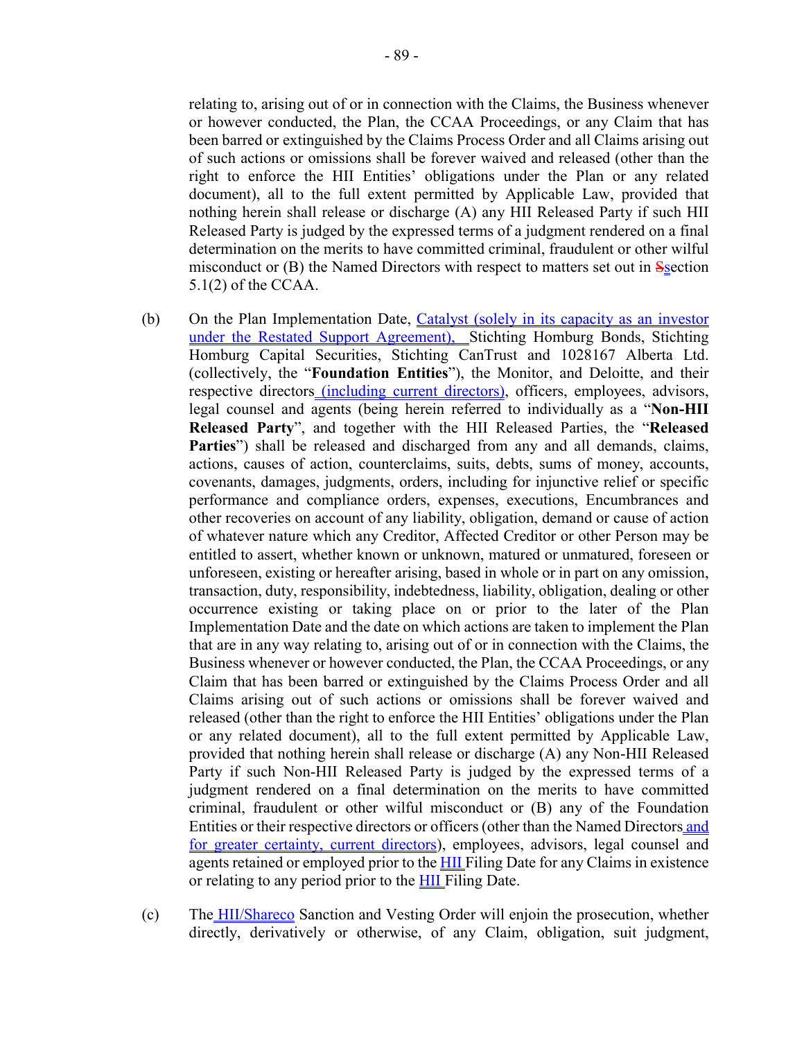relating to, arising out of or in connection with the Claims, the Business whenever or however conducted, the Plan, the CCAA Proceedings, or any Claim that has been barred or extinguished by the Claims Process Order and all Claims arising out of such actions or omissions shall be forever waived and released (other than the right to enforce the HII Entities' obligations under the Plan or any related document), all to the full extent permitted by Applicable Law, provided that nothing herein shall release or discharge (A) any HII Released Party if such HII Released Party is judged by the expressed terms of a judgment rendered on a final determination on the merits to have committed criminal, fraudulent or other wilful misconduct or (B) the Named Directors with respect to matters set out in ~~S~~section 5.1(2) of the CCAA.

(b) On the Plan Implementation Date, Catalyst (solely in its capacity as an investor under the Restated Support Agreement), Stichting Homburg Bonds, Stichting Homburg Capital Securities, Stichting CanTrust and 1028167 Alberta Ltd. (collectively, the "**Foundation Entities**"), the Monitor, and Deloitte, and their respective directors (including current directors), officers, employees, advisors, legal counsel and agents (being herein referred to individually as a "**Non-HII Released Party**", and together with the HII Released Parties, the "**Released Parties**") shall be released and discharged from any and all demands, claims, actions, causes of action, counterclaims, suits, debts, sums of money, accounts, covenants, damages, judgments, orders, including for injunctive relief or specific performance and compliance orders, expenses, executions, Encumbrances and other recoveries on account of any liability, obligation, demand or cause of action of whatever nature which any Creditor, Affected Creditor or other Person may be entitled to assert, whether known or unknown, matured or unmatured, foreseen or unforeseen, existing or hereafter arising, based in whole or in part on any omission, transaction, duty, responsibility, indebtedness, liability, obligation, dealing or other occurrence existing or taking place on or prior to the later of the Plan Implementation Date and the date on which actions are taken to implement the Plan that are in any way relating to, arising out of or in connection with the Claims, the Business whenever or however conducted, the Plan, the CCAA Proceedings, or any Claim that has been barred or extinguished by the Claims Process Order and all Claims arising out of such actions or omissions shall be forever waived and released (other than the right to enforce the HII Entities' obligations under the Plan or any related document), all to the full extent permitted by Applicable Law, provided that nothing herein shall release or discharge (A) any Non-HII Released Party if such Non-HII Released Party is judged by the expressed terms of a judgment rendered on a final determination on the merits to have committed criminal, fraudulent or other wilful misconduct or (B) any of the Foundation Entities or their respective directors or officers (other than the Named Directors and for greater certainty, current directors), employees, advisors, legal counsel and agents retained or employed prior to the HII Filing Date for any Claims in existence or relating to any period prior to the HII Filing Date.

(c) The HII/Shareco Sanction and Vesting Order will enjoin the prosecution, whether directly, derivatively or otherwise, of any Claim, obligation, suit judgment,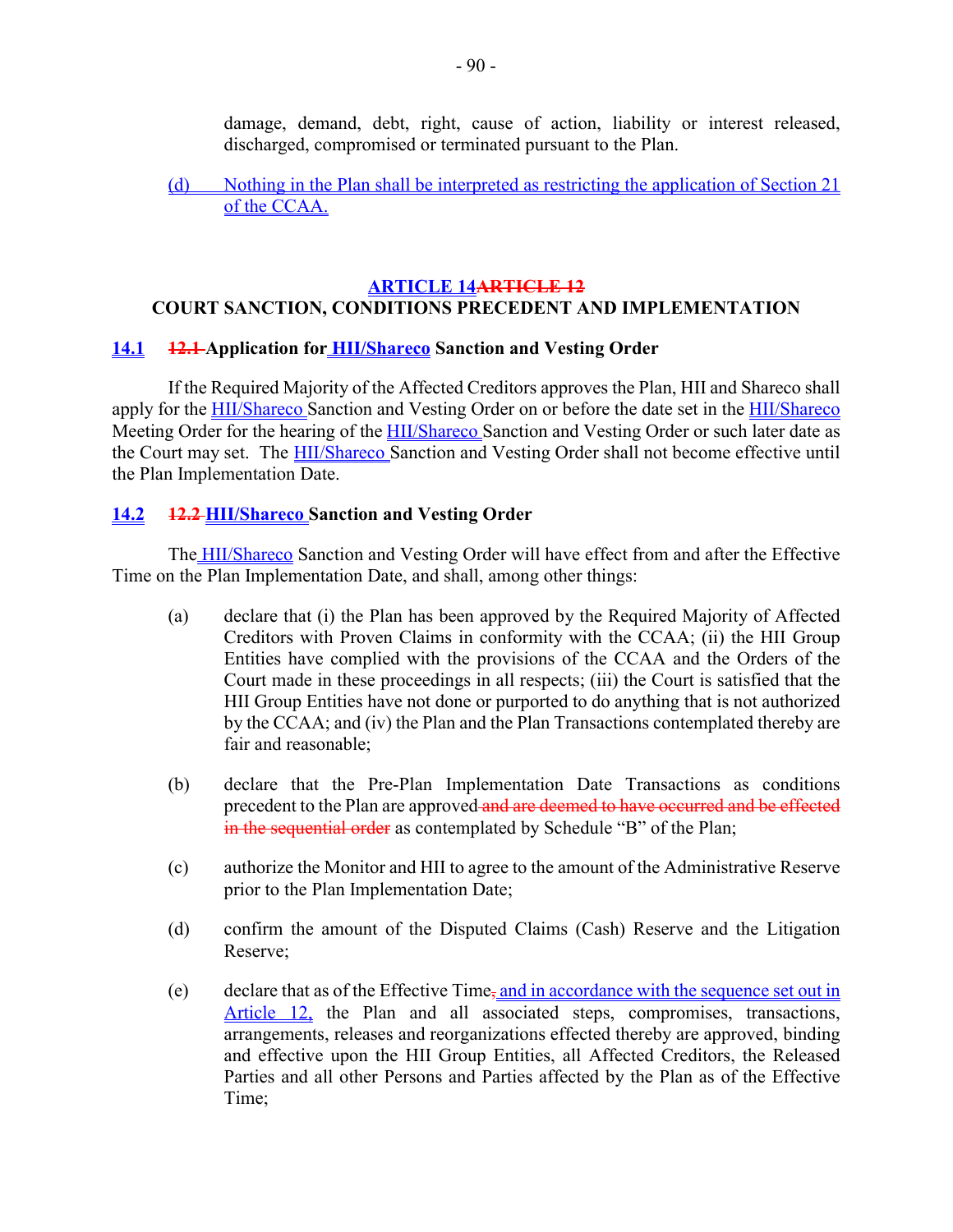damage, demand, debt, right, cause of action, liability or interest released, discharged, compromised or terminated pursuant to the Plan.

(d) Nothing in the Plan shall be interpreted as restricting the application of Section 21 of the CCAA.

## ARTICLE 14~~ARTICLE 12~~
## COURT SANCTION, CONDITIONS PRECEDENT AND IMPLEMENTATION

### 14.1 ~~12.1~~ Application for HII/Shareco Sanction and Vesting Order

If the Required Majority of the Affected Creditors approves the Plan, HII and Shareco shall apply for the HII/Shareco Sanction and Vesting Order on or before the date set in the HII/Shareco Meeting Order for the hearing of the HII/Shareco Sanction and Vesting Order or such later date as the Court may set. The HII/Shareco Sanction and Vesting Order shall not become effective until the Plan Implementation Date.

### 14.2 ~~12.2~~ HII/Shareco Sanction and Vesting Order

The HII/Shareco Sanction and Vesting Order will have effect from and after the Effective Time on the Plan Implementation Date, and shall, among other things:

(a) declare that (i) the Plan has been approved by the Required Majority of Affected Creditors with Proven Claims in conformity with the CCAA; (ii) the HII Group Entities have complied with the provisions of the CCAA and the Orders of the Court made in these proceedings in all respects; (iii) the Court is satisfied that the HII Group Entities have not done or purported to do anything that is not authorized by the CCAA; and (iv) the Plan and the Plan Transactions contemplated thereby are fair and reasonable;

(b) declare that the Pre-Plan Implementation Date Transactions as conditions precedent to the Plan are approved ~~and are deemed to have occurred and be effected in the sequential order~~ as contemplated by Schedule "B" of the Plan;

(c) authorize the Monitor and HII to agree to the amount of the Administrative Reserve prior to the Plan Implementation Date;

(d) confirm the amount of the Disputed Claims (Cash) Reserve and the Litigation Reserve;

(e) declare that as of the Effective Time~~,~~ and in accordance with the sequence set out in Article 12, the Plan and all associated steps, compromises, transactions, arrangements, releases and reorganizations effected thereby are approved, binding and effective upon the HII Group Entities, all Affected Creditors, the Released Parties and all other Persons and Parties affected by the Plan as of the Effective Time;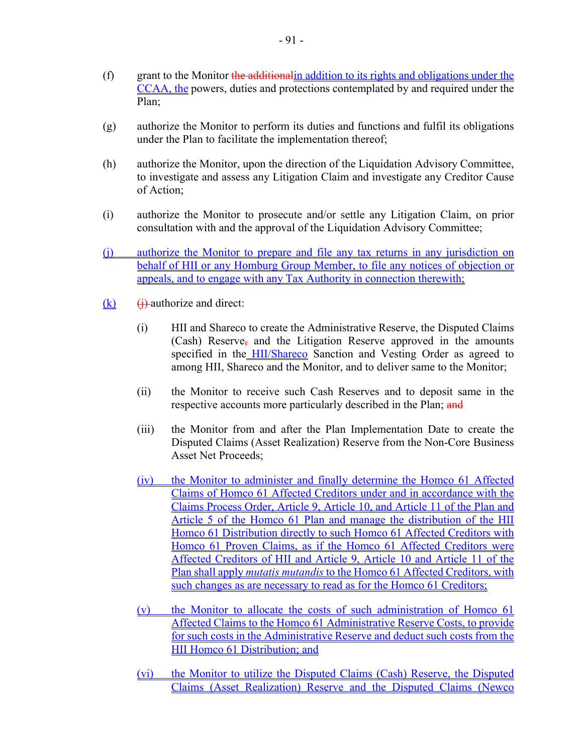(f) grant to the Monitor ~~the additional~~in addition to its rights and obligations under the CCAA, the powers, duties and protections contemplated by and required under the Plan;

(g) authorize the Monitor to perform its duties and functions and fulfil its obligations under the Plan to facilitate the implementation thereof;

(h) authorize the Monitor, upon the direction of the Liquidation Advisory Committee, to investigate and assess any Litigation Claim and investigate any Creditor Cause of Action;

(i) authorize the Monitor to prosecute and/or settle any Litigation Claim, on prior consultation with and the approval of the Liquidation Advisory Committee;

(j) authorize the Monitor to prepare and file any tax returns in any jurisdiction on behalf of HII or any Homburg Group Member, to file any notices of objection or appeals, and to engage with any Tax Authority in connection therewith;

(k) ~~(j)~~ authorize and direct:

   (i) HII and Shareco to create the Administrative Reserve, the Disputed Claims (Cash) Reserve~~,~~ and the Litigation Reserve approved in the amounts specified in the HII/Shareco Sanction and Vesting Order as agreed to among HII, Shareco and the Monitor, and to deliver same to the Monitor;

   (ii) the Monitor to receive such Cash Reserves and to deposit same in the respective accounts more particularly described in the Plan; ~~and~~

   (iii) the Monitor from and after the Plan Implementation Date to create the Disputed Claims (Asset Realization) Reserve from the Non-Core Business Asset Net Proceeds;

   (iv) the Monitor to administer and finally determine the Homco 61 Affected Claims of Homco 61 Affected Creditors under and in accordance with the Claims Process Order, Article 9, Article 10, and Article 11 of the Plan and Article 5 of the Homco 61 Plan and manage the distribution of the HII Homco 61 Distribution directly to such Homco 61 Affected Creditors with Homco 61 Proven Claims, as if the Homco 61 Affected Creditors were Affected Creditors of HII and Article 9, Article 10 and Article 11 of the Plan shall apply *mutatis mutandis* to the Homco 61 Affected Creditors, with such changes as are necessary to read as for the Homco 61 Creditors;

   (v) the Monitor to allocate the costs of such administration of Homco 61 Affected Claims to the Homco 61 Administrative Reserve Costs, to provide for such costs in the Administrative Reserve and deduct such costs from the HII Homco 61 Distribution; and

   (vi) the Monitor to utilize the Disputed Claims (Cash) Reserve, the Disputed Claims (Asset Realization) Reserve and the Disputed Claims (Newco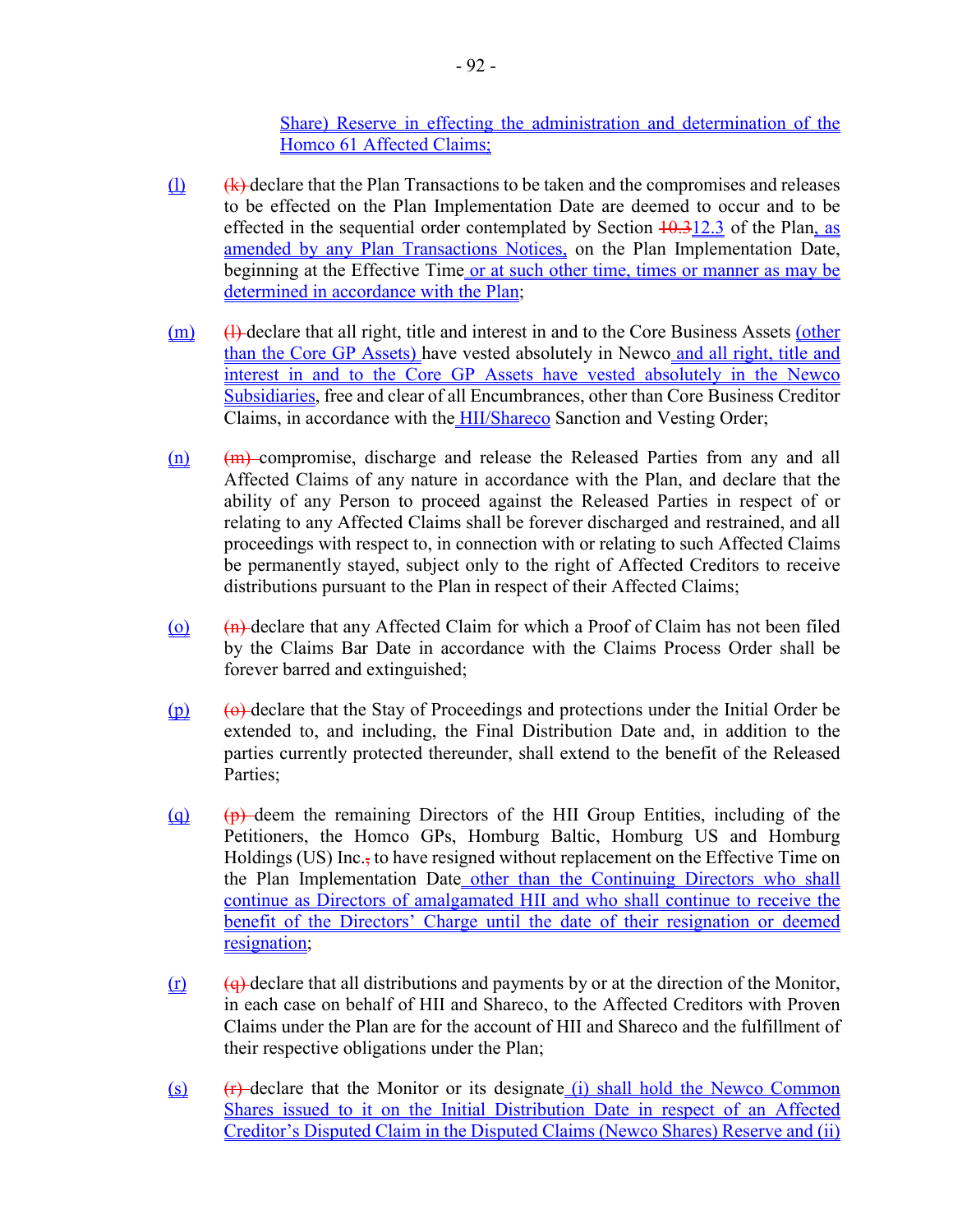Share) Reserve in effecting the administration and determination of the Homco 61 Affected Claims;

(l) (k) declare that the Plan Transactions to be taken and the compromises and releases to be effected on the Plan Implementation Date are deemed to occur and to be effected in the sequential order contemplated by Section 10.3 12.3 of the Plan, as amended by any Plan Transactions Notices, on the Plan Implementation Date, beginning at the Effective Time or at such other time, times or manner as may be determined in accordance with the Plan;

(m) (l) declare that all right, title and interest in and to the Core Business Assets (other than the Core GP Assets) have vested absolutely in Newco and all right, title and interest in and to the Core GP Assets have vested absolutely in the Newco Subsidiaries, free and clear of all Encumbrances, other than Core Business Creditor Claims, in accordance with the HII/Shareco Sanction and Vesting Order;

(n) (m) compromise, discharge and release the Released Parties from any and all Affected Claims of any nature in accordance with the Plan, and declare that the ability of any Person to proceed against the Released Parties in respect of or relating to any Affected Claims shall be forever discharged and restrained, and all proceedings with respect to, in connection with or relating to such Affected Claims be permanently stayed, subject only to the right of Affected Creditors to receive distributions pursuant to the Plan in respect of their Affected Claims;

(o) (n) declare that any Affected Claim for which a Proof of Claim has not been filed by the Claims Bar Date in accordance with the Claims Process Order shall be forever barred and extinguished;

(p) (o) declare that the Stay of Proceedings and protections under the Initial Order be extended to, and including, the Final Distribution Date and, in addition to the parties currently protected thereunder, shall extend to the benefit of the Released Parties;

(q) (p) deem the remaining Directors of the HII Group Entities, including of the Petitioners, the Homco GPs, Homburg Baltic, Homburg US and Homburg Holdings (US) Inc., to have resigned without replacement on the Effective Time on the Plan Implementation Date other than the Continuing Directors who shall continue as Directors of amalgamated HII and who shall continue to receive the benefit of the Directors' Charge until the date of their resignation or deemed resignation;

(r) (q) declare that all distributions and payments by or at the direction of the Monitor, in each case on behalf of HII and Shareco, to the Affected Creditors with Proven Claims under the Plan are for the account of HII and Shareco and the fulfillment of their respective obligations under the Plan;

(s) (r) declare that the Monitor or its designate (i) shall hold the Newco Common Shares issued to it on the Initial Distribution Date in respect of an Affected Creditor's Disputed Claim in the Disputed Claims (Newco Shares) Reserve and (ii)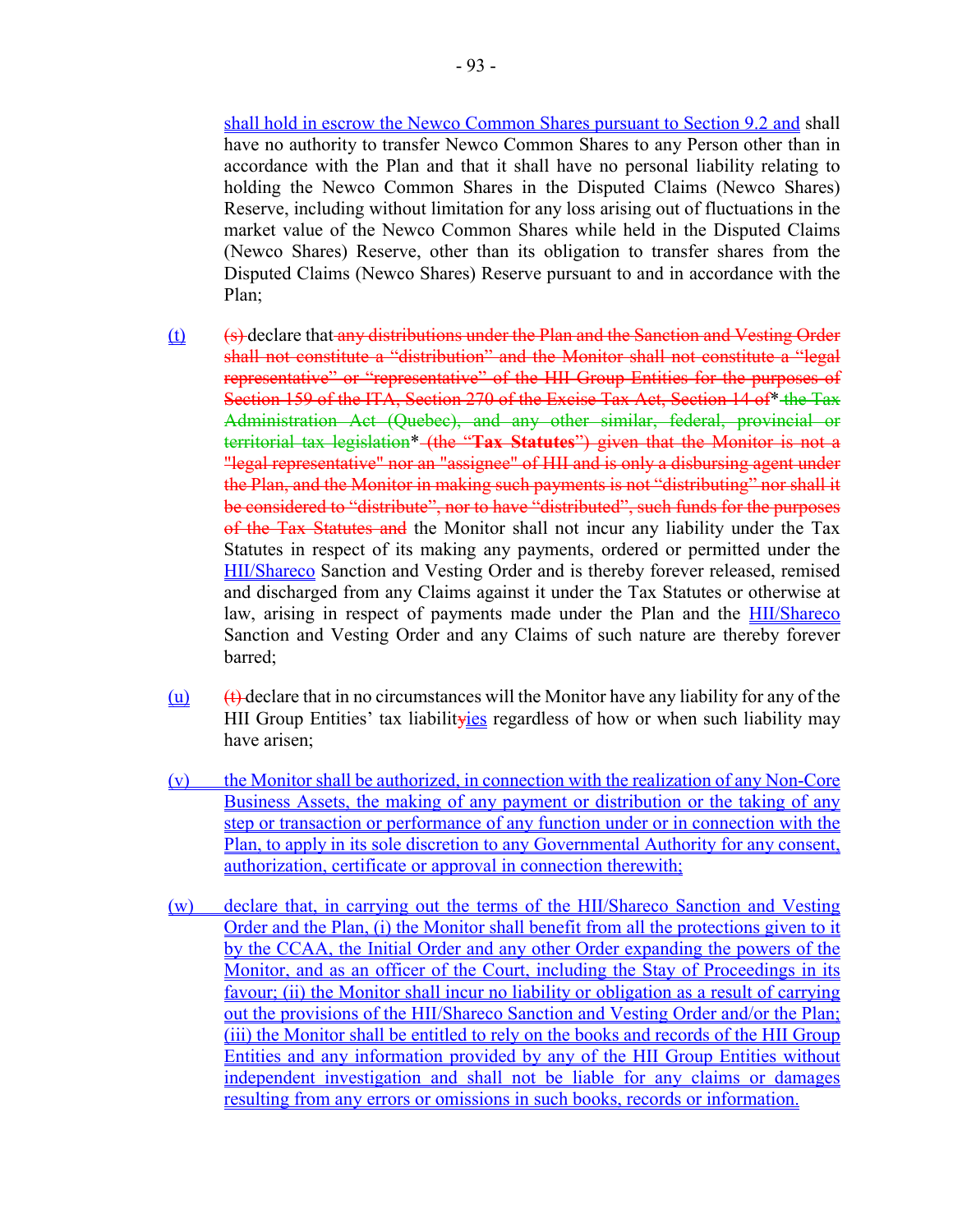shall hold in escrow the Newco Common Shares pursuant to Section 9.2 and shall have no authority to transfer Newco Common Shares to any Person other than in accordance with the Plan and that it shall have no personal liability relating to holding the Newco Common Shares in the Disputed Claims (Newco Shares) Reserve, including without limitation for any loss arising out of fluctuations in the market value of the Newco Common Shares while held in the Disputed Claims (Newco Shares) Reserve, other than its obligation to transfer shares from the Disputed Claims (Newco Shares) Reserve pursuant to and in accordance with the Plan;

(t) ~~(s)~~ declare that ~~any distributions under the Plan and the Sanction and Vesting Order shall not constitute a "distribution" and the Monitor shall not constitute a "legal representative" or "representative" of the HII Group Entities for the purposes of Section 159 of the ITA, Section 270 of the Excise Tax Act, Section 14 of~~* ~~the Tax Administration Act (Quebec), and any other similar, federal, provincial or territorial tax legislation~~* ~~(the "**Tax Statutes**") given that the Monitor is not a "legal representative" nor an "assignee" of HII and is only a disbursing agent under the Plan, and the Monitor in making such payments is not "distributing" nor shall it be considered to "distribute", nor to have "distributed", such funds for the purposes of the Tax Statutes and~~ the Monitor shall not incur any liability under the Tax Statutes in respect of its making any payments, ordered or permitted under the HII/Shareco Sanction and Vesting Order and is thereby forever released, remised and discharged from any Claims against it under the Tax Statutes or otherwise at law, arising in respect of payments made under the Plan and the HII/Shareco Sanction and Vesting Order and any Claims of such nature are thereby forever barred;

(u) ~~(t)~~ declare that in no circumstances will the Monitor have any liability for any of the HII Group Entities' tax liabilit~~y~~ies regardless of how or when such liability may have arisen;

(v) the Monitor shall be authorized, in connection with the realization of any Non-Core Business Assets, the making of any payment or distribution or the taking of any step or transaction or performance of any function under or in connection with the Plan, to apply in its sole discretion to any Governmental Authority for any consent, authorization, certificate or approval in connection therewith;

(w) declare that, in carrying out the terms of the HII/Shareco Sanction and Vesting Order and the Plan, (i) the Monitor shall benefit from all the protections given to it by the CCAA, the Initial Order and any other Order expanding the powers of the Monitor, and as an officer of the Court, including the Stay of Proceedings in its favour; (ii) the Monitor shall incur no liability or obligation as a result of carrying out the provisions of the HII/Shareco Sanction and Vesting Order and/or the Plan; (iii) the Monitor shall be entitled to rely on the books and records of the HII Group Entities and any information provided by any of the HII Group Entities without independent investigation and shall not be liable for any claims or damages resulting from any errors or omissions in such books, records or information.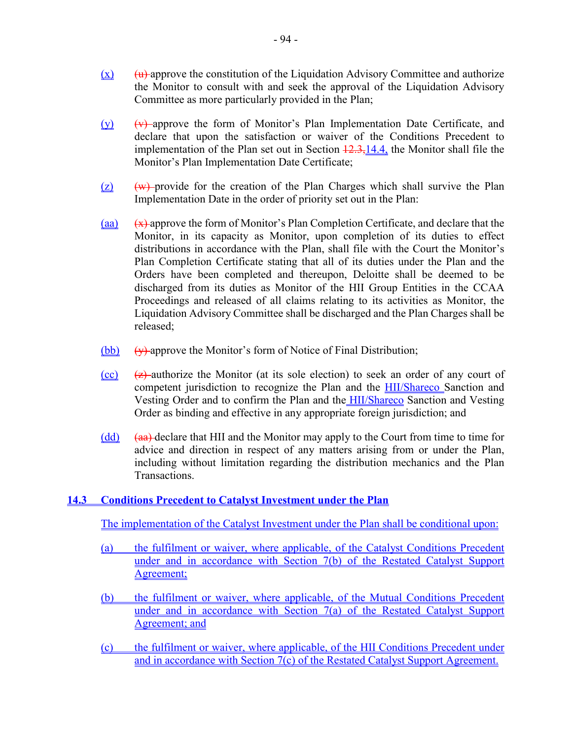(x) ~~(u)~~ approve the constitution of the Liquidation Advisory Committee and authorize the Monitor to consult with and seek the approval of the Liquidation Advisory Committee as more particularly provided in the Plan;

(y) ~~(v)~~ approve the form of Monitor's Plan Implementation Date Certificate, and declare that upon the satisfaction or waiver of the Conditions Precedent to implementation of the Plan set out in Section ~~12.3,~~14.4, the Monitor shall file the Monitor's Plan Implementation Date Certificate;

(z) ~~(w)~~ provide for the creation of the Plan Charges which shall survive the Plan Implementation Date in the order of priority set out in the Plan:

(aa) ~~(x)~~ approve the form of Monitor's Plan Completion Certificate, and declare that the Monitor, in its capacity as Monitor, upon completion of its duties to effect distributions in accordance with the Plan, shall file with the Court the Monitor's Plan Completion Certificate stating that all of its duties under the Plan and the Orders have been completed and thereupon, Deloitte shall be deemed to be discharged from its duties as Monitor of the HII Group Entities in the CCAA Proceedings and released of all claims relating to its activities as Monitor, the Liquidation Advisory Committee shall be discharged and the Plan Charges shall be released;

(bb) ~~(y)~~ approve the Monitor's form of Notice of Final Distribution;

(cc) ~~(z)~~ authorize the Monitor (at its sole election) to seek an order of any court of competent jurisdiction to recognize the Plan and the HII/Shareco Sanction and Vesting Order and to confirm the Plan and the HII/Shareco Sanction and Vesting Order as binding and effective in any appropriate foreign jurisdiction; and

(dd) ~~(aa)~~ declare that HII and the Monitor may apply to the Court from time to time for advice and direction in respect of any matters arising from or under the Plan, including without limitation regarding the distribution mechanics and the Plan Transactions.

## 14.3 Conditions Precedent to Catalyst Investment under the Plan

The implementation of the Catalyst Investment under the Plan shall be conditional upon:

(a) the fulfilment or waiver, where applicable, of the Catalyst Conditions Precedent under and in accordance with Section 7(b) of the Restated Catalyst Support Agreement;

(b) the fulfilment or waiver, where applicable, of the Mutual Conditions Precedent under and in accordance with Section 7(a) of the Restated Catalyst Support Agreement; and

(c) the fulfilment or waiver, where applicable, of the HII Conditions Precedent under and in accordance with Section 7(c) of the Restated Catalyst Support Agreement.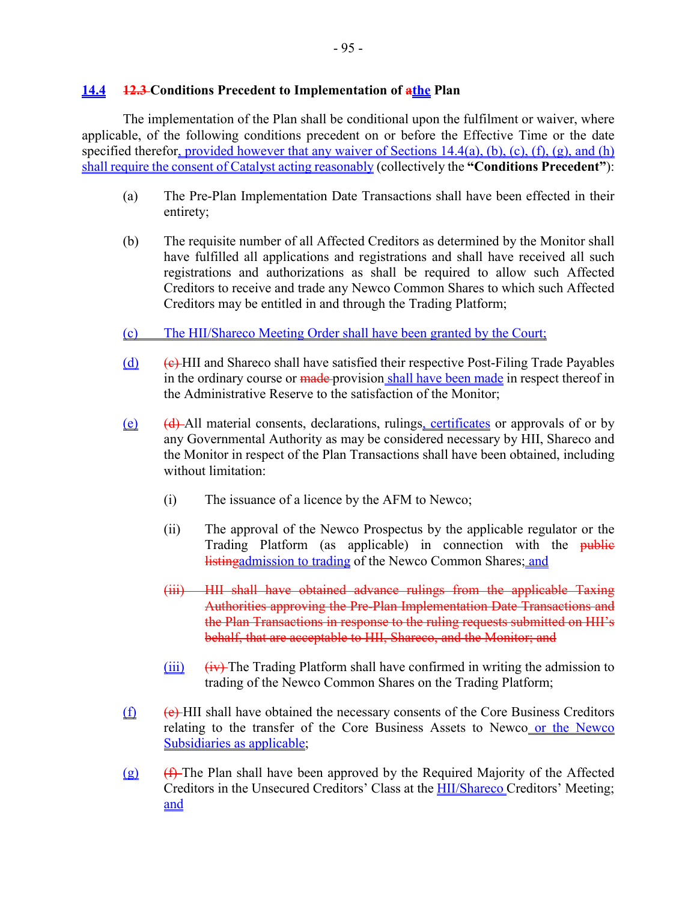## 14.4 12.3 Conditions Precedent to Implementation of athe Plan

The implementation of the Plan shall be conditional upon the fulfilment or waiver, where applicable, of the following conditions precedent on or before the Effective Time or the date specified therefor, provided however that any waiver of Sections 14.4(a), (b), (c), (f), (g), and (h) shall require the consent of Catalyst acting reasonably (collectively the **"Conditions Precedent"**):

(a) The Pre-Plan Implementation Date Transactions shall have been effected in their entirety;

(b) The requisite number of all Affected Creditors as determined by the Monitor shall have fulfilled all applications and registrations and shall have received all such registrations and authorizations as shall be required to allow such Affected Creditors to receive and trade any Newco Common Shares to which such Affected Creditors may be entitled in and through the Trading Platform;

(c) The HII/Shareco Meeting Order shall have been granted by the Court;

(d) (c) HII and Shareco shall have satisfied their respective Post-Filing Trade Payables in the ordinary course or made provision shall have been made in respect thereof in the Administrative Reserve to the satisfaction of the Monitor;

(e) (d) All material consents, declarations, rulings, certificates or approvals of or by any Governmental Authority as may be considered necessary by HII, Shareco and the Monitor in respect of the Plan Transactions shall have been obtained, including without limitation:

  (i) The issuance of a licence by the AFM to Newco;

  (ii) The approval of the Newco Prospectus by the applicable regulator or the Trading Platform (as applicable) in connection with the public listingadmission to trading of the Newco Common Shares; and

  ~~(iii) HII shall have obtained advance rulings from the applicable Taxing Authorities approving the Pre-Plan Implementation Date Transactions and the Plan Transactions in response to the ruling requests submitted on HII's behalf, that are acceptable to HII, Shareco, and the Monitor; and~~

  (iii) (iv) The Trading Platform shall have confirmed in writing the admission to trading of the Newco Common Shares on the Trading Platform;

(f) (e) HII shall have obtained the necessary consents of the Core Business Creditors relating to the transfer of the Core Business Assets to Newco or the Newco Subsidiaries as applicable;

(g) (f) The Plan shall have been approved by the Required Majority of the Affected Creditors in the Unsecured Creditors' Class at the HII/Shareco Creditors' Meeting; and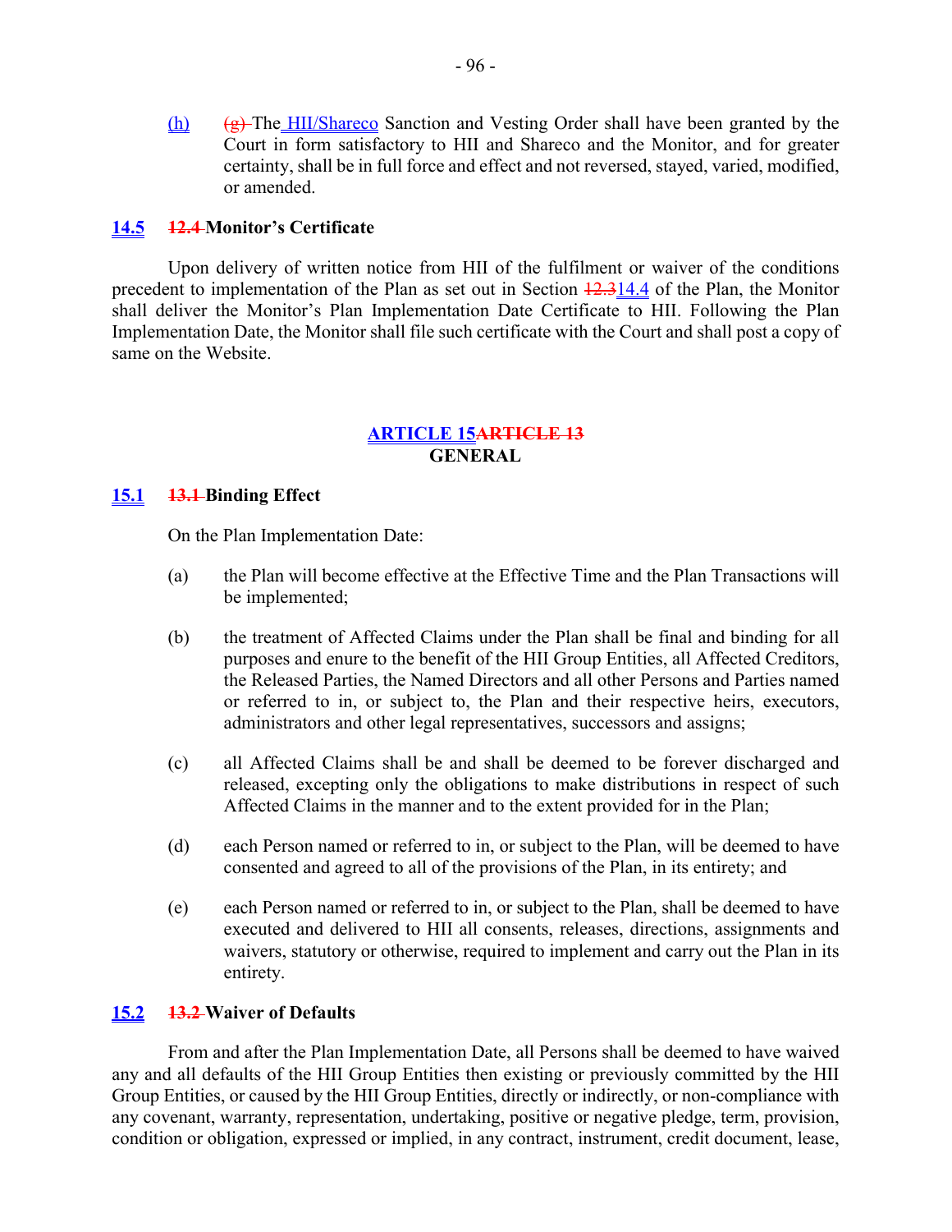(h) ~~(g)~~ The HII/Shareco Sanction and Vesting Order shall have been granted by the Court in form satisfactory to HII and Shareco and the Monitor, and for greater certainty, shall be in full force and effect and not reversed, stayed, varied, modified, or amended.

### 14.5 ~~12.4~~ Monitor's Certificate

Upon delivery of written notice from HII of the fulfilment or waiver of the conditions precedent to implementation of the Plan as set out in Section ~~12.3~~14.4 of the Plan, the Monitor shall deliver the Monitor's Plan Implementation Date Certificate to HII. Following the Plan Implementation Date, the Monitor shall file such certificate with the Court and shall post a copy of same on the Website.

## ARTICLE 15~~ARTICLE 13~~
## GENERAL

### 15.1 ~~13.1~~ Binding Effect

On the Plan Implementation Date:

(a) the Plan will become effective at the Effective Time and the Plan Transactions will be implemented;

(b) the treatment of Affected Claims under the Plan shall be final and binding for all purposes and enure to the benefit of the HII Group Entities, all Affected Creditors, the Released Parties, the Named Directors and all other Persons and Parties named or referred to in, or subject to, the Plan and their respective heirs, executors, administrators and other legal representatives, successors and assigns;

(c) all Affected Claims shall be and shall be deemed to be forever discharged and released, excepting only the obligations to make distributions in respect of such Affected Claims in the manner and to the extent provided for in the Plan;

(d) each Person named or referred to in, or subject to the Plan, will be deemed to have consented and agreed to all of the provisions of the Plan, in its entirety; and

(e) each Person named or referred to in, or subject to the Plan, shall be deemed to have executed and delivered to HII all consents, releases, directions, assignments and waivers, statutory or otherwise, required to implement and carry out the Plan in its entirety.

### 15.2 ~~13.2~~ Waiver of Defaults

From and after the Plan Implementation Date, all Persons shall be deemed to have waived any and all defaults of the HII Group Entities then existing or previously committed by the HII Group Entities, or caused by the HII Group Entities, directly or indirectly, or non-compliance with any covenant, warranty, representation, undertaking, positive or negative pledge, term, provision, condition or obligation, expressed or implied, in any contract, instrument, credit document, lease,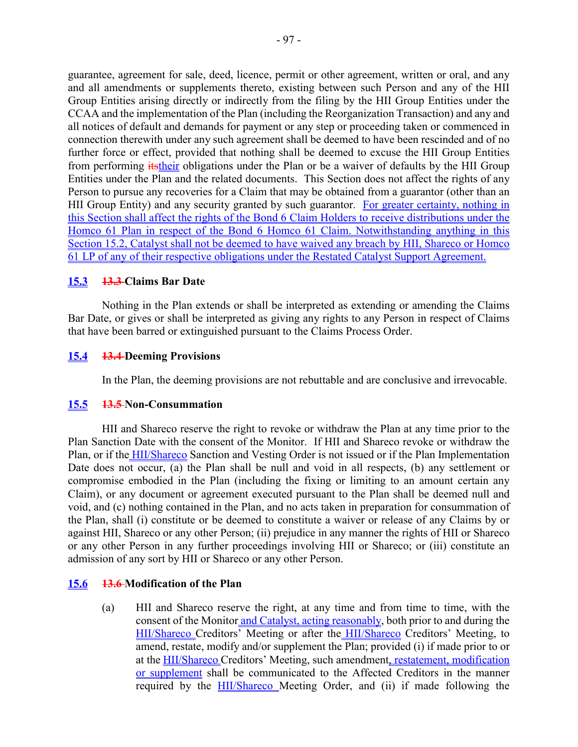guarantee, agreement for sale, deed, licence, permit or other agreement, written or oral, and any and all amendments or supplements thereto, existing between such Person and any of the HII Group Entities arising directly or indirectly from the filing by the HII Group Entities under the CCAA and the implementation of the Plan (including the Reorganization Transaction) and any and all notices of default and demands for payment or any step or proceeding taken or commenced in connection therewith under any such agreement shall be deemed to have been rescinded and of no further force or effect, provided that nothing shall be deemed to excuse the HII Group Entities from performing ~~its~~their obligations under the Plan or be a waiver of defaults by the HII Group Entities under the Plan and the related documents. This Section does not affect the rights of any Person to pursue any recoveries for a Claim that may be obtained from a guarantor (other than an HII Group Entity) and any security granted by such guarantor. For greater certainty, nothing in this Section shall affect the rights of the Bond 6 Claim Holders to receive distributions under the Homco 61 Plan in respect of the Bond 6 Homco 61 Claim. Notwithstanding anything in this Section 15.2, Catalyst shall not be deemed to have waived any breach by HII, Shareco or Homco 61 LP of any of their respective obligations under the Restated Catalyst Support Agreement.

### 15.3 ~~13.3~~ Claims Bar Date

Nothing in the Plan extends or shall be interpreted as extending or amending the Claims Bar Date, or gives or shall be interpreted as giving any rights to any Person in respect of Claims that have been barred or extinguished pursuant to the Claims Process Order.

### 15.4 ~~13.4~~ Deeming Provisions

In the Plan, the deeming provisions are not rebuttable and are conclusive and irrevocable.

### 15.5 ~~13.5~~ Non-Consummation

HII and Shareco reserve the right to revoke or withdraw the Plan at any time prior to the Plan Sanction Date with the consent of the Monitor. If HII and Shareco revoke or withdraw the Plan, or if the HII/Shareco Sanction and Vesting Order is not issued or if the Plan Implementation Date does not occur, (a) the Plan shall be null and void in all respects, (b) any settlement or compromise embodied in the Plan (including the fixing or limiting to an amount certain any Claim), or any document or agreement executed pursuant to the Plan shall be deemed null and void, and (c) nothing contained in the Plan, and no acts taken in preparation for consummation of the Plan, shall (i) constitute or be deemed to constitute a waiver or release of any Claims by or against HII, Shareco or any other Person; (ii) prejudice in any manner the rights of HII or Shareco or any other Person in any further proceedings involving HII or Shareco; or (iii) constitute an admission of any sort by HII or Shareco or any other Person.

### 15.6 ~~13.6~~ Modification of the Plan

(a) HII and Shareco reserve the right, at any time and from time to time, with the consent of the Monitor and Catalyst, acting reasonably, both prior to and during the HII/Shareco Creditors' Meeting or after the HII/Shareco Creditors' Meeting, to amend, restate, modify and/or supplement the Plan; provided (i) if made prior to or at the HII/Shareco Creditors' Meeting, such amendment, restatement, modification or supplement shall be communicated to the Affected Creditors in the manner required by the HII/Shareco Meeting Order, and (ii) if made following the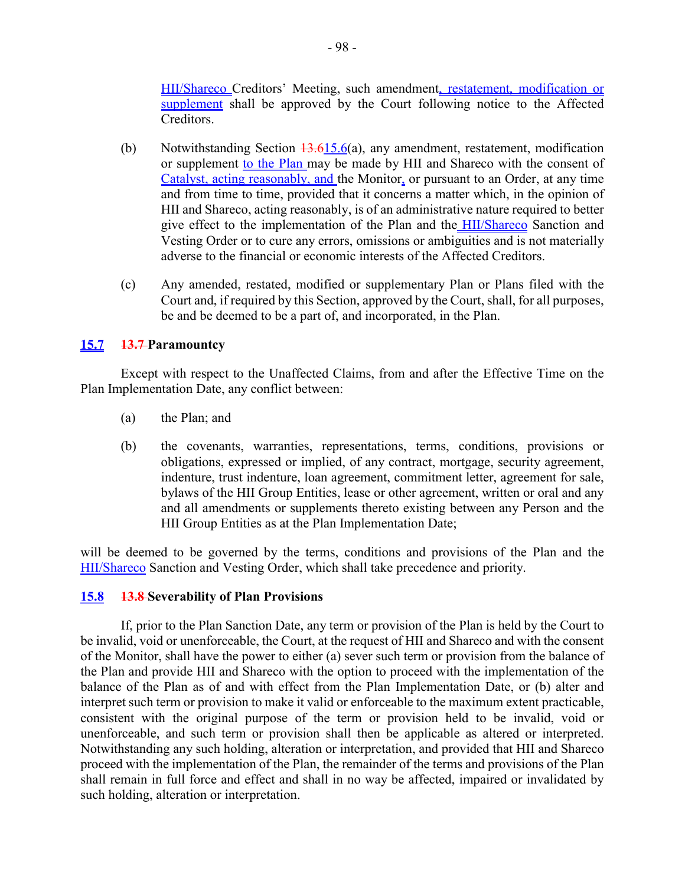HII/Shareco Creditors' Meeting, such amendment, restatement, modification or supplement shall be approved by the Court following notice to the Affected Creditors.

(b) Notwithstanding Section ~~13.6~~15.6(a), any amendment, restatement, modification or supplement to the Plan may be made by HII and Shareco with the consent of Catalyst, acting reasonably, and the Monitor, or pursuant to an Order, at any time and from time to time, provided that it concerns a matter which, in the opinion of HII and Shareco, acting reasonably, is of an administrative nature required to better give effect to the implementation of the Plan and the HII/Shareco Sanction and Vesting Order or to cure any errors, omissions or ambiguities and is not materially adverse to the financial or economic interests of the Affected Creditors.

(c) Any amended, restated, modified or supplementary Plan or Plans filed with the Court and, if required by this Section, approved by the Court, shall, for all purposes, be and be deemed to be a part of, and incorporated, in the Plan.

### 15.7 ~~13.7~~ Paramountcy

Except with respect to the Unaffected Claims, from and after the Effective Time on the Plan Implementation Date, any conflict between:

(a) the Plan; and

(b) the covenants, warranties, representations, terms, conditions, provisions or obligations, expressed or implied, of any contract, mortgage, security agreement, indenture, trust indenture, loan agreement, commitment letter, agreement for sale, bylaws of the HII Group Entities, lease or other agreement, written or oral and any and all amendments or supplements thereto existing between any Person and the HII Group Entities as at the Plan Implementation Date;

will be deemed to be governed by the terms, conditions and provisions of the Plan and the HII/Shareco Sanction and Vesting Order, which shall take precedence and priority.

### 15.8 ~~13.8~~ Severability of Plan Provisions

If, prior to the Plan Sanction Date, any term or provision of the Plan is held by the Court to be invalid, void or unenforceable, the Court, at the request of HII and Shareco and with the consent of the Monitor, shall have the power to either (a) sever such term or provision from the balance of the Plan and provide HII and Shareco with the option to proceed with the implementation of the balance of the Plan as of and with effect from the Plan Implementation Date, or (b) alter and interpret such term or provision to make it valid or enforceable to the maximum extent practicable, consistent with the original purpose of the term or provision held to be invalid, void or unenforceable, and such term or provision shall then be applicable as altered or interpreted. Notwithstanding any such holding, alteration or interpretation, and provided that HII and Shareco proceed with the implementation of the Plan, the remainder of the terms and provisions of the Plan shall remain in full force and effect and shall in no way be affected, impaired or invalidated by such holding, alteration or interpretation.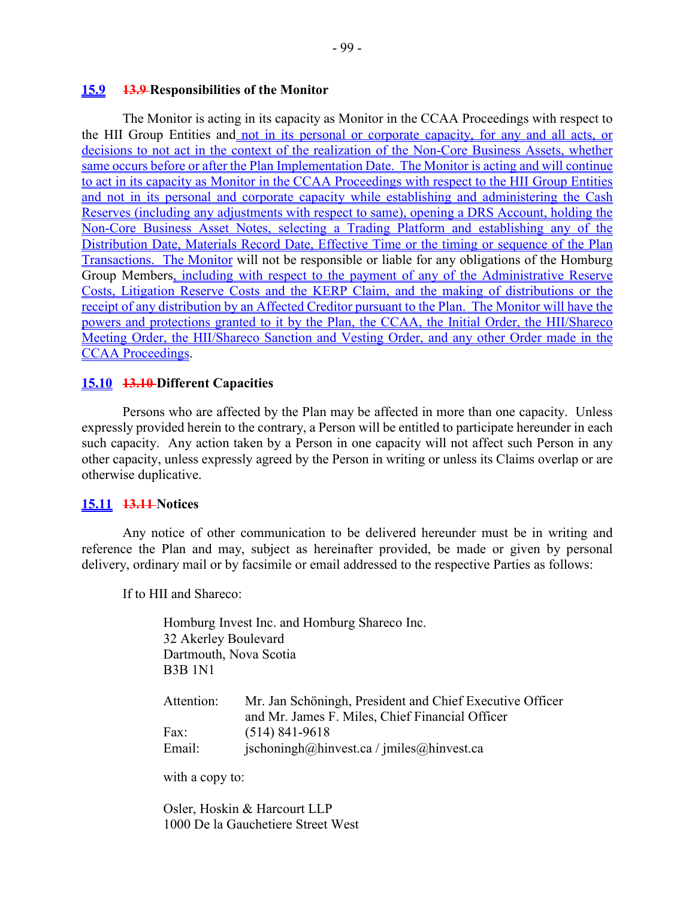### 15.9 ~~13.9~~ Responsibilities of the Monitor

The Monitor is acting in its capacity as Monitor in the CCAA Proceedings with respect to the HII Group Entities and not in its personal or corporate capacity, for any and all acts, or decisions to not act in the context of the realization of the Non-Core Business Assets, whether same occurs before or after the Plan Implementation Date. The Monitor is acting and will continue to act in its capacity as Monitor in the CCAA Proceedings with respect to the HII Group Entities and not in its personal and corporate capacity while establishing and administering the Cash Reserves (including any adjustments with respect to same), opening a DRS Account, holding the Non-Core Business Asset Notes, selecting a Trading Platform and establishing any of the Distribution Date, Materials Record Date, Effective Time or the timing or sequence of the Plan Transactions. The Monitor will not be responsible or liable for any obligations of the Homburg Group Members, including with respect to the payment of any of the Administrative Reserve Costs, Litigation Reserve Costs and the KERP Claim, and the making of distributions or the receipt of any distribution by an Affected Creditor pursuant to the Plan. The Monitor will have the powers and protections granted to it by the Plan, the CCAA, the Initial Order, the HII/Shareco Meeting Order, the HII/Shareco Sanction and Vesting Order, and any other Order made in the CCAA Proceedings.

### 15.10 ~~13.10~~ Different Capacities

Persons who are affected by the Plan may be affected in more than one capacity. Unless expressly provided herein to the contrary, a Person will be entitled to participate hereunder in each such capacity. Any action taken by a Person in one capacity will not affect such Person in any other capacity, unless expressly agreed by the Person in writing or unless its Claims overlap or are otherwise duplicative.

### 15.11 ~~13.11~~ Notices

Any notice of other communication to be delivered hereunder must be in writing and reference the Plan and may, subject as hereinafter provided, be made or given by personal delivery, ordinary mail or by facsimile or email addressed to the respective Parties as follows:

If to HII and Shareco:

Homburg Invest Inc. and Homburg Shareco Inc.
32 Akerley Boulevard
Dartmouth, Nova Scotia
B3B 1N1

Attention: Mr. Jan Schöningh, President and Chief Executive Officer and Mr. James F. Miles, Chief Financial Officer
Fax: (514) 841-9618
Email: jschoningh@hinvest.ca / jmiles@hinvest.ca

with a copy to:

Osler, Hoskin & Harcourt LLP
1000 De la Gauchetiere Street West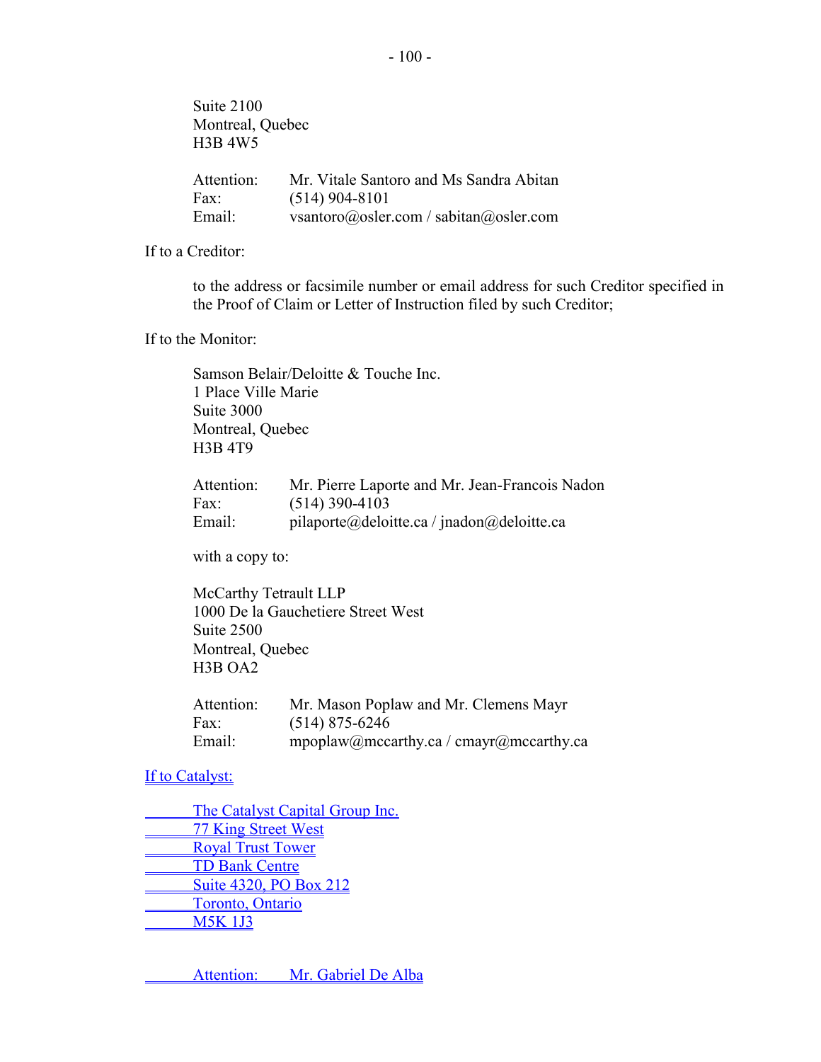Suite 2100
Montreal, Quebec
H3B 4W5

| | |
|---|---|
| Attention: | Mr. Vitale Santoro and Ms Sandra Abitan |
| Fax: | (514) 904-8101 |
| Email: | vsantoro@osler.com / sabitan@osler.com |

If to a Creditor:

to the address or facsimile number or email address for such Creditor specified in the Proof of Claim or Letter of Instruction filed by such Creditor;

If to the Monitor:

Samson Belair/Deloitte & Touche Inc.
1 Place Ville Marie
Suite 3000
Montreal, Quebec
H3B 4T9

| | |
|---|---|
| Attention: | Mr. Pierre Laporte and Mr. Jean-Francois Nadon |
| Fax: | (514) 390-4103 |
| Email: | pilaporte@deloitte.ca / jnadon@deloitte.ca |

with a copy to:

McCarthy Tetrault LLP
1000 De la Gauchetiere Street West
Suite 2500
Montreal, Quebec
H3B OA2

| | |
|---|---|
| Attention: | Mr. Mason Poplaw and Mr. Clemens Mayr |
| Fax: | (514) 875-6246 |
| Email: | mpoplaw@mccarthy.ca / cmayr@mccarthy.ca |

If to Catalyst:

The Catalyst Capital Group Inc.
77 King Street West
Royal Trust Tower
TD Bank Centre
Suite 4320, PO Box 212
Toronto, Ontario
M5K 1J3

Attention: Mr. Gabriel De Alba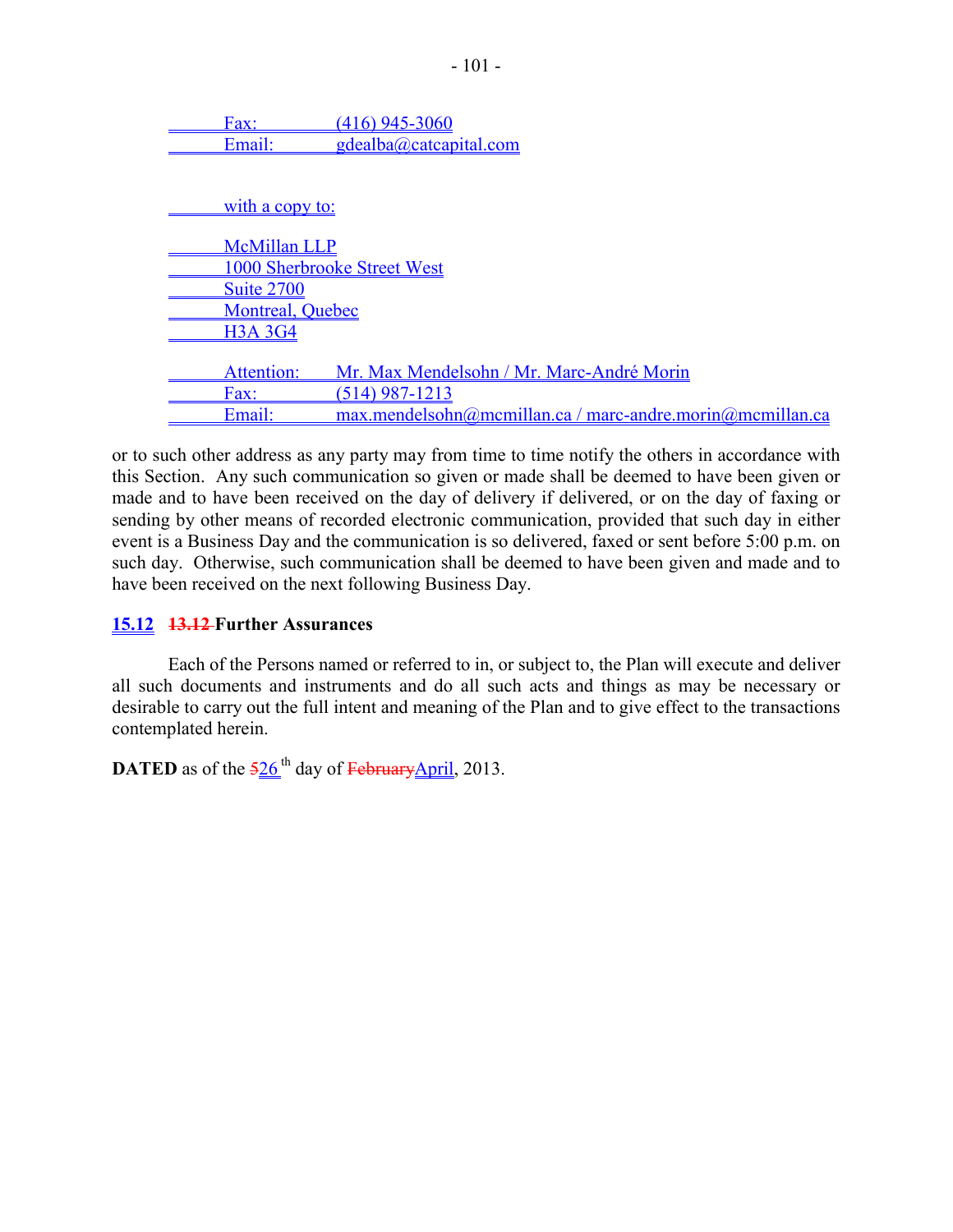Fax: (416) 945-3060
Email: gdealba@catcapital.com

with a copy to:

McMillan LLP
1000 Sherbrooke Street West
Suite 2700
Montreal, Quebec
H3A 3G4

Attention: Mr. Max Mendelsohn / Mr. Marc-André Morin
Fax: (514) 987-1213
Email: max.mendelsohn@mcmillan.ca / marc-andre.morin@mcmillan.ca

or to such other address as any party may from time to time notify the others in accordance with this Section. Any such communication so given or made shall be deemed to have been given or made and to have been received on the day of delivery if delivered, or on the day of faxing or sending by other means of recorded electronic communication, provided that such day in either event is a Business Day and the communication is so delivered, faxed or sent before 5:00 p.m. on such day. Otherwise, such communication shall be deemed to have been given and made and to have been received on the next following Business Day.

### 15.12 ~~13.12~~ Further Assurances

Each of the Persons named or referred to in, or subject to, the Plan will execute and deliver all such documents and instruments and do all such acts and things as may be necessary or desirable to carry out the full intent and meaning of the Plan and to give effect to the transactions contemplated herein.

**DATED** as of the ~~5~~26th day of ~~February~~April, 2013.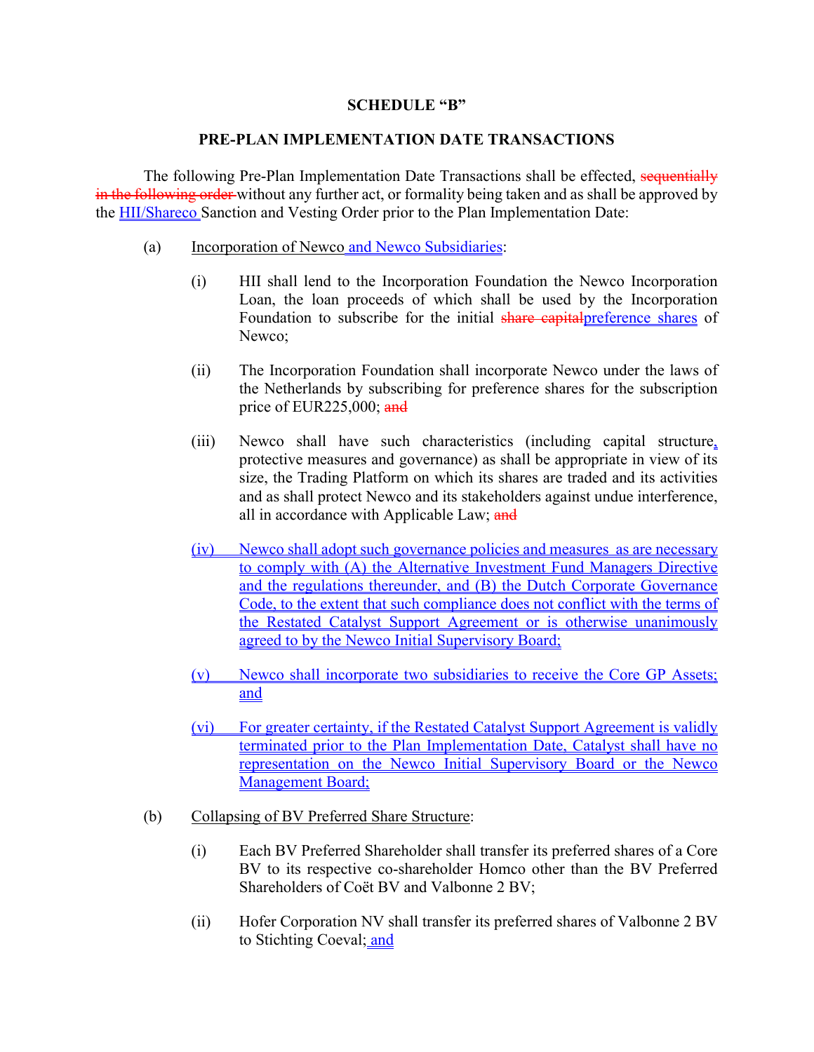**SCHEDULE "B"**

**PRE-PLAN IMPLEMENTATION DATE TRANSACTIONS**

The following Pre-Plan Implementation Date Transactions shall be effected, ~~sequentially in the following order~~ without any further act, or formality being taken and as shall be approved by the HII/Shareco Sanction and Vesting Order prior to the Plan Implementation Date:

(a) Incorporation of Newco and Newco Subsidiaries:

(i) HII shall lend to the Incorporation Foundation the Newco Incorporation Loan, the loan proceeds of which shall be used by the Incorporation Foundation to subscribe for the initial ~~share capital~~preference shares of Newco;

(ii) The Incorporation Foundation shall incorporate Newco under the laws of the Netherlands by subscribing for preference shares for the subscription price of EUR225,000; ~~and~~

(iii) Newco shall have such characteristics (including capital structure, protective measures and governance) as shall be appropriate in view of its size, the Trading Platform on which its shares are traded and its activities and as shall protect Newco and its stakeholders against undue interference, all in accordance with Applicable Law; ~~and~~

(iv) Newco shall adopt such governance policies and measures as are necessary to comply with (A) the Alternative Investment Fund Managers Directive and the regulations thereunder, and (B) the Dutch Corporate Governance Code, to the extent that such compliance does not conflict with the terms of the Restated Catalyst Support Agreement or is otherwise unanimously agreed to by the Newco Initial Supervisory Board;

(v) Newco shall incorporate two subsidiaries to receive the Core GP Assets; and

(vi) For greater certainty, if the Restated Catalyst Support Agreement is validly terminated prior to the Plan Implementation Date, Catalyst shall have no representation on the Newco Initial Supervisory Board or the Newco Management Board;

(b) Collapsing of BV Preferred Share Structure:

(i) Each BV Preferred Shareholder shall transfer its preferred shares of a Core BV to its respective co-shareholder Homco other than the BV Preferred Shareholders of Coët BV and Valbonne 2 BV;

(ii) Hofer Corporation NV shall transfer its preferred shares of Valbonne 2 BV to Stichting Coeval; and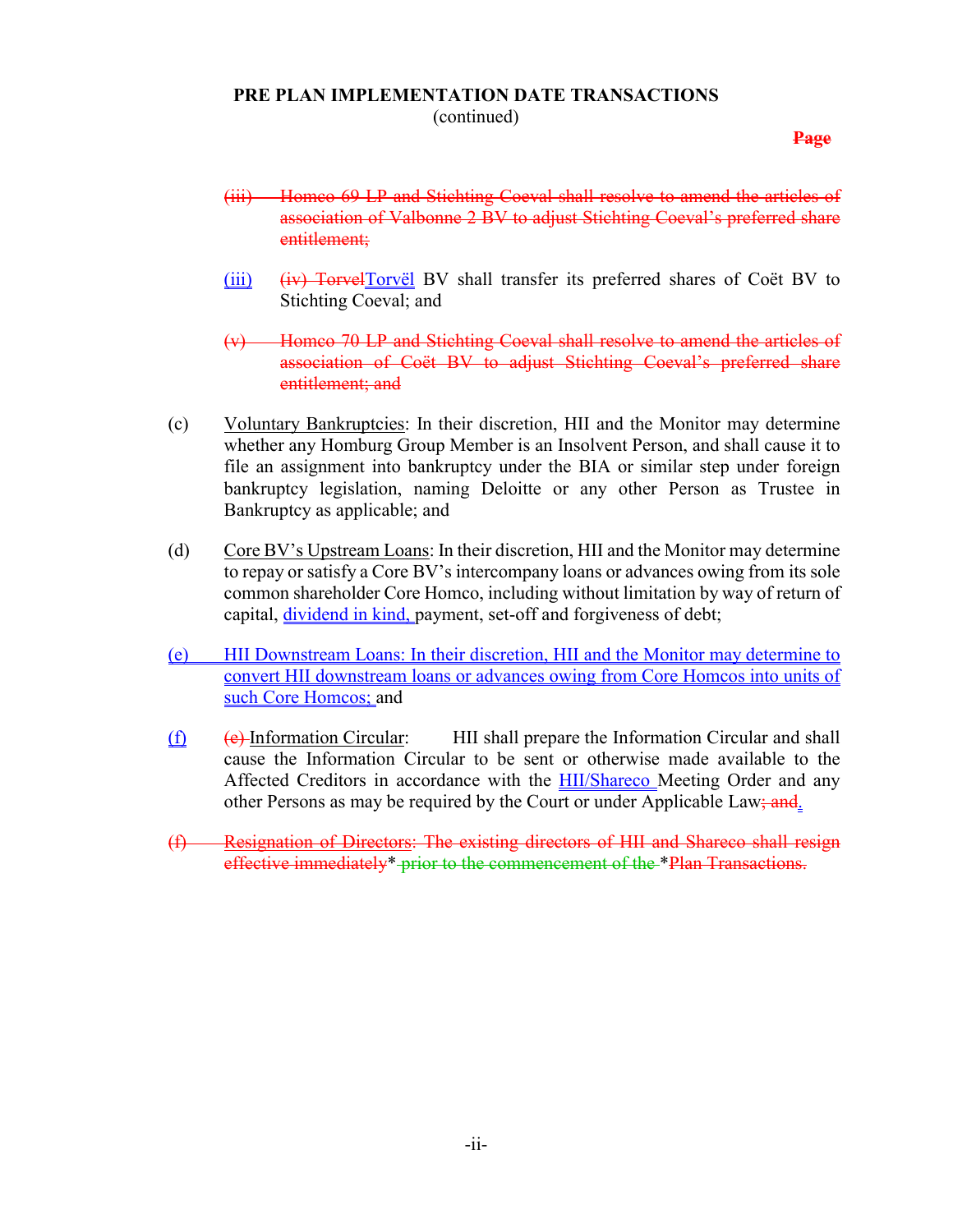**PRE PLAN IMPLEMENTATION DATE TRANSACTIONS**
(continued)

~~Page~~

~~(iii) Homco 69 LP and Stichting Coeval shall resolve to amend the articles of association of Valbonne 2 BV to adjust Stichting Coeval's preferred share entitlement;~~

(iii) ~~(iv) Torvel~~Torvël BV shall transfer its preferred shares of Coët BV to Stichting Coeval; and

~~(v) Homco 70 LP and Stichting Coeval shall resolve to amend the articles of association of Coët BV to adjust Stichting Coeval's preferred share entitlement; and~~

(c) Voluntary Bankruptcies: In their discretion, HII and the Monitor may determine whether any Homburg Group Member is an Insolvent Person, and shall cause it to file an assignment into bankruptcy under the BIA or similar step under foreign bankruptcy legislation, naming Deloitte or any other Person as Trustee in Bankruptcy as applicable; and

(d) Core BV's Upstream Loans: In their discretion, HII and the Monitor may determine to repay or satisfy a Core BV's intercompany loans or advances owing from its sole common shareholder Core Homco, including without limitation by way of return of capital, dividend in kind, payment, set-off and forgiveness of debt;

(e) HII Downstream Loans: In their discretion, HII and the Monitor may determine to convert HII downstream loans or advances owing from Core Homcos into units of such Core Homcos; and

(f) ~~(e)~~ Information Circular: HII shall prepare the Information Circular and shall cause the Information Circular to be sent or otherwise made available to the Affected Creditors in accordance with the HII/Shareco Meeting Order and any other Persons as may be required by the Court or under Applicable Law~~; and~~.

~~(f) Resignation of Directors: The existing directors of HII and Shareco shall resign effective immediately~~* ~~prior to the commencement of the~~ *~~Plan Transactions.~~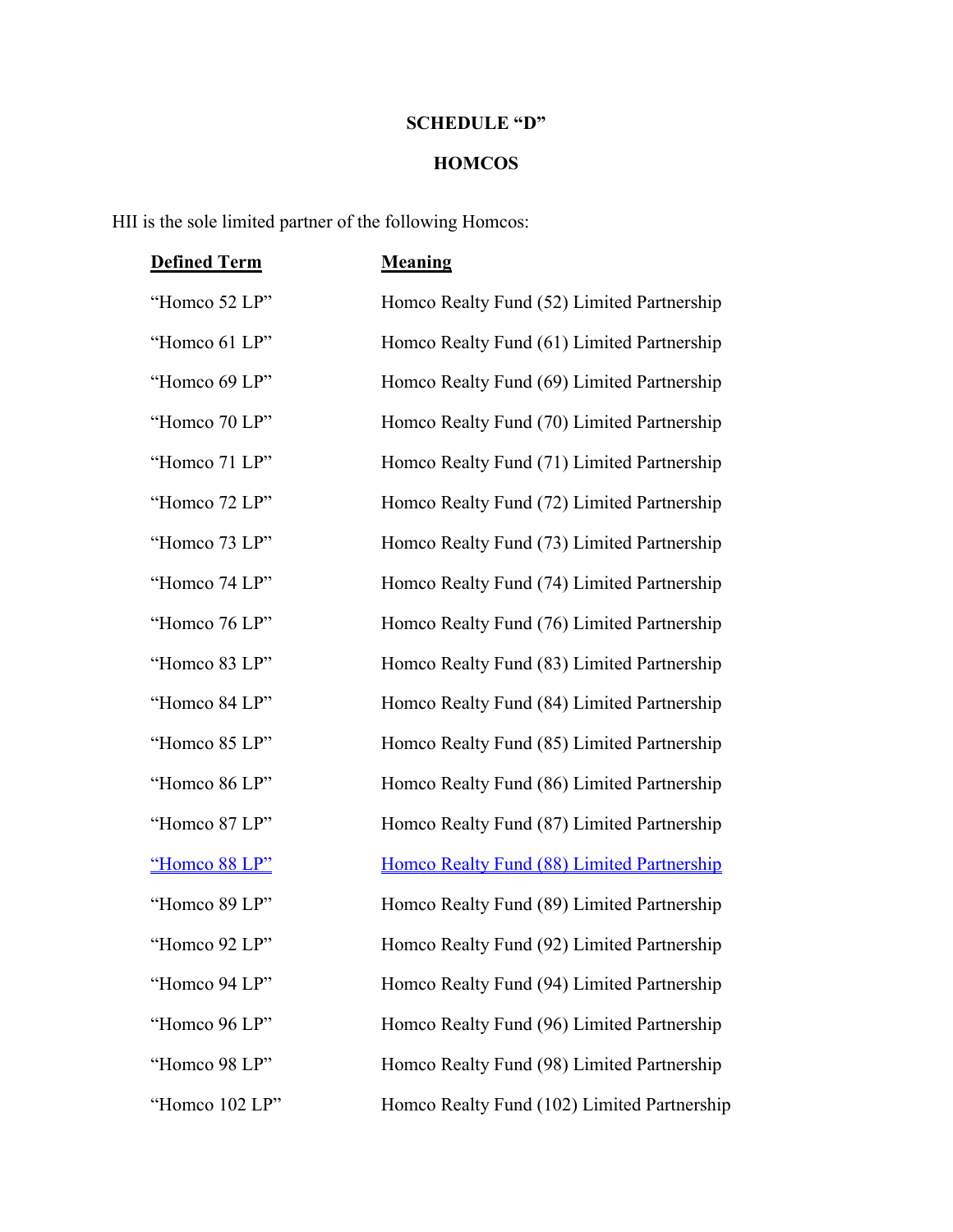**SCHEDULE "D"**

**HOMCOS**

HII is the sole limited partner of the following Homcos:

| Defined Term | Meaning |
|---|---|
| "Homco 52 LP" | Homco Realty Fund (52) Limited Partnership |
| "Homco 61 LP" | Homco Realty Fund (61) Limited Partnership |
| "Homco 69 LP" | Homco Realty Fund (69) Limited Partnership |
| "Homco 70 LP" | Homco Realty Fund (70) Limited Partnership |
| "Homco 71 LP" | Homco Realty Fund (71) Limited Partnership |
| "Homco 72 LP" | Homco Realty Fund (72) Limited Partnership |
| "Homco 73 LP" | Homco Realty Fund (73) Limited Partnership |
| "Homco 74 LP" | Homco Realty Fund (74) Limited Partnership |
| "Homco 76 LP" | Homco Realty Fund (76) Limited Partnership |
| "Homco 83 LP" | Homco Realty Fund (83) Limited Partnership |
| "Homco 84 LP" | Homco Realty Fund (84) Limited Partnership |
| "Homco 85 LP" | Homco Realty Fund (85) Limited Partnership |
| "Homco 86 LP" | Homco Realty Fund (86) Limited Partnership |
| "Homco 87 LP" | Homco Realty Fund (87) Limited Partnership |
| "Homco 88 LP" | Homco Realty Fund (88) Limited Partnership |
| "Homco 89 LP" | Homco Realty Fund (89) Limited Partnership |
| "Homco 92 LP" | Homco Realty Fund (92) Limited Partnership |
| "Homco 94 LP" | Homco Realty Fund (94) Limited Partnership |
| "Homco 96 LP" | Homco Realty Fund (96) Limited Partnership |
| "Homco 98 LP" | Homco Realty Fund (98) Limited Partnership |
| "Homco 102 LP" | Homco Realty Fund (102) Limited Partnership |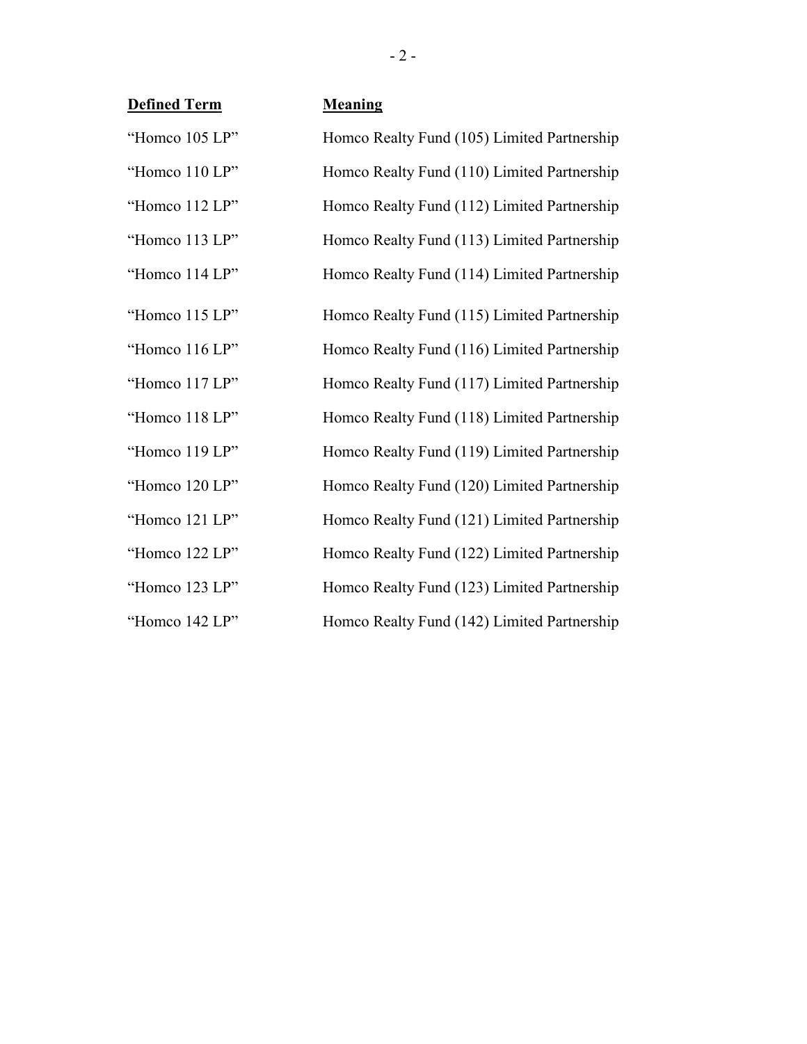| **Defined Term** | **Meaning** |
|---|---|
| "Homco 105 LP" | Homco Realty Fund (105) Limited Partnership |
| "Homco 110 LP" | Homco Realty Fund (110) Limited Partnership |
| "Homco 112 LP" | Homco Realty Fund (112) Limited Partnership |
| "Homco 113 LP" | Homco Realty Fund (113) Limited Partnership |
| "Homco 114 LP" | Homco Realty Fund (114) Limited Partnership |
| "Homco 115 LP" | Homco Realty Fund (115) Limited Partnership |
| "Homco 116 LP" | Homco Realty Fund (116) Limited Partnership |
| "Homco 117 LP" | Homco Realty Fund (117) Limited Partnership |
| "Homco 118 LP" | Homco Realty Fund (118) Limited Partnership |
| "Homco 119 LP" | Homco Realty Fund (119) Limited Partnership |
| "Homco 120 LP" | Homco Realty Fund (120) Limited Partnership |
| "Homco 121 LP" | Homco Realty Fund (121) Limited Partnership |
| "Homco 122 LP" | Homco Realty Fund (122) Limited Partnership |
| "Homco 123 LP" | Homco Realty Fund (123) Limited Partnership |
| "Homco 142 LP" | Homco Realty Fund (142) Limited Partnership |